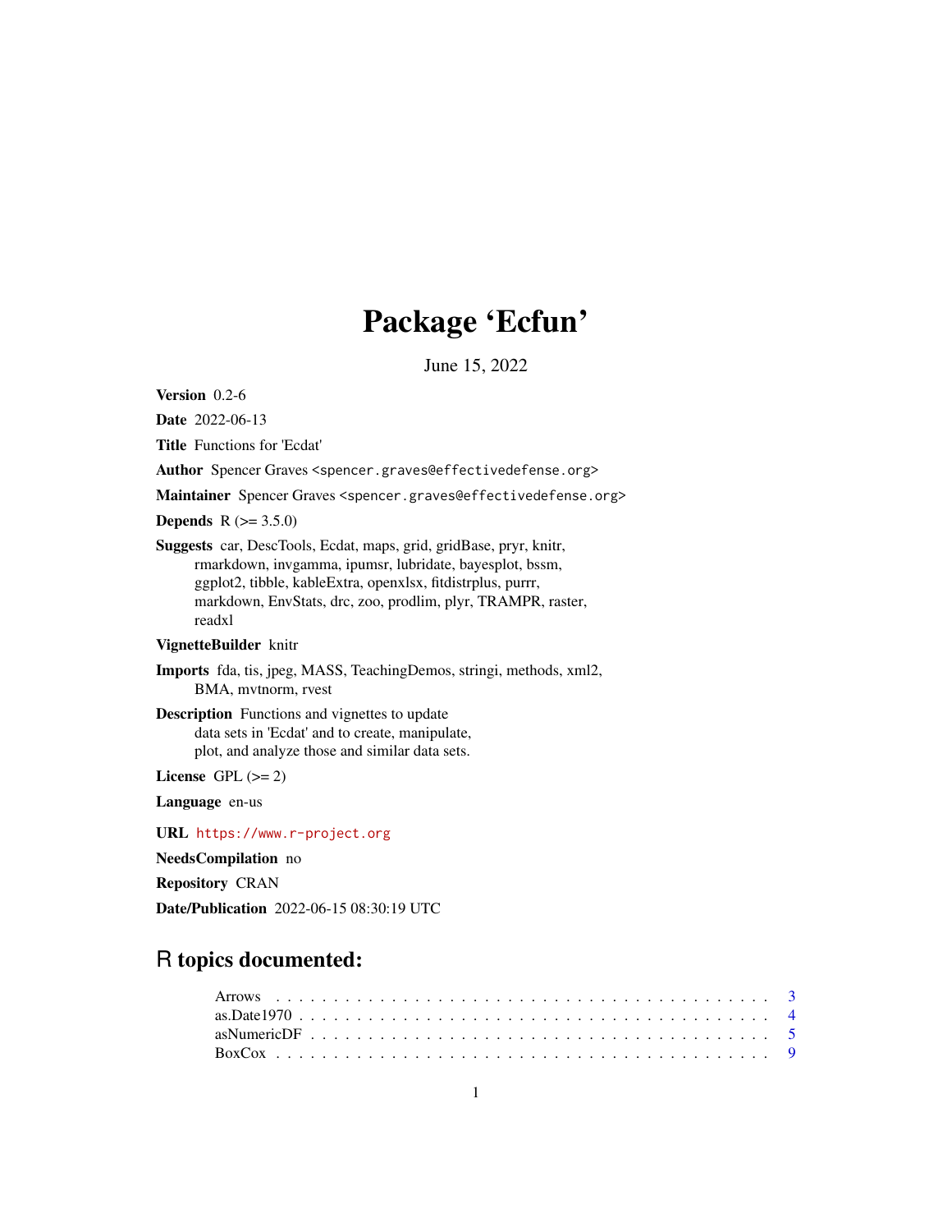# Package 'Ecfun'

June 15, 2022

**Version** 0.2-6

**Date** 2022-06-13

**Title** Functions for 'Ecdat'

**Author** Spencer Graves <spencer.graves@effectivedefense.org>

**Maintainer** Spencer Graves <spencer.graves@effectivedefense.org>

**Depends** R (>= 3.5.0)

**Suggests** car, DescTools, Ecdat, maps, grid, gridBase, pryr, knitr, rmarkdown, invgamma, ipumsr, lubridate, bayesplot, bssm, ggplot2, tibble, kableExtra, openxlsx, fitdistrplus, purrr, markdown, EnvStats, drc, zoo, prodlim, plyr, TRAMPR, raster, readxl

**VignetteBuilder** knitr

**Imports** fda, tis, jpeg, MASS, TeachingDemos, stringi, methods, xml2, BMA, mvtnorm, rvest

**Description** Functions and vignettes to update data sets in 'Ecdat' and to create, manipulate, plot, and analyze those and similar data sets.

**License** GPL (>= 2)

**Language** en-us

**URL** https://www.r-project.org

**NeedsCompilation** no

**Repository** CRAN

**Date/Publication** 2022-06-15 08:30:19 UTC

## R topics documented:

| | |
|---|---|
| Arrows | 3 |
| as.Date1970 | 4 |
| asNumericDF | 5 |
| BoxCox | 9 |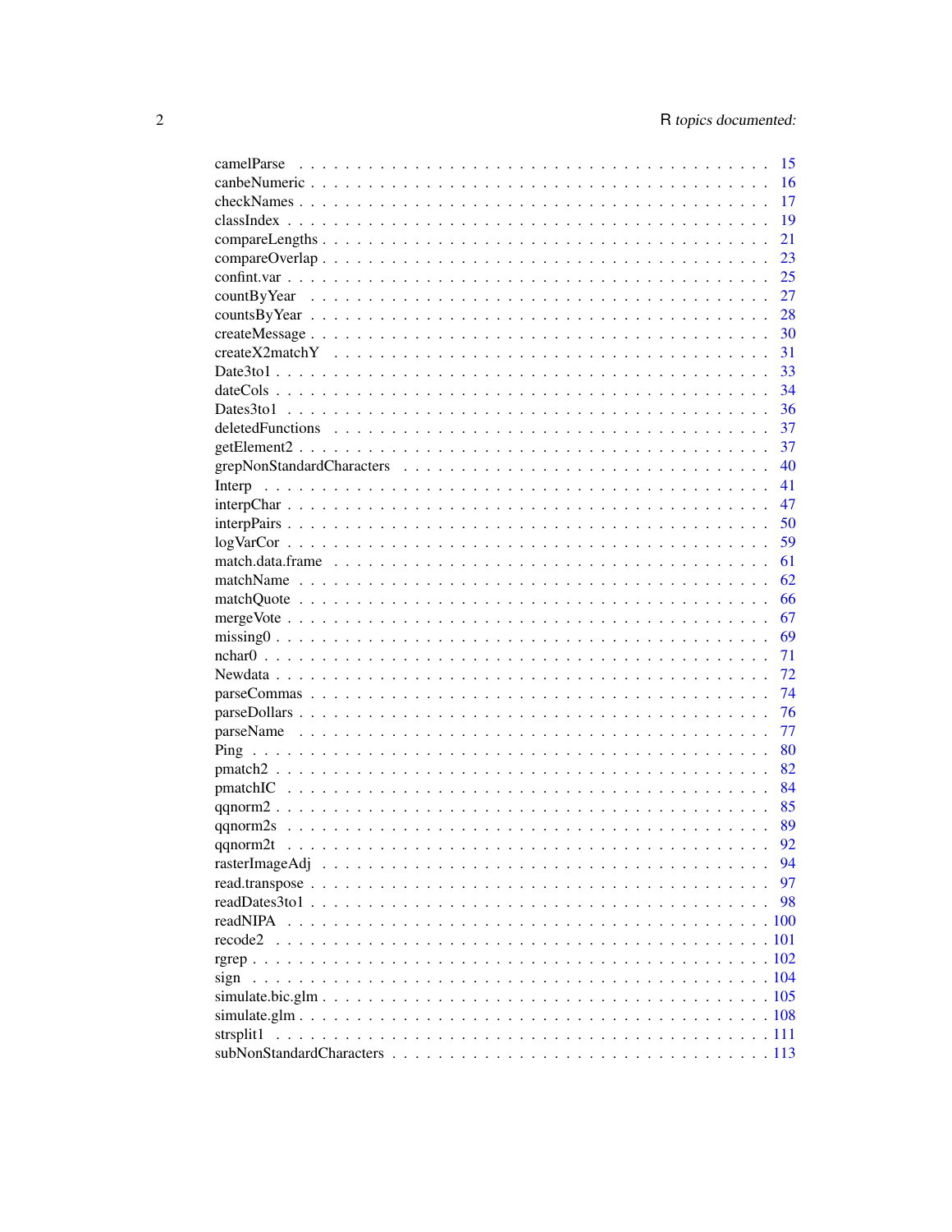camelParse . . . . . . . . . . . . . . . . . . . . . . . . . . . . . . . . . . . . . . 15
canbeNumeric . . . . . . . . . . . . . . . . . . . . . . . . . . . . . . . . . . . . . 16
checkNames . . . . . . . . . . . . . . . . . . . . . . . . . . . . . . . . . . . . . . 17
classIndex . . . . . . . . . . . . . . . . . . . . . . . . . . . . . . . . . . . . . . 19
compareLengths . . . . . . . . . . . . . . . . . . . . . . . . . . . . . . . . . . . . 21
compareOverlap . . . . . . . . . . . . . . . . . . . . . . . . . . . . . . . . . . . . 23
confint.var . . . . . . . . . . . . . . . . . . . . . . . . . . . . . . . . . . . . . . 25
countByYear . . . . . . . . . . . . . . . . . . . . . . . . . . . . . . . . . . . . . 27
countsByYear . . . . . . . . . . . . . . . . . . . . . . . . . . . . . . . . . . . . . 28
createMessage . . . . . . . . . . . . . . . . . . . . . . . . . . . . . . . . . . . . 30
createX2matchY . . . . . . . . . . . . . . . . . . . . . . . . . . . . . . . . . . . . 31
Date3to1 . . . . . . . . . . . . . . . . . . . . . . . . . . . . . . . . . . . . . . . 33
dateCols . . . . . . . . . . . . . . . . . . . . . . . . . . . . . . . . . . . . . . . 34
Dates3to1 . . . . . . . . . . . . . . . . . . . . . . . . . . . . . . . . . . . . . . 36
deletedFunctions . . . . . . . . . . . . . . . . . . . . . . . . . . . . . . . . . . . 37
getElement2 . . . . . . . . . . . . . . . . . . . . . . . . . . . . . . . . . . . . . 37
grepNonStandardCharacters . . . . . . . . . . . . . . . . . . . . . . . . . . . . . . 40
Interp . . . . . . . . . . . . . . . . . . . . . . . . . . . . . . . . . . . . . . . . 41
interpChar . . . . . . . . . . . . . . . . . . . . . . . . . . . . . . . . . . . . . . 47
interpPairs . . . . . . . . . . . . . . . . . . . . . . . . . . . . . . . . . . . . . 50
logVarCor . . . . . . . . . . . . . . . . . . . . . . . . . . . . . . . . . . . . . . 59
match.data.frame . . . . . . . . . . . . . . . . . . . . . . . . . . . . . . . . . . 61
matchName . . . . . . . . . . . . . . . . . . . . . . . . . . . . . . . . . . . . . . 62
matchQuote . . . . . . . . . . . . . . . . . . . . . . . . . . . . . . . . . . . . . 66
mergeVote . . . . . . . . . . . . . . . . . . . . . . . . . . . . . . . . . . . . . . 67
missing0 . . . . . . . . . . . . . . . . . . . . . . . . . . . . . . . . . . . . . . . 69
nchar0 . . . . . . . . . . . . . . . . . . . . . . . . . . . . . . . . . . . . . . . . 71
Newdata . . . . . . . . . . . . . . . . . . . . . . . . . . . . . . . . . . . . . . . 72
parseCommas . . . . . . . . . . . . . . . . . . . . . . . . . . . . . . . . . . . . . 74
parseDollars . . . . . . . . . . . . . . . . . . . . . . . . . . . . . . . . . . . . . 76
parseName . . . . . . . . . . . . . . . . . . . . . . . . . . . . . . . . . . . . . . 77
Ping . . . . . . . . . . . . . . . . . . . . . . . . . . . . . . . . . . . . . . . . . 80
pmatch2 . . . . . . . . . . . . . . . . . . . . . . . . . . . . . . . . . . . . . . . 82
pmatchIC . . . . . . . . . . . . . . . . . . . . . . . . . . . . . . . . . . . . . . . 84
qqnorm2 . . . . . . . . . . . . . . . . . . . . . . . . . . . . . . . . . . . . . . . 85
qqnorm2s . . . . . . . . . . . . . . . . . . . . . . . . . . . . . . . . . . . . . . . 89
qqnorm2t . . . . . . . . . . . . . . . . . . . . . . . . . . . . . . . . . . . . . . . 92
rasterImageAdj . . . . . . . . . . . . . . . . . . . . . . . . . . . . . . . . . . . . 94
read.transpose . . . . . . . . . . . . . . . . . . . . . . . . . . . . . . . . . . . . 97
readDates3to1 . . . . . . . . . . . . . . . . . . . . . . . . . . . . . . . . . . . . 98
readNIPA . . . . . . . . . . . . . . . . . . . . . . . . . . . . . . . . . . . . . . . 100
recode2 . . . . . . . . . . . . . . . . . . . . . . . . . . . . . . . . . . . . . . . 101
rgrep . . . . . . . . . . . . . . . . . . . . . . . . . . . . . . . . . . . . . . . . 102
sign . . . . . . . . . . . . . . . . . . . . . . . . . . . . . . . . . . . . . . . . . 104
simulate.bic.glm . . . . . . . . . . . . . . . . . . . . . . . . . . . . . . . . . . . 105
simulate.glm . . . . . . . . . . . . . . . . . . . . . . . . . . . . . . . . . . . . . 108
strsplit1 . . . . . . . . . . . . . . . . . . . . . . . . . . . . . . . . . . . . . . . 111
subNonStandardCharacters . . . . . . . . . . . . . . . . . . . . . . . . . . . . . . 113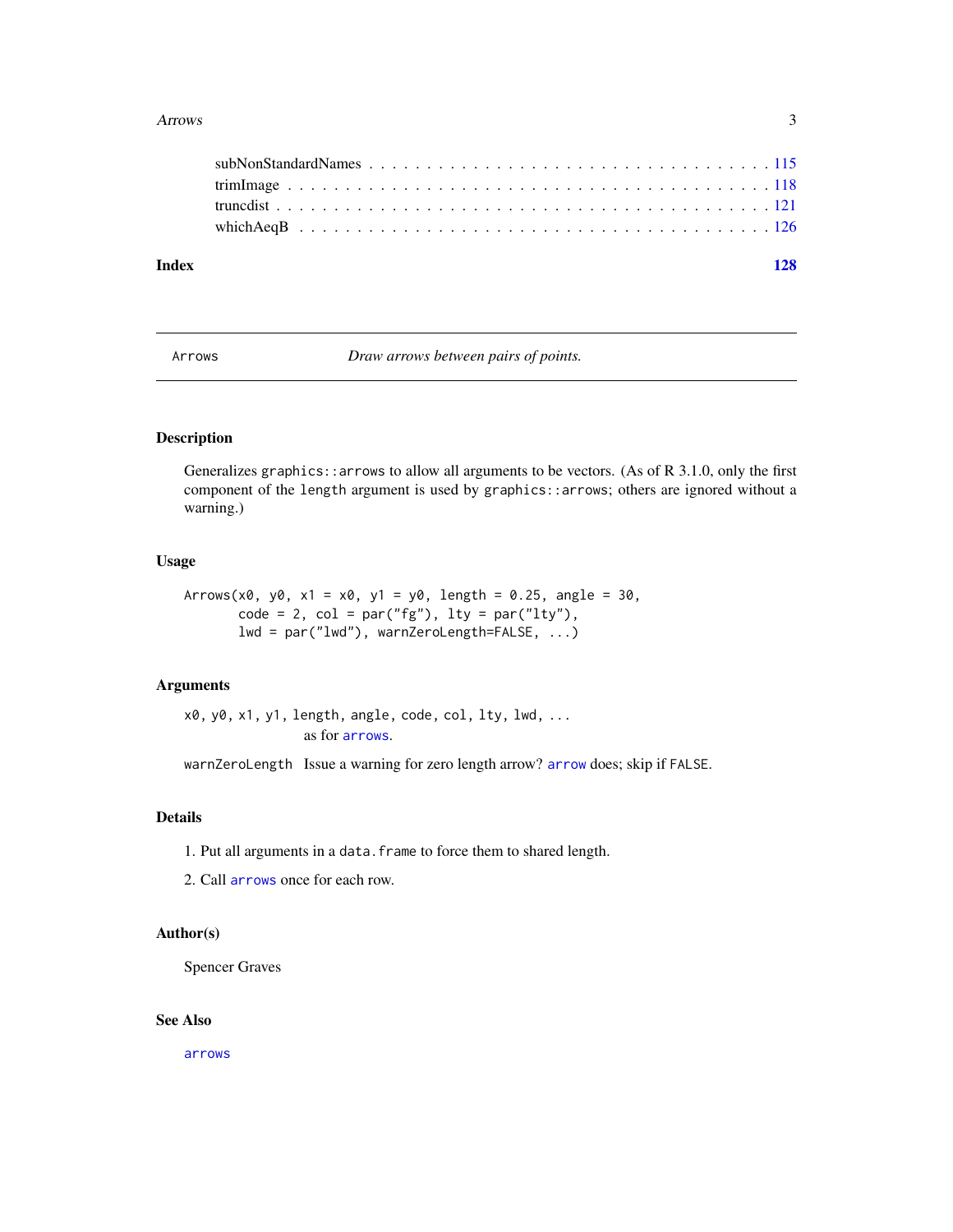subNonStandardNames . . . . . . . . . . . . . . . . . . . . . . . . . . . . . . . . 115
trimImage . . . . . . . . . . . . . . . . . . . . . . . . . . . . . . . . . . . . . 118
truncdist . . . . . . . . . . . . . . . . . . . . . . . . . . . . . . . . . . . . . 121
whichAeqB . . . . . . . . . . . . . . . . . . . . . . . . . . . . . . . . . . . . . 126

**Index** **128**

---

`Arrows` *Draw arrows between pairs of points.*

---

## Description

Generalizes `graphics::arrows` to allow all arguments to be vectors. (As of R 3.1.0, only the first component of the `length` argument is used by `graphics::arrows`; others are ignored without a warning.)

## Usage

```
Arrows(x0, y0, x1 = x0, y1 = y0, length = 0.25, angle = 30,
       code = 2, col = par("fg"), lty = par("lty"),
       lwd = par("lwd"), warnZeroLength=FALSE, ...)
```

## Arguments

`x0, y0, x1, y1, length, angle, code, col, lty, lwd, ...`
as for `arrows`.

`warnZeroLength` Issue a warning for zero length arrow? `arrow` does; skip if `FALSE`.

## Details

1. Put all arguments in a `data.frame` to force them to shared length.
2. Call `arrows` once for each row.

## Author(s)

Spencer Graves

## See Also

`arrows`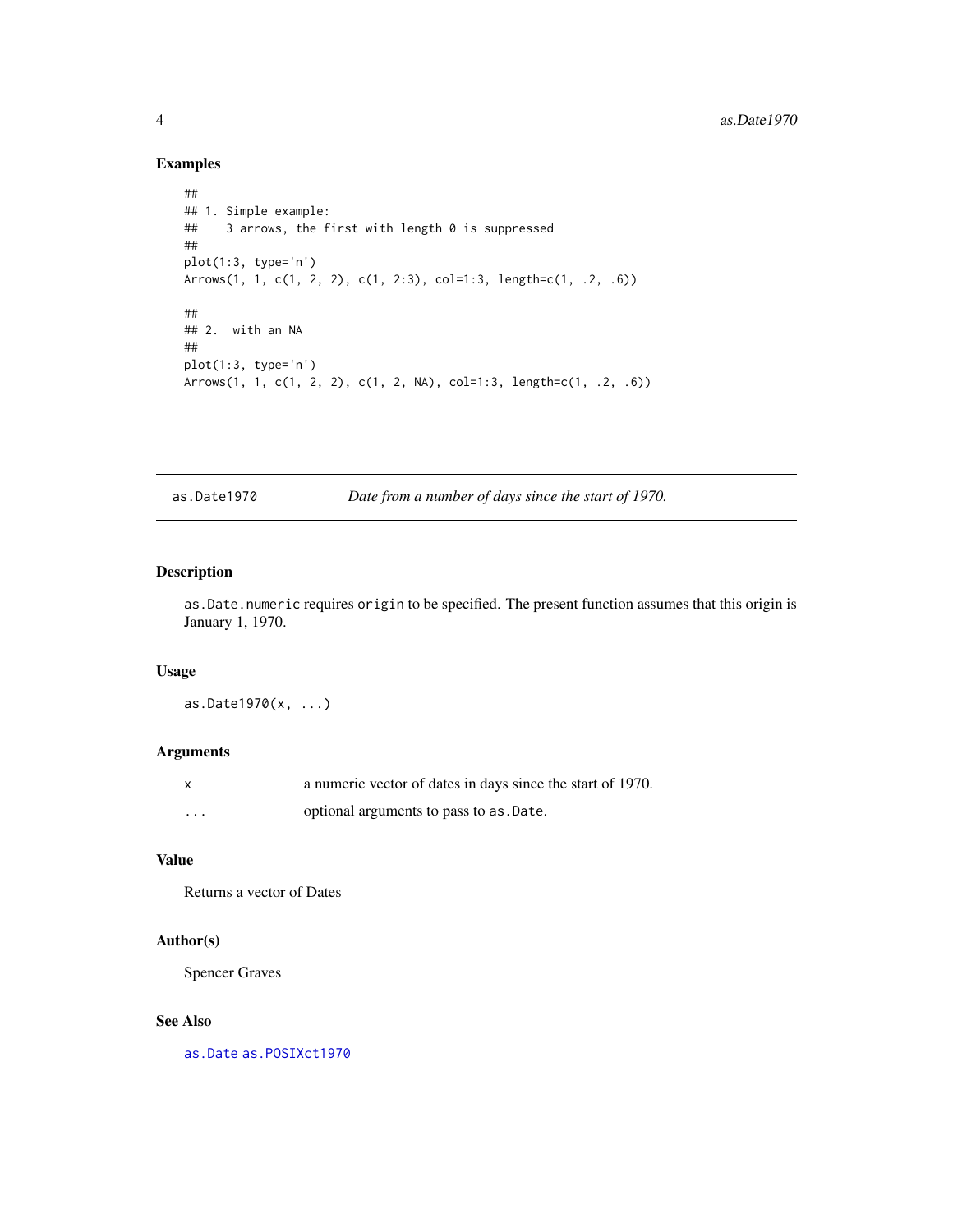### Examples

```
##
## 1. Simple example:
##    3 arrows, the first with length 0 is suppressed
##
plot(1:3, type='n')
Arrows(1, 1, c(1, 2, 2), c(1, 2:3), col=1:3, length=c(1, .2, .6))

##
## 2.  with an NA
##
plot(1:3, type='n')
Arrows(1, 1, c(1, 2, 2), c(1, 2, NA), col=1:3, length=c(1, .2, .6))
```

---

## as.Date1970 — *Date from a number of days since the start of 1970.*

---

### Description

`as.Date.numeric` requires `origin` to be specified. The present function assumes that this origin is January 1, 1970.

### Usage

```
as.Date1970(x, ...)
```

### Arguments

| | |
|---|---|
| `x` | a numeric vector of dates in days since the start of 1970. |
| `...` | optional arguments to pass to `as.Date`. |

### Value

Returns a vector of Dates

### Author(s)

Spencer Graves

### See Also

`as.Date` `as.POSIXct1970`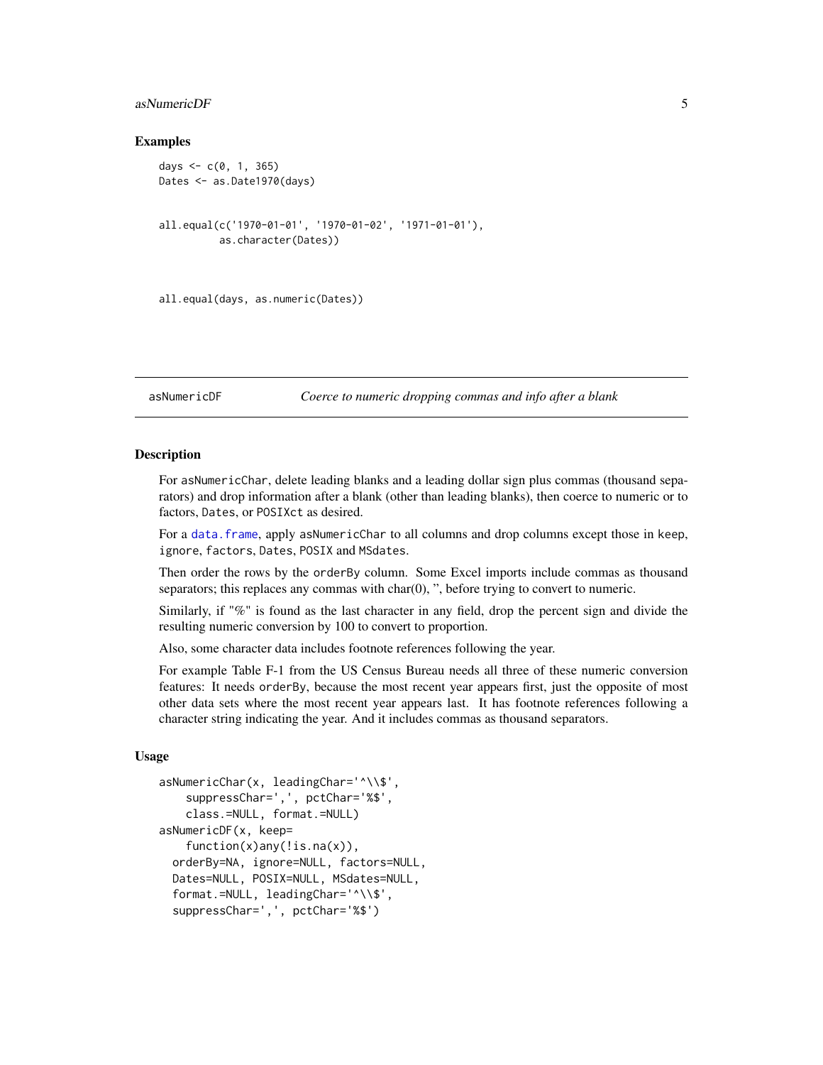### Examples

```
days <- c(0, 1, 365)
Dates <- as.Date1970(days)


all.equal(c('1970-01-01', '1970-01-02', '1971-01-01'),
          as.character(Dates))



all.equal(days, as.numeric(Dates))
```

---

## asNumericDF &nbsp;&nbsp;&nbsp;&nbsp; *Coerce to numeric dropping commas and info after a blank*

---

### Description

For asNumericChar, delete leading blanks and a leading dollar sign plus commas (thousand separators) and drop information after a blank (other than leading blanks), then coerce to numeric or to factors, Dates, or POSIXct as desired.

For a data.frame, apply asNumericChar to all columns and drop columns except those in keep, ignore, factors, Dates, POSIX and MSdates.

Then order the rows by the orderBy column. Some Excel imports include commas as thousand separators; this replaces any commas with char(0), '', before trying to convert to numeric.

Similarly, if "%" is found as the last character in any field, drop the percent sign and divide the resulting numeric conversion by 100 to convert to proportion.

Also, some character data includes footnote references following the year.

For example Table F-1 from the US Census Bureau needs all three of these numeric conversion features: It needs orderBy, because the most recent year appears first, just the opposite of most other data sets where the most recent year appears last. It has footnote references following a character string indicating the year. And it includes commas as thousand separators.

### Usage

```
asNumericChar(x, leadingChar='^\\$',
    suppressChar=',', pctChar='%$',
    class.=NULL, format.=NULL)
asNumericDF(x, keep=
    function(x)any(!is.na(x)),
  orderBy=NA, ignore=NULL, factors=NULL,
  Dates=NULL, POSIX=NULL, MSdates=NULL,
  format.=NULL, leadingChar='^\\$',
  suppressChar=',', pctChar='%$')
```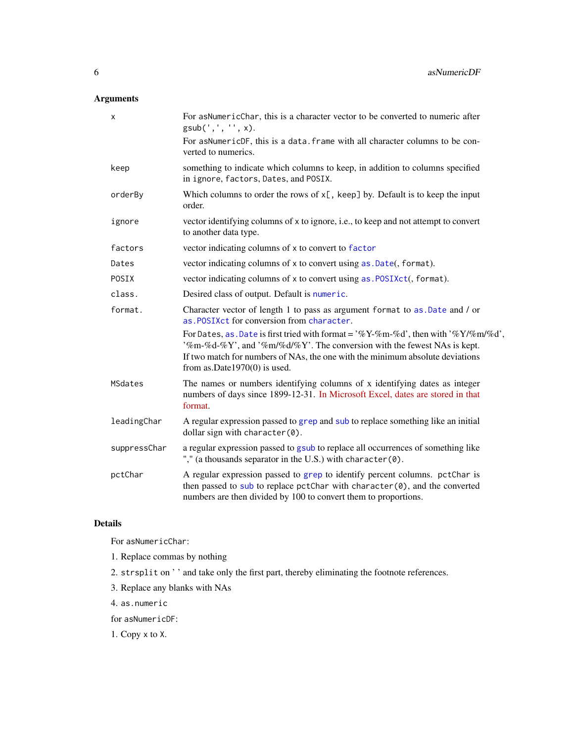## Arguments

| | |
|---|---|
| `x` | For `asNumericChar`, this is a character vector to be converted to numeric after `gsub(',', '', x)`.<br>For `asNumericDF`, this is a `data.frame` with all character columns to be converted to numerics. |
| `keep` | something to indicate which columns to keep, in addition to columns specified in `ignore`, `factors`, `Dates`, and `POSIX`. |
| `orderBy` | Which columns to order the rows of `x[, keep]` by. Default is to keep the input order. |
| `ignore` | vector identifying columns of `x` to ignore, i.e., to keep and not attempt to convert to another data type. |
| `factors` | vector indicating columns of `x` to convert to `factor` |
| `Dates` | vector indicating columns of `x` to convert using `as.Date(, format)`. |
| `POSIX` | vector indicating columns of `x` to convert using `as.POSIXct(, format)`. |
| `class.` | Desired class of output. Default is `numeric`. |
| `format.` | Character vector of length 1 to pass as argument `format` to `as.Date` and / or `as.POSIXct` for conversion from `character`.<br>For `Dates`, `as.Date` is first tried with format = '%Y-%m-%d', then with '%Y/%m/%d', '%m-%d-%Y', and '%m/%d/%Y'. The conversion with the fewest NAs is kept. If two match for numbers of NAs, the one with the minimum absolute deviations from as.Date1970(0) is used. |
| `MSdates` | The names or numbers identifying columns of `x` identifying dates as integer numbers of days since 1899-12-31. In Microsoft Excel, dates are stored in that format. |
| `leadingChar` | A regular expression passed to `grep` and `sub` to replace something like an initial dollar sign with `character(0)`. |
| `suppressChar` | a regular expression passed to `gsub` to replace all occurrences of something like "," (a thousands separator in the U.S.) with `character(0)`. |
| `pctChar` | A regular expression passed to `grep` to identify percent columns. `pctChar` is then passed to `sub` to replace `pctChar` with `character(0)`, and the converted numbers are then divided by 100 to convert them to proportions. |

## Details

For `asNumericChar`:

1. Replace commas by nothing
2. `strsplit` on ' ' and take only the first part, thereby eliminating the footnote references.
3. Replace any blanks with NAs
4. `as.numeric`

for `asNumericDF`:

1. Copy `x` to `X`.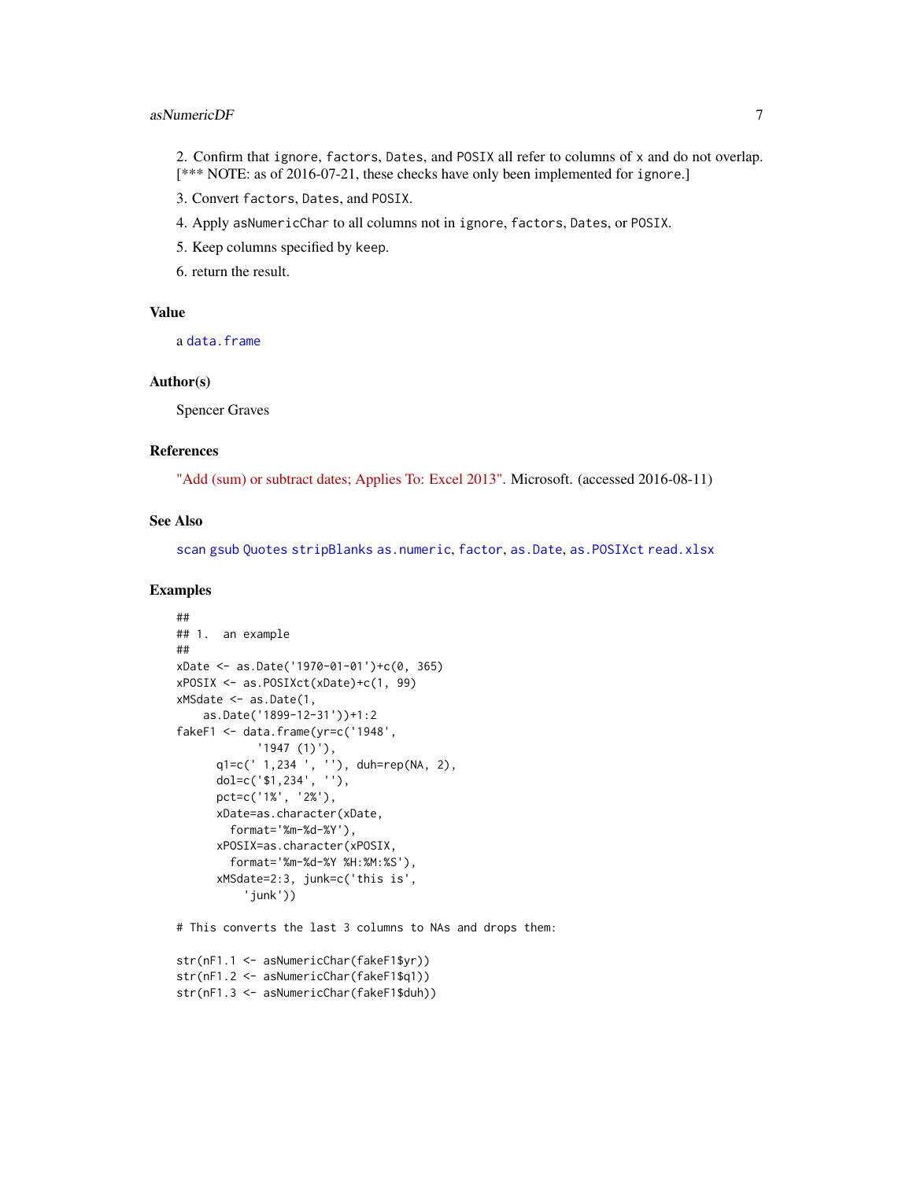2. Confirm that `ignore`, `factors`, `Dates`, and `POSIX` all refer to columns of `x` and do not overlap. [*** NOTE: as of 2016-07-21, these checks have only been implemented for `ignore`.]

3. Convert `factors`, `Dates`, and `POSIX`.

4. Apply `asNumericChar` to all columns not in `ignore`, `factors`, `Dates`, or `POSIX`.

5. Keep columns specified by `keep`.

6. return the result.

## Value

a `data.frame`

## Author(s)

Spencer Graves

## References

"Add (sum) or subtract dates; Applies To: Excel 2013". Microsoft. (accessed 2016-08-11)

## See Also

`scan` `gsub` `Quotes` `stripBlanks` `as.numeric`, `factor`, `as.Date`, `as.POSIXct` `read.xlsx`

## Examples

```
##
## 1.  an example
##
xDate <- as.Date('1970-01-01')+c(0, 365)
xPOSIX <- as.POSIXct(xDate)+c(1, 99)
xMSdate <- as.Date(1,
    as.Date('1899-12-31'))+1:2
fakeF1 <- data.frame(yr=c('1948',
            '1947 (1)'),
      q1=c(' 1,234 ', ''), duh=rep(NA, 2),
      dol=c('$1,234', ''),
      pct=c('1%', '2%'),
      xDate=as.character(xDate,
        format='%m-%d-%Y'),
      xPOSIX=as.character(xPOSIX,
        format='%m-%d-%Y %H:%M:%S'),
      xMSdate=2:3, junk=c('this is',
          'junk'))

# This converts the last 3 columns to NAs and drops them:

str(nF1.1 <- asNumericChar(fakeF1$yr))
str(nF1.2 <- asNumericChar(fakeF1$q1))
str(nF1.3 <- asNumericChar(fakeF1$duh))
```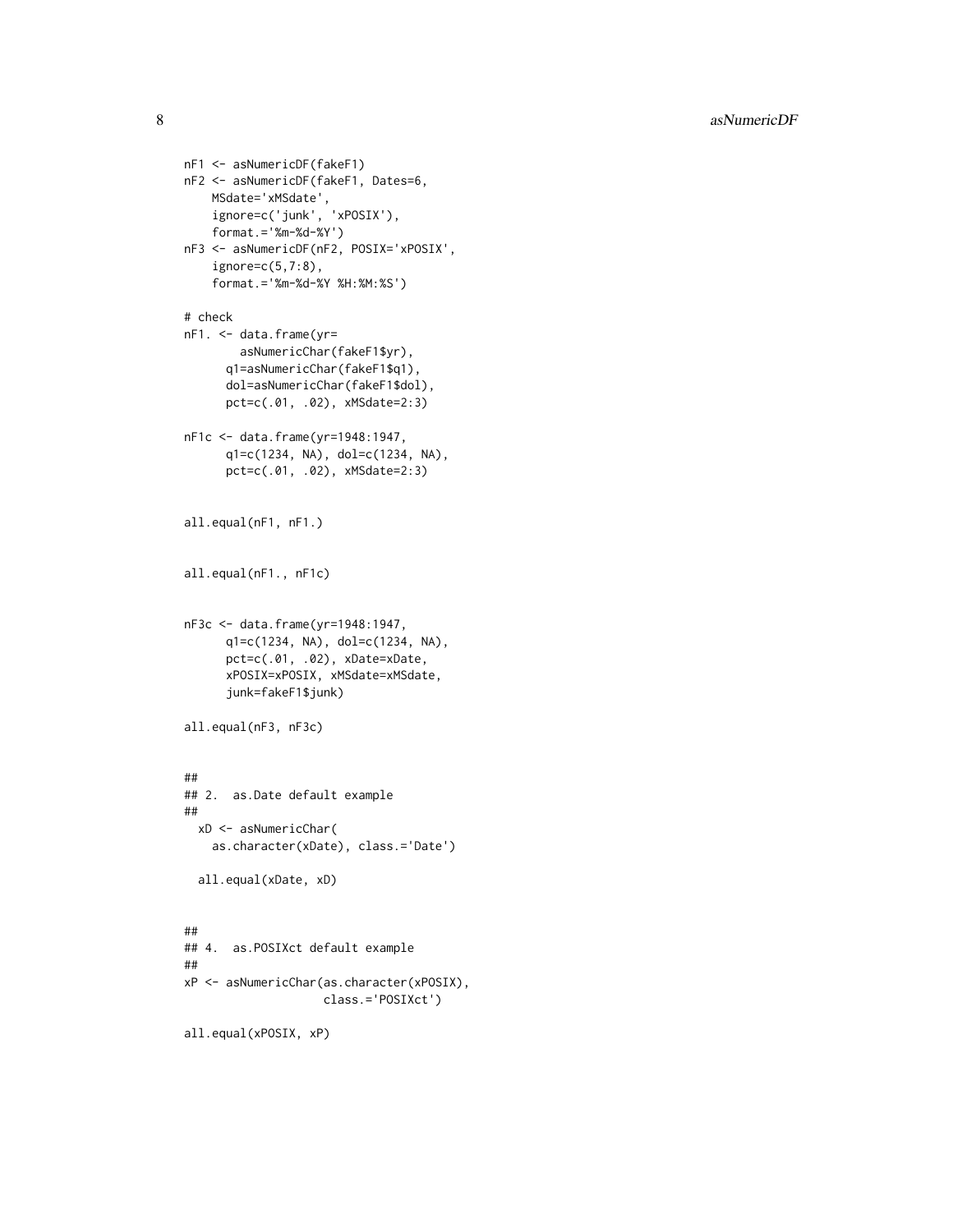```
nF1 <- asNumericDF(fakeF1)
nF2 <- asNumericDF(fakeF1, Dates=6,
    MSdate='xMSdate',
    ignore=c('junk', 'xPOSIX'),
    format.='%m-%d-%Y')
nF3 <- asNumericDF(nF2, POSIX='xPOSIX',
    ignore=c(5,7:8),
    format.='%m-%d-%Y %H:%M:%S')

# check
nF1. <- data.frame(yr=
        asNumericChar(fakeF1$yr),
      q1=asNumericChar(fakeF1$q1),
      dol=asNumericChar(fakeF1$dol),
      pct=c(.01, .02), xMSdate=2:3)

nF1c <- data.frame(yr=1948:1947,
      q1=c(1234, NA), dol=c(1234, NA),
      pct=c(.01, .02), xMSdate=2:3)


all.equal(nF1, nF1.)


all.equal(nF1., nF1c)


nF3c <- data.frame(yr=1948:1947,
      q1=c(1234, NA), dol=c(1234, NA),
      pct=c(.01, .02), xDate=xDate,
      xPOSIX=xPOSIX, xMSdate=xMSdate,
      junk=fakeF1$junk)

all.equal(nF3, nF3c)


##
## 2.  as.Date default example
##
  xD <- asNumericChar(
    as.character(xDate), class.='Date')

  all.equal(xDate, xD)


##
## 4.  as.POSIXct default example
##
xP <- asNumericChar(as.character(xPOSIX),
                    class.='POSIXct')

all.equal(xPOSIX, xP)
```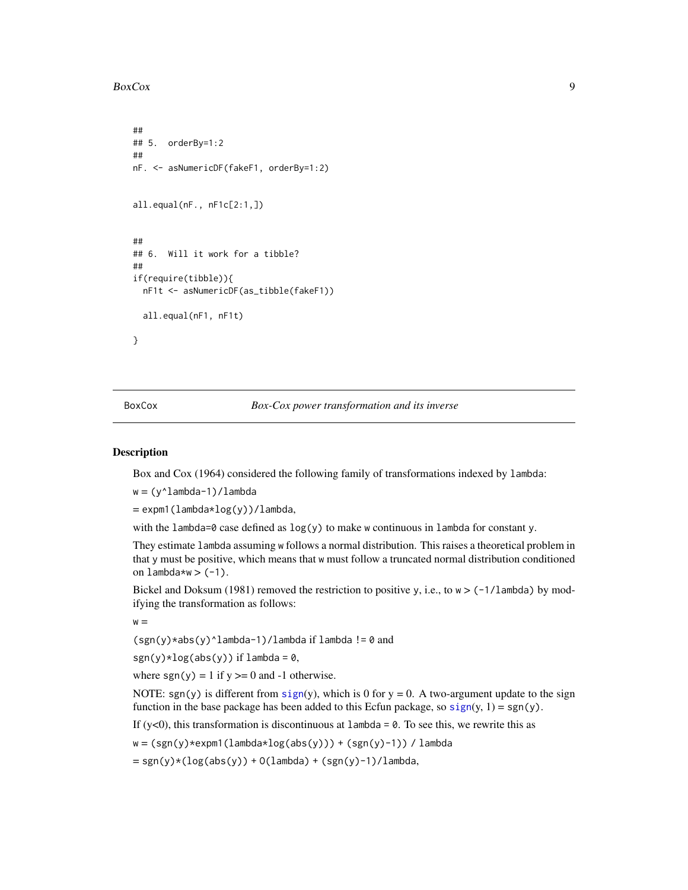```
##
## 5.  orderBy=1:2
##
nF. <- asNumericDF(fakeF1, orderBy=1:2)


all.equal(nF., nF1c[2:1,])


##
## 6.  Will it work for a tibble?
##
if(require(tibble)){
  nF1t <- asNumericDF(as_tibble(fakeF1))

  all.equal(nF1, nF1t)

}
```

---

BoxCox — *Box-Cox power transformation and its inverse*

---

### Description

Box and Cox (1964) considered the following family of transformations indexed by `lambda`:

`w = (y^lambda-1)/lambda`

`= expm1(lambda*log(y))/lambda,`

with the `lambda=0` case defined as `log(y)` to make `w` continuous in `lambda` for constant `y`.

They estimate `lambda` assuming `w` follows a normal distribution. This raises a theoretical problem in that `y` must be positive, which means that `w` must follow a truncated normal distribution conditioned on `lambda*w > (-1)`.

Bickel and Doksum (1981) removed the restriction to positive `y`, i.e., to `w > (-1/lambda)` by modifying the transformation as follows:

`w =`

`(sgn(y)*abs(y)^lambda-1)/lambda` if `lambda != 0` and

`sgn(y)*log(abs(y))` if `lambda = 0`,

where `sgn(y)` = 1 if y >= 0 and -1 otherwise.

NOTE: `sgn(y)` is different from `sign`(y), which is 0 for y = 0. A two-argument update to the sign function in the base package has been added to this Ecfun package, so `sign`(y, 1) = `sgn(y)`.

If (y<0), this transformation is discontinuous at `lambda = 0`. To see this, we rewrite this as

`w = (sgn(y)*expm1(lambda*log(abs(y))) + (sgn(y)-1)) / lambda`

`= sgn(y)*(log(abs(y)) + O(lambda) + (sgn(y)-1)/lambda,`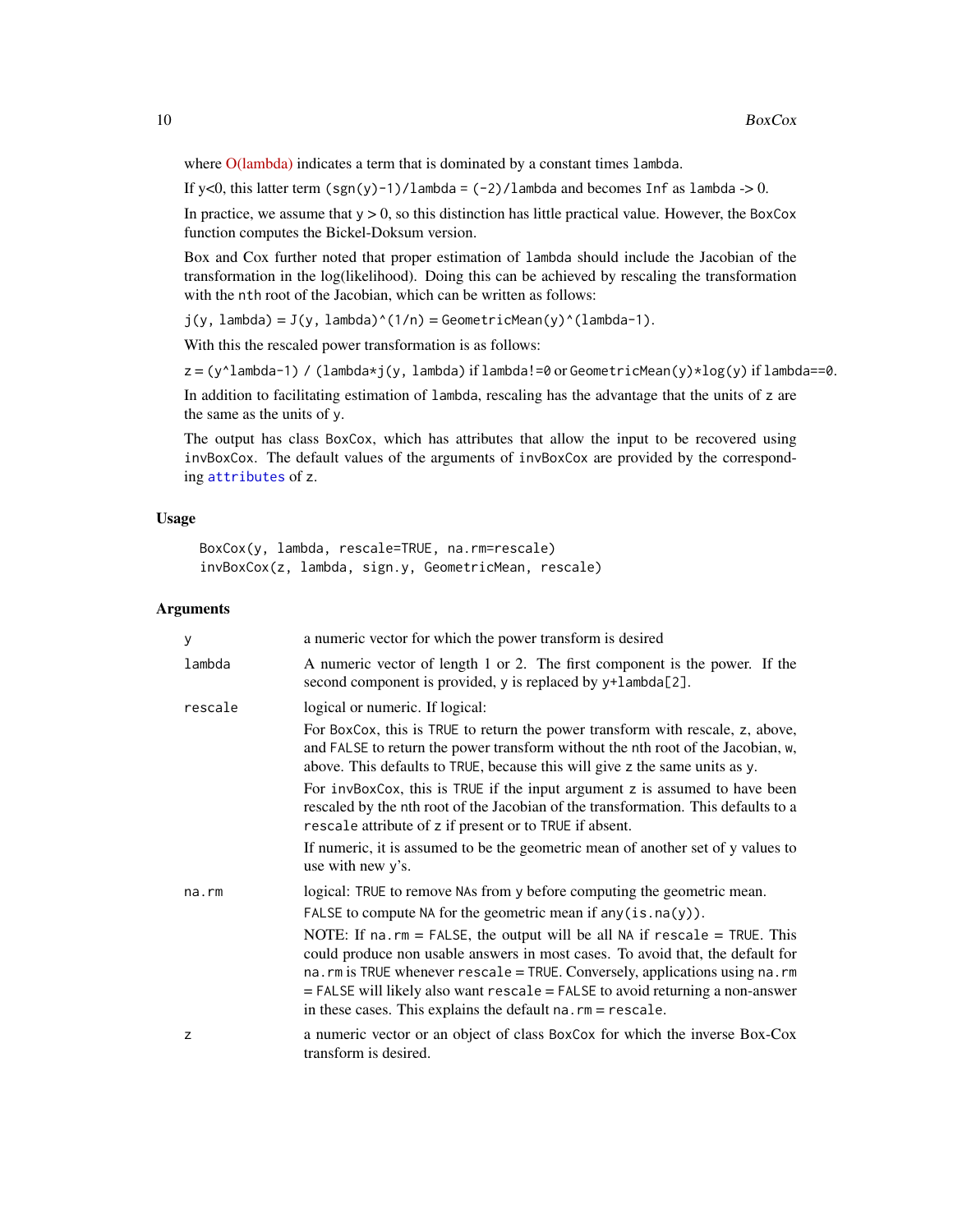where O(lambda) indicates a term that is dominated by a constant times `lambda`.

If y<0, this latter term `(sgn(y)-1)/lambda = (-2)/lambda` and becomes `Inf` as `lambda` -> 0.

In practice, we assume that `y` > 0, so this distinction has little practical value. However, the `BoxCox` function computes the Bickel-Doksum version.

Box and Cox further noted that proper estimation of `lambda` should include the Jacobian of the transformation in the log(likelihood). Doing this can be achieved by rescaling the transformation with the `nth` root of the Jacobian, which can be written as follows:

`j(y, lambda) = J(y, lambda)^(1/n) = GeometricMean(y)^(lambda-1)`.

With this the rescaled power transformation is as follows:

`z = (y^lambda-1) / (lambda*j(y, lambda)` if `lambda!=0` or `GeometricMean(y)*log(y)` if `lambda==0`.

In addition to facilitating estimation of `lambda`, rescaling has the advantage that the units of `z` are the same as the units of `y`.

The output has class `BoxCox`, which has attributes that allow the input to be recovered using `invBoxCox`. The default values of the arguments of `invBoxCox` are provided by the corresponding `attributes` of `z`.

## Usage

```
BoxCox(y, lambda, rescale=TRUE, na.rm=rescale)
invBoxCox(z, lambda, sign.y, GeometricMean, rescale)
```

## Arguments

| | |
|---|---|
| `y` | a numeric vector for which the power transform is desired |
| `lambda` | A numeric vector of length 1 or 2. The first component is the power. If the second component is provided, `y` is replaced by `y+lambda[2]`. |
| `rescale` | logical or numeric. If logical:<br>For `BoxCox`, this is `TRUE` to return the power transform with rescale, `z`, above, and `FALSE` to return the power transform without the nth root of the Jacobian, `w`, above. This defaults to `TRUE`, because this will give `z` the same units as `y`.<br>For `invBoxCox`, this is `TRUE` if the input argument `z` is assumed to have been rescaled by the nth root of the Jacobian of the transformation. This defaults to a `rescale` attribute of `z` if present or to `TRUE` if absent.<br>If numeric, it is assumed to be the geometric mean of another set of y values to use with new y's. |
| `na.rm` | logical: `TRUE` to remove `NA`s from `y` before computing the geometric mean.<br>`FALSE` to compute `NA` for the geometric mean if `any(is.na(y))`.<br>NOTE: If `na.rm = FALSE`, the output will be all `NA` if `rescale = TRUE`. This could produce non usable answers in most cases. To avoid that, the default for `na.rm` is `TRUE` whenever `rescale = TRUE`. Conversely, applications using `na.rm = FALSE` will likely also want `rescale = FALSE` to avoid returning a non-answer in these cases. This explains the default `na.rm = rescale`. |
| `z` | a numeric vector or an object of class `BoxCox` for which the inverse Box-Cox transform is desired. |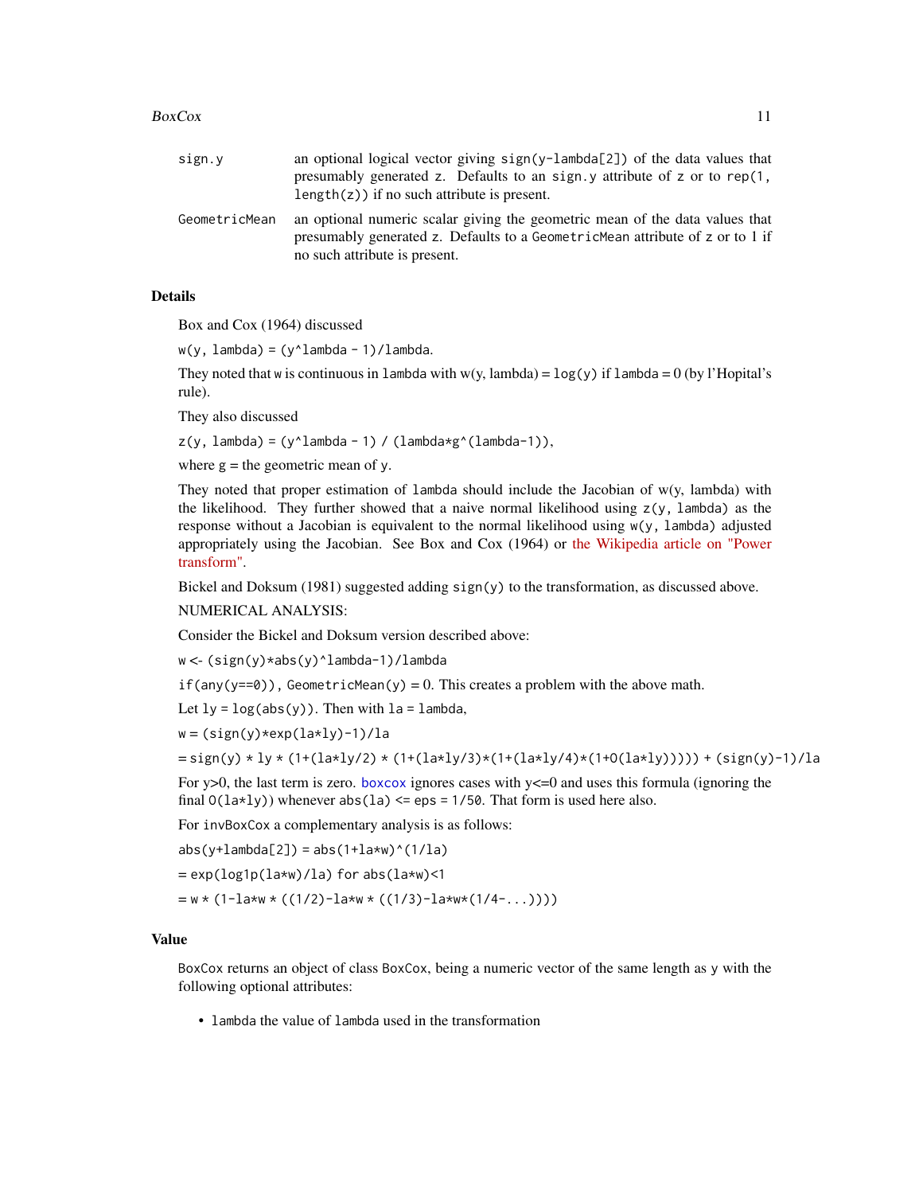`sign.y` an optional logical vector giving `sign(y-lambda[2])` of the data values that presumably generated `z`. Defaults to an `sign.y` attribute of `z` or to `rep(1, length(z))` if no such attribute is present.

`GeometricMean` an optional numeric scalar giving the geometric mean of the data values that presumably generated `z`. Defaults to a `GeometricMean` attribute of `z` or to 1 if no such attribute is present.

### Details

Box and Cox (1964) discussed

`w(y, lambda) = (y^lambda - 1)/lambda`.

They noted that `w` is continuous in `lambda` with w(y, lambda) = `log(y)` if `lambda` = 0 (by l'Hopital's rule).

They also discussed

`z(y, lambda) = (y^lambda - 1) / (lambda*g^(lambda-1))`,

where `g` = the geometric mean of `y`.

They noted that proper estimation of `lambda` should include the Jacobian of w(y, lambda) with the likelihood. They further showed that a naive normal likelihood using `z(y, lambda)` as the response without a Jacobian is equivalent to the normal likelihood using `w(y, lambda)` adjusted appropriately using the Jacobian. See Box and Cox (1964) or the Wikipedia article on "Power transform".

Bickel and Doksum (1981) suggested adding `sign(y)` to the transformation, as discussed above.

NUMERICAL ANALYSIS:

Consider the Bickel and Doksum version described above:

`w <- (sign(y)*abs(y)^lambda-1)/lambda`

`if(any(y==0))`, `GeometricMean(y)` = 0. This creates a problem with the above math.

Let `ly` = `log(abs(y))`. Then with `la` = `lambda`,

`w` = `(sign(y)*exp(la*ly)-1)/la`

= `sign(y) * ly * (1+(la*ly/2) * (1+(la*ly/3)*(1+(la*ly/4)*(1+O(la*ly))))) + (sign(y)-1)/la`

For y>0, the last term is zero. `boxcox` ignores cases with y<=0 and uses this formula (ignoring the final `O(la*ly)`) whenever `abs(la)` <= `eps` = `1/50`. That form is used here also.

For `invBoxCox` a complementary analysis is as follows:

`abs(y+lambda[2])` = `abs(1+la*w)^(1/la)`

= `exp(log1p(la*w)/la)` for `abs(la*w)<1`

= `w * (1-la*w * ((1/2)-la*w * ((1/3)-la*w*(1/4-...))))`

### Value

`BoxCox` returns an object of class `BoxCox`, being a numeric vector of the same length as `y` with the following optional attributes:

- `lambda` the value of `lambda` used in the transformation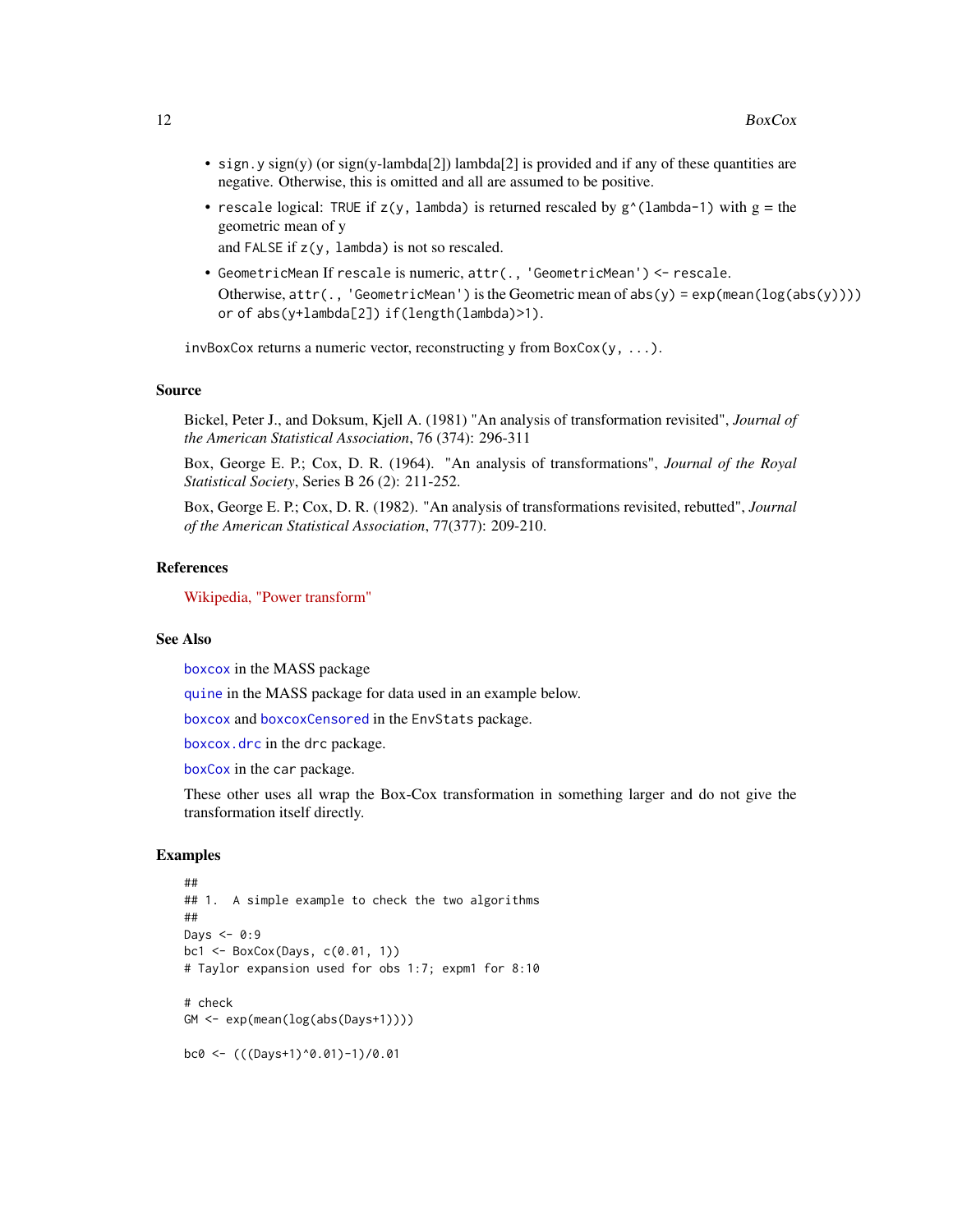- `sign.y` sign(y) (or sign(y-lambda[2]) lambda[2] is provided and if any of these quantities are negative. Otherwise, this is omitted and all are assumed to be positive.
- `rescale` logical: `TRUE` if `z(y, lambda)` is returned rescaled by `g^(lambda-1)` with g = the geometric mean of y

  and `FALSE` if `z(y, lambda)` is not so rescaled.
- `GeometricMean` If `rescale` is numeric, `attr(., 'GeometricMean') <- rescale`.

  Otherwise, `attr(., 'GeometricMean')` is the Geometric mean of `abs(y) = exp(mean(log(abs(y))))` or of `abs(y+lambda[2]) if(length(lambda)>1)`.

`invBoxCox` returns a numeric vector, reconstructing y from `BoxCox(y, ...)`.

## Source

Bickel, Peter J., and Doksum, Kjell A. (1981) "An analysis of transformation revisited", *Journal of the American Statistical Association*, 76 (374): 296-311

Box, George E. P.; Cox, D. R. (1964). "An analysis of transformations", *Journal of the Royal Statistical Society*, Series B 26 (2): 211-252.

Box, George E. P.; Cox, D. R. (1982). "An analysis of transformations revisited, rebutted", *Journal of the American Statistical Association*, 77(377): 209-210.

## References

Wikipedia, "Power transform"

## See Also

`boxcox` in the MASS package

`quine` in the MASS package for data used in an example below.

`boxcox` and `boxcoxCensored` in the `EnvStats` package.

`boxcox.drc` in the `drc` package.

`boxCox` in the `car` package.

These other uses all wrap the Box-Cox transformation in something larger and do not give the transformation itself directly.

## Examples

```
##
## 1.  A simple example to check the two algorithms
##
Days <- 0:9
bc1 <- BoxCox(Days, c(0.01, 1))
# Taylor expansion used for obs 1:7; expm1 for 8:10

# check
GM <- exp(mean(log(abs(Days+1))))

bc0 <- (((Days+1)^0.01)-1)/0.01
```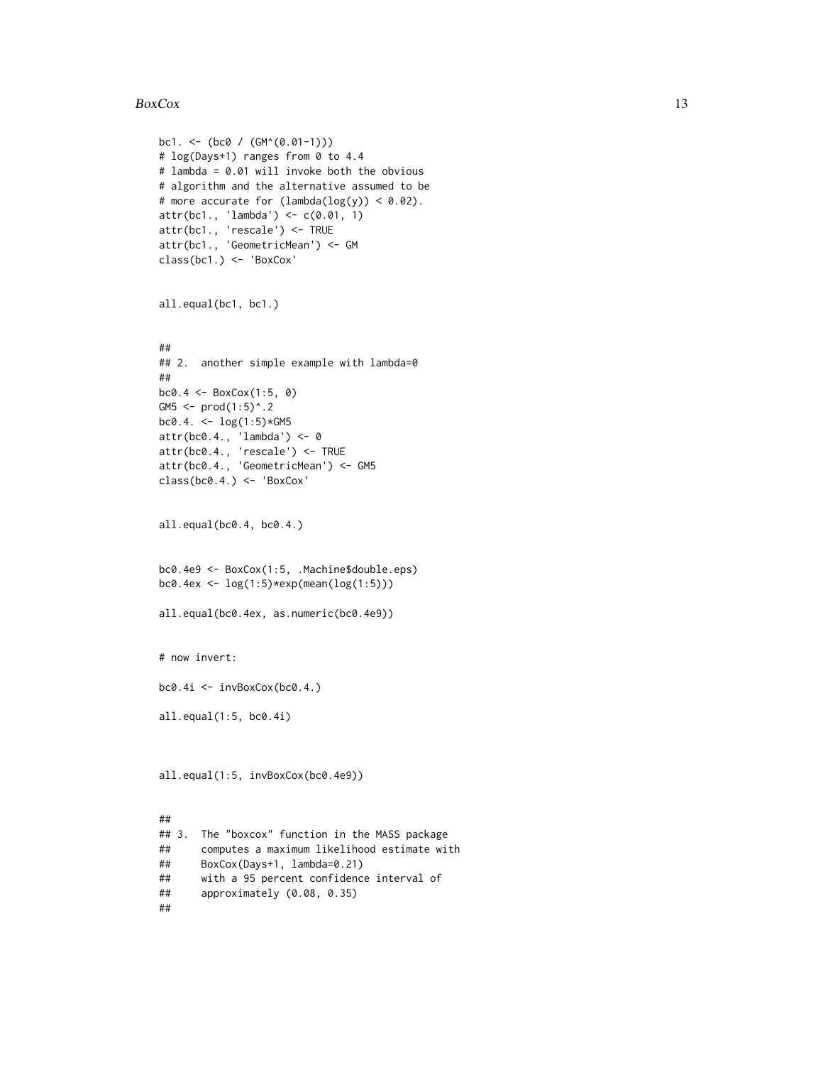```
bc1. <- (bc0 / (GM^(0.01-1)))
# log(Days+1) ranges from 0 to 4.4
# lambda = 0.01 will invoke both the obvious
# algorithm and the alternative assumed to be
# more accurate for (lambda(log(y)) < 0.02).
attr(bc1., 'lambda') <- c(0.01, 1)
attr(bc1., 'rescale') <- TRUE
attr(bc1., 'GeometricMean') <- GM
class(bc1.) <- 'BoxCox'


all.equal(bc1, bc1.)


##
## 2.  another simple example with lambda=0
##
bc0.4 <- BoxCox(1:5, 0)
GM5 <- prod(1:5)^.2
bc0.4. <- log(1:5)*GM5
attr(bc0.4., 'lambda') <- 0
attr(bc0.4., 'rescale') <- TRUE
attr(bc0.4., 'GeometricMean') <- GM5
class(bc0.4.) <- 'BoxCox'


all.equal(bc0.4, bc0.4.)


bc0.4e9 <- BoxCox(1:5, .Machine$double.eps)
bc0.4ex <- log(1:5)*exp(mean(log(1:5)))

all.equal(bc0.4ex, as.numeric(bc0.4e9))


# now invert:

bc0.4i <- invBoxCox(bc0.4.)

all.equal(1:5, bc0.4i)



all.equal(1:5, invBoxCox(bc0.4e9))


##
## 3.  The "boxcox" function in the MASS package
##     computes a maximum likelihood estimate with
##     BoxCox(Days+1, lambda=0.21)
##     with a 95 percent confidence interval of
##     approximately (0.08, 0.35)
##
```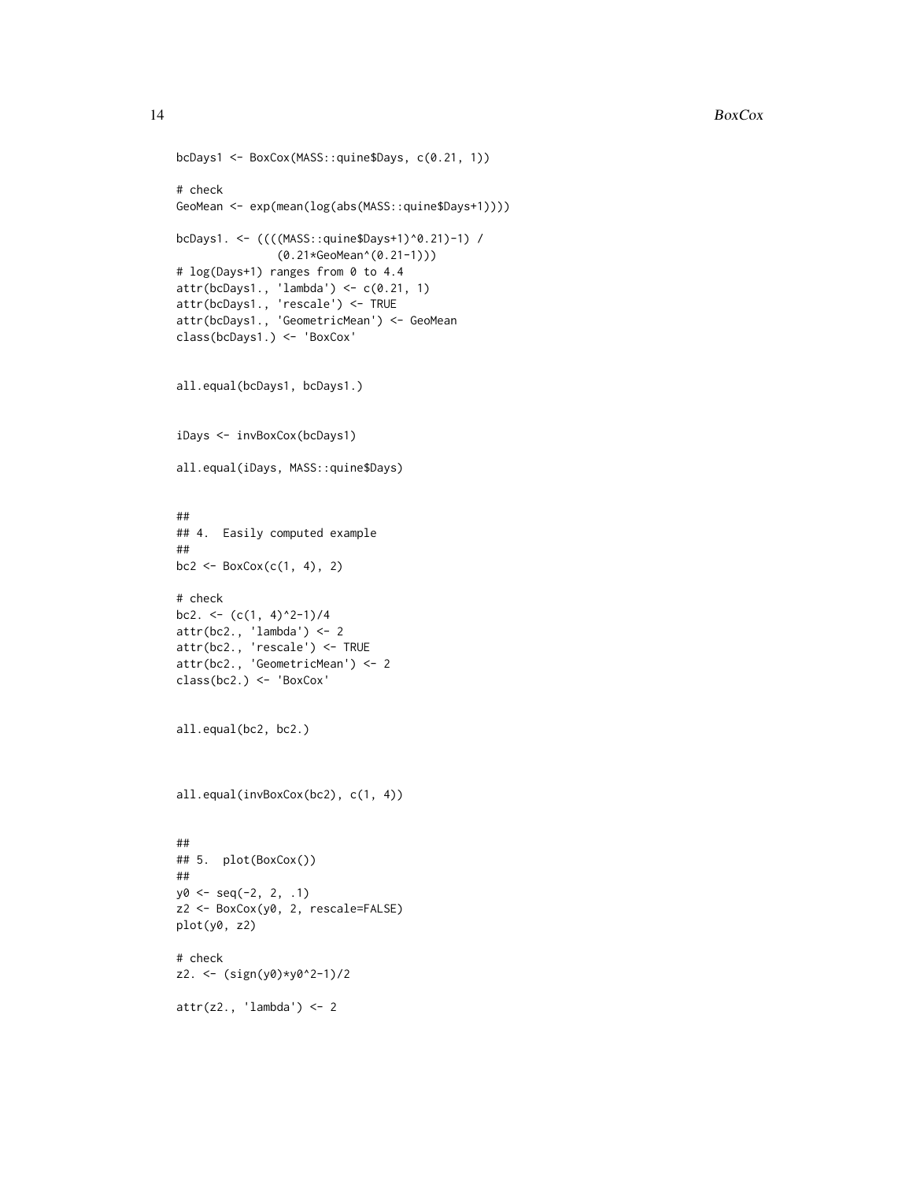```
bcDays1 <- BoxCox(MASS::quine$Days, c(0.21, 1))

# check
GeoMean <- exp(mean(log(abs(MASS::quine$Days+1))))

bcDays1. <- ((((MASS::quine$Days+1)^0.21)-1) /
              (0.21*GeoMean^(0.21-1)))
# log(Days+1) ranges from 0 to 4.4
attr(bcDays1., 'lambda') <- c(0.21, 1)
attr(bcDays1., 'rescale') <- TRUE
attr(bcDays1., 'GeometricMean') <- GeoMean
class(bcDays1.) <- 'BoxCox'


all.equal(bcDays1, bcDays1.)


iDays <- invBoxCox(bcDays1)

all.equal(iDays, MASS::quine$Days)


##
## 4.  Easily computed example
##
bc2 <- BoxCox(c(1, 4), 2)

# check
bc2. <- (c(1, 4)^2-1)/4
attr(bc2., 'lambda') <- 2
attr(bc2., 'rescale') <- TRUE
attr(bc2., 'GeometricMean') <- 2
class(bc2.) <- 'BoxCox'


all.equal(bc2, bc2.)



all.equal(invBoxCox(bc2), c(1, 4))


##
## 5.  plot(BoxCox())
##
y0 <- seq(-2, 2, .1)
z2 <- BoxCox(y0, 2, rescale=FALSE)
plot(y0, z2)

# check
z2. <- (sign(y0)*y0^2-1)/2

attr(z2., 'lambda') <- 2
```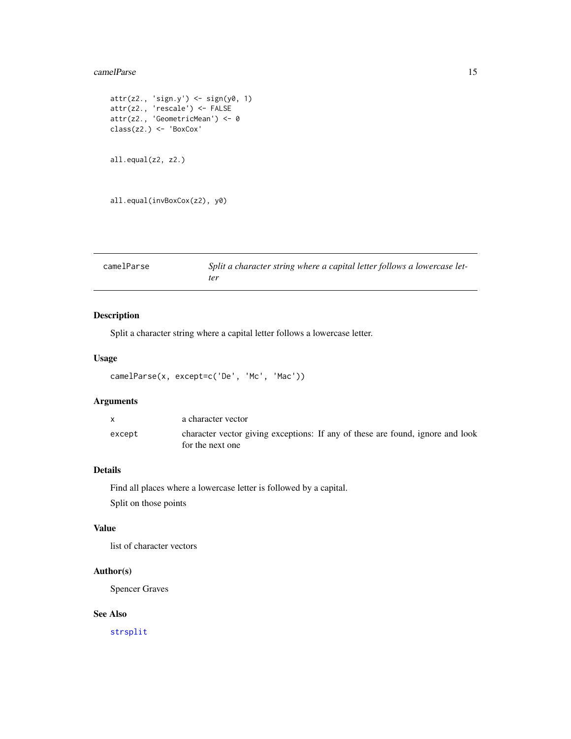```
attr(z2., 'sign.y') <- sign(y0, 1)
attr(z2., 'rescale') <- FALSE
attr(z2., 'GeometricMean') <- 0
class(z2.) <- 'BoxCox'


all.equal(z2, z2.)



all.equal(invBoxCox(z2), y0)
```

---

`camelParse` — *Split a character string where a capital letter follows a lowercase letter*

---

### Description

Split a character string where a capital letter follows a lowercase letter.

### Usage

```
camelParse(x, except=c('De', 'Mc', 'Mac'))
```

### Arguments

| | |
|---|---|
| `x` | a character vector |
| `except` | character vector giving exceptions: If any of these are found, ignore and look for the next one |

### Details

Find all places where a lowercase letter is followed by a capital.

Split on those points

### Value

list of character vectors

### Author(s)

Spencer Graves

### See Also

`strsplit`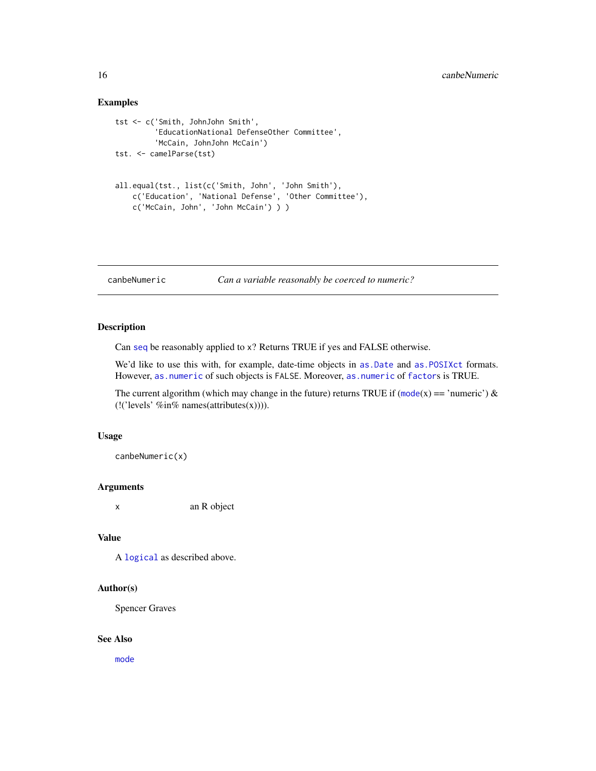## Examples

```
tst <- c('Smith, JohnJohn Smith',
         'EducationNational DefenseOther Committee',
         'McCain, JohnJohn McCain')
tst. <- camelParse(tst)


all.equal(tst., list(c('Smith, John', 'John Smith'),
    c('Education', 'National Defense', 'Other Committee'),
    c('McCain, John', 'John McCain') ) )
```

---

# canbeNumeric — *Can a variable reasonably be coerced to numeric?*

---

## Description

Can `seq` be reasonably applied to `x`? Returns TRUE if yes and FALSE otherwise.

We'd like to use this with, for example, date-time objects in `as.Date` and `as.POSIXct` formats. However, `as.numeric` of such objects is `FALSE`. Moreover, `as.numeric` of `factor`s is TRUE.

The current algorithm (which may change in the future) returns TRUE if (`mode`(x) == 'numeric') & (!('levels' %in% names(attributes(x)))).

## Usage

```
canbeNumeric(x)
```

## Arguments

| | |
|---|---|
| `x` | an R object |

## Value

A `logical` as described above.

## Author(s)

Spencer Graves

## See Also

`mode`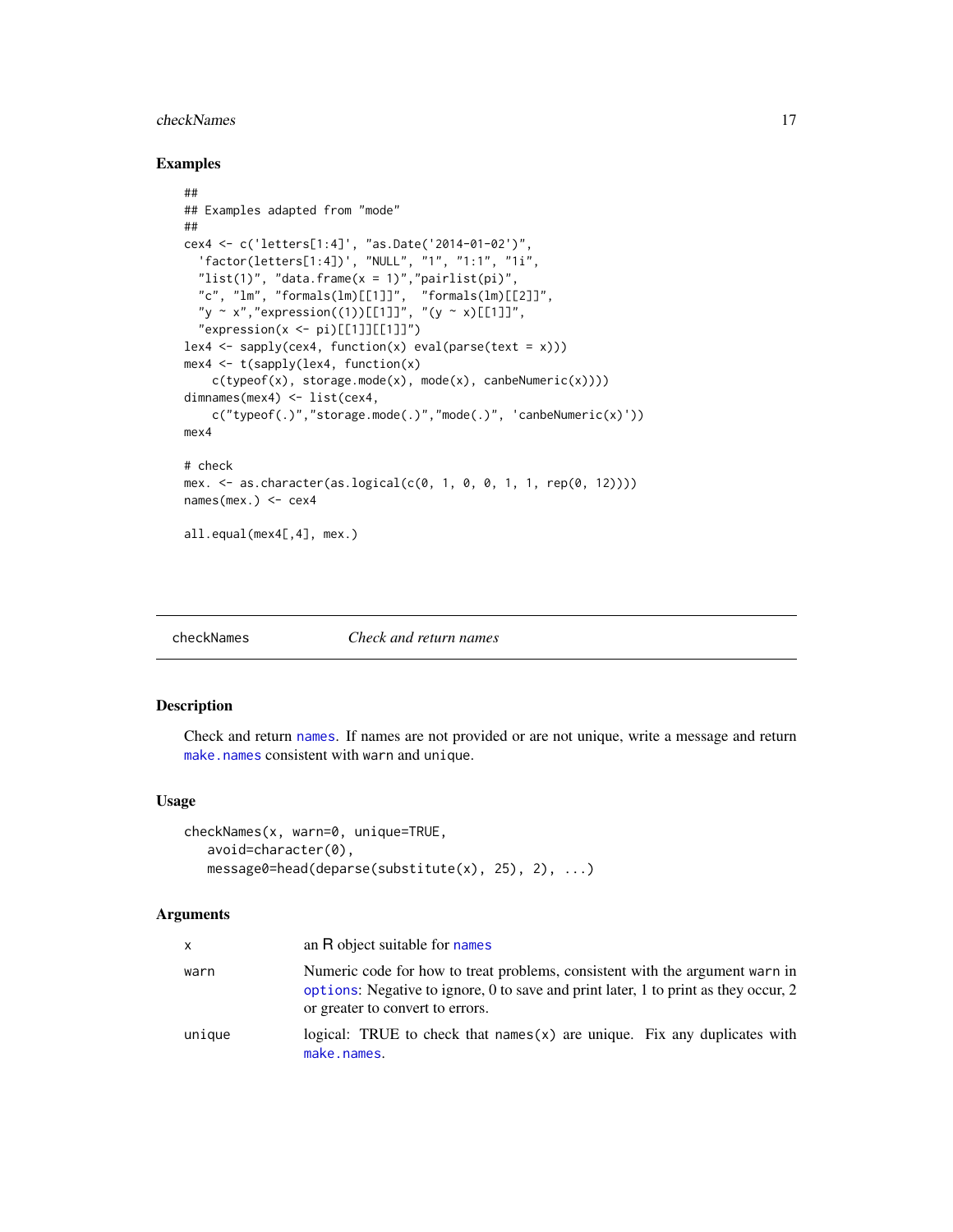### Examples

```
##
## Examples adapted from "mode"
##
cex4 <- c('letters[1:4]', "as.Date('2014-01-02')",
  'factor(letters[1:4])', "NULL", "1", "1:1", "1i",
  "list(1)", "data.frame(x = 1)","pairlist(pi)",
  "c", "lm", "formals(lm)[[1]]",  "formals(lm)[[2]]",
  "y ~ x","expression((1))[[1]]", "(y ~ x)[[1]]",
  "expression(x <- pi)[[1]][[1]]")
lex4 <- sapply(cex4, function(x) eval(parse(text = x)))
mex4 <- t(sapply(lex4, function(x)
    c(typeof(x), storage.mode(x), mode(x), canbeNumeric(x))))
dimnames(mex4) <- list(cex4,
    c("typeof(.)","storage.mode(.)","mode(.)", 'canbeNumeric(x)'))
mex4

# check
mex. <- as.character(as.logical(c(0, 1, 0, 0, 1, 1, rep(0, 12))))
names(mex.) <- cex4

all.equal(mex4[,4], mex.)
```

---

`checkNames` *Check and return names*

---

### Description

Check and return `names`. If names are not provided or are not unique, write a message and return `make.names` consistent with `warn` and `unique`.

### Usage

```
checkNames(x, warn=0, unique=TRUE,
   avoid=character(0),
   message0=head(deparse(substitute(x), 25), 2), ...)
```

### Arguments

| | |
|---|---|
| x | an R object suitable for `names` |
| warn | Numeric code for how to treat problems, consistent with the argument `warn` in `options`: Negative to ignore, 0 to save and print later, 1 to print as they occur, 2 or greater to convert to errors. |
| unique | logical: TRUE to check that `names(x)` are unique. Fix any duplicates with `make.names`. |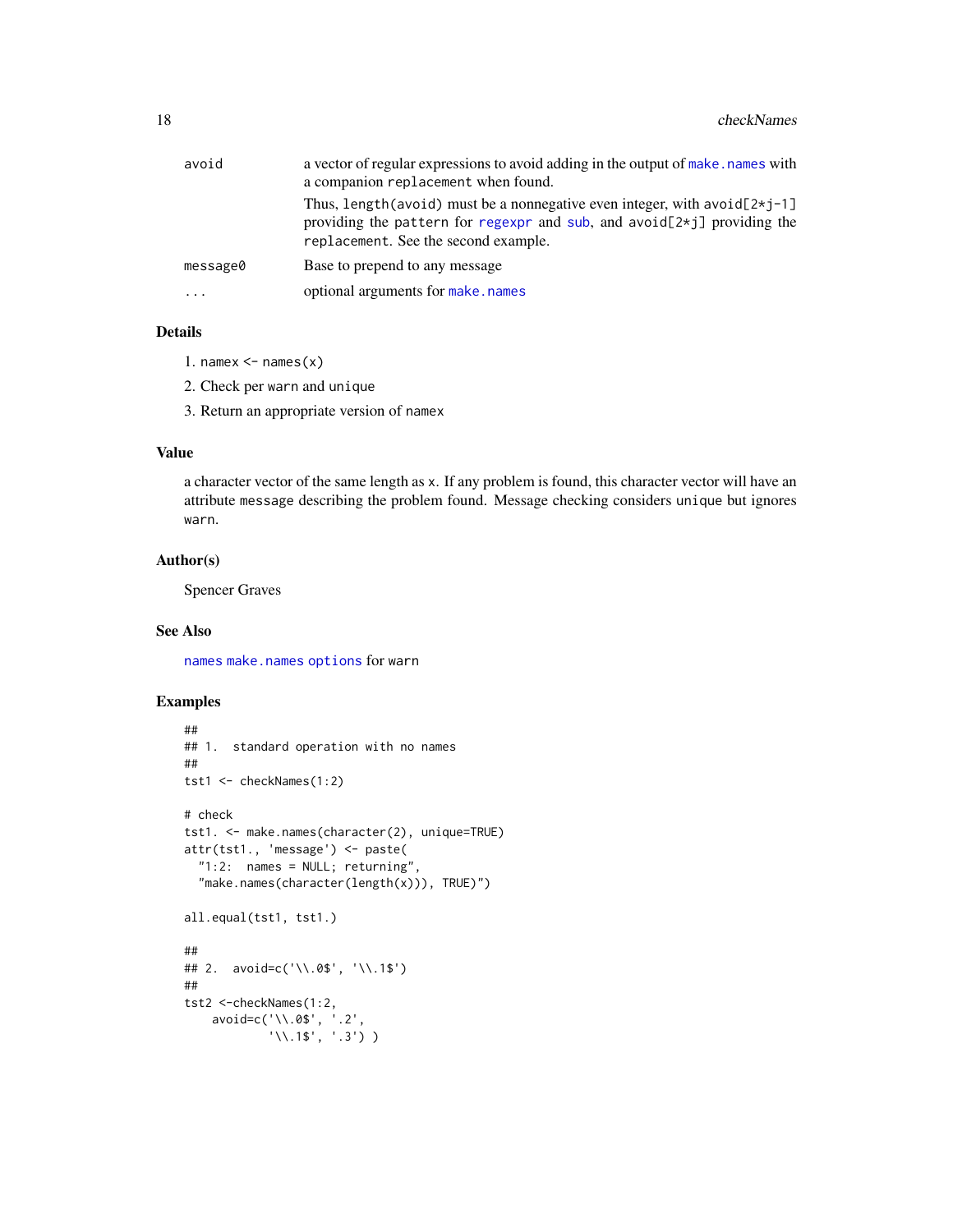| | |
|---|---|
| avoid | a vector of regular expressions to avoid adding in the output of `make.names` with a companion `replacement` when found. Thus, `length(avoid)` must be a nonnegative even integer, with `avoid[2*j-1]` providing the `pattern` for `regexpr` and `sub`, and `avoid[2*j]` providing the `replacement`. See the second example. |
| message0 | Base to prepend to any message |
| ... | optional arguments for `make.names` |

### Details

1. `namex <- names(x)`
2. Check per `warn` and `unique`
3. Return an appropriate version of `namex`

### Value

a character vector of the same length as `x`. If any problem is found, this character vector will have an attribute `message` describing the problem found. Message checking considers `unique` but ignores `warn`.

### Author(s)

Spencer Graves

### See Also

`names` `make.names` `options` for `warn`

### Examples

```
##
## 1.  standard operation with no names
##
tst1 <- checkNames(1:2)

# check
tst1. <- make.names(character(2), unique=TRUE)
attr(tst1., 'message') <- paste(
  "1:2:  names = NULL; returning",
  "make.names(character(length(x))), TRUE)")

all.equal(tst1, tst1.)

##
## 2.  avoid=c('\\.0$', '\\.1$')
##
tst2 <-checkNames(1:2,
    avoid=c('\\.0$', '.2',
            '\\.1$', '.3') )
```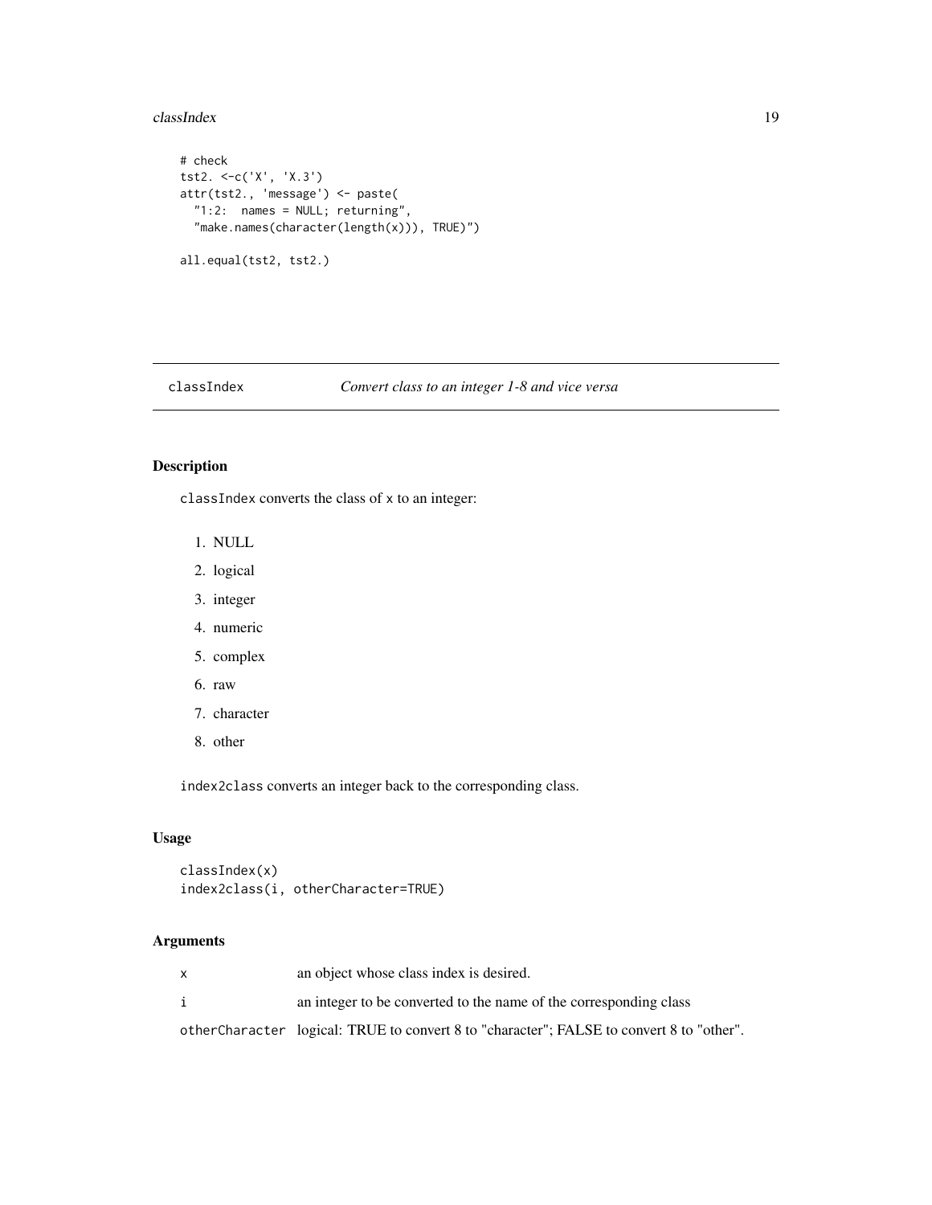```
# check
tst2. <-c('X', 'X.3')
attr(tst2., 'message') <- paste(
  "1:2:  names = NULL; returning",
  "make.names(character(length(x))), TRUE)")

all.equal(tst2, tst2.)
```

---

## classIndex — *Convert class to an integer 1-8 and vice versa*

---

### Description

`classIndex` converts the class of `x` to an integer:

1. NULL
2. logical
3. integer
4. numeric
5. complex
6. raw
7. character
8. other

`index2class` converts an integer back to the corresponding class.

### Usage

```
classIndex(x)
index2class(i, otherCharacter=TRUE)
```

### Arguments

| | |
|---|---|
| `x` | an object whose class index is desired. |
| `i` | an integer to be converted to the name of the corresponding class |
| `otherCharacter` | logical: TRUE to convert 8 to "character"; FALSE to convert 8 to "other". |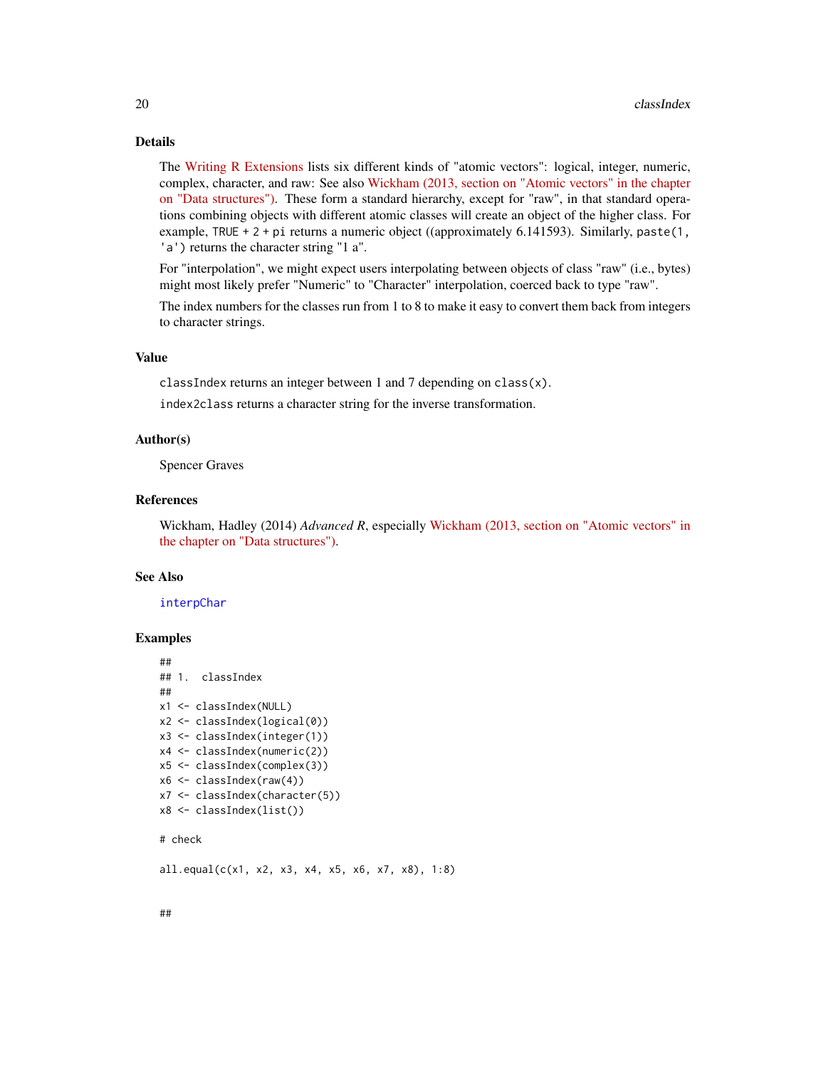### Details

The Writing R Extensions lists six different kinds of "atomic vectors": logical, integer, numeric, complex, character, and raw: See also Wickham (2013, section on "Atomic vectors" in the chapter on "Data structures"). These form a standard hierarchy, except for "raw", in that standard operations combining objects with different atomic classes will create an object of the higher class. For example, `TRUE + 2 + pi` returns a numeric object ((approximately 6.141593). Similarly, `paste(1, 'a')` returns the character string "1 a".

For "interpolation", we might expect users interpolating between objects of class "raw" (i.e., bytes) might most likely prefer "Numeric" to "Character" interpolation, coerced back to type "raw".

The index numbers for the classes run from 1 to 8 to make it easy to convert them back from integers to character strings.

### Value

`classIndex` returns an integer between 1 and 7 depending on `class(x)`.

`index2class` returns a character string for the inverse transformation.

### Author(s)

Spencer Graves

### References

Wickham, Hadley (2014) *Advanced R*, especially Wickham (2013, section on "Atomic vectors" in the chapter on "Data structures").

### See Also

`interpChar`

### Examples

```
##
## 1.  classIndex
##
x1 <- classIndex(NULL)
x2 <- classIndex(logical(0))
x3 <- classIndex(integer(1))
x4 <- classIndex(numeric(2))
x5 <- classIndex(complex(3))
x6 <- classIndex(raw(4))
x7 <- classIndex(character(5))
x8 <- classIndex(list())

# check

all.equal(c(x1, x2, x3, x4, x5, x6, x7, x8), 1:8)


##
```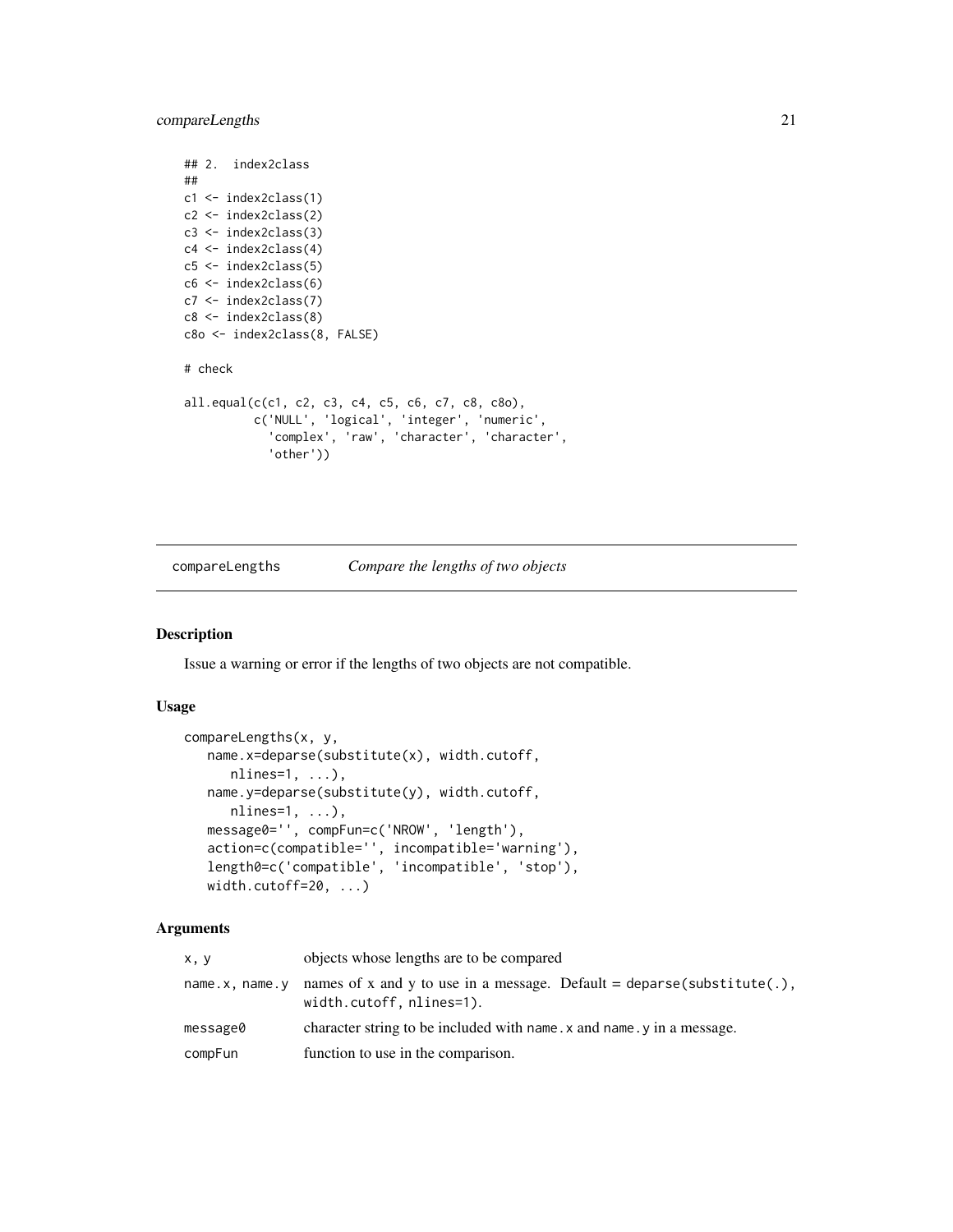```
## 2.  index2class
##
c1 <- index2class(1)
c2 <- index2class(2)
c3 <- index2class(3)
c4 <- index2class(4)
c5 <- index2class(5)
c6 <- index2class(6)
c7 <- index2class(7)
c8 <- index2class(8)
c8o <- index2class(8, FALSE)

# check

all.equal(c(c1, c2, c3, c4, c5, c6, c7, c8, c8o),
          c('NULL', 'logical', 'integer', 'numeric',
            'complex', 'raw', 'character', 'character',
            'other'))
```

## compareLengths — *Compare the lengths of two objects*

### Description

Issue a warning or error if the lengths of two objects are not compatible.

### Usage

```
compareLengths(x, y,
   name.x=deparse(substitute(x), width.cutoff,
      nlines=1, ...),
   name.y=deparse(substitute(y), width.cutoff,
      nlines=1, ...),
   message0='', compFun=c('NROW', 'length'),
   action=c(compatible='', incompatible='warning'),
   length0=c('compatible', 'incompatible', 'stop'),
   width.cutoff=20, ...)
```

### Arguments

| | |
|---|---|
| x, y | objects whose lengths are to be compared |
| name.x, name.y | names of x and y to use in a message. Default = deparse(substitute(.), width.cutoff, nlines=1). |
| message0 | character string to be included with name.x and name.y in a message. |
| compFun | function to use in the comparison. |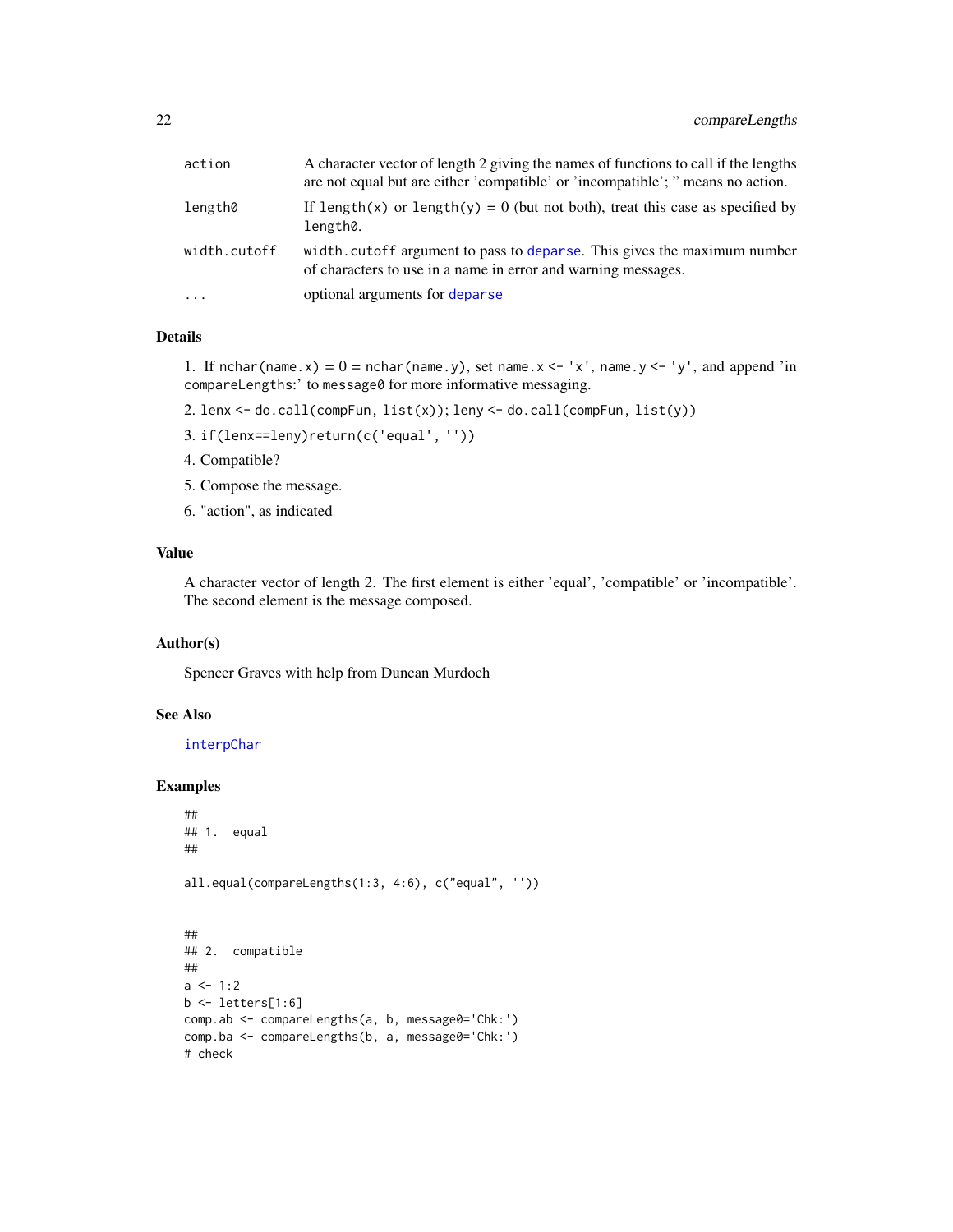| | |
|---|---|
| action | A character vector of length 2 giving the names of functions to call if the lengths are not equal but are either 'compatible' or 'incompatible'; " means no action. |
| length0 | If `length(x)` or `length(y)` = 0 (but not both), treat this case as specified by `length0`. |
| width.cutoff | `width.cutoff` argument to pass to `deparse`. This gives the maximum number of characters to use in a name in error and warning messages. |
| ... | optional arguments for `deparse` |

### Details

1. If `nchar(name.x)` = 0 = `nchar(name.y)`, set `name.x <- 'x'`, `name.y <- 'y'`, and append 'in `compareLengths`:' to `message0` for more informative messaging.
2. `lenx <- do.call(compFun, list(x))`; `leny <- do.call(compFun, list(y))`
3. `if(lenx==leny)return(c('equal', ''))`
4. Compatible?
5. Compose the message.
6. "action", as indicated

### Value

A character vector of length 2. The first element is either 'equal', 'compatible' or 'incompatible'. The second element is the message composed.

### Author(s)

Spencer Graves with help from Duncan Murdoch

### See Also

`interpChar`

### Examples

```
##
## 1.  equal
##

all.equal(compareLengths(1:3, 4:6), c("equal", ''))


##
## 2.  compatible
##
a <- 1:2
b <- letters[1:6]
comp.ab <- compareLengths(a, b, message0='Chk:')
comp.ba <- compareLengths(b, a, message0='Chk:')
# check
```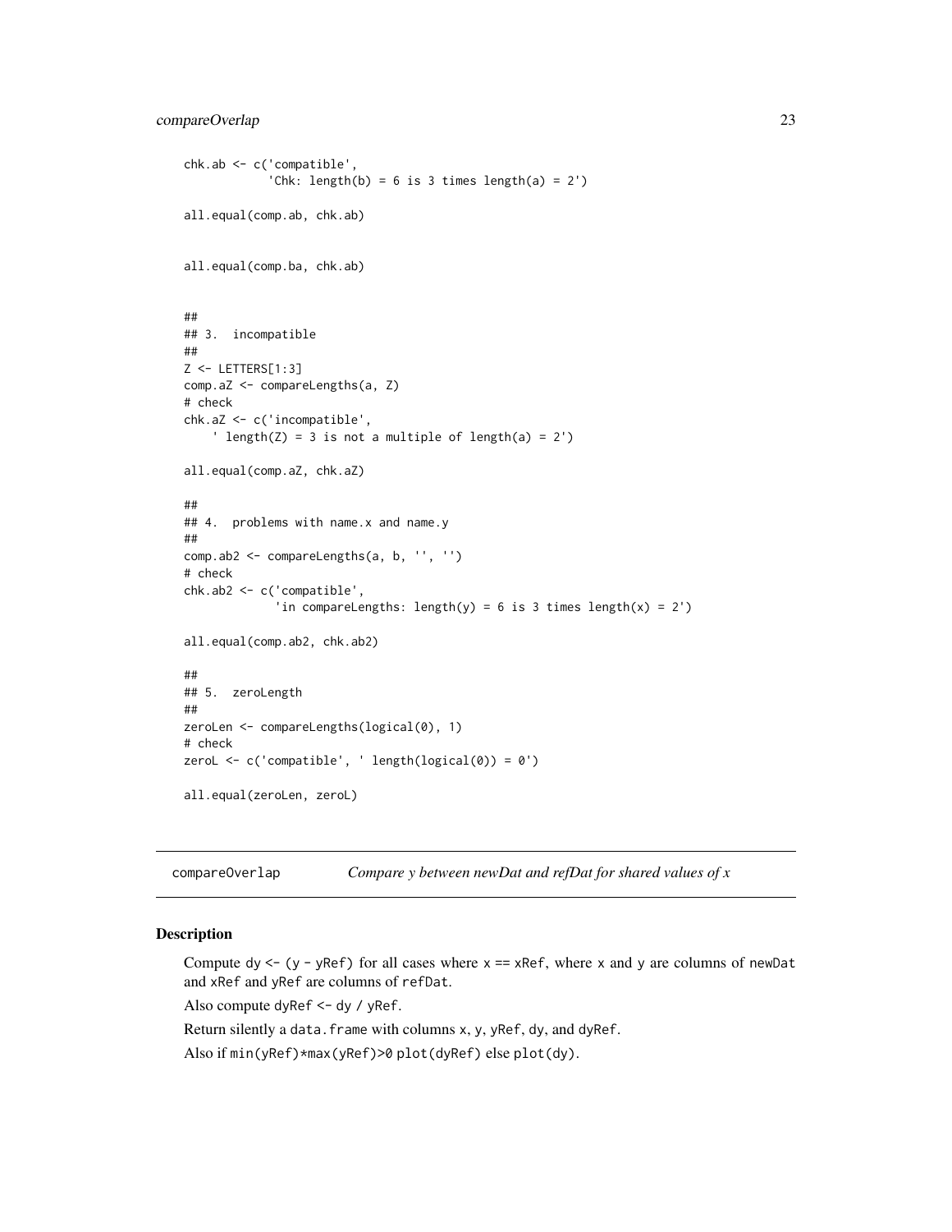```
chk.ab <- c('compatible',
            'Chk: length(b) = 6 is 3 times length(a) = 2')

all.equal(comp.ab, chk.ab)


all.equal(comp.ba, chk.ab)


##
## 3.  incompatible
##
Z <- LETTERS[1:3]
comp.aZ <- compareLengths(a, Z)
# check
chk.aZ <- c('incompatible',
    ' length(Z) = 3 is not a multiple of length(a) = 2')

all.equal(comp.aZ, chk.aZ)

##
## 4.  problems with name.x and name.y
##
comp.ab2 <- compareLengths(a, b, '', '')
# check
chk.ab2 <- c('compatible',
             'in compareLengths: length(y) = 6 is 3 times length(x) = 2')

all.equal(comp.ab2, chk.ab2)

##
## 5.  zeroLength
##
zeroLen <- compareLengths(logical(0), 1)
# check
zeroL <- c('compatible', ' length(logical(0)) = 0')

all.equal(zeroLen, zeroL)
```

## compareOverlap — *Compare y between newDat and refDat for shared values of x*

### Description

Compute `dy <- (y - yRef)` for all cases where `x == xRef`, where `x` and `y` are columns of `newDat` and `xRef` and `yRef` are columns of `refDat`.

Also compute `dyRef <- dy / yRef`.

Return silently a `data.frame` with columns `x`, `y`, `yRef`, `dy`, and `dyRef`.

Also if `min(yRef)*max(yRef)>0 plot(dyRef)` else `plot(dy)`.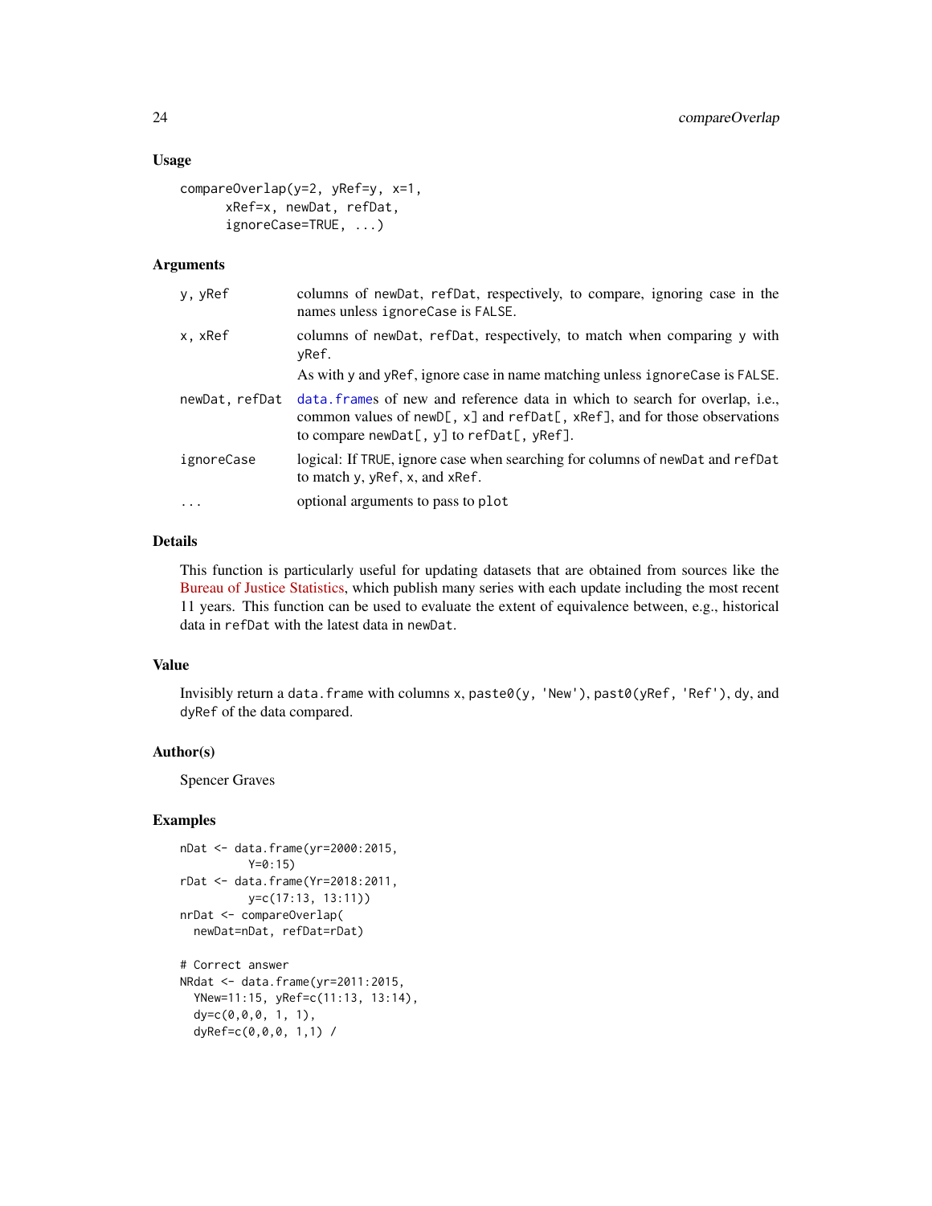### Usage

```
compareOverlap(y=2, yRef=y, x=1,
       xRef=x, newDat, refDat,
       ignoreCase=TRUE, ...)
```

### Arguments

| | |
|---|---|
| `y, yRef` | columns of `newDat`, `refDat`, respectively, to compare, ignoring case in the names unless `ignoreCase` is `FALSE`. |
| `x, xRef` | columns of `newDat`, `refDat`, respectively, to match when comparing `y` with `yRef`. As with `y` and `yRef`, ignore case in name matching unless `ignoreCase` is `FALSE`. |
| `newDat, refDat` | `data.frame`s of new and reference data in which to search for overlap, i.e., common values of `newD[, x]` and `refDat[, xRef]`, and for those observations to compare `newDat[, y]` to `refDat[, yRef]`. |
| `ignoreCase` | logical: If `TRUE`, ignore case when searching for columns of `newDat` and `refDat` to match `y`, `yRef`, `x`, and `xRef`. |
| `...` | optional arguments to pass to `plot` |

### Details

This function is particularly useful for updating datasets that are obtained from sources like the Bureau of Justice Statistics, which publish many series with each update including the most recent 11 years. This function can be used to evaluate the extent of equivalence between, e.g., historical data in `refDat` with the latest data in `newDat`.

### Value

Invisibly return a `data.frame` with columns `x`, `paste0(y, 'New')`, `past0(yRef, 'Ref')`, `dy`, and `dyRef` of the data compared.

### Author(s)

Spencer Graves

### Examples

```
nDat <- data.frame(yr=2000:2015,
          Y=0:15)
rDat <- data.frame(Yr=2018:2011,
          y=c(17:13, 13:11))
nrDat <- compareOverlap(
  newDat=nDat, refDat=rDat)

# Correct answer
NRdat <- data.frame(yr=2011:2015,
  YNew=11:15, yRef=c(11:13, 13:14),
  dy=c(0,0,0, 1, 1),
  dyRef=c(0,0,0, 1,1) /
```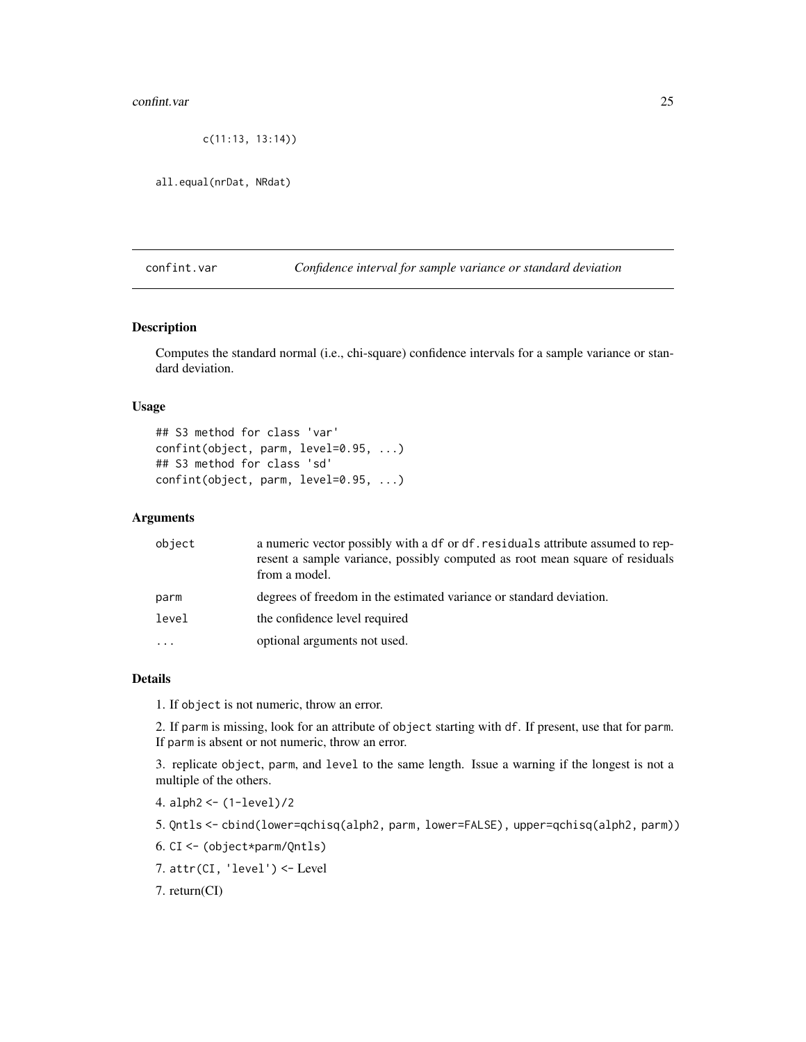```
        c(11:13, 13:14))

all.equal(nrDat, NRdat)
```

---

## confint.var — *Confidence interval for sample variance or standard deviation*

### Description

Computes the standard normal (i.e., chi-square) confidence intervals for a sample variance or standard deviation.

### Usage

```
## S3 method for class 'var'
confint(object, parm, level=0.95, ...)
## S3 method for class 'sd'
confint(object, parm, level=0.95, ...)
```

### Arguments

| | |
|---|---|
| `object` | a numeric vector possibly with a `df` or `df.residuals` attribute assumed to represent a sample variance, possibly computed as root mean square of residuals from a model. |
| `parm` | degrees of freedom in the estimated variance or standard deviation. |
| `level` | the confidence level required |
| `...` | optional arguments not used. |

### Details

1. If `object` is not numeric, throw an error.

2. If `parm` is missing, look for an attribute of `object` starting with `df`. If present, use that for `parm`. If `parm` is absent or not numeric, throw an error.

3. replicate `object`, `parm`, and `level` to the same length. Issue a warning if the longest is not a multiple of the others.

4. `alph2 <- (1-level)/2`

5. `Qntls <- cbind(lower=qchisq(alph2, parm, lower=FALSE), upper=qchisq(alph2, parm))`

6. `CI <- (object*parm/Qntls)`

7. `attr(CI, 'level') <-` Level

7. return(CI)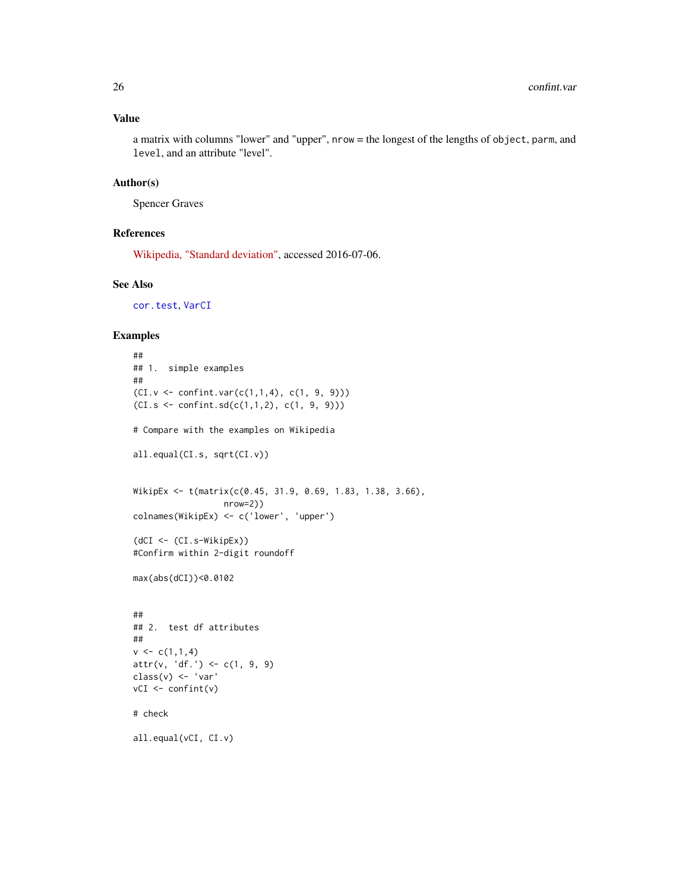### Value

a matrix with columns "lower" and "upper", nrow = the longest of the lengths of `object`, `parm`, and `level`, and an attribute "level".

### Author(s)

Spencer Graves

### References

Wikipedia, "Standard deviation", accessed 2016-07-06.

### See Also

`cor.test`, `VarCI`

### Examples

```
##
## 1.  simple examples
##
(CI.v <- confint.var(c(1,1,4), c(1, 9, 9)))
(CI.s <- confint.sd(c(1,1,2), c(1, 9, 9)))

# Compare with the examples on Wikipedia

all.equal(CI.s, sqrt(CI.v))


WikipEx <- t(matrix(c(0.45, 31.9, 0.69, 1.83, 1.38, 3.66),
                  nrow=2))
colnames(WikipEx) <- c('lower', 'upper')

(dCI <- (CI.s-WikipEx))
#Confirm within 2-digit roundoff

max(abs(dCI))<0.0102


##
## 2.  test df attributes
##
v <- c(1,1,4)
attr(v, 'df.') <- c(1, 9, 9)
class(v) <- 'var'
vCI <- confint(v)

# check

all.equal(vCI, CI.v)
```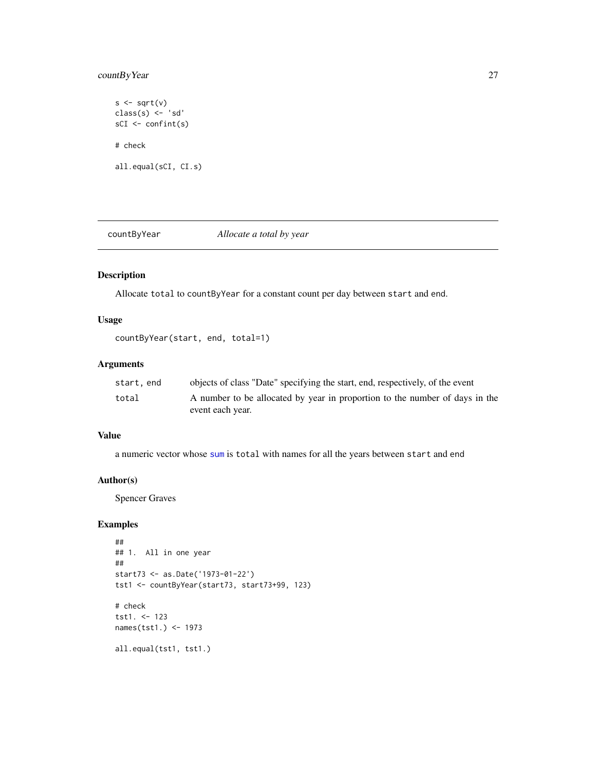```
s <- sqrt(v)
class(s) <- 'sd'
sCI <- confint(s)

# check

all.equal(sCI, CI.s)
```

## countByYear *Allocate a total by year*

### Description

Allocate `total` to `countByYear` for a constant count per day between `start` and `end`.

### Usage

```
countByYear(start, end, total=1)
```

### Arguments

| | |
|---|---|
| `start, end` | objects of class "Date" specifying the start, end, respectively, of the event |
| `total` | A number to be allocated by year in proportion to the number of days in the event each year. |

### Value

a numeric vector whose `sum` is `total` with names for all the years between `start` and `end`

### Author(s)

Spencer Graves

### Examples

```
##
## 1.  All in one year
##
start73 <- as.Date('1973-01-22')
tst1 <- countByYear(start73, start73+99, 123)

# check
tst1. <- 123
names(tst1.) <- 1973

all.equal(tst1, tst1.)
```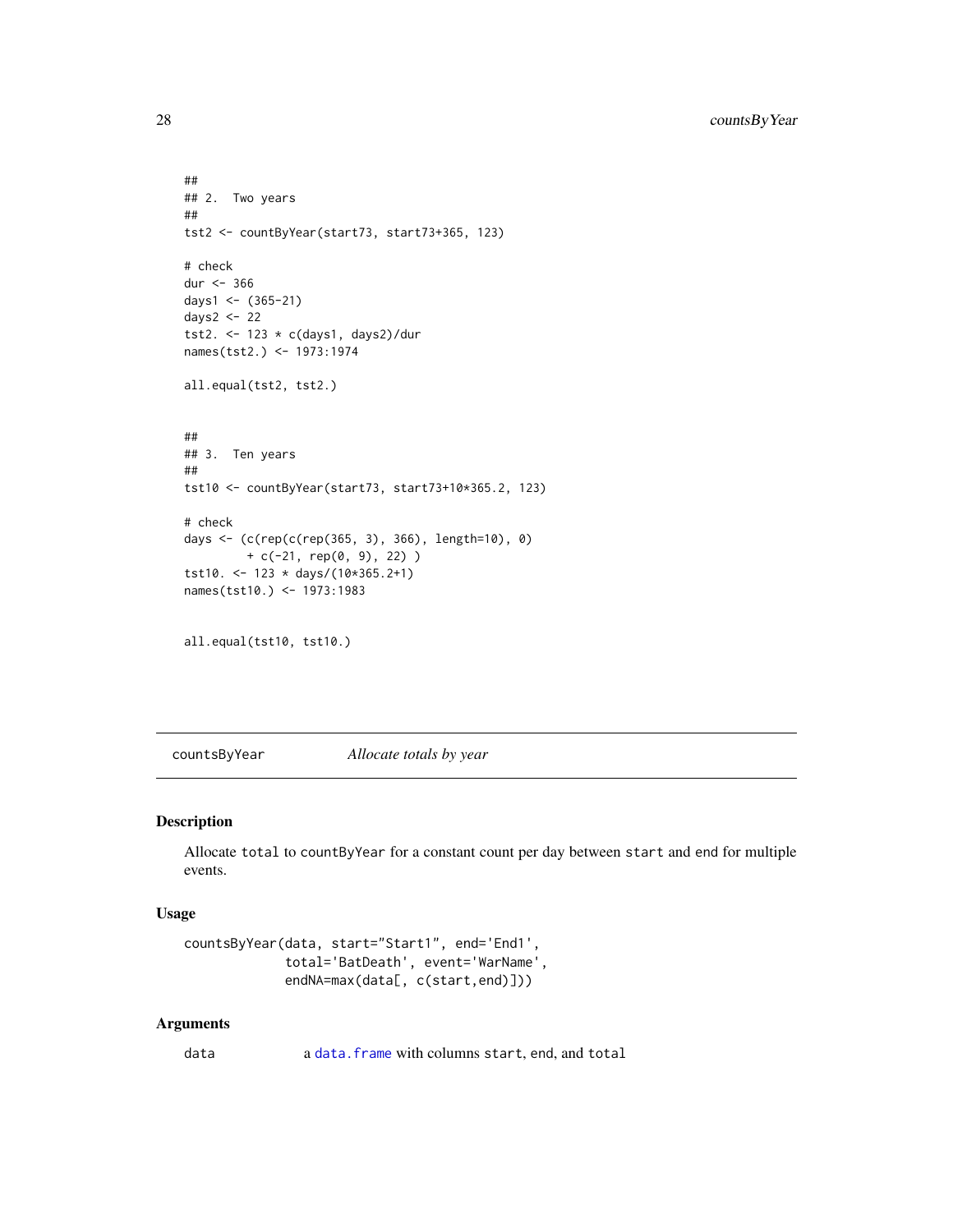```
##
## 2.  Two years
##
tst2 <- countByYear(start73, start73+365, 123)

# check
dur <- 366
days1 <- (365-21)
days2 <- 22
tst2. <- 123 * c(days1, days2)/dur
names(tst2.) <- 1973:1974

all.equal(tst2, tst2.)


##
## 3.  Ten years
##
tst10 <- countByYear(start73, start73+10*365.2, 123)

# check
days <- (c(rep(c(rep(365, 3), 366), length=10), 0)
         + c(-21, rep(0, 9), 22) )
tst10. <- 123 * days/(10*365.2+1)
names(tst10.) <- 1973:1983


all.equal(tst10, tst10.)
```

---

countsByYear    *Allocate totals by year*

---

## Description

Allocate `total` to `countByYear` for a constant count per day between `start` and `end` for multiple events.

## Usage

```
countsByYear(data, start="Start1", end='End1',
             total='BatDeath', event='WarName',
             endNA=max(data[, c(start,end)]))
```

## Arguments

| | |
|---|---|
| `data` | a `data.frame` with columns `start`, `end`, and `total` |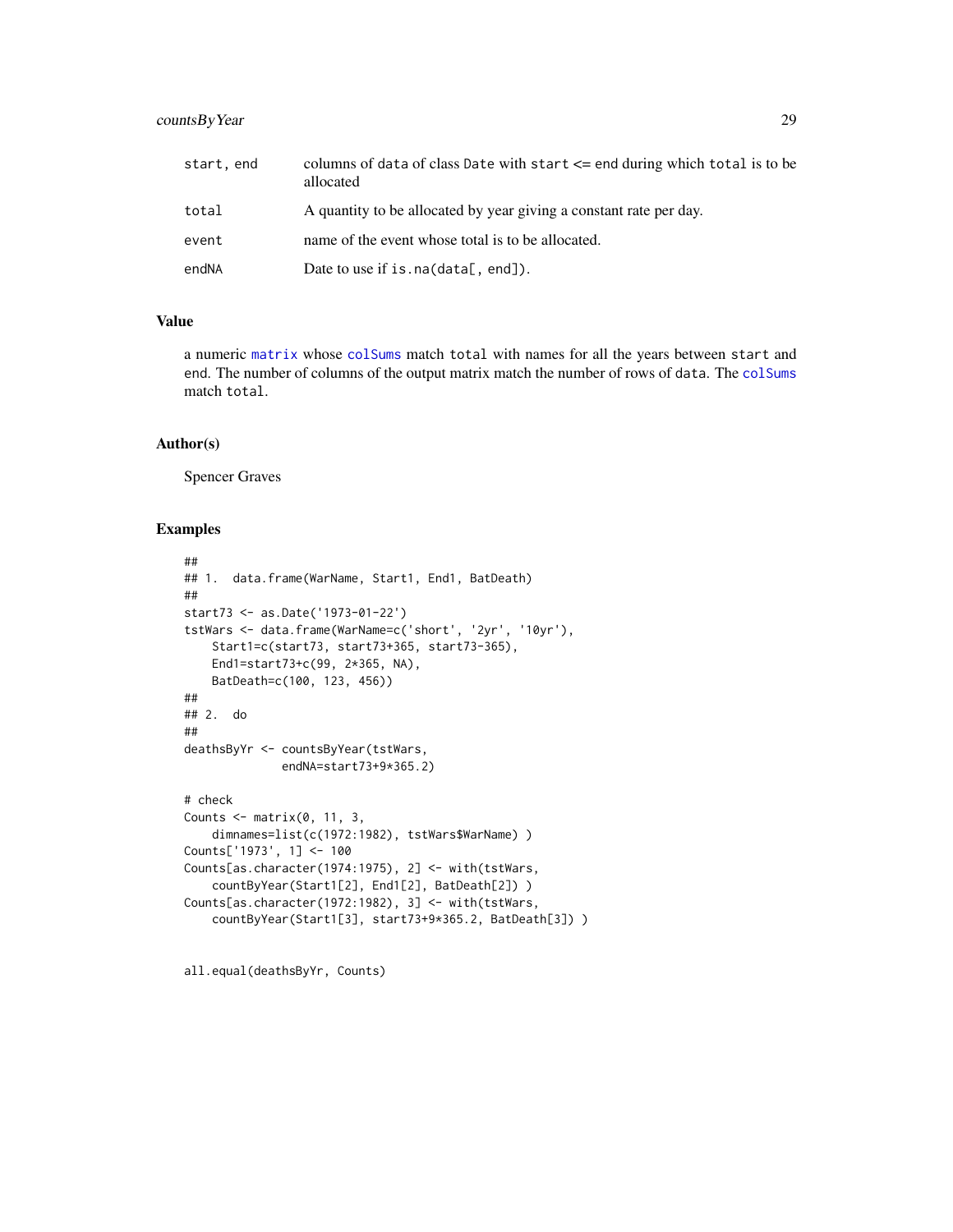| | |
|---|---|
| start, end | columns of data of class Date with start <= end during which total is to be allocated |
| total | A quantity to be allocated by year giving a constant rate per day. |
| event | name of the event whose total is to be allocated. |
| endNA | Date to use if is.na(data[, end]). |

### Value

a numeric matrix whose colSums match total with names for all the years between start and end. The number of columns of the output matrix match the number of rows of data. The colSums match total.

### Author(s)

Spencer Graves

### Examples

```
##
## 1.  data.frame(WarName, Start1, End1, BatDeath)
##
start73 <- as.Date('1973-01-22')
tstWars <- data.frame(WarName=c('short', '2yr', '10yr'),
    Start1=c(start73, start73+365, start73-365),
    End1=start73+c(99, 2*365, NA),
    BatDeath=c(100, 123, 456))
##
## 2.  do
##
deathsByYr <- countsByYear(tstWars,
              endNA=start73+9*365.2)

# check
Counts <- matrix(0, 11, 3,
    dimnames=list(c(1972:1982), tstWars$WarName) )
Counts['1973', 1] <- 100
Counts[as.character(1974:1975), 2] <- with(tstWars,
    countByYear(Start1[2], End1[2], BatDeath[2]) )
Counts[as.character(1972:1982), 3] <- with(tstWars,
    countByYear(Start1[3], start73+9*365.2, BatDeath[3]) )


all.equal(deathsByYr, Counts)
```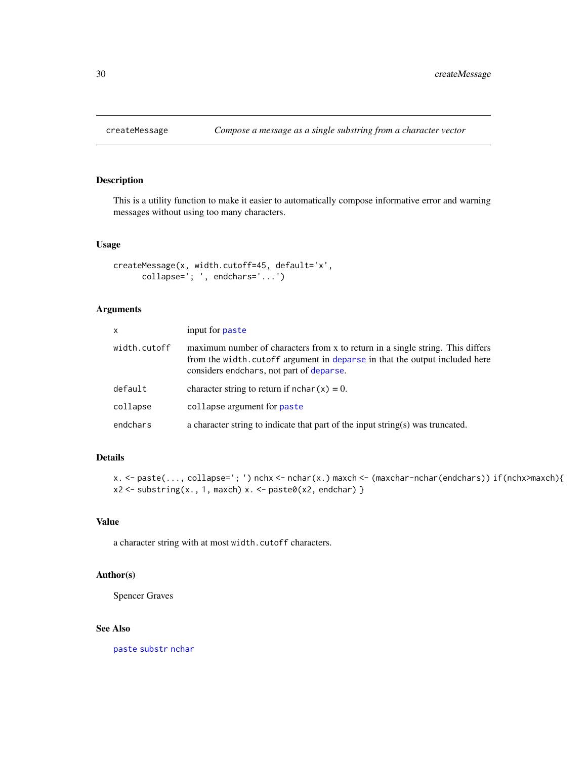createMessage *Compose a message as a single substring from a character vector*

## Description

This is a utility function to make it easier to automatically compose informative error and warning messages without using too many characters.

## Usage

```
createMessage(x, width.cutoff=45, default='x',
      collapse='; ', endchars='...')
```

## Arguments

| | |
|---|---|
| `x` | input for `paste` |
| `width.cutoff` | maximum number of characters from x to return in a single string. This differs from the `width.cutoff` argument in `deparse` in that the output included here considers `endchars`, not part of `deparse`. |
| `default` | character string to return if `nchar(x)` = 0. |
| `collapse` | `collapse` argument for `paste` |
| `endchars` | a character string to indicate that part of the input string(s) was truncated. |

## Details

`x. <- paste(..., collapse='; ') nchx <- nchar(x.) maxch <- (maxchar-nchar(endchars)) if(nchx>maxch){ x2 <- substring(x., 1, maxch) x. <- paste0(x2, endchar) }`

## Value

a character string with at most `width.cutoff` characters.

## Author(s)

Spencer Graves

## See Also

`paste` `substr` `nchar`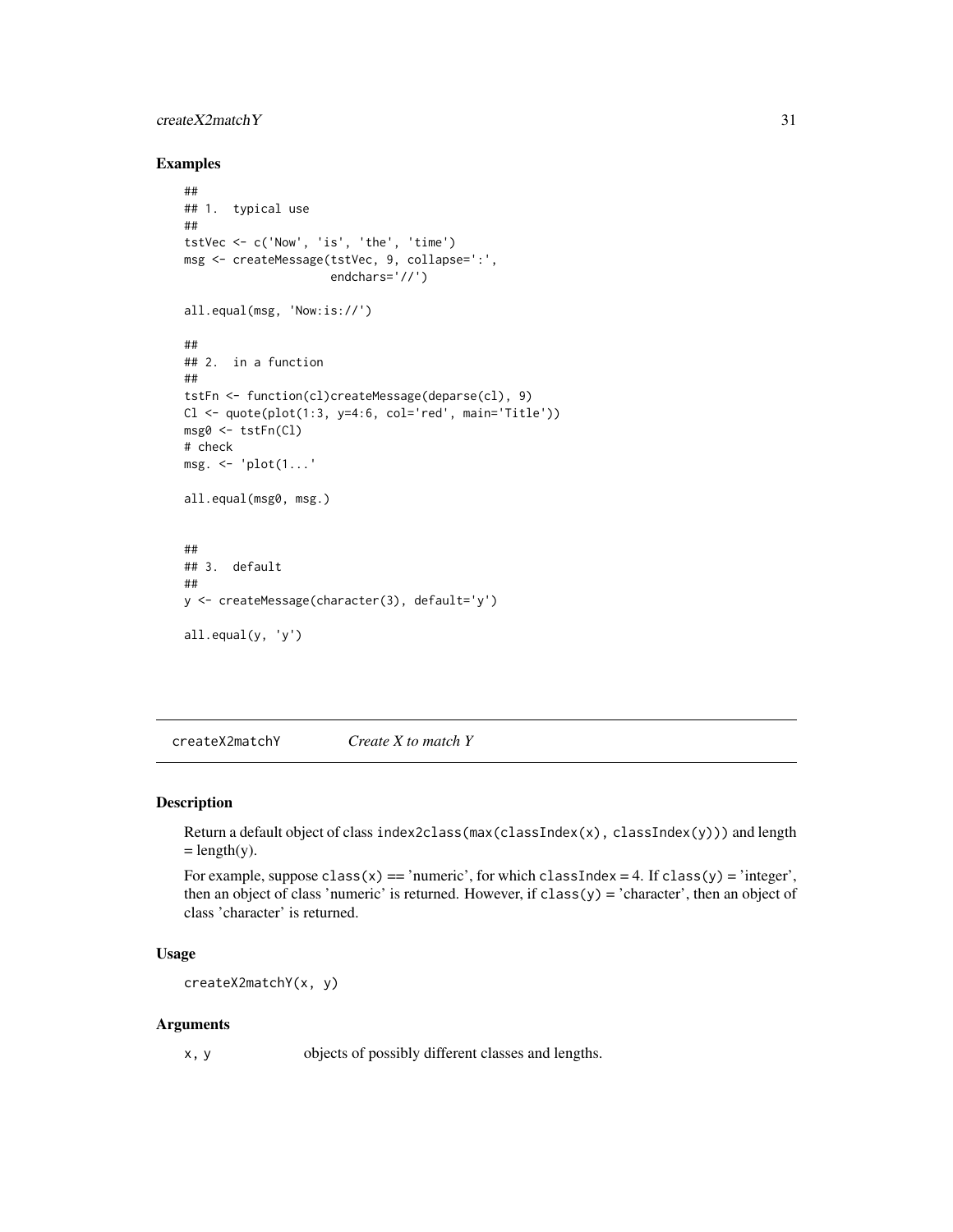### Examples

```
##
## 1.  typical use
##
tstVec <- c('Now', 'is', 'the', 'time')
msg <- createMessage(tstVec, 9, collapse=':',
                     endchars='//')

all.equal(msg, 'Now:is://')

##
## 2.  in a function
##
tstFn <- function(cl)createMessage(deparse(cl), 9)
Cl <- quote(plot(1:3, y=4:6, col='red', main='Title'))
msg0 <- tstFn(Cl)
# check
msg. <- 'plot(1...'

all.equal(msg0, msg.)


##
## 3.  default
##
y <- createMessage(character(3), default='y')

all.equal(y, 'y')
```

---

## createX2matchY *Create X to match Y*

### Description

Return a default object of class `index2class(max(classIndex(x), classIndex(y)))` and length = length(y).

For example, suppose `class(x)` == 'numeric', for which `classIndex` = 4. If `class(y)` = 'integer', then an object of class 'numeric' is returned. However, if `class(y)` = 'character', then an object of class 'character' is returned.

### Usage

```
createX2matchY(x, y)
```

### Arguments

| | |
|---|---|
| `x, y` | objects of possibly different classes and lengths. |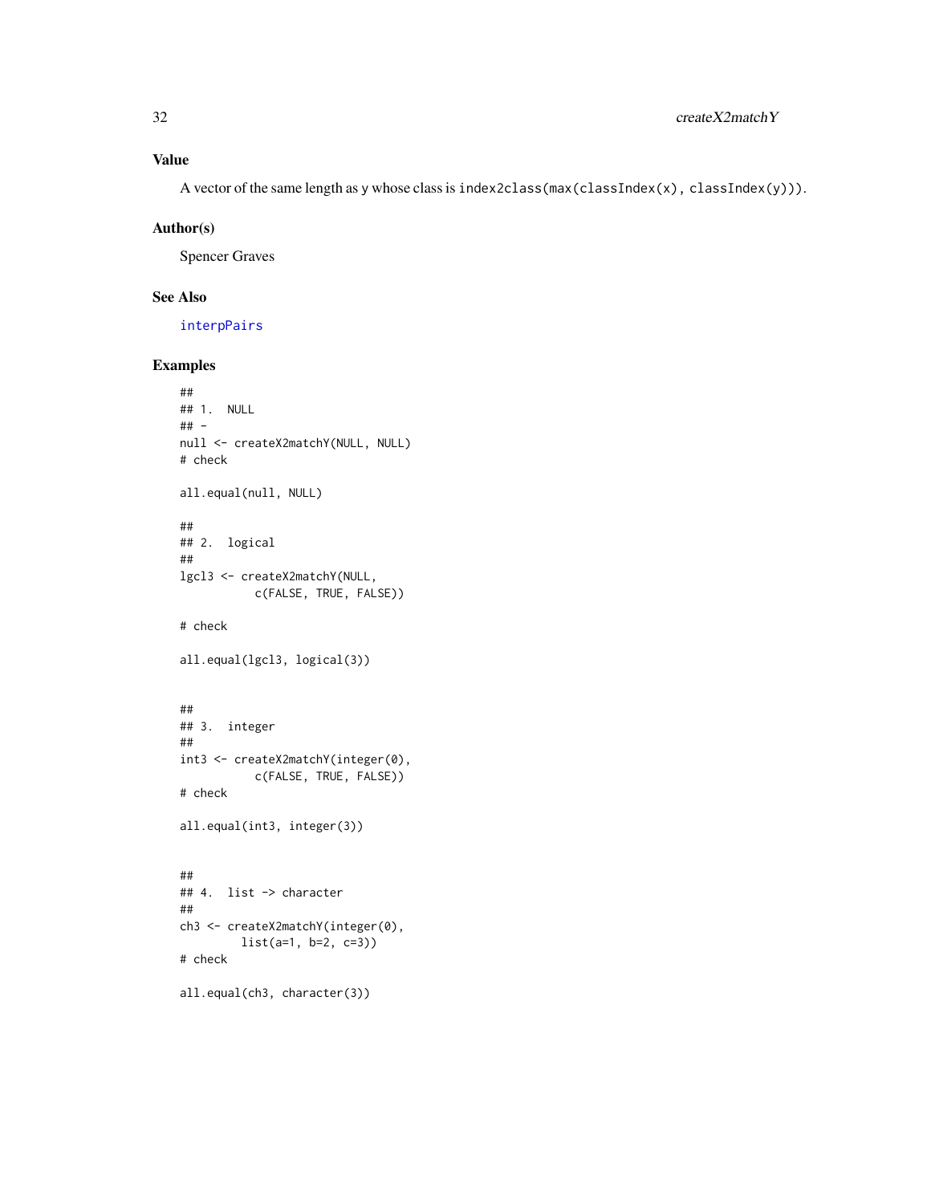### Value

A vector of the same length as y whose class is `index2class(max(classIndex(x), classIndex(y)))`.

### Author(s)

Spencer Graves

### See Also

interpPairs

### Examples

```
##
## 1.  NULL
## -
null <- createX2matchY(NULL, NULL)
# check

all.equal(null, NULL)

##
## 2.  logical
##
lgcl3 <- createX2matchY(NULL,
           c(FALSE, TRUE, FALSE))

# check

all.equal(lgcl3, logical(3))


##
## 3.  integer
##
int3 <- createX2matchY(integer(0),
           c(FALSE, TRUE, FALSE))
# check

all.equal(int3, integer(3))


##
## 4.  list -> character
##
ch3 <- createX2matchY(integer(0),
         list(a=1, b=2, c=3))
# check

all.equal(ch3, character(3))
```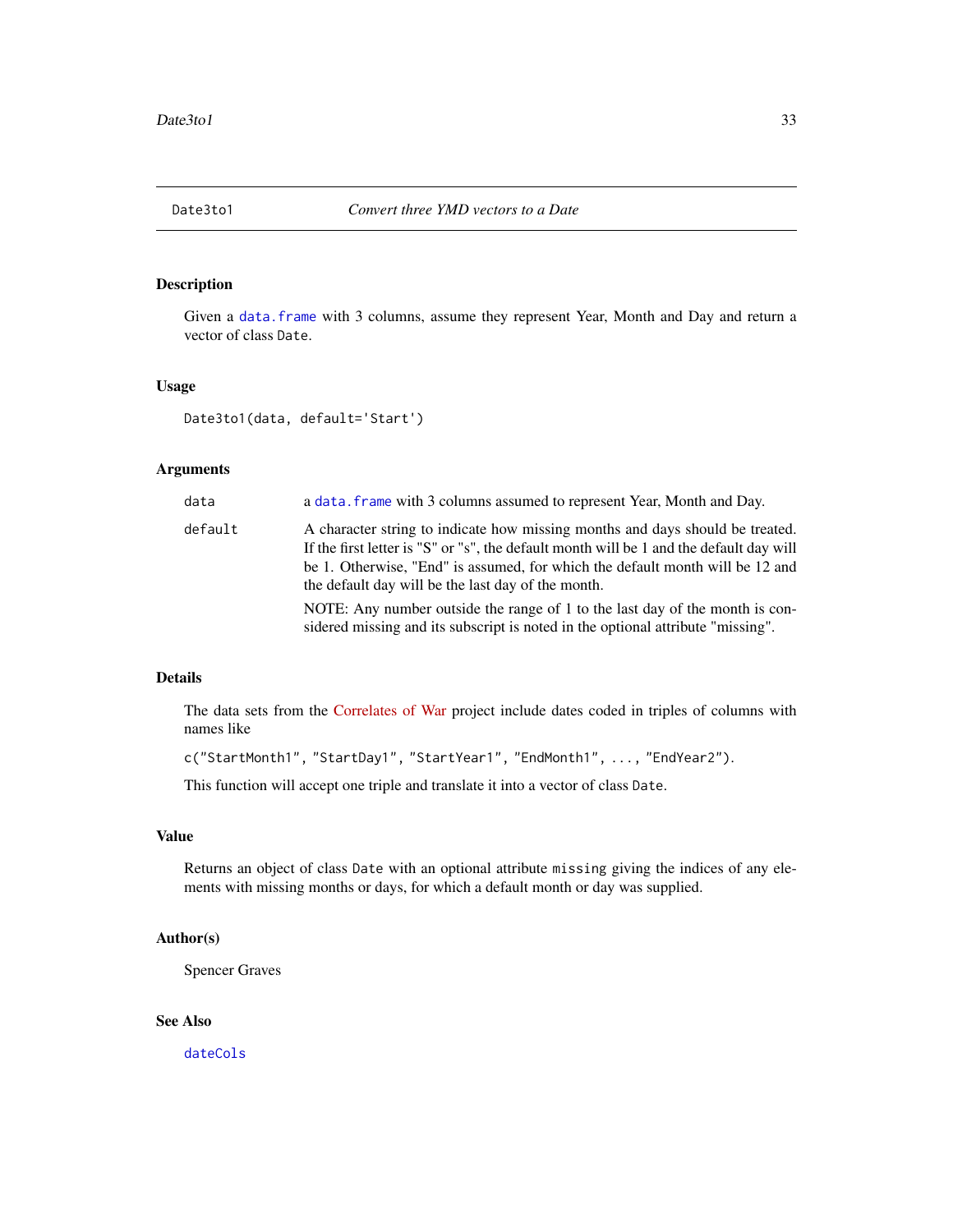## Date3to1 — *Convert three YMD vectors to a Date*

### Description

Given a `data.frame` with 3 columns, assume they represent Year, Month and Day and return a vector of class `Date`.

### Usage

```
Date3to1(data, default='Start')
```

### Arguments

`data` a `data.frame` with 3 columns assumed to represent Year, Month and Day.

`default` A character string to indicate how missing months and days should be treated. If the first letter is "S" or "s", the default month will be 1 and the default day will be 1. Otherwise, "End" is assumed, for which the default month will be 12 and the default day will be the last day of the month.

NOTE: Any number outside the range of 1 to the last day of the month is considered missing and its subscript is noted in the optional attribute "missing".

### Details

The data sets from the Correlates of War project include dates coded in triples of columns with names like

`c("StartMonth1", "StartDay1", "StartYear1", "EndMonth1", ..., "EndYear2")`.

This function will accept one triple and translate it into a vector of class `Date`.

### Value

Returns an object of class `Date` with an optional attribute `missing` giving the indices of any elements with missing months or days, for which a default month or day was supplied.

### Author(s)

Spencer Graves

### See Also

`dateCols`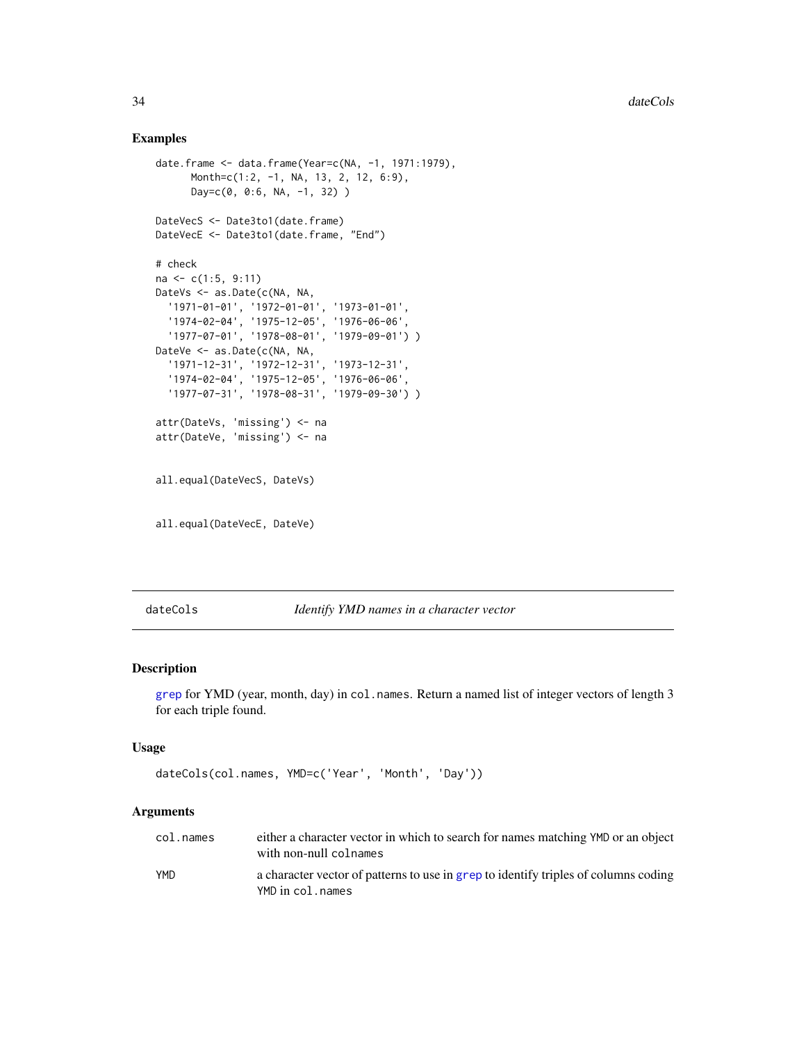## Examples

```
date.frame <- data.frame(Year=c(NA, -1, 1971:1979),
      Month=c(1:2, -1, NA, 13, 2, 12, 6:9),
      Day=c(0, 0:6, NA, -1, 32) )

DateVecS <- Date3to1(date.frame)
DateVecE <- Date3to1(date.frame, "End")

# check
na <- c(1:5, 9:11)
DateVs <- as.Date(c(NA, NA,
  '1971-01-01', '1972-01-01', '1973-01-01',
  '1974-02-04', '1975-12-05', '1976-06-06',
  '1977-07-01', '1978-08-01', '1979-09-01') )
DateVe <- as.Date(c(NA, NA,
  '1971-12-31', '1972-12-31', '1973-12-31',
  '1974-02-04', '1975-12-05', '1976-06-06',
  '1977-07-31', '1978-08-31', '1979-09-30') )

attr(DateVs, 'missing') <- na
attr(DateVe, 'missing') <- na


all.equal(DateVecS, DateVs)


all.equal(DateVecE, DateVe)
```

---

`dateCols` *Identify YMD names in a character vector*

---

## Description

`grep` for YMD (year, month, day) in `col.names`. Return a named list of integer vectors of length 3 for each triple found.

## Usage

```
dateCols(col.names, YMD=c('Year', 'Month', 'Day'))
```

## Arguments

| | |
|---|---|
| `col.names` | either a character vector in which to search for names matching `YMD` or an object with non-null `colnames` |
| `YMD` | a character vector of patterns to use in `grep` to identify triples of columns coding `YMD` in `col.names` |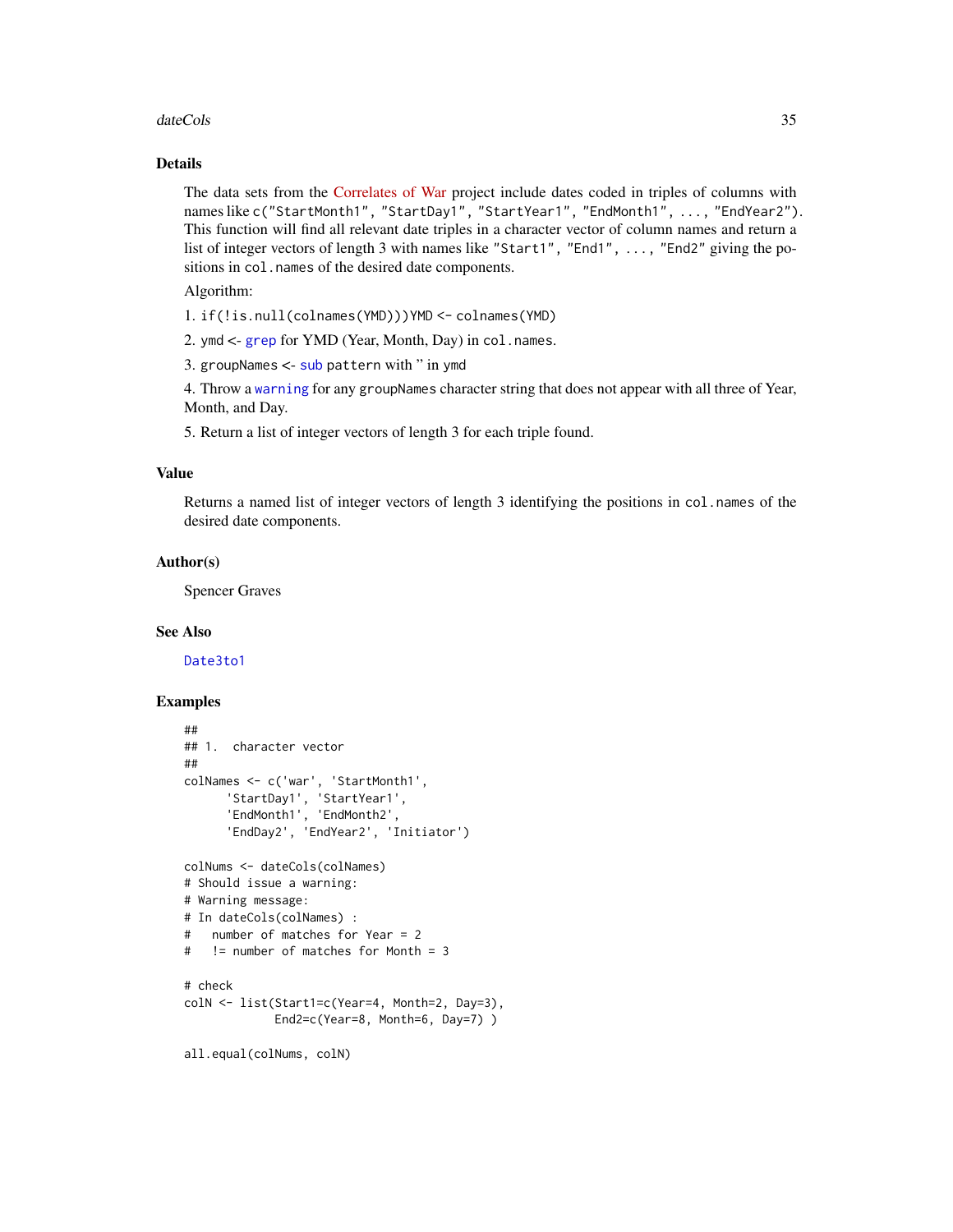## Details

The data sets from the Correlates of War project include dates coded in triples of columns with names like `c("StartMonth1", "StartDay1", "StartYear1", "EndMonth1", ..., "EndYear2")`. This function will find all relevant date triples in a character vector of column names and return a list of integer vectors of length 3 with names like `"Start1", "End1", ..., "End2"` giving the positions in `col.names` of the desired date components.

Algorithm:

1. `if(!is.null(colnames(YMD)))YMD <- colnames(YMD)`

2. ymd <- `grep` for YMD (Year, Month, Day) in `col.names`.

3. `groupNames` <- `sub` `pattern` with " in `ymd`

4. Throw a `warning` for any `groupNames` character string that does not appear with all three of Year, Month, and Day.

5. Return a list of integer vectors of length 3 for each triple found.

## Value

Returns a named list of integer vectors of length 3 identifying the positions in `col.names` of the desired date components.

## Author(s)

Spencer Graves

## See Also

`Date3to1`

## Examples

```
##
## 1.  character vector
##
colNames <- c('war', 'StartMonth1',
      'StartDay1', 'StartYear1',
      'EndMonth1', 'EndMonth2',
      'EndDay2', 'EndYear2', 'Initiator')

colNums <- dateCols(colNames)
# Should issue a warning:
# Warning message:
# In dateCols(colNames) :
#   number of matches for Year = 2
#   != number of matches for Month = 3

# check
colN <- list(Start1=c(Year=4, Month=2, Day=3),
             End2=c(Year=8, Month=6, Day=7) )

all.equal(colNums, colN)
```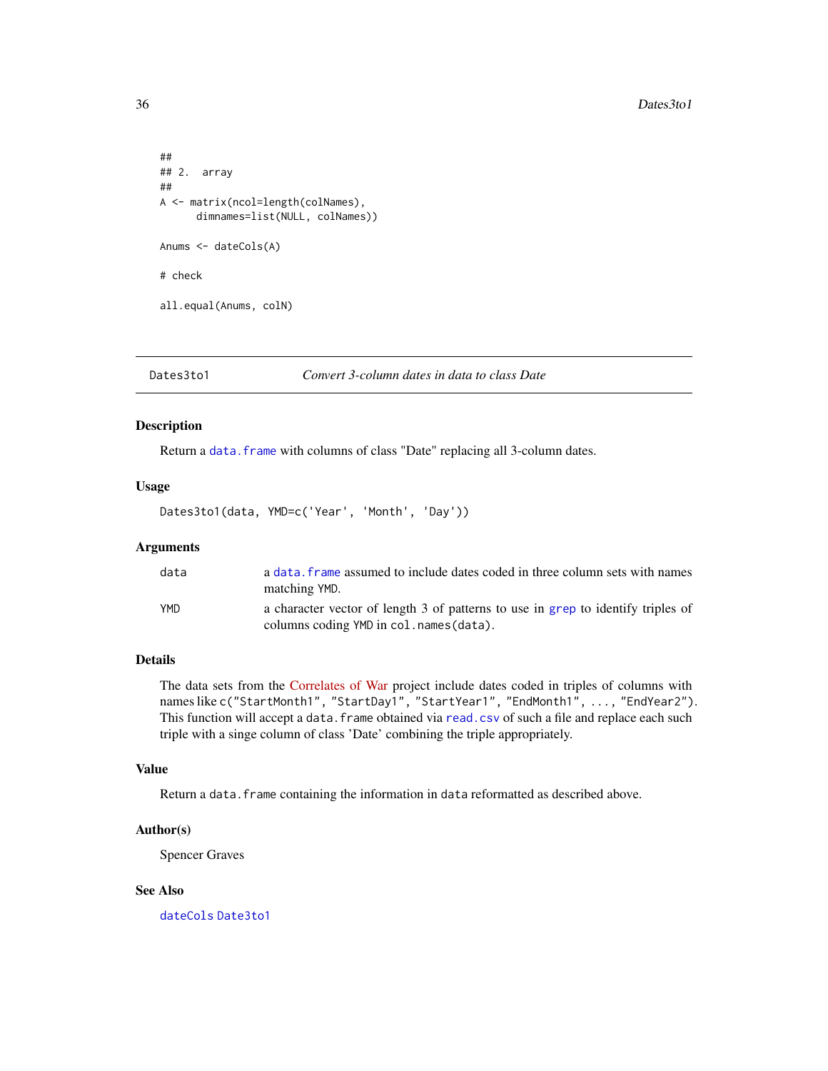```
##
## 2.  array
##
A <- matrix(ncol=length(colNames),
      dimnames=list(NULL, colNames))

Anums <- dateCols(A)

# check

all.equal(Anums, colN)
```

---

Dates3to1 *Convert 3-column dates in data to class Date*

---

## Description

Return a data.frame with columns of class "Date" replacing all 3-column dates.

## Usage

```
Dates3to1(data, YMD=c('Year', 'Month', 'Day'))
```

## Arguments

| | |
|---|---|
| data | a data.frame assumed to include dates coded in three column sets with names matching YMD. |
| YMD | a character vector of length 3 of patterns to use in grep to identify triples of columns coding YMD in col.names(data). |

## Details

The data sets from the Correlates of War project include dates coded in triples of columns with names like c("StartMonth1", "StartDay1", "StartYear1", "EndMonth1", ..., "EndYear2"). This function will accept a data.frame obtained via read.csv of such a file and replace each such triple with a singe column of class 'Date' combining the triple appropriately.

## Value

Return a data.frame containing the information in data reformatted as described above.

## Author(s)

Spencer Graves

## See Also

dateCols Date3to1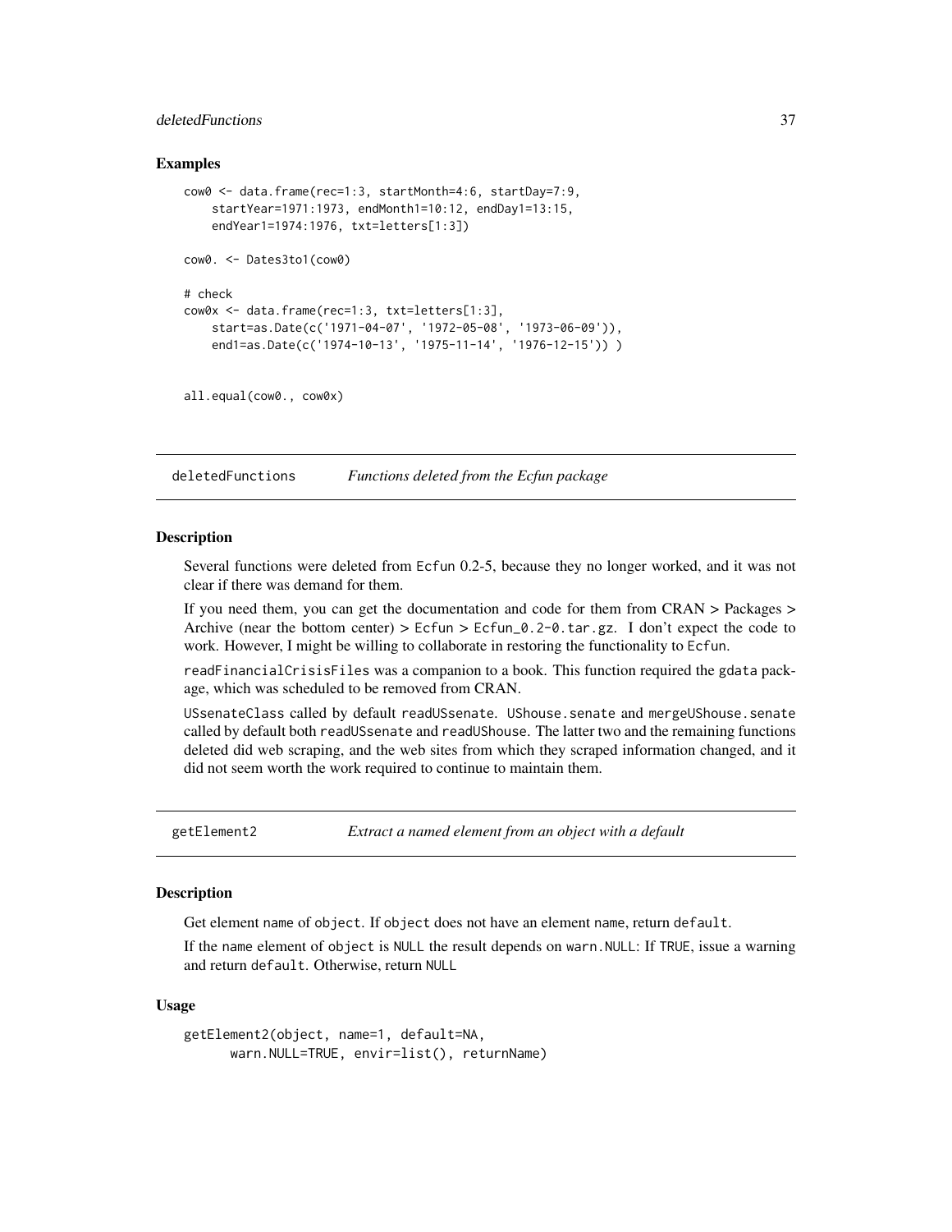### Examples

```
cow0 <- data.frame(rec=1:3, startMonth=4:6, startDay=7:9,
    startYear=1971:1973, endMonth1=10:12, endDay1=13:15,
    endYear1=1974:1976, txt=letters[1:3])

cow0. <- Dates3to1(cow0)

# check
cow0x <- data.frame(rec=1:3, txt=letters[1:3],
    start=as.Date(c('1971-04-07', '1972-05-08', '1973-06-09')),
    end1=as.Date(c('1974-10-13', '1975-11-14', '1976-12-15')) )


all.equal(cow0., cow0x)
```

---

## deletedFunctions — *Functions deleted from the Ecfun package*

### Description

Several functions were deleted from Ecfun 0.2-5, because they no longer worked, and it was not clear if there was demand for them.

If you need them, you can get the documentation and code for them from CRAN > Packages > Archive (near the bottom center) > Ecfun > Ecfun_0.2-0.tar.gz. I don't expect the code to work. However, I might be willing to collaborate in restoring the functionality to Ecfun.

readFinancialCrisisFiles was a companion to a book. This function required the gdata package, which was scheduled to be removed from CRAN.

USsenateClass called by default readUSsenate. UShouse.senate and mergeUShouse.senate called by default both readUSsenate and readUShouse. The latter two and the remaining functions deleted did web scraping, and the web sites from which they scraped information changed, and it did not seem worth the work required to continue to maintain them.

---

## getElement2 — *Extract a named element from an object with a default*

### Description

Get element name of object. If object does not have an element name, return default.

If the name element of object is NULL the result depends on warn.NULL: If TRUE, issue a warning and return default. Otherwise, return NULL

### Usage

```
getElement2(object, name=1, default=NA,
      warn.NULL=TRUE, envir=list(), returnName)
```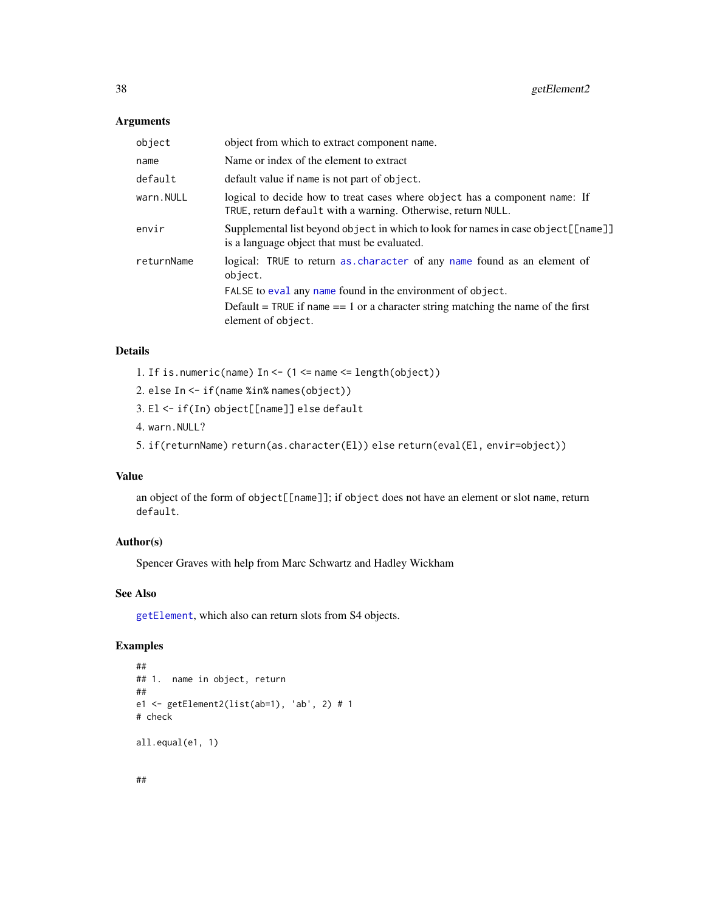### Arguments

| | |
|---|---|
| `object` | object from which to extract component name. |
| `name` | Name or index of the element to extract |
| `default` | default value if name is not part of `object`. |
| `warn.NULL` | logical to decide how to treat cases where object has a component name: If TRUE, return `default` with a warning. Otherwise, return NULL. |
| `envir` | Supplemental list beyond `object` in which to look for names in case `object[[name]]` is a language object that must be evaluated. |
| `returnName` | logical: TRUE to return `as.character` of any `name` found as an element of `object`. FALSE to `eval` any `name` found in the environment of `object`. Default = TRUE if name == 1 or a character string matching the name of the first element of `object`. |

### Details

1. If `is.numeric(name) In <- (1 <= name <= length(object))`
2. else `In <- if(name %in% names(object))`
3. `El <- if(In) object[[name]] else default`
4. `warn.NULL`?
5. `if(returnName) return(as.character(El)) else return(eval(El, envir=object))`

### Value

an object of the form of `object[[name]]`; if `object` does not have an element or slot name, return `default`.

### Author(s)

Spencer Graves with help from Marc Schwartz and Hadley Wickham

### See Also

`getElement`, which also can return slots from S4 objects.

### Examples

```
##
## 1.  name in object, return
##
e1 <- getElement2(list(ab=1), 'ab', 2) # 1
# check

all.equal(e1, 1)


##
```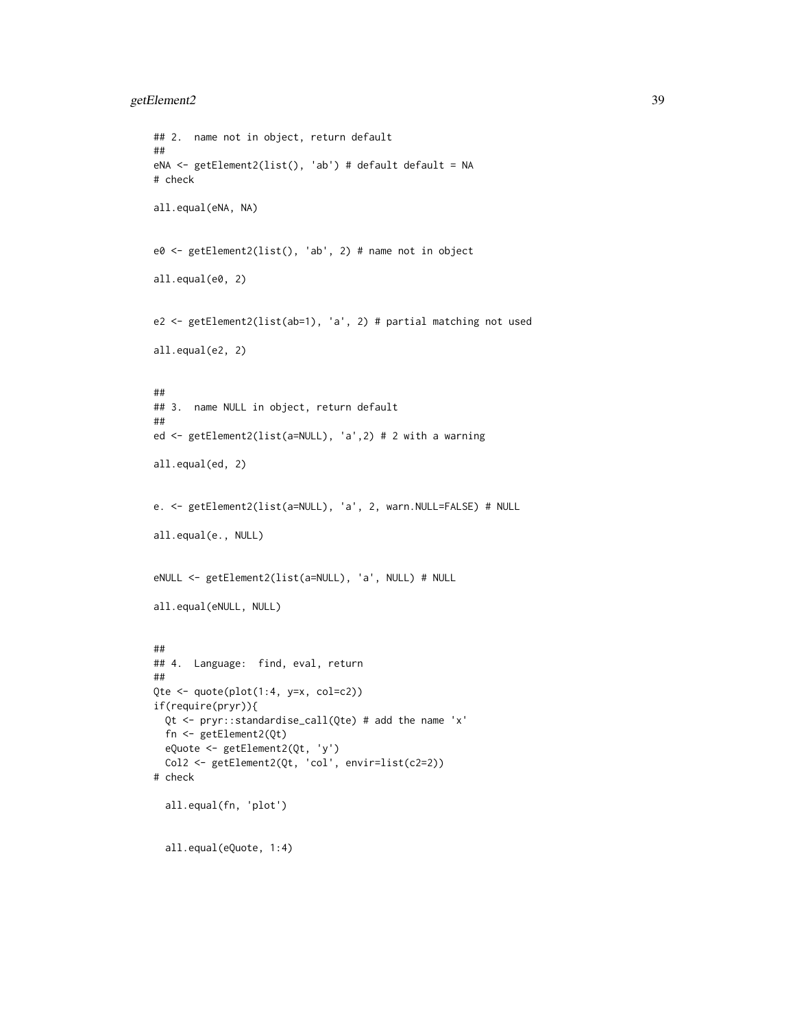```
## 2.  name not in object, return default
##
eNA <- getElement2(list(), 'ab') # default default = NA
# check

all.equal(eNA, NA)


e0 <- getElement2(list(), 'ab', 2) # name not in object

all.equal(e0, 2)


e2 <- getElement2(list(ab=1), 'a', 2) # partial matching not used

all.equal(e2, 2)


##
## 3.  name NULL in object, return default
##
ed <- getElement2(list(a=NULL), 'a',2) # 2 with a warning

all.equal(ed, 2)


e. <- getElement2(list(a=NULL), 'a', 2, warn.NULL=FALSE) # NULL

all.equal(e., NULL)


eNULL <- getElement2(list(a=NULL), 'a', NULL) # NULL

all.equal(eNULL, NULL)


##
## 4.  Language:  find, eval, return
##
Qte <- quote(plot(1:4, y=x, col=c2))
if(require(pryr)){
  Qt <- pryr::standardise_call(Qte) # add the name 'x'
  fn <- getElement2(Qt)
  eQuote <- getElement2(Qt, 'y')
  Col2 <- getElement2(Qt, 'col', envir=list(c2=2))
# check

  all.equal(fn, 'plot')


  all.equal(eQuote, 1:4)
```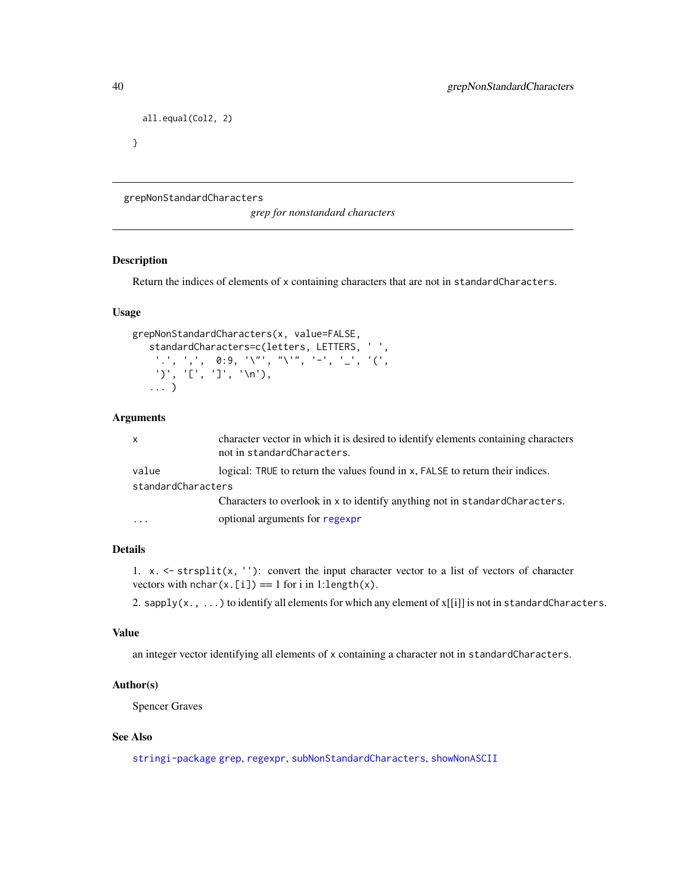```
  all.equal(Col2, 2)
}
```

---

## grepNonStandardCharacters

*grep for nonstandard characters*

---

### Description

Return the indices of elements of `x` containing characters that are not in `standardCharacters`.

### Usage

```
grepNonStandardCharacters(x, value=FALSE,
   standardCharacters=c(letters, LETTERS, ' ',
    '.', ',',  0:9, '\"', "\'", '-', '_', '(',
    ')', '[', ']', '\n'),
   ... )
```

### Arguments

| | |
|---|---|
| `x` | character vector in which it is desired to identify elements containing characters not in `standardCharacters`. |
| `value` | logical: `TRUE` to return the values found in `x`, `FALSE` to return their indices. |
| `standardCharacters` | Characters to overlook in `x` to identify anything not in `standardCharacters`. |
| `...` | optional arguments for `regexpr` |

### Details

1. `x. <- strsplit(x, '')`: convert the input character vector to a list of vectors of character vectors with `nchar(x.[i])` == 1 for i in `1:length(x)`.

2. `sapply(x., ...)` to identify all elements for which any element of x[[i]] is not in `standardCharacters`.

### Value

an integer vector identifying all elements of `x` containing a character not in `standardCharacters`.

### Author(s)

Spencer Graves

### See Also

`stringi-package` `grep`, `regexpr`, `subNonStandardCharacters`, `showNonASCII`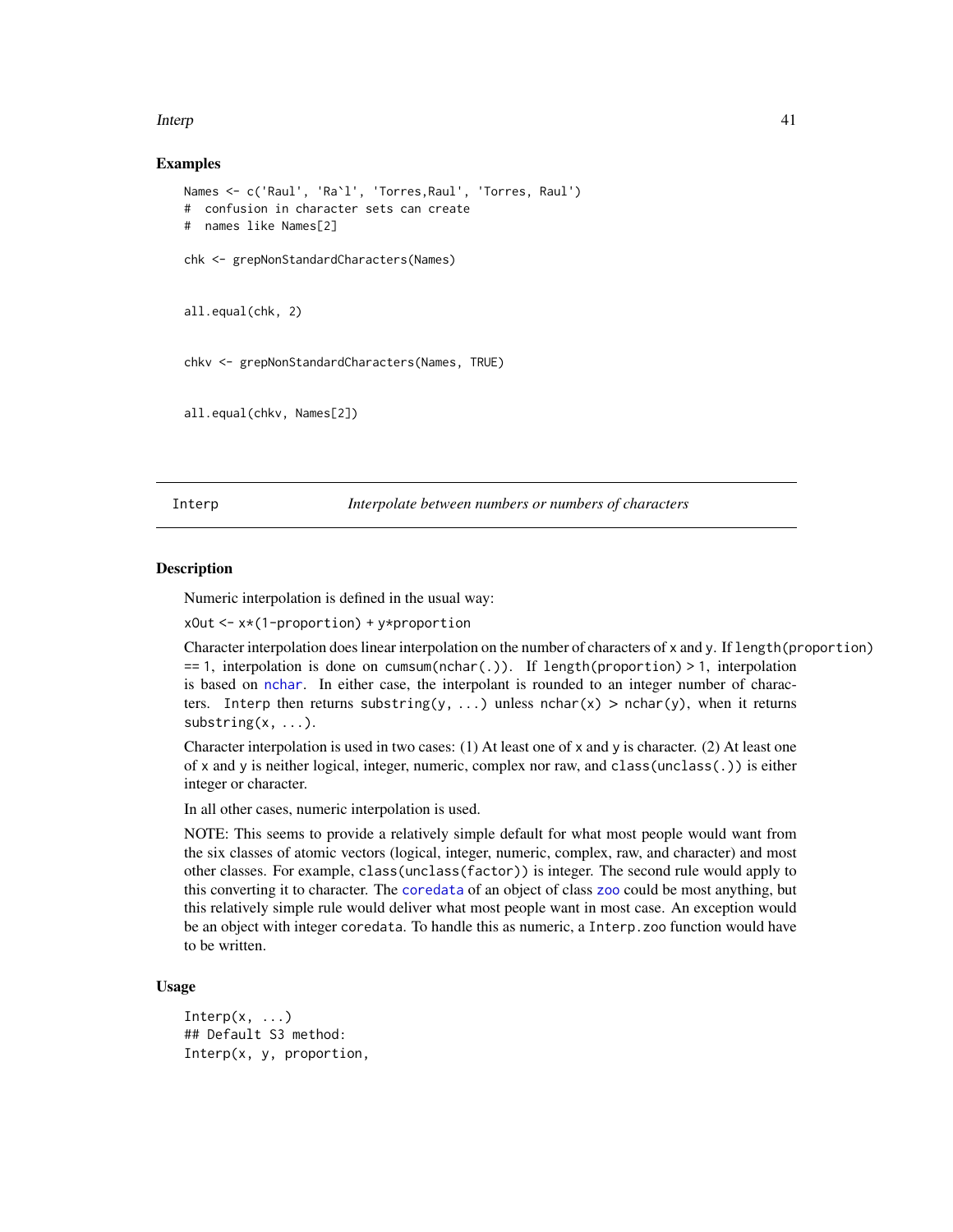## Examples

```
Names <- c('Raul', 'Ra`l', 'Torres,Raul', 'Torres, Raul')
#  confusion in character sets can create
#  names like Names[2]

chk <- grepNonStandardCharacters(Names)


all.equal(chk, 2)


chkv <- grepNonStandardCharacters(Names, TRUE)


all.equal(chkv, Names[2])
```

---

Interp &nbsp;&nbsp;&nbsp;&nbsp;&nbsp;&nbsp;&nbsp;&nbsp; *Interpolate between numbers or numbers of characters*

---

## Description

Numeric interpolation is defined in the usual way:

`xOut <- x*(1-proportion) + y*proportion`

Character interpolation does linear interpolation on the number of characters of x and y. If `length(proportion)` == 1, interpolation is done on `cumsum(nchar(.))`. If `length(proportion)` > 1, interpolation is based on `nchar`. In either case, the interpolant is rounded to an integer number of characters. `Interp` then returns `substring(y, ...)` unless `nchar(x) > nchar(y)`, when it returns `substring(x, ...)`.

Character interpolation is used in two cases: (1) At least one of x and y is character. (2) At least one of x and y is neither logical, integer, numeric, complex nor raw, and `class(unclass(.))` is either integer or character.

In all other cases, numeric interpolation is used.

NOTE: This seems to provide a relatively simple default for what most people would want from the six classes of atomic vectors (logical, integer, numeric, complex, raw, and character) and most other classes. For example, `class(unclass(factor))` is integer. The second rule would apply to this converting it to character. The `coredata` of an object of class `zoo` could be most anything, but this relatively simple rule would deliver what most people want in most case. An exception would be an object with integer `coredata`. To handle this as numeric, a `Interp.zoo` function would have to be written.

## Usage

```
Interp(x, ...)
## Default S3 method:
Interp(x, y, proportion,
```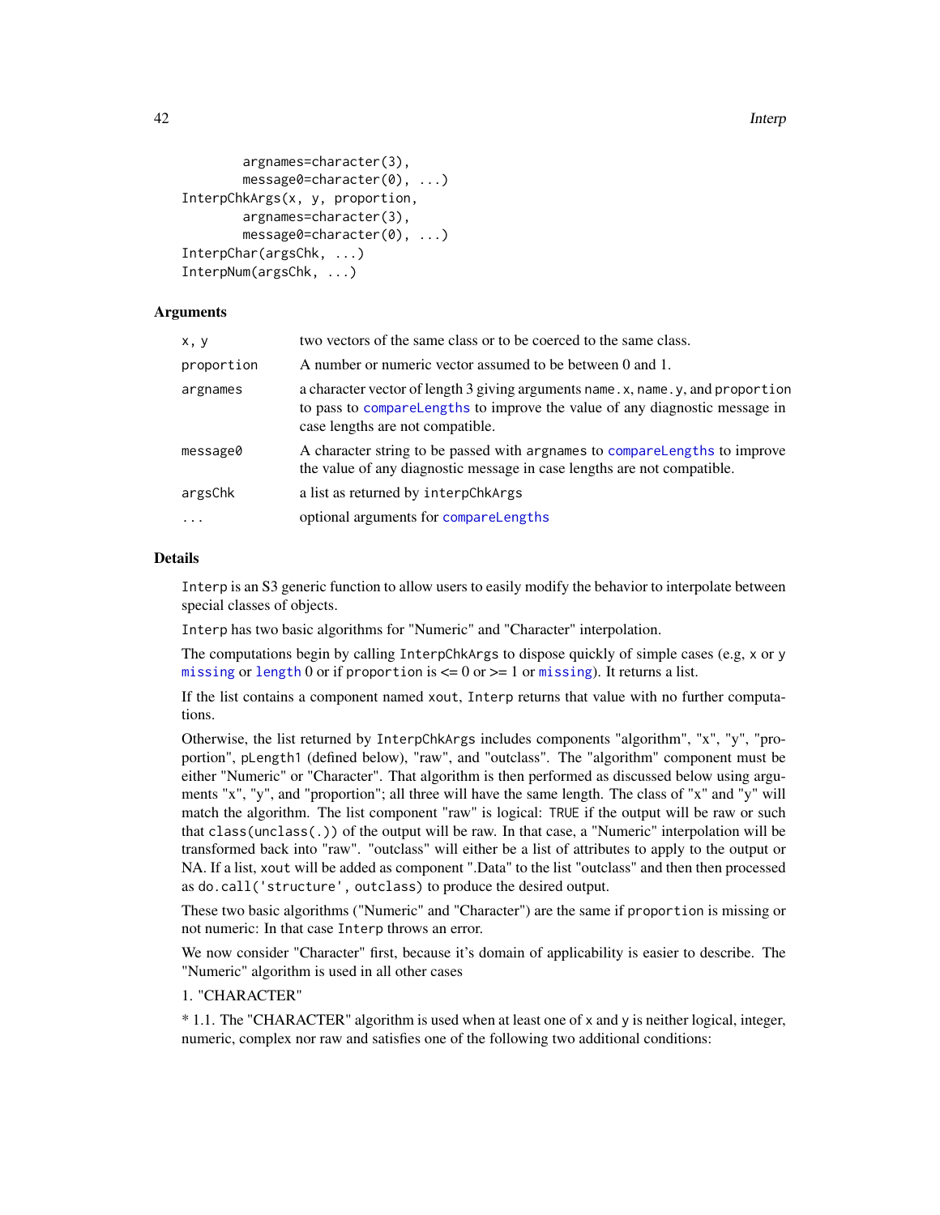```
        argnames=character(3),
        message0=character(0), ...)
InterpChkArgs(x, y, proportion,
        argnames=character(3),
        message0=character(0), ...)
InterpChar(argsChk, ...)
InterpNum(argsChk, ...)
```

### Arguments

| | |
|---|---|
| x, y | two vectors of the same class or to be coerced to the same class. |
| proportion | A number or numeric vector assumed to be between 0 and 1. |
| argnames | a character vector of length 3 giving arguments name.x, name.y, and proportion to pass to compareLengths to improve the value of any diagnostic message in case lengths are not compatible. |
| message0 | A character string to be passed with argnames to compareLengths to improve the value of any diagnostic message in case lengths are not compatible. |
| argsChk | a list as returned by interpChkArgs |
| ... | optional arguments for compareLengths |

### Details

Interp is an S3 generic function to allow users to easily modify the behavior to interpolate between special classes of objects.

Interp has two basic algorithms for "Numeric" and "Character" interpolation.

The computations begin by calling InterpChkArgs to dispose quickly of simple cases (e.g, x or y missing or length 0 or if proportion is <= 0 or >= 1 or missing). It returns a list.

If the list contains a component named xout, Interp returns that value with no further computations.

Otherwise, the list returned by InterpChkArgs includes components "algorithm", "x", "y", "proportion", pLength1 (defined below), "raw", and "outclass". The "algorithm" component must be either "Numeric" or "Character". That algorithm is then performed as discussed below using arguments "x", "y", and "proportion"; all three will have the same length. The class of "x" and "y" will match the algorithm. The list component "raw" is logical: TRUE if the output will be raw or such that class(unclass(.)) of the output will be raw. In that case, a "Numeric" interpolation will be transformed back into "raw". "outclass" will either be a list of attributes to apply to the output or NA. If a list, xout will be added as component ".Data" to the list "outclass" and then then processed as do.call('structure', outclass) to produce the desired output.

These two basic algorithms ("Numeric" and "Character") are the same if proportion is missing or not numeric: In that case Interp throws an error.

We now consider "Character" first, because it's domain of applicability is easier to describe. The "Numeric" algorithm is used in all other cases

1. "CHARACTER"

* 1.1. The "CHARACTER" algorithm is used when at least one of x and y is neither logical, integer, numeric, complex nor raw and satisfies one of the following two additional conditions: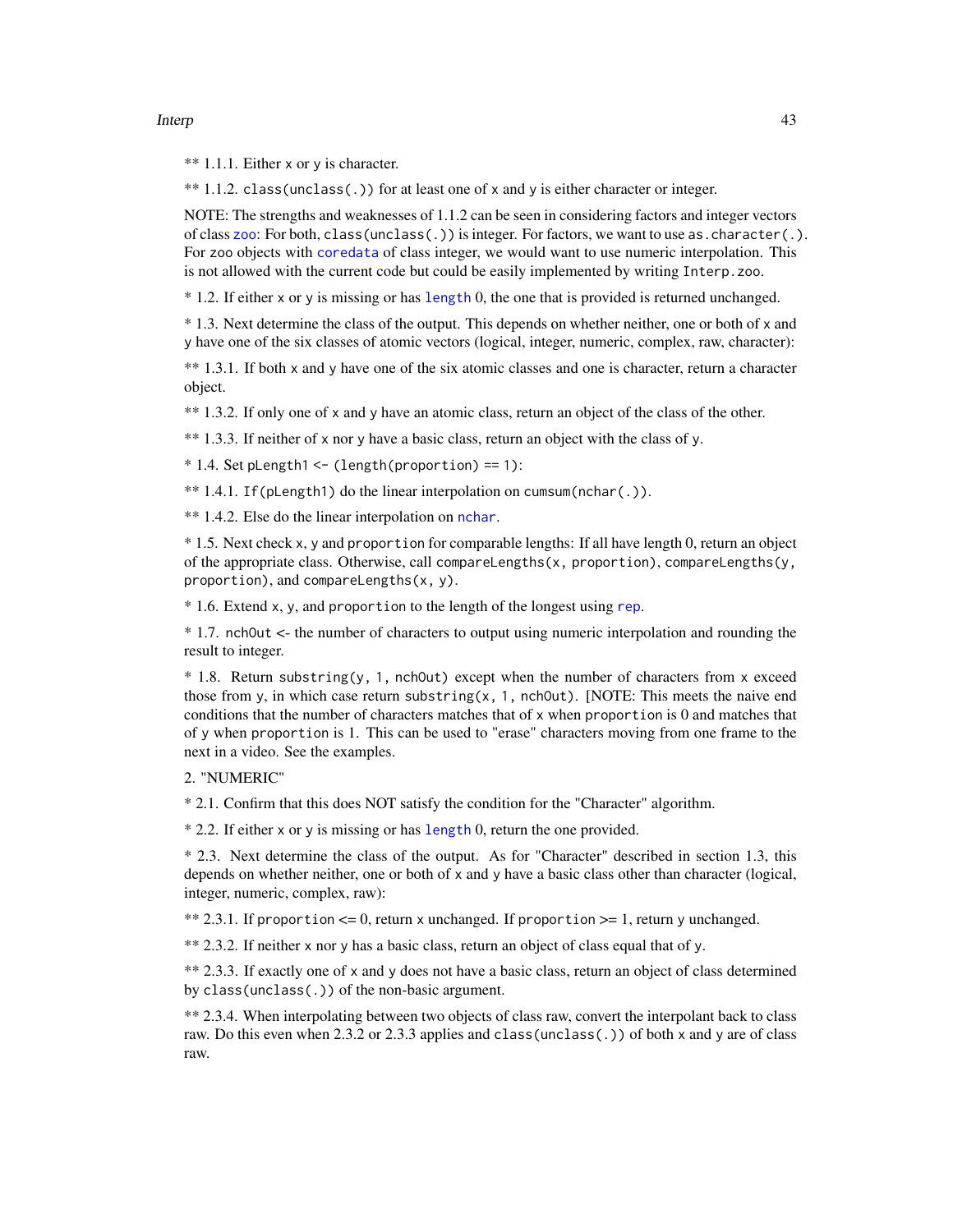** 1.1.1. Either `x` or `y` is character.

** 1.1.2. `class(unclass(.))` for at least one of `x` and `y` is either character or integer.

NOTE: The strengths and weaknesses of 1.1.2 can be seen in considering factors and integer vectors of class `zoo`: For both, `class(unclass(.))` is integer. For factors, we want to use `as.character(.)`. For zoo objects with `coredata` of class integer, we would want to use numeric interpolation. This is not allowed with the current code but could be easily implemented by writing `Interp.zoo`.

* 1.2. If either `x` or `y` is missing or has `length` 0, the one that is provided is returned unchanged.

* 1.3. Next determine the class of the output. This depends on whether neither, one or both of `x` and `y` have one of the six classes of atomic vectors (logical, integer, numeric, complex, raw, character):

** 1.3.1. If both `x` and `y` have one of the six atomic classes and one is character, return a character object.

** 1.3.2. If only one of `x` and `y` have an atomic class, return an object of the class of the other.

** 1.3.3. If neither of `x` nor `y` have a basic class, return an object with the class of `y`.

* 1.4. Set `pLength1 <- (length(proportion) == 1)`:

** 1.4.1. `If(pLength1)` do the linear interpolation on `cumsum(nchar(.))`.

** 1.4.2. Else do the linear interpolation on `nchar`.

* 1.5. Next check `x`, `y` and `proportion` for comparable lengths: If all have length 0, return an object of the appropriate class. Otherwise, call `compareLengths(x, proportion)`, `compareLengths(y, proportion)`, and `compareLengths(x, y)`.

* 1.6. Extend `x`, `y`, and `proportion` to the length of the longest using `rep`.

* 1.7. `nchOut` <- the number of characters to output using numeric interpolation and rounding the result to integer.

* 1.8. Return `substring(y, 1, nchOut)` except when the number of characters from `x` exceed those from `y`, in which case return `substring(x, 1, nchOut)`. [NOTE: This meets the naive end conditions that the number of characters matches that of `x` when `proportion` is 0 and matches that of `y` when `proportion` is 1. This can be used to "erase" characters moving from one frame to the next in a video. See the examples.

2. "NUMERIC"

* 2.1. Confirm that this does NOT satisfy the condition for the "Character" algorithm.

* 2.2. If either `x` or `y` is missing or has `length` 0, return the one provided.

* 2.3. Next determine the class of the output. As for "Character" described in section 1.3, this depends on whether neither, one or both of `x` and `y` have a basic class other than character (logical, integer, numeric, complex, raw):

** 2.3.1. If `proportion` <= 0, return `x` unchanged. If `proportion` >= 1, return `y` unchanged.

** 2.3.2. If neither `x` nor `y` has a basic class, return an object of class equal that of `y`.

** 2.3.3. If exactly one of `x` and `y` does not have a basic class, return an object of class determined by `class(unclass(.))` of the non-basic argument.

** 2.3.4. When interpolating between two objects of class raw, convert the interpolant back to class raw. Do this even when 2.3.2 or 2.3.3 applies and `class(unclass(.))` of both `x` and `y` are of class raw.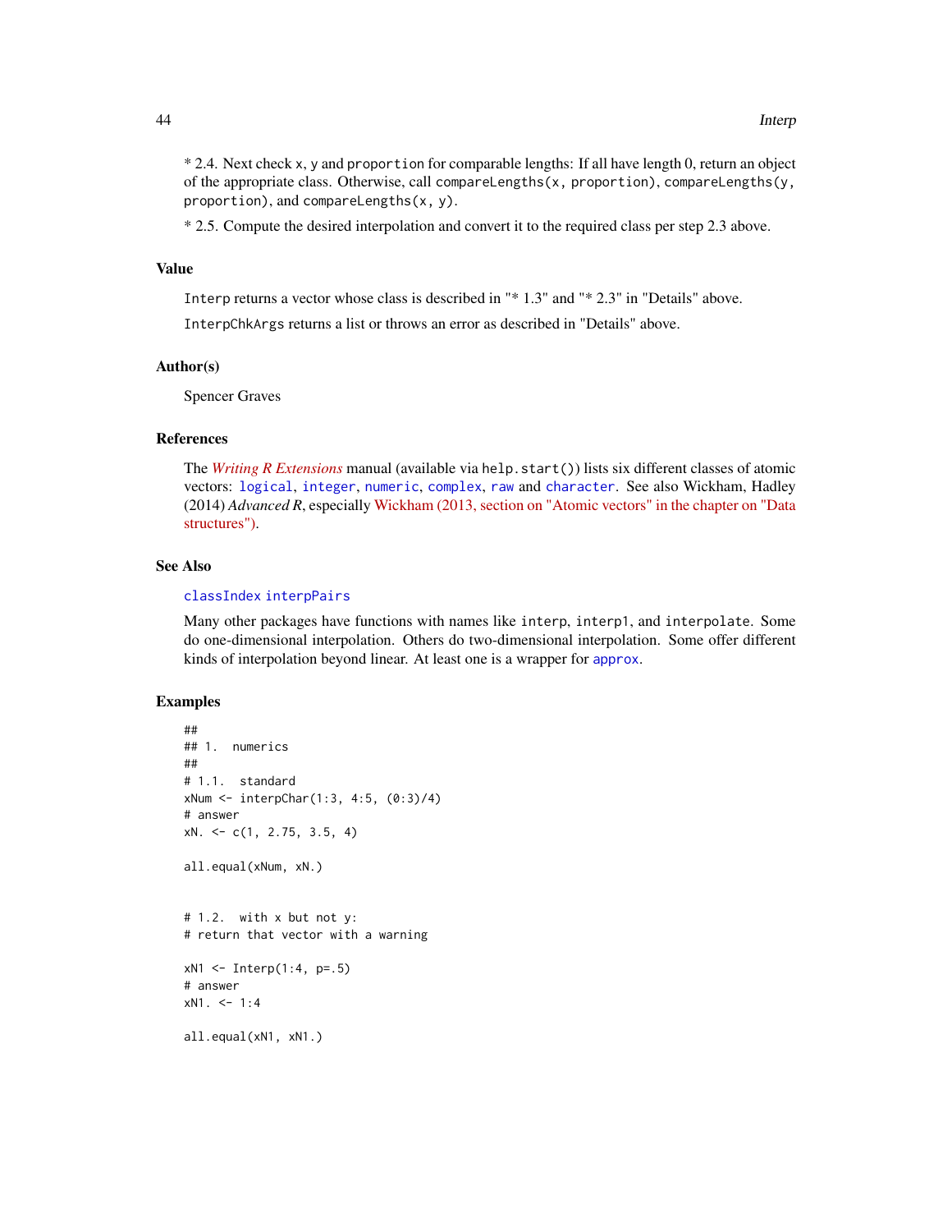* 2.4. Next check `x`, `y` and `proportion` for comparable lengths: If all have length 0, return an object of the appropriate class. Otherwise, call `compareLengths(x, proportion)`, `compareLengths(y, proportion)`, and `compareLengths(x, y)`.

* 2.5. Compute the desired interpolation and convert it to the required class per step 2.3 above.

## Value

`Interp` returns a vector whose class is described in "* 1.3" and "* 2.3" in "Details" above.

`InterpChkArgs` returns a list or throws an error as described in "Details" above.

## Author(s)

Spencer Graves

## References

The *Writing R Extensions* manual (available via `help.start()`) lists six different classes of atomic vectors: `logical`, `integer`, `numeric`, `complex`, `raw` and `character`. See also Wickham, Hadley (2014) *Advanced R*, especially Wickham (2013, section on "Atomic vectors" in the chapter on "Data structures").

## See Also

`classIndex` `interpPairs`

Many other packages have functions with names like `interp`, `interp1`, and `interpolate`. Some do one-dimensional interpolation. Others do two-dimensional interpolation. Some offer different kinds of interpolation beyond linear. At least one is a wrapper for `approx`.

## Examples

```
##
## 1.  numerics
##
# 1.1.  standard
xNum <- interpChar(1:3, 4:5, (0:3)/4)
# answer
xN. <- c(1, 2.75, 3.5, 4)

all.equal(xNum, xN.)


# 1.2.  with x but not y:
# return that vector with a warning

xN1 <- Interp(1:4, p=.5)
# answer
xN1. <- 1:4

all.equal(xN1, xN1.)
```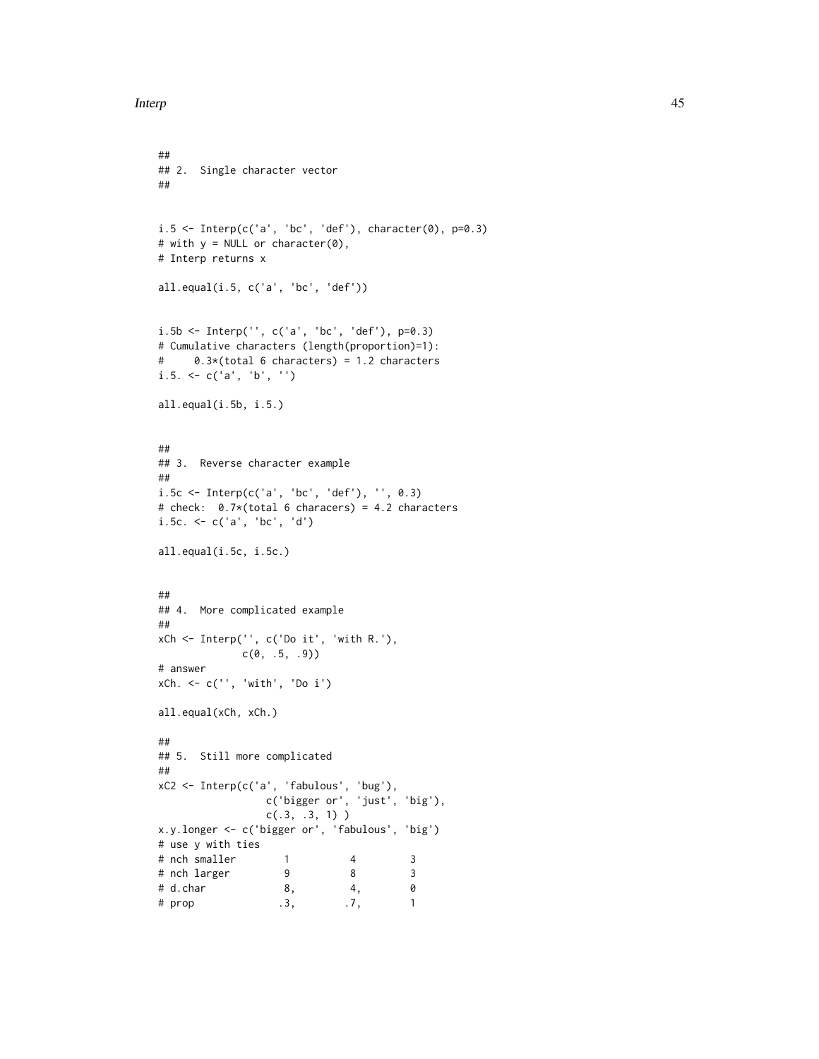```
##
## 2.  Single character vector
##


i.5 <- Interp(c('a', 'bc', 'def'), character(0), p=0.3)
# with y = NULL or character(0),
# Interp returns x

all.equal(i.5, c('a', 'bc', 'def'))


i.5b <- Interp('', c('a', 'bc', 'def'), p=0.3)
# Cumulative characters (length(proportion)=1):
#     0.3*(total 6 characters) = 1.2 characters
i.5. <- c('a', 'b', '')

all.equal(i.5b, i.5.)


##
## 3.  Reverse character example
##
i.5c <- Interp(c('a', 'bc', 'def'), '', 0.3)
# check:  0.7*(total 6 characers) = 4.2 characters
i.5c. <- c('a', 'bc', 'd')

all.equal(i.5c, i.5c.)


##
## 4.  More complicated example
##
xCh <- Interp('', c('Do it', 'with R.'),
            c(0, .5, .9))
# answer
xCh. <- c('', 'with', 'Do i')

all.equal(xCh, xCh.)

##
## 5.  Still more complicated
##
xC2 <- Interp(c('a', 'fabulous', 'bug'),
                c('bigger or', 'just', 'big'),
                c(.3, .3, 1) )
x.y.longer <- c('bigger or', 'fabulous', 'big')
# use y with ties
# nch smaller       1          4         3
# nch larger        9          8         3
# d.char            8,         4,        0
# prop             .3,        .7,        1
```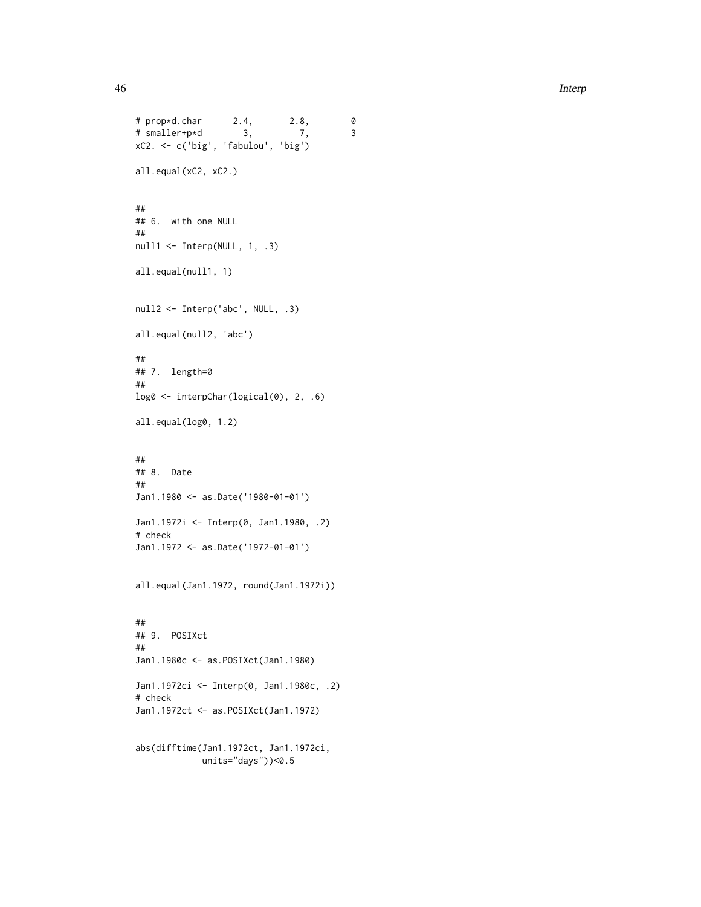```
# prop*d.char      2.4,       2.8,        0
# smaller+p*d        3,         7,        3
xC2. <- c('big', 'fabulou', 'big')

all.equal(xC2, xC2.)


##
## 6.  with one NULL
##
null1 <- Interp(NULL, 1, .3)

all.equal(null1, 1)


null2 <- Interp('abc', NULL, .3)

all.equal(null2, 'abc')

##
## 7.  length=0
##
log0 <- interpChar(logical(0), 2, .6)

all.equal(log0, 1.2)


##
## 8.  Date
##
Jan1.1980 <- as.Date('1980-01-01')

Jan1.1972i <- Interp(0, Jan1.1980, .2)
# check
Jan1.1972 <- as.Date('1972-01-01')


all.equal(Jan1.1972, round(Jan1.1972i))


##
## 9.  POSIXct
##
Jan1.1980c <- as.POSIXct(Jan1.1980)

Jan1.1972ci <- Interp(0, Jan1.1980c, .2)
# check
Jan1.1972ct <- as.POSIXct(Jan1.1972)


abs(difftime(Jan1.1972ct, Jan1.1972ci,
             units="days"))<0.5
```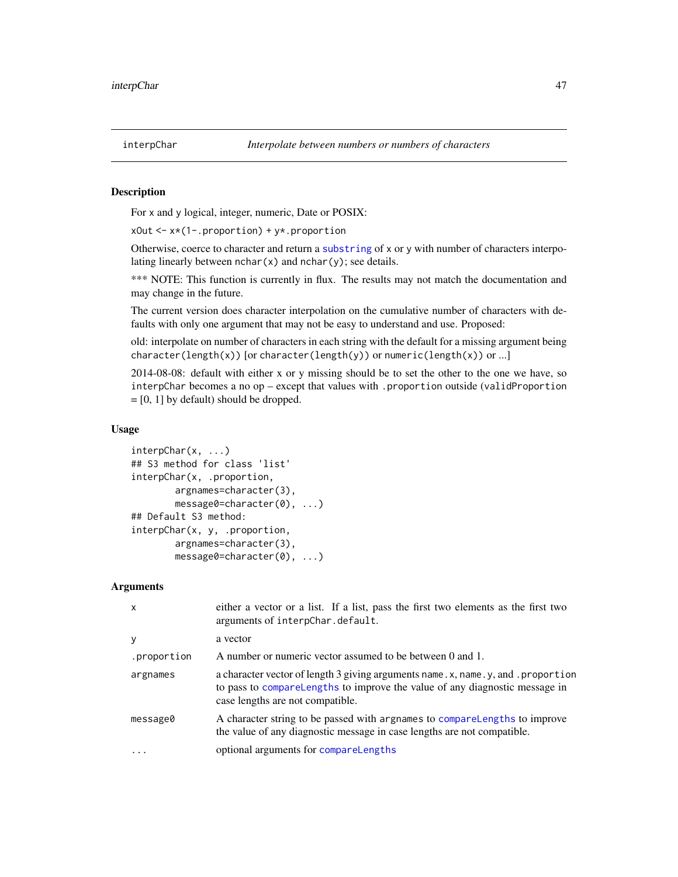# interpChar — *Interpolate between numbers or numbers of characters*

## Description

For `x` and `y` logical, integer, numeric, Date or POSIX:

`xOut <- x*(1-.proportion) + y*.proportion`

Otherwise, coerce to character and return a `substring` of `x` or `y` with number of characters interpolating linearly between `nchar(x)` and `nchar(y)`; see details.

*** NOTE: This function is currently in flux. The results may not match the documentation and may change in the future.

The current version does character interpolation on the cumulative number of characters with defaults with only one argument that may not be easy to understand and use. Proposed:

old: interpolate on number of characters in each string with the default for a missing argument being `character(length(x))` [or `character(length(y))` or `numeric(length(x))` or ...]

2014-08-08: default with either x or y missing should be to set the other to the one we have, so `interpChar` becomes a no op – except that values with `.proportion` outside (`validProportion` = [0, 1] by default) should be dropped.

## Usage

```
interpChar(x, ...)
## S3 method for class 'list'
interpChar(x, .proportion,
        argnames=character(3),
        message0=character(0), ...)
## Default S3 method:
interpChar(x, y, .proportion,
        argnames=character(3),
        message0=character(0), ...)
```

## Arguments

| | |
|---|---|
| `x` | either a vector or a list. If a list, pass the first two elements as the first two arguments of `interpChar.default`. |
| `y` | a vector |
| `.proportion` | A number or numeric vector assumed to be between 0 and 1. |
| `argnames` | a character vector of length 3 giving arguments `name.x`, `name.y`, and `.proportion` to pass to `compareLengths` to improve the value of any diagnostic message in case lengths are not compatible. |
| `message0` | A character string to be passed with `argnames` to `compareLengths` to improve the value of any diagnostic message in case lengths are not compatible. |
| `...` | optional arguments for `compareLengths` |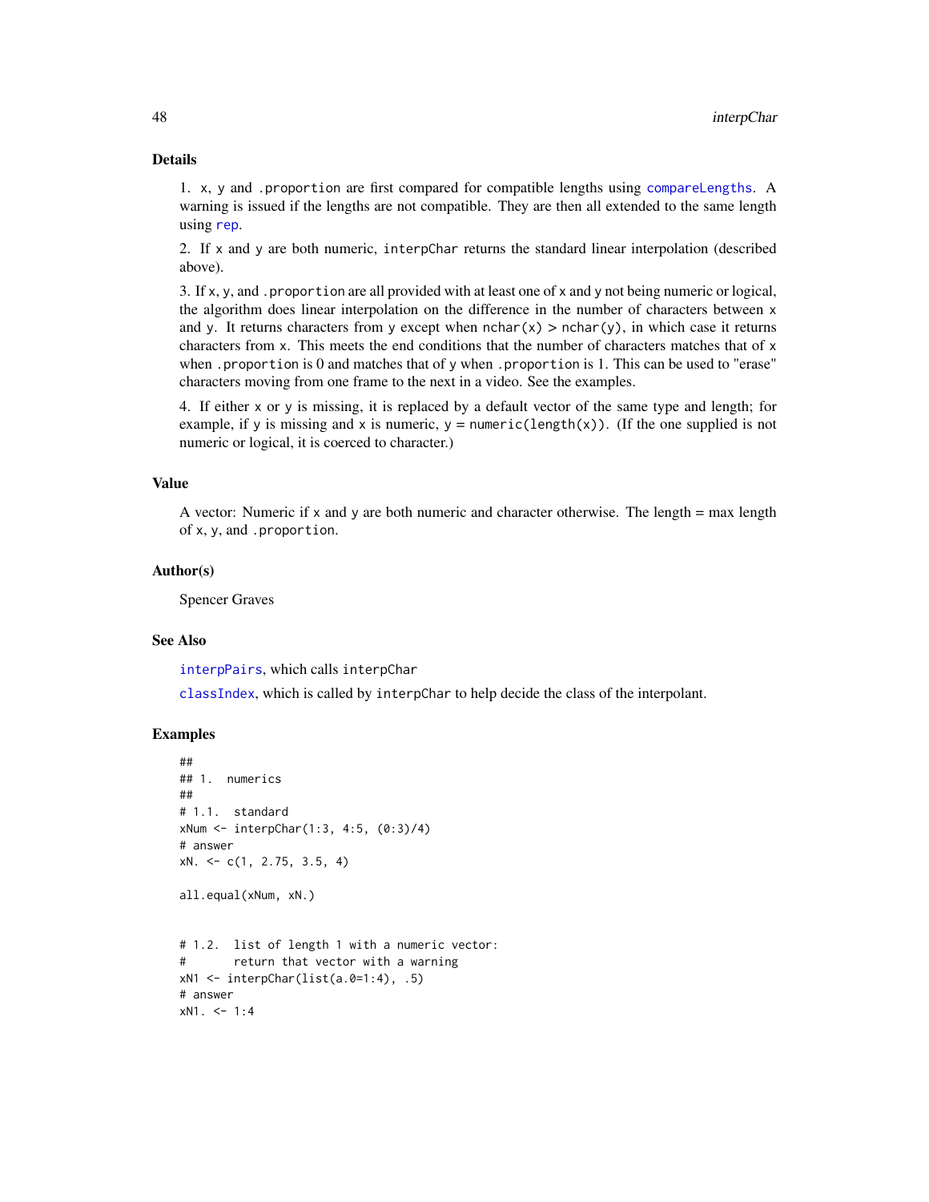### Details

1. x, y and .proportion are first compared for compatible lengths using compareLengths. A warning is issued if the lengths are not compatible. They are then all extended to the same length using rep.

2. If x and y are both numeric, interpChar returns the standard linear interpolation (described above).

3. If x, y, and .proportion are all provided with at least one of x and y not being numeric or logical, the algorithm does linear interpolation on the difference in the number of characters between x and y. It returns characters from y except when nchar(x) > nchar(y), in which case it returns characters from x. This meets the end conditions that the number of characters matches that of x when .proportion is 0 and matches that of y when .proportion is 1. This can be used to "erase" characters moving from one frame to the next in a video. See the examples.

4. If either x or y is missing, it is replaced by a default vector of the same type and length; for example, if y is missing and x is numeric, y = numeric(length(x)). (If the one supplied is not numeric or logical, it is coerced to character.)

### Value

A vector: Numeric if x and y are both numeric and character otherwise. The length = max length of x, y, and .proportion.

### Author(s)

Spencer Graves

### See Also

interpPairs, which calls interpChar

classIndex, which is called by interpChar to help decide the class of the interpolant.

### Examples

```
##
## 1.  numerics
##
# 1.1.  standard
xNum <- interpChar(1:3, 4:5, (0:3)/4)
# answer
xN. <- c(1, 2.75, 3.5, 4)

all.equal(xNum, xN.)


# 1.2.  list of length 1 with a numeric vector:
#       return that vector with a warning
xN1 <- interpChar(list(a.0=1:4), .5)
# answer
xN1. <- 1:4
```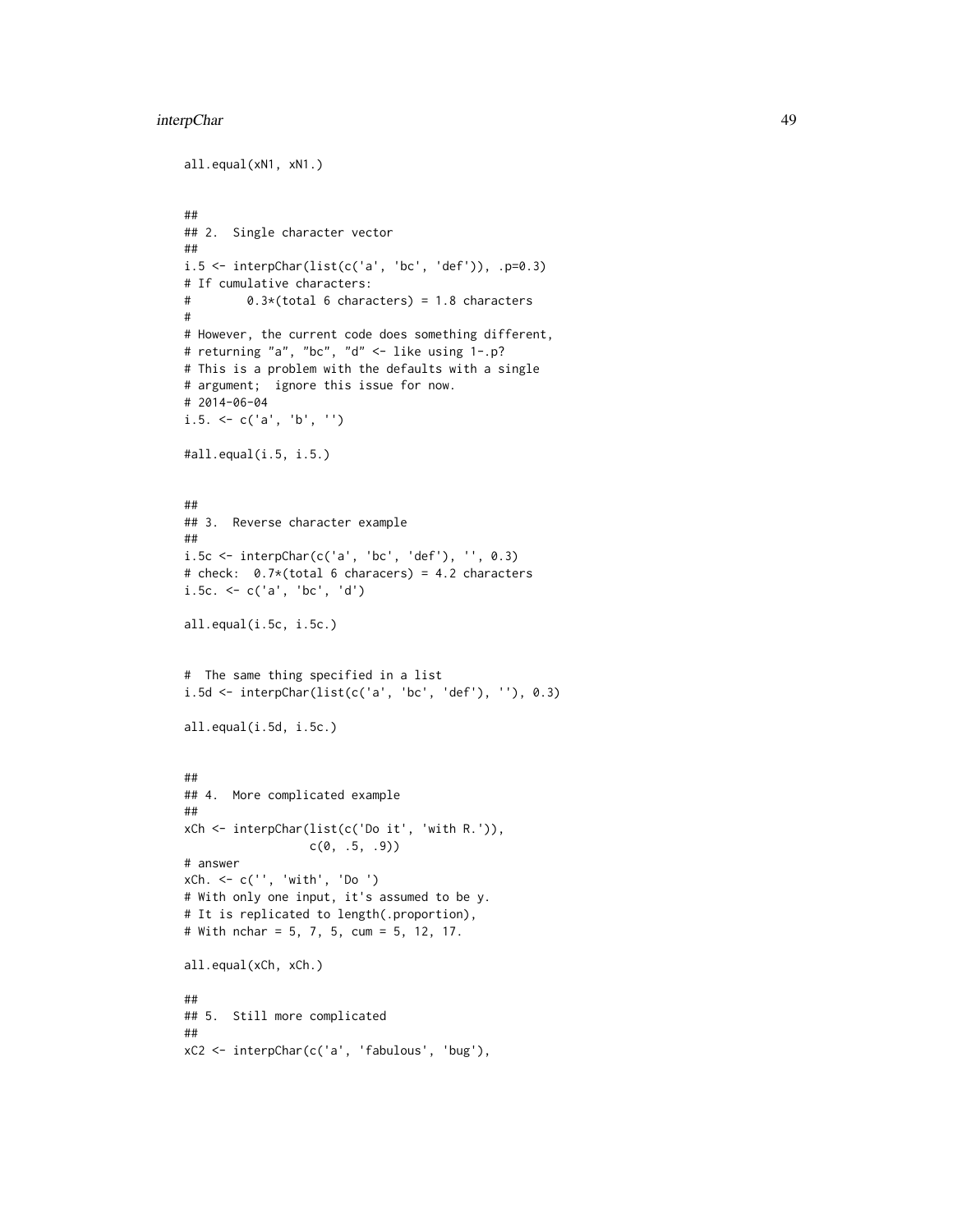```
all.equal(xN1, xN1.)


##
## 2.  Single character vector
##
i.5 <- interpChar(list(c('a', 'bc', 'def')), .p=0.3)
# If cumulative characters:
#        0.3*(total 6 characters) = 1.8 characters
#
# However, the current code does something different,
# returning "a", "bc", "d" <- like using 1-.p?
# This is a problem with the defaults with a single
# argument;  ignore this issue for now.
# 2014-06-04
i.5. <- c('a', 'b', '')

#all.equal(i.5, i.5.)


##
## 3.  Reverse character example
##
i.5c <- interpChar(c('a', 'bc', 'def'), '', 0.3)
# check:  0.7*(total 6 characers) = 4.2 characters
i.5c. <- c('a', 'bc', 'd')

all.equal(i.5c, i.5c.)


#  The same thing specified in a list
i.5d <- interpChar(list(c('a', 'bc', 'def'), ''), 0.3)

all.equal(i.5d, i.5c.)


##
## 4.  More complicated example
##
xCh <- interpChar(list(c('Do it', 'with R.')),
                  c(0, .5, .9))
# answer
xCh. <- c('', 'with', 'Do ')
# With only one input, it's assumed to be y.
# It is replicated to length(.proportion),
# With nchar = 5, 7, 5, cum = 5, 12, 17.

all.equal(xCh, xCh.)

##
## 5.  Still more complicated
##
xC2 <- interpChar(c('a', 'fabulous', 'bug'),
```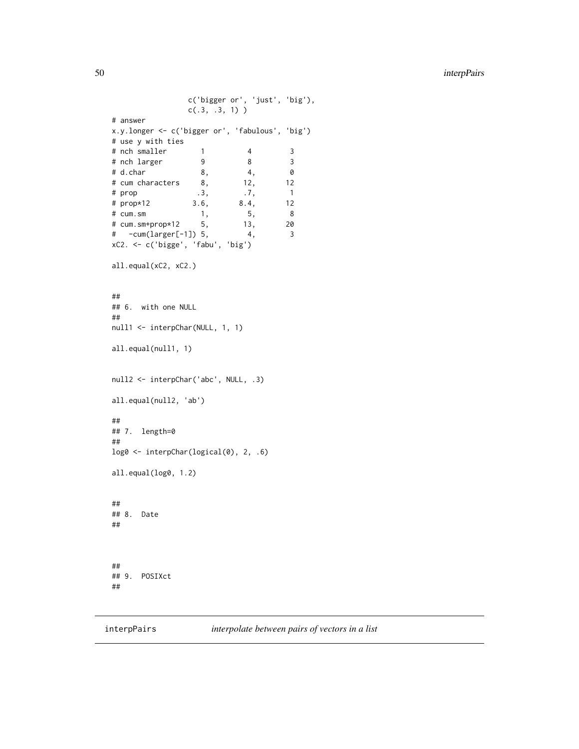```
                  c('bigger or', 'just', 'big'),
                  c(.3, .3, 1) )
# answer
x.y.longer <- c('bigger or', 'fabulous', 'big')
# use y with ties
# nch smaller       1         4        3
# nch larger        9         8        3
# d.char            8,        4,       0
# cum characters    8,       12,      12
# prop             .3,       .7,       1
# prop*12         3.6,      8.4,      12
# cum.sm            1,        5,       8
# cum.sm+prop*12    5,       13,      20
#   -cum(larger[-1]) 5,       4,       3
xC2. <- c('bigge', 'fabu', 'big')

all.equal(xC2, xC2.)


##
## 6.  with one NULL
##
null1 <- interpChar(NULL, 1, 1)

all.equal(null1, 1)


null2 <- interpChar('abc', NULL, .3)

all.equal(null2, 'ab')

##
## 7.  length=0
##
log0 <- interpChar(logical(0), 2, .6)

all.equal(log0, 1.2)


##
## 8.  Date
##



##
## 9.  POSIXct
##
```

---

interpPairs    *interpolate between pairs of vectors in a list*

---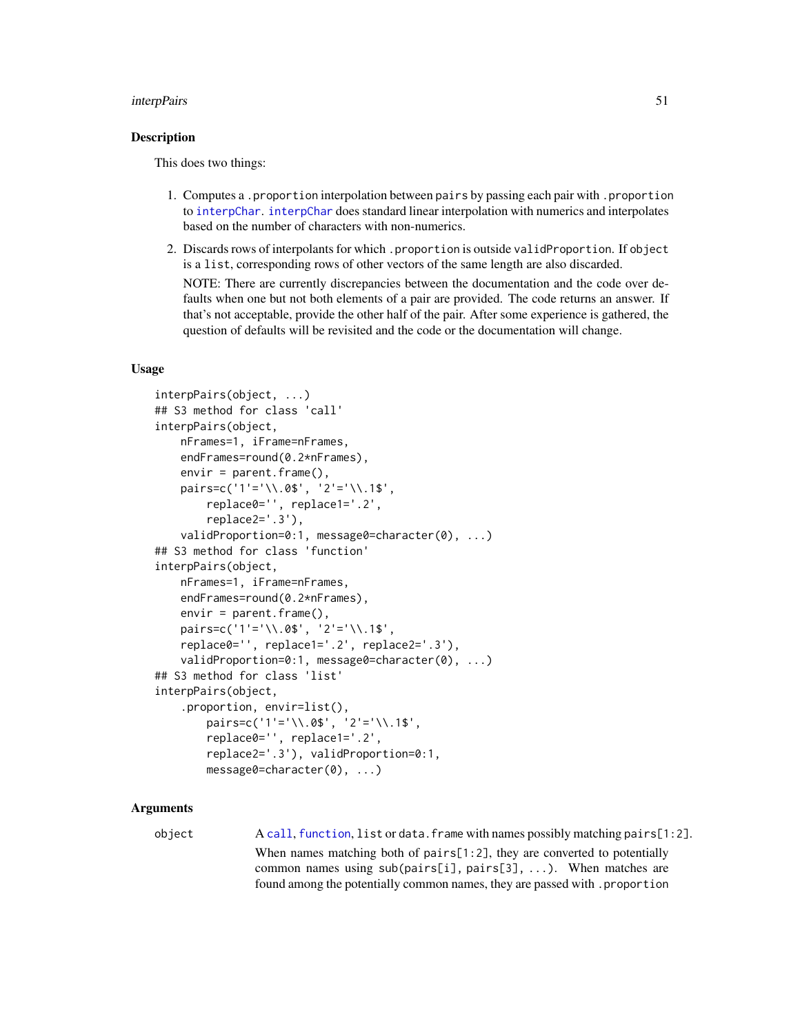### Description

This does two things:

1. Computes a `.proportion` interpolation between `pairs` by passing each pair with `.proportion` to `interpChar`. `interpChar` does standard linear interpolation with numerics and interpolates based on the number of characters with non-numerics.
2. Discards rows of interpolants for which `.proportion` is outside `validProportion`. If `object` is a `list`, corresponding rows of other vectors of the same length are also discarded.

   NOTE: There are currently discrepancies between the documentation and the code over defaults when one but not both elements of a pair are provided. The code returns an answer. If that's not acceptable, provide the other half of the pair. After some experience is gathered, the question of defaults will be revisited and the code or the documentation will change.

### Usage

```
interpPairs(object, ...)
## S3 method for class 'call'
interpPairs(object,
    nFrames=1, iFrame=nFrames,
    endFrames=round(0.2*nFrames),
    envir = parent.frame(),
    pairs=c('1'='\\.0$', '2'='\\.1$',
        replace0='', replace1='.2',
        replace2='.3'),
    validProportion=0:1, message0=character(0), ...)
## S3 method for class 'function'
interpPairs(object,
    nFrames=1, iFrame=nFrames,
    endFrames=round(0.2*nFrames),
    envir = parent.frame(),
    pairs=c('1'='\\.0$', '2'='\\.1$',
    replace0='', replace1='.2', replace2='.3'),
    validProportion=0:1, message0=character(0), ...)
## S3 method for class 'list'
interpPairs(object,
    .proportion, envir=list(),
        pairs=c('1'='\\.0$', '2'='\\.1$',
        replace0='', replace1='.2',
        replace2='.3'), validProportion=0:1,
        message0=character(0), ...)
```

### Arguments

`object` A `call`, `function`, `list` or `data.frame` with names possibly matching `pairs[1:2]`. When names matching both of `pairs[1:2]`, they are converted to potentially common names using `sub(pairs[i], pairs[3], ...)`. When matches are found among the potentially common names, they are passed with `.proportion`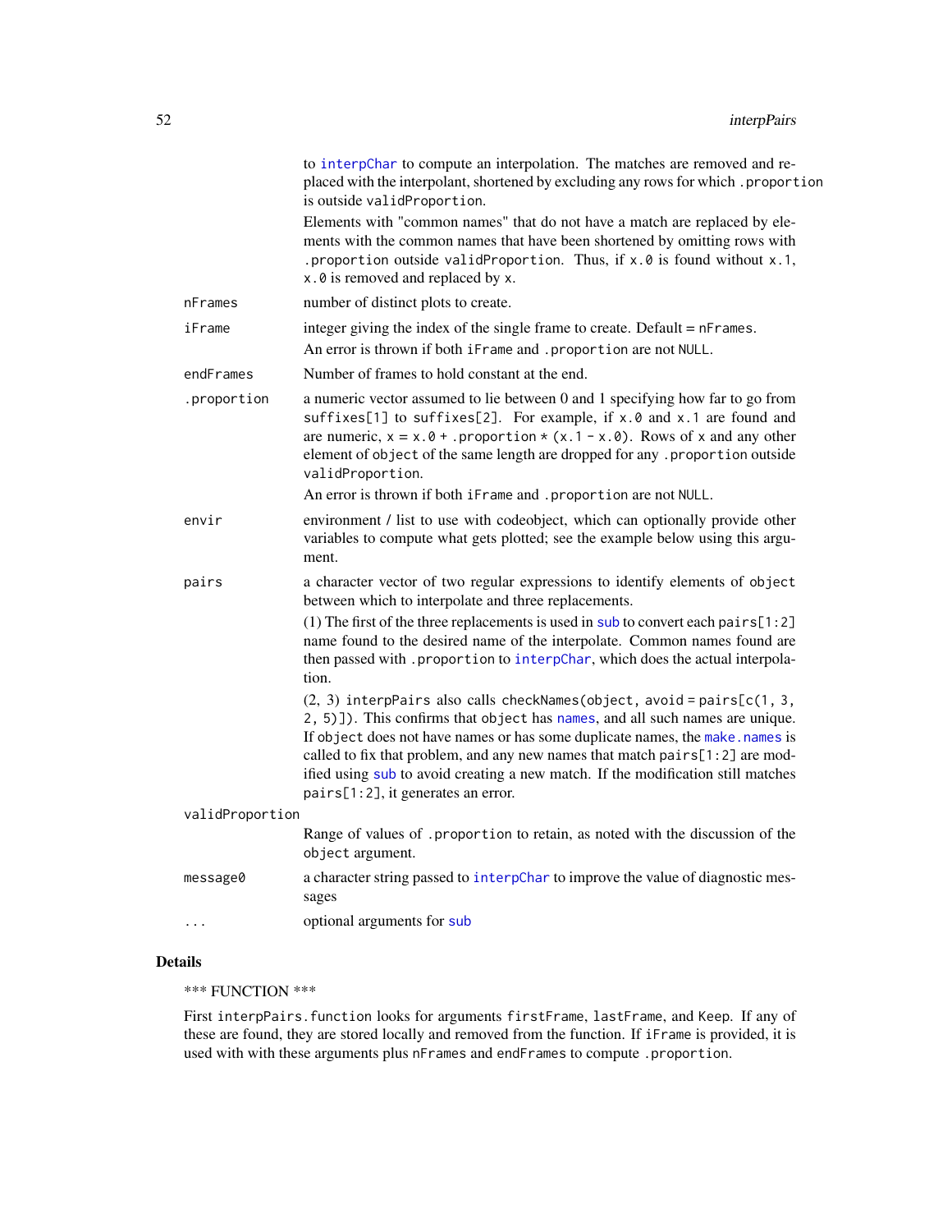to `interpChar` to compute an interpolation. The matches are removed and replaced with the interpolant, shortened by excluding any rows for which `.proportion` is outside `validProportion`.

Elements with "common names" that do not have a match are replaced by elements with the common names that have been shortened by omitting rows with `.proportion` outside `validProportion`. Thus, if `x.0` is found without `x.1`, `x.0` is removed and replaced by `x`.

`nFrames`
: number of distinct plots to create.

`iFrame`
: integer giving the index of the single frame to create. Default = `nFrames`.
: An error is thrown if both `iFrame` and `.proportion` are not `NULL`.

`endFrames`
: Number of frames to hold constant at the end.

`.proportion`
: a numeric vector assumed to lie between 0 and 1 specifying how far to go from `suffixes[1]` to `suffixes[2]`. For example, if `x.0` and `x.1` are found and are numeric, `x = x.0 + .proportion * (x.1 - x.0)`. Rows of `x` and any other element of `object` of the same length are dropped for any `.proportion` outside `validProportion`.
: An error is thrown if both `iFrame` and `.proportion` are not `NULL`.

`envir`
: environment / list to use with codeobject, which can optionally provide other variables to compute what gets plotted; see the example below using this argument.

`pairs`
: a character vector of two regular expressions to identify elements of `object` between which to interpolate and three replacements.
: (1) The first of the three replacements is used in `sub` to convert each `pairs[1:2]` name found to the desired name of the interpolate. Common names found are then passed with `.proportion` to `interpChar`, which does the actual interpolation.
: (2, 3) `interpPairs` also calls `checkNames(object, avoid = pairs[c(1, 3, 2, 5)])`. This confirms that `object` has `names`, and all such names are unique. If `object` does not have names or has some duplicate names, the `make.names` is called to fix that problem, and any new names that match `pairs[1:2]` are modified using `sub` to avoid creating a new match. If the modification still matches `pairs[1:2]`, it generates an error.

`validProportion`
: Range of values of `.proportion` to retain, as noted with the discussion of the `object` argument.

`message0`
: a character string passed to `interpChar` to improve the value of diagnostic messages

`...`
: optional arguments for `sub`

## Details

*** FUNCTION ***

First `interpPairs.function` looks for arguments `firstFrame`, `lastFrame`, and `Keep`. If any of these are found, they are stored locally and removed from the function. If `iFrame` is provided, it is used with with these arguments plus `nFrames` and `endFrames` to compute `.proportion`.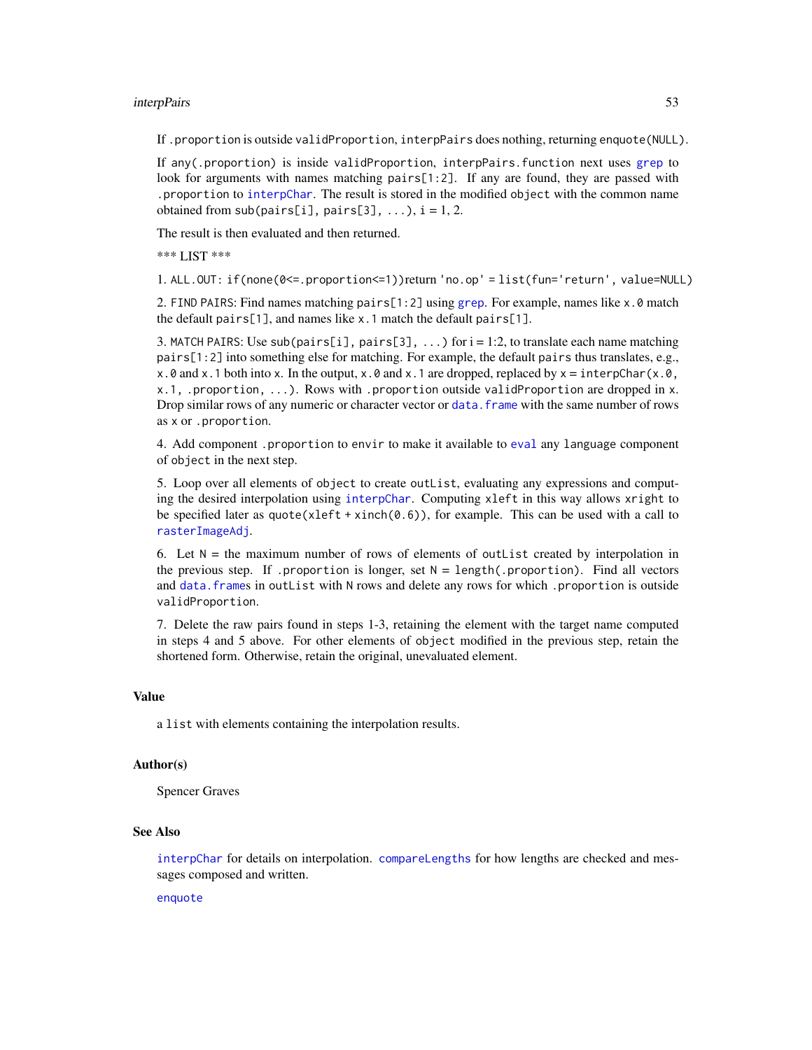If `.proportion` is outside `validProportion`, `interpPairs` does nothing, returning `enquote(NULL)`.

If `any(.proportion)` is inside `validProportion`, `interpPairs.function` next uses `grep` to look for arguments with names matching `pairs[1:2]`. If any are found, they are passed with `.proportion` to `interpChar`. The result is stored in the modified `object` with the common name obtained from `sub(pairs[i], pairs[3], ...)`, i = 1, 2.

The result is then evaluated and then returned.

*** LIST ***

1. ALL.OUT: `if(none(0<=.proportion<=1))return 'no.op' = list(fun='return', value=NULL)`

2. FIND PAIRS: Find names matching `pairs[1:2]` using `grep`. For example, names like `x.0` match the default `pairs[1]`, and names like `x.1` match the default `pairs[1]`.

3. MATCH PAIRS: Use `sub(pairs[i], pairs[3], ...)` for i = 1:2, to translate each name matching `pairs[1:2]` into something else for matching. For example, the default `pairs` thus translates, e.g., `x.0` and `x.1` both into `x`. In the output, `x.0` and `x.1` are dropped, replaced by `x = interpChar(x.0, x.1, .proportion, ...)`. Rows with `.proportion` outside `validProportion` are dropped in `x`. Drop similar rows of any numeric or character vector or `data.frame` with the same number of rows as `x` or `.proportion`.

4. Add component `.proportion` to `envir` to make it available to `eval` any `language` component of `object` in the next step.

5. Loop over all elements of `object` to create `outList`, evaluating any expressions and computing the desired interpolation using `interpChar`. Computing `xleft` in this way allows `xright` to be specified later as `quote(xleft + xinch(0.6))`, for example. This can be used with a call to `rasterImageAdj`.

6. Let `N` = the maximum number of rows of elements of `outList` created by interpolation in the previous step. If `.proportion` is longer, set `N = length(.proportion)`. Find all vectors and `data.frames` in `outList` with `N` rows and delete any rows for which `.proportion` is outside `validProportion`.

7. Delete the raw pairs found in steps 1-3, retaining the element with the target name computed in steps 4 and 5 above. For other elements of `object` modified in the previous step, retain the shortened form. Otherwise, retain the original, unevaluated element.

## Value

a `list` with elements containing the interpolation results.

## Author(s)

Spencer Graves

## See Also

`interpChar` for details on interpolation. `compareLengths` for how lengths are checked and messages composed and written.

`enquote`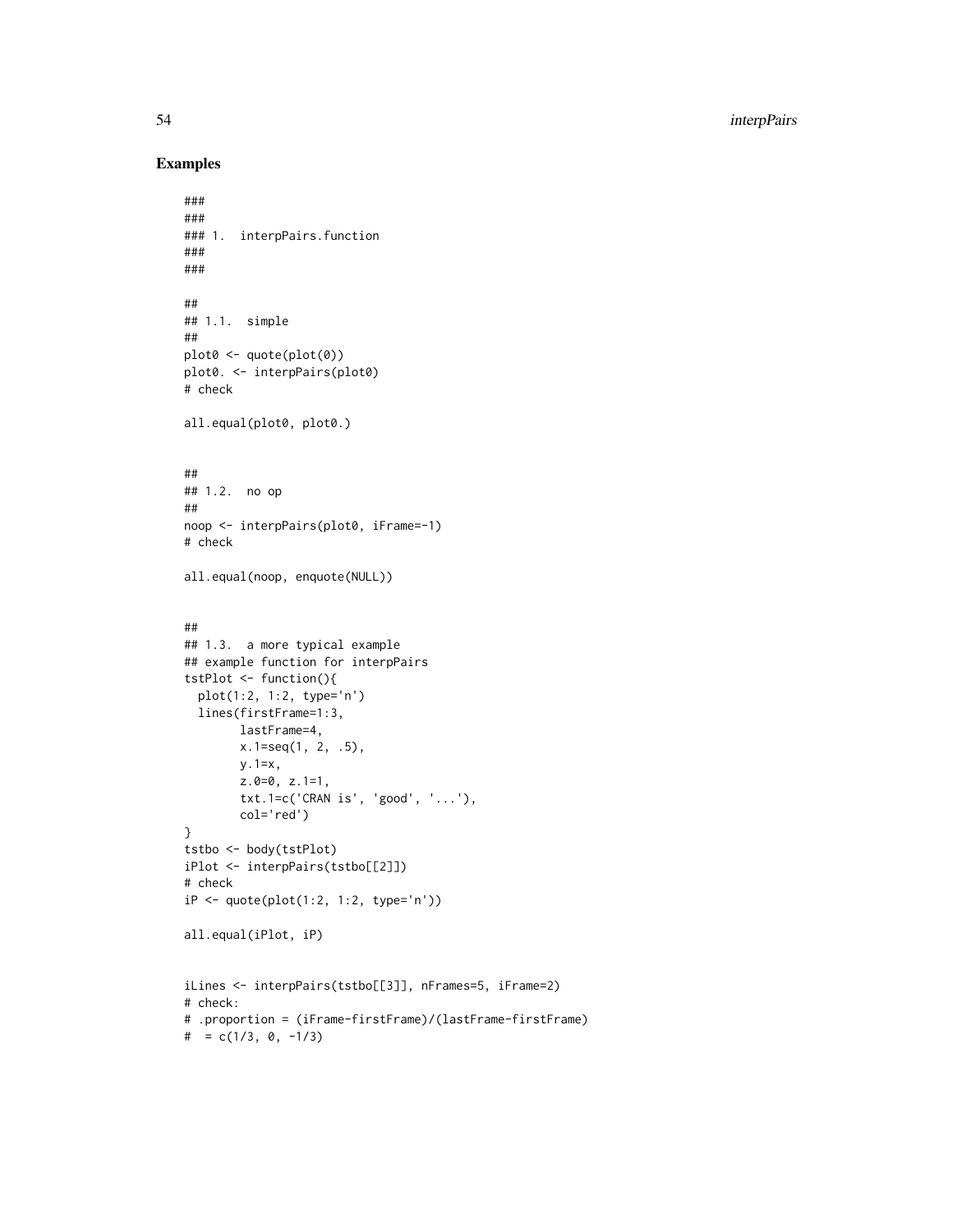## Examples

```
###
###
### 1.  interpPairs.function
###
###

##
## 1.1.  simple
##
plot0 <- quote(plot(0))
plot0. <- interpPairs(plot0)
# check

all.equal(plot0, plot0.)


##
## 1.2.  no op
##
noop <- interpPairs(plot0, iFrame=-1)
# check

all.equal(noop, enquote(NULL))


##
## 1.3.  a more typical example
## example function for interpPairs
tstPlot <- function(){
  plot(1:2, 1:2, type='n')
  lines(firstFrame=1:3,
        lastFrame=4,
        x.1=seq(1, 2, .5),
        y.1=x,
        z.0=0, z.1=1,
        txt.1=c('CRAN is', 'good', '...'),
        col='red')
}
tstbo <- body(tstPlot)
iPlot <- interpPairs(tstbo[[2]])
# check
iP <- quote(plot(1:2, 1:2, type='n'))

all.equal(iPlot, iP)


iLines <- interpPairs(tstbo[[3]], nFrames=5, iFrame=2)
# check:
# .proportion = (iFrame-firstFrame)/(lastFrame-firstFrame)
#  = c(1/3, 0, -1/3)
```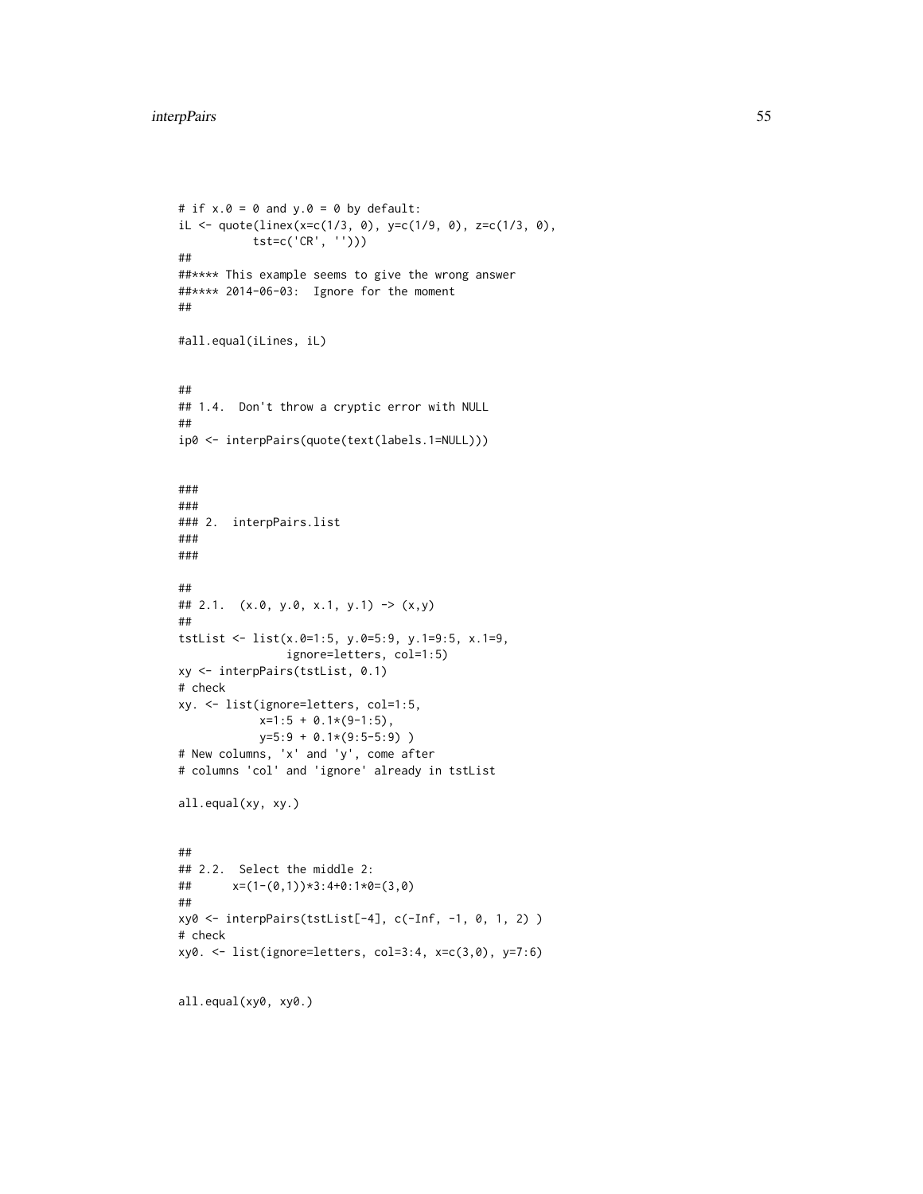```
# if x.0 = 0 and y.0 = 0 by default:
iL <- quote(linex(x=c(1/3, 0), y=c(1/9, 0), z=c(1/3, 0),
          tst=c('CR', '')))
##
##**** This example seems to give the wrong answer
##**** 2014-06-03:  Ignore for the moment
##

#all.equal(iLines, iL)


##
## 1.4.  Don't throw a cryptic error with NULL
##
ip0 <- interpPairs(quote(text(labels.1=NULL)))


###
###
### 2.  interpPairs.list
###
###

##
## 2.1.  (x.0, y.0, x.1, y.1) -> (x,y)
##
tstList <- list(x.0=1:5, y.0=5:9, y.1=9:5, x.1=9,
                ignore=letters, col=1:5)
xy <- interpPairs(tstList, 0.1)
# check
xy. <- list(ignore=letters, col=1:5,
            x=1:5 + 0.1*(9-1:5),
            y=5:9 + 0.1*(9:5-5:9) )
# New columns, 'x' and 'y', come after
# columns 'col' and 'ignore' already in tstList

all.equal(xy, xy.)


##
## 2.2.  Select the middle 2:
##      x=(1-(0,1))*3:4+0:1*0=(3,0)
##
xy0 <- interpPairs(tstList[-4], c(-Inf, -1, 0, 1, 2) )
# check
xy0. <- list(ignore=letters, col=3:4, x=c(3,0), y=7:6)


all.equal(xy0, xy0.)
```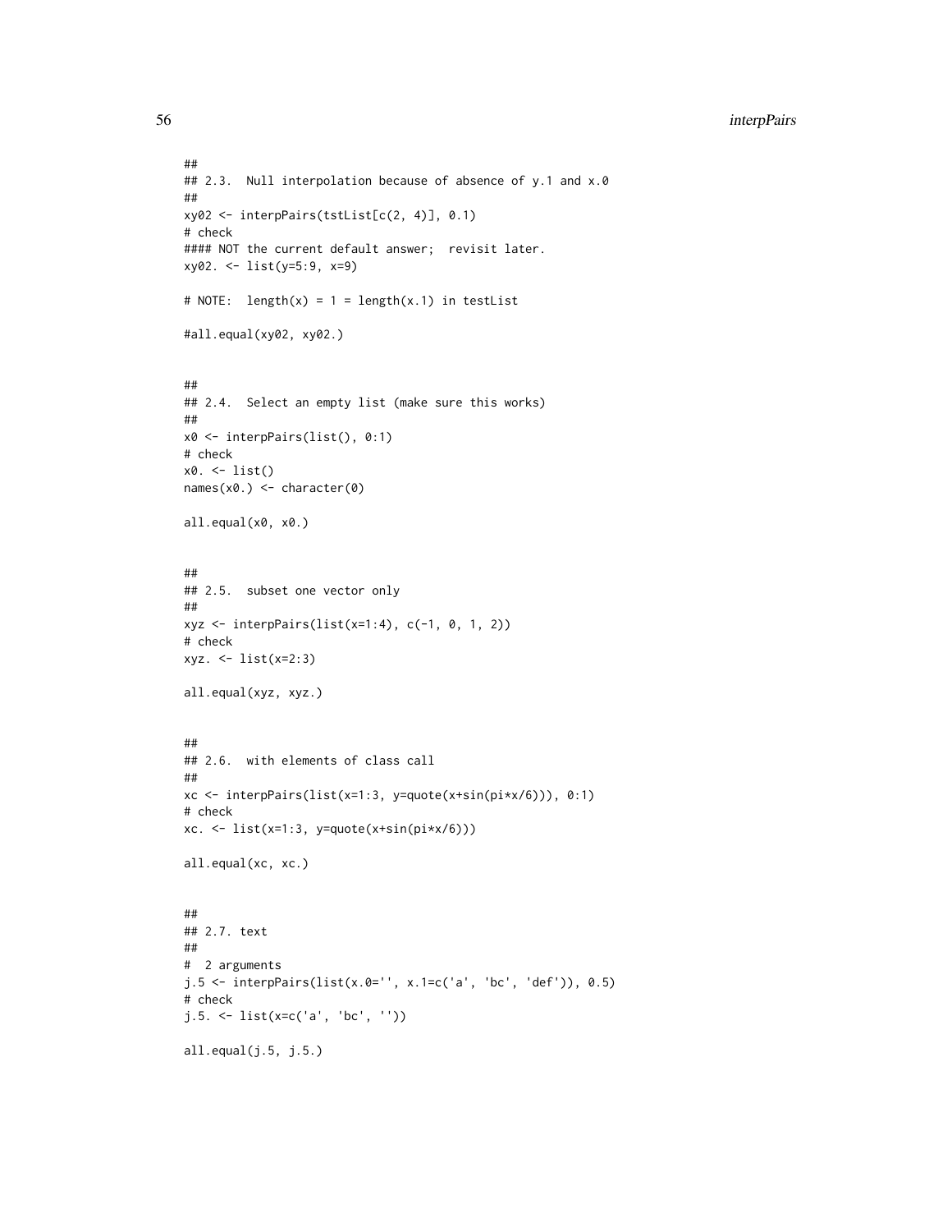```
##
## 2.3.  Null interpolation because of absence of y.1 and x.0
##
xy02 <- interpPairs(tstList[c(2, 4)], 0.1)
# check
#### NOT the current default answer;  revisit later.
xy02. <- list(y=5:9, x=9)

# NOTE:  length(x) = 1 = length(x.1) in testList

#all.equal(xy02, xy02.)


##
## 2.4.  Select an empty list (make sure this works)
##
x0 <- interpPairs(list(), 0:1)
# check
x0. <- list()
names(x0.) <- character(0)

all.equal(x0, x0.)


##
## 2.5.  subset one vector only
##
xyz <- interpPairs(list(x=1:4), c(-1, 0, 1, 2))
# check
xyz. <- list(x=2:3)

all.equal(xyz, xyz.)


##
## 2.6.  with elements of class call
##
xc <- interpPairs(list(x=1:3, y=quote(x+sin(pi*x/6))), 0:1)
# check
xc. <- list(x=1:3, y=quote(x+sin(pi*x/6)))

all.equal(xc, xc.)


##
## 2.7. text
##
#  2 arguments
j.5 <- interpPairs(list(x.0='', x.1=c('a', 'bc', 'def')), 0.5)
# check
j.5. <- list(x=c('a', 'bc', ''))

all.equal(j.5, j.5.)
```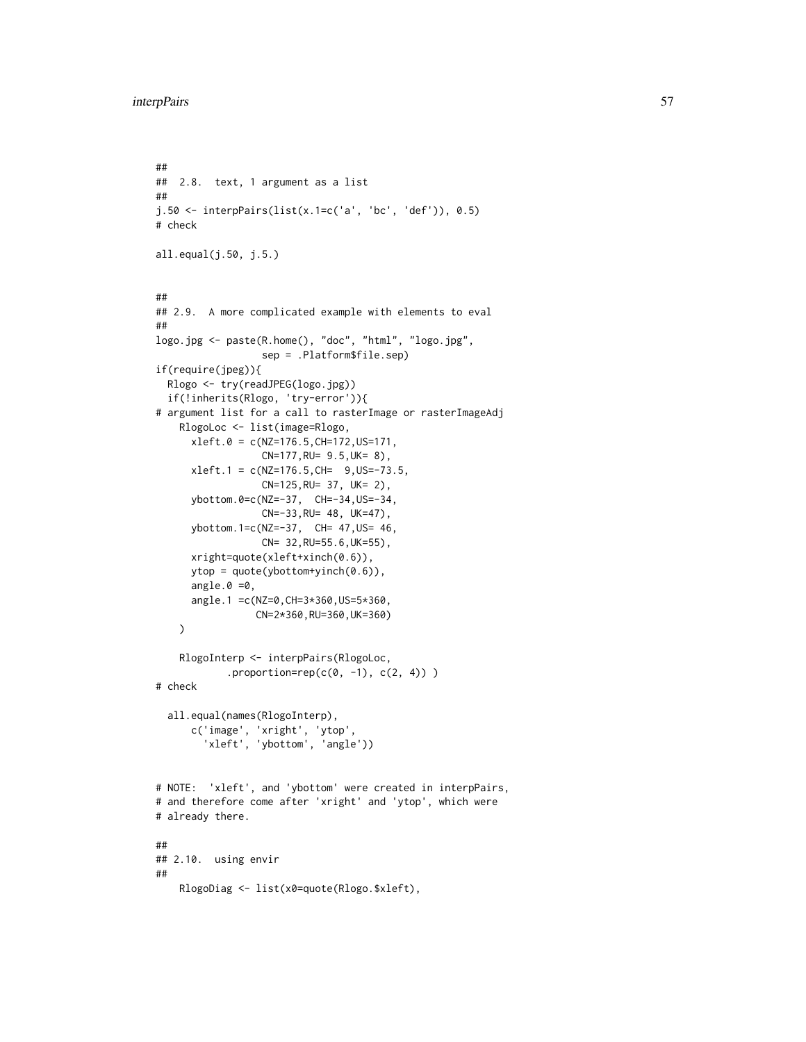```
##
##  2.8.  text, 1 argument as a list
##
j.50 <- interpPairs(list(x.1=c('a', 'bc', 'def')), 0.5)
# check

all.equal(j.50, j.5.)


##
## 2.9.  A more complicated example with elements to eval
##
logo.jpg <- paste(R.home(), "doc", "html", "logo.jpg",
                  sep = .Platform$file.sep)
if(require(jpeg)){
  Rlogo <- try(readJPEG(logo.jpg))
  if(!inherits(Rlogo, 'try-error')){
# argument list for a call to rasterImage or rasterImageAdj
    RlogoLoc <- list(image=Rlogo,
      xleft.0 = c(NZ=176.5,CH=172,US=171,
                  CN=177,RU= 9.5,UK= 8),
      xleft.1 = c(NZ=176.5,CH=  9,US=-73.5,
                  CN=125,RU= 37, UK= 2),
      ybottom.0=c(NZ=-37,  CH=-34,US=-34,
                  CN=-33,RU= 48, UK=47),
      ybottom.1=c(NZ=-37,  CH= 47,US= 46,
                  CN= 32,RU=55.6,UK=55),
      xright=quote(xleft+xinch(0.6)),
      ytop = quote(ybottom+yinch(0.6)),
      angle.0 =0,
      angle.1 =c(NZ=0,CH=3*360,US=5*360,
                 CN=2*360,RU=360,UK=360)
    )

    RlogoInterp <- interpPairs(RlogoLoc,
            .proportion=rep(c(0, -1), c(2, 4)) )
# check

  all.equal(names(RlogoInterp),
      c('image', 'xright', 'ytop',
        'xleft', 'ybottom', 'angle'))


# NOTE:  'xleft', and 'ybottom' were created in interpPairs,
# and therefore come after 'xright' and 'ytop', which were
# already there.

##
## 2.10.  using envir
##
    RlogoDiag <- list(x0=quote(Rlogo.$xleft),
```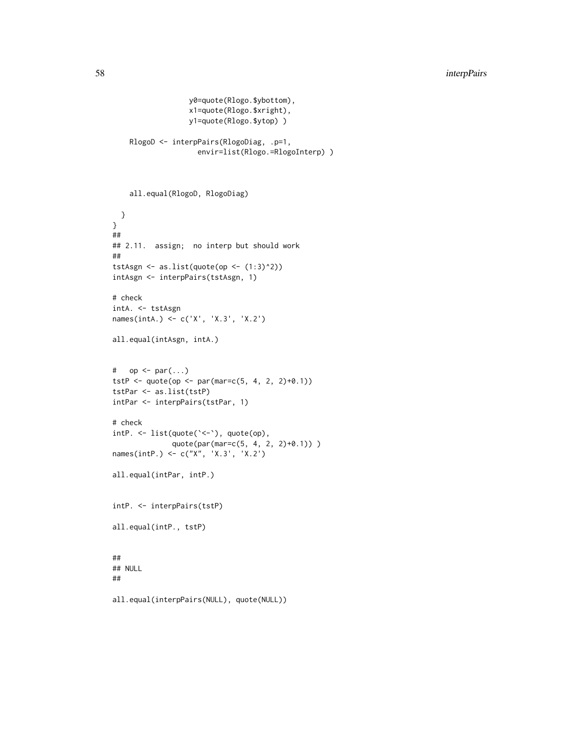```
                  y0=quote(Rlogo.$ybottom),
                  x1=quote(Rlogo.$xright),
                  y1=quote(Rlogo.$ytop) )

    RlogoD <- interpPairs(RlogoDiag, .p=1,
                    envir=list(Rlogo.=RlogoInterp) )



    all.equal(RlogoD, RlogoDiag)

  }
}
##
## 2.11.  assign;  no interp but should work
##
tstAsgn <- as.list(quote(op <- (1:3)^2))
intAsgn <- interpPairs(tstAsgn, 1)

# check
intA. <- tstAsgn
names(intA.) <- c('X', 'X.3', 'X.2')

all.equal(intAsgn, intA.)


#   op <- par(...)
tstP <- quote(op <- par(mar=c(5, 4, 2, 2)+0.1))
tstPar <- as.list(tstP)
intPar <- interpPairs(tstPar, 1)

# check
intP. <- list(quote(`<-`), quote(op),
              quote(par(mar=c(5, 4, 2, 2)+0.1)) )
names(intP.) <- c("X", 'X.3', 'X.2')

all.equal(intPar, intP.)


intP. <- interpPairs(tstP)

all.equal(intP., tstP)


##
## NULL
##

all.equal(interpPairs(NULL), quote(NULL))
```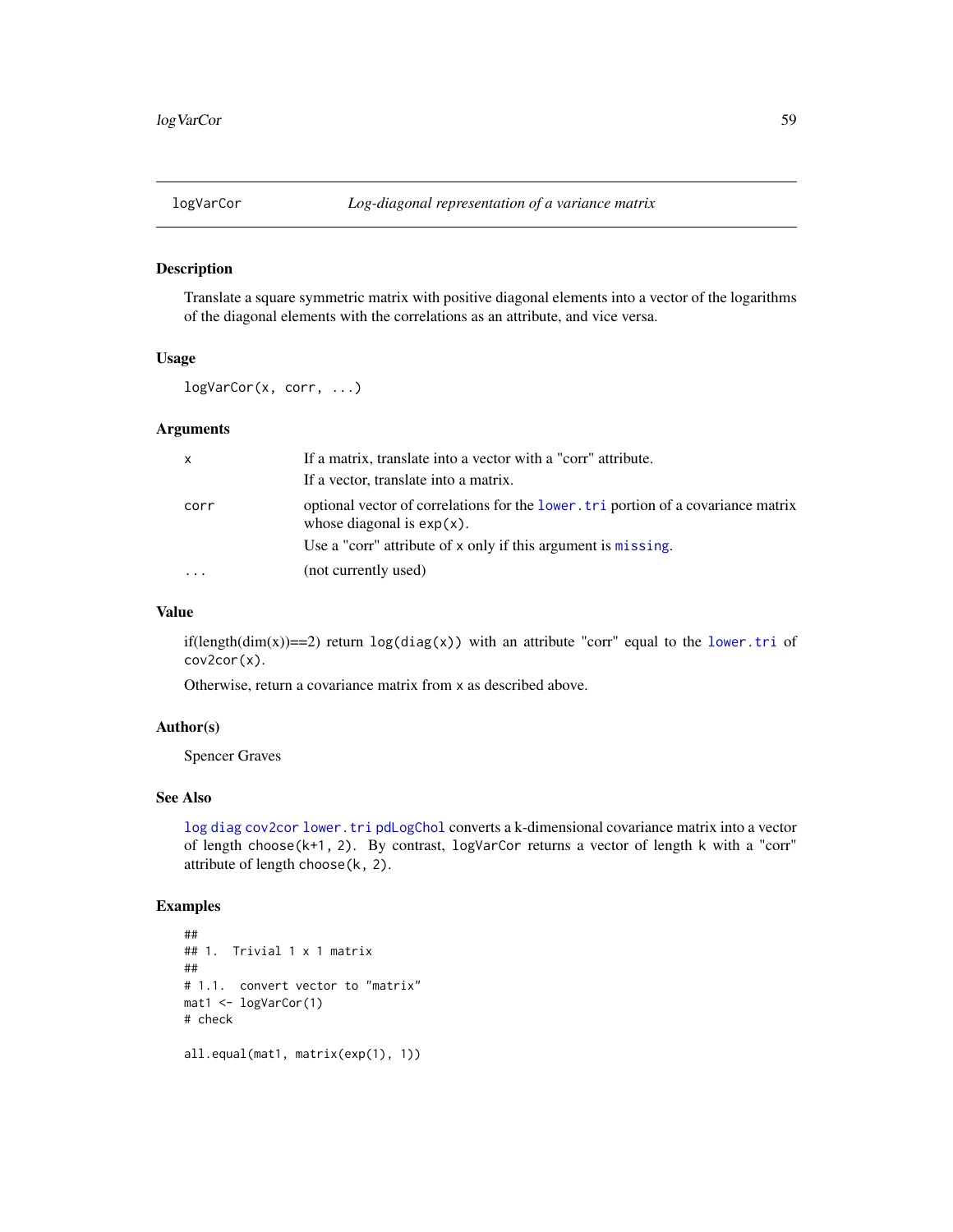# logVarCor — *Log-diagonal representation of a variance matrix*

## Description

Translate a square symmetric matrix with positive diagonal elements into a vector of the logarithms of the diagonal elements with the correlations as an attribute, and vice versa.

## Usage

```
logVarCor(x, corr, ...)
```

## Arguments

| | |
|---|---|
| x | If a matrix, translate into a vector with a "corr" attribute. If a vector, translate into a matrix. |
| corr | optional vector of correlations for the `lower.tri` portion of a covariance matrix whose diagonal is `exp(x)`. Use a "corr" attribute of `x` only if this argument is `missing`. |
| ... | (not currently used) |

## Value

if(length(dim(x))==2) return `log(diag(x))` with an attribute "corr" equal to the `lower.tri` of `cov2cor(x)`.

Otherwise, return a covariance matrix from `x` as described above.

## Author(s)

Spencer Graves

## See Also

`log` `diag` `cov2cor` `lower.tri` `pdLogChol` converts a k-dimensional covariance matrix into a vector of length `choose(k+1, 2)`. By contrast, `logVarCor` returns a vector of length `k` with a "corr" attribute of length `choose(k, 2)`.

## Examples

```
##
## 1.  Trivial 1 x 1 matrix
##
# 1.1.  convert vector to "matrix"
mat1 <- logVarCor(1)
# check

all.equal(mat1, matrix(exp(1), 1))
```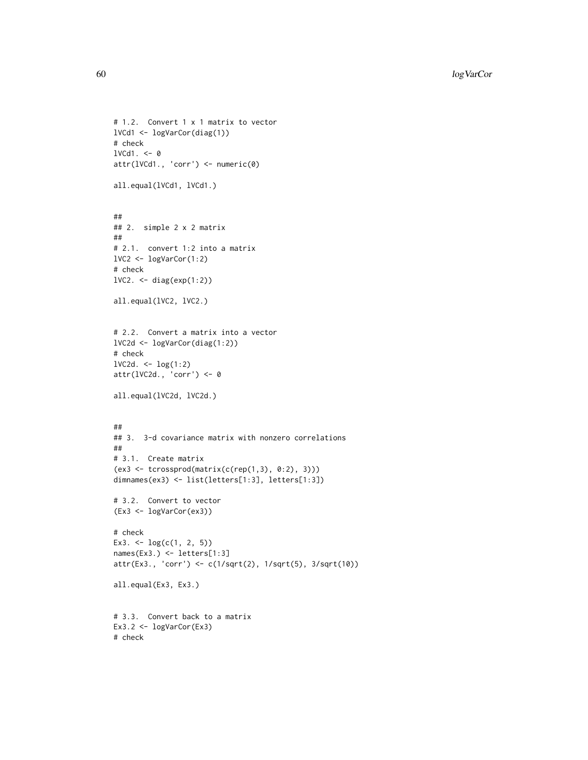```
# 1.2.  Convert 1 x 1 matrix to vector
lVCd1 <- logVarCor(diag(1))
# check
lVCd1. <- 0
attr(lVCd1., 'corr') <- numeric(0)

all.equal(lVCd1, lVCd1.)


##
## 2.  simple 2 x 2 matrix
##
# 2.1.  convert 1:2 into a matrix
lVC2 <- logVarCor(1:2)
# check
lVC2. <- diag(exp(1:2))

all.equal(lVC2, lVC2.)


# 2.2.  Convert a matrix into a vector
lVC2d <- logVarCor(diag(1:2))
# check
lVC2d. <- log(1:2)
attr(lVC2d., 'corr') <- 0

all.equal(lVC2d, lVC2d.)


##
## 3.  3-d covariance matrix with nonzero correlations
##
# 3.1.  Create matrix
(ex3 <- tcrossprod(matrix(c(rep(1,3), 0:2), 3)))
dimnames(ex3) <- list(letters[1:3], letters[1:3])

# 3.2.  Convert to vector
(Ex3 <- logVarCor(ex3))

# check
Ex3. <- log(c(1, 2, 5))
names(Ex3.) <- letters[1:3]
attr(Ex3., 'corr') <- c(1/sqrt(2), 1/sqrt(5), 3/sqrt(10))

all.equal(Ex3, Ex3.)


# 3.3.  Convert back to a matrix
Ex3.2 <- logVarCor(Ex3)
# check
```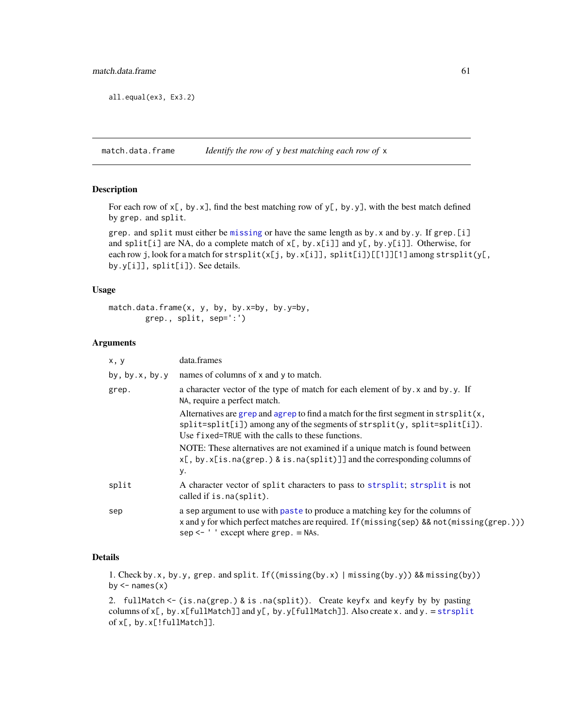```
all.equal(ex3, Ex3.2)
```

## match.data.frame — *Identify the row of* `y` *best matching each row of* `x`

### Description

For each row of `x[, by.x]`, find the best matching row of `y[, by.y]`, with the best match defined by `grep.` and `split`.

`grep.` and `split` must either be `missing` or have the same length as `by.x` and `by.y`. If `grep.[i]` and `split[i]` are NA, do a complete match of `x[, by.x[i]]` and `y[, by.y[i]]`. Otherwise, for each row `j`, look for a match for `strsplit(x[j, by.x[i]], split[i])[[1]][1]` among `strsplit(y[, by.y[i]], split[i])`. See details.

### Usage

```
match.data.frame(x, y, by, by.x=by, by.y=by,
        grep., split, sep=':')
```

### Arguments

| | |
|---|---|
| `x, y` | data.frames |
| `by, by.x, by.y` | names of columns of `x` and `y` to match. |
| `grep.` | a character vector of the type of match for each element of `by.x` and `by.y`. If `NA`, require a perfect match.<br><br>Alternatives are `grep` and `agrep` to find a match for the first segment in `strsplit(x, split=split[i])` among any of the segments of `strsplit(y, split=split[i])`. Use `fixed=TRUE` with the calls to these functions.<br><br>NOTE: These alternatives are not examined if a unique match is found between `x[, by.x[is.na(grep.) & is.na(split)]]` and the corresponding columns of `y`. |
| `split` | A character vector of `split` characters to pass to `strsplit`; `strsplit` is not called if `is.na(split)`. |
| `sep` | a sep argument to use with `paste` to produce a matching key for the columns of `x` and `y` for which perfect matches are required. `If(missing(sep) && not(missing(grep.)))` `sep <- ' '` except where `grep. = NAs`. |

### Details

1. Check `by.x`, `by.y`, `grep.` and `split`. `If((missing(by.x) | missing(by.y)) && missing(by))` `by <- names(x)`

2. `fullMatch <- (is.na(grep.) & is .na(split))`. Create `keyfx` and `keyfy` by by pasting columns of `x[, by.x[fullMatch]]` and `y[, by.y[fullMatch]]`. Also create `x.` and `y.` = `strsplit` of `x[, by.x[!fullMatch]]`.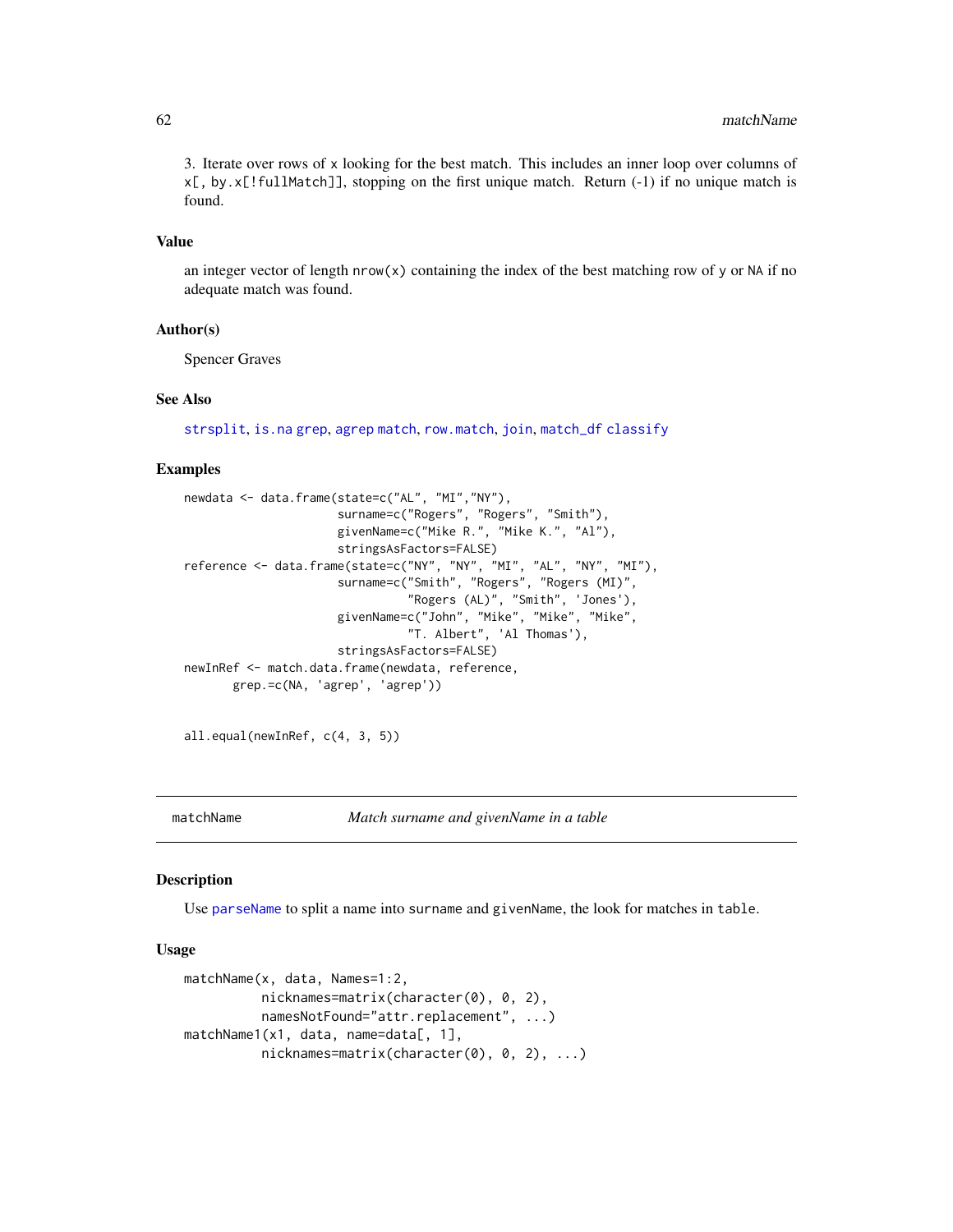3. Iterate over rows of x looking for the best match. This includes an inner loop over columns of x[, by.x[!fullMatch]], stopping on the first unique match. Return (-1) if no unique match is found.

### Value

an integer vector of length nrow(x) containing the index of the best matching row of y or NA if no adequate match was found.

### Author(s)

Spencer Graves

### See Also

strsplit, is.na grep, agrep match, row.match, join, match_df classify

### Examples

```
newdata <- data.frame(state=c("AL", "MI","NY"),
                      surname=c("Rogers", "Rogers", "Smith"),
                      givenName=c("Mike R.", "Mike K.", "Al"),
                      stringsAsFactors=FALSE)
reference <- data.frame(state=c("NY", "NY", "MI", "AL", "NY", "MI"),
                      surname=c("Smith", "Rogers", "Rogers (MI)",
                                "Rogers (AL)", "Smith", 'Jones'),
                      givenName=c("John", "Mike", "Mike", "Mike",
                                "T. Albert", 'Al Thomas'),
                      stringsAsFactors=FALSE)
newInRef <- match.data.frame(newdata, reference,
       grep.=c(NA, 'agrep', 'agrep'))


all.equal(newInRef, c(4, 3, 5))
```

---

## matchName *Match surname and givenName in a table*

### Description

Use parseName to split a name into surname and givenName, the look for matches in table.

### Usage

```
matchName(x, data, Names=1:2,
          nicknames=matrix(character(0), 0, 2),
          namesNotFound="attr.replacement", ...)
matchName1(x1, data, name=data[, 1],
          nicknames=matrix(character(0), 0, 2), ...)
```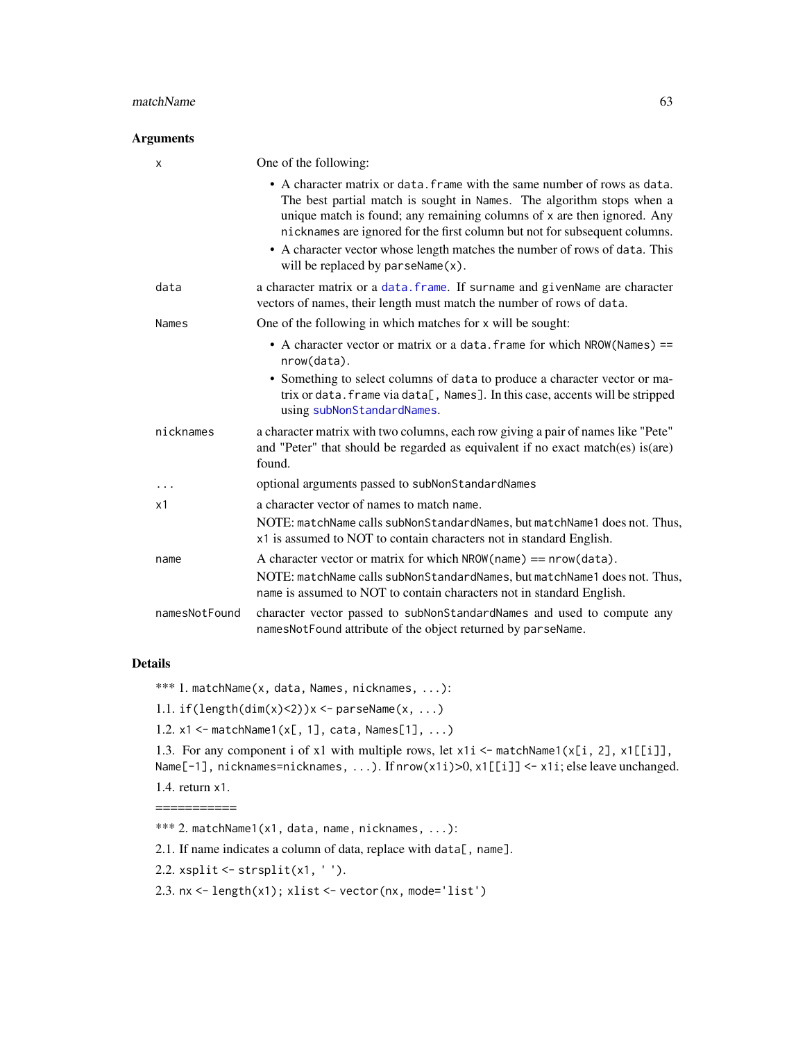## Arguments

**x** One of the following:

- A character matrix or `data.frame` with the same number of rows as `data`. The best partial match is sought in `Names`. The algorithm stops when a unique match is found; any remaining columns of `x` are then ignored. Any `nicknames` are ignored for the first column but not for subsequent columns.
- A character vector whose length matches the number of rows of `data`. This will be replaced by `parseName(x)`.

**data** a character matrix or a `data.frame`. If `surname` and `givenName` are character vectors of names, their length must match the number of rows of `data`.

**Names** One of the following in which matches for `x` will be sought:

- A character vector or matrix or a `data.frame` for which `NROW(Names) == nrow(data)`.
- Something to select columns of `data` to produce a character vector or matrix or `data.frame` via `data[, Names]`. In this case, accents will be stripped using `subNonStandardNames`.

**nicknames** a character matrix with two columns, each row giving a pair of names like "Pete" and "Peter" that should be regarded as equivalent if no exact match(es) is(are) found.

**...** optional arguments passed to `subNonStandardNames`

**x1** a character vector of names to match `name`.

NOTE: `matchName` calls `subNonStandardNames`, but `matchName1` does not. Thus, `x1` is assumed to NOT to contain characters not in standard English.

**name** A character vector or matrix for which `NROW(name) == nrow(data)`.

NOTE: `matchName` calls `subNonStandardNames`, but `matchName1` does not. Thus, `name` is assumed to NOT to contain characters not in standard English.

**namesNotFound** character vector passed to `subNonStandardNames` and used to compute any `namesNotFound` attribute of the object returned by `parseName`.

## Details

*** 1. `matchName(x, data, Names, nicknames, ...)`:

1.1. `if(length(dim(x)<2))x <- parseName(x, ...)`

1.2. `x1 <- matchName1(x[, 1], cata, Names[1], ...)`

1.3. For any component i of x1 with multiple rows, let `x1i <- matchName1(x[i, 2], x1[[i]], Name[-1], nicknames=nicknames, ...)`. If `nrow(x1i)>0`, `x1[[i]] <- x1i`; else leave unchanged.

1.4. return `x1`.

===========

*** 2. `matchName1(x1, data, name, nicknames, ...)`:

2.1. If name indicates a column of data, replace with `data[, name]`.

2.2. `xsplit <- strsplit(x1, ' ')`.

2.3. `nx <- length(x1); xlist <- vector(nx, mode='list')`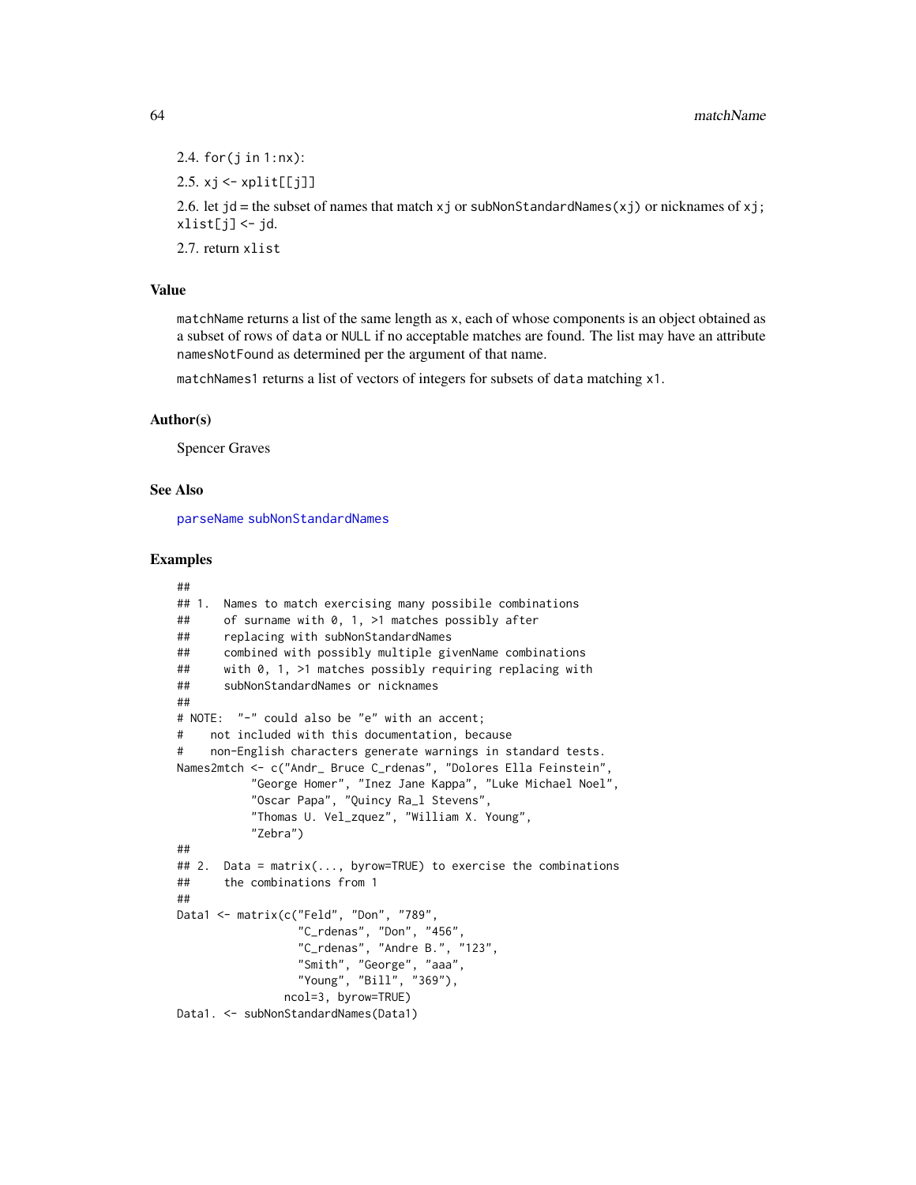2.4. `for(j in 1:nx)`:

2.5. `xj <- xplit[[j]]`

2.6. let `jd` = the subset of names that match `xj` or `subNonStandardNames(xj)` or nicknames of `xj`; `xlist[j] <- jd`.

2.7. return `xlist`

### Value

`matchName` returns a list of the same length as `x`, each of whose components is an object obtained as a subset of rows of `data` or `NULL` if no acceptable matches are found. The list may have an attribute `namesNotFound` as determined per the argument of that name.

`matchNames1` returns a list of vectors of integers for subsets of `data` matching `x1`.

### Author(s)

Spencer Graves

### See Also

`parseName` `subNonStandardNames`

### Examples

```
##
## 1.  Names to match exercising many possibile combinations
##     of surname with 0, 1, >1 matches possibly after
##     replacing with subNonStandardNames
##     combined with possibly multiple givenName combinations
##     with 0, 1, >1 matches possibly requiring replacing with
##     subNonStandardNames or nicknames
##
# NOTE:  "-" could also be "e" with an accent;
#    not included with this documentation, because
#    non-English characters generate warnings in standard tests.
Names2mtch <- c("Andr_ Bruce C_rdenas", "Dolores Ella Feinstein",
           "George Homer", "Inez Jane Kappa", "Luke Michael Noel",
           "Oscar Papa", "Quincy Ra_l Stevens",
           "Thomas U. Vel_zquez", "William X. Young",
           "Zebra")
##
## 2.  Data = matrix(..., byrow=TRUE) to exercise the combinations
##     the combinations from 1
##
Data1 <- matrix(c("Feld", "Don", "789",
                  "C_rdenas", "Don", "456",
                  "C_rdenas", "Andre B.", "123",
                  "Smith", "George", "aaa",
                  "Young", "Bill", "369"),
                ncol=3, byrow=TRUE)
Data1. <- subNonStandardNames(Data1)
```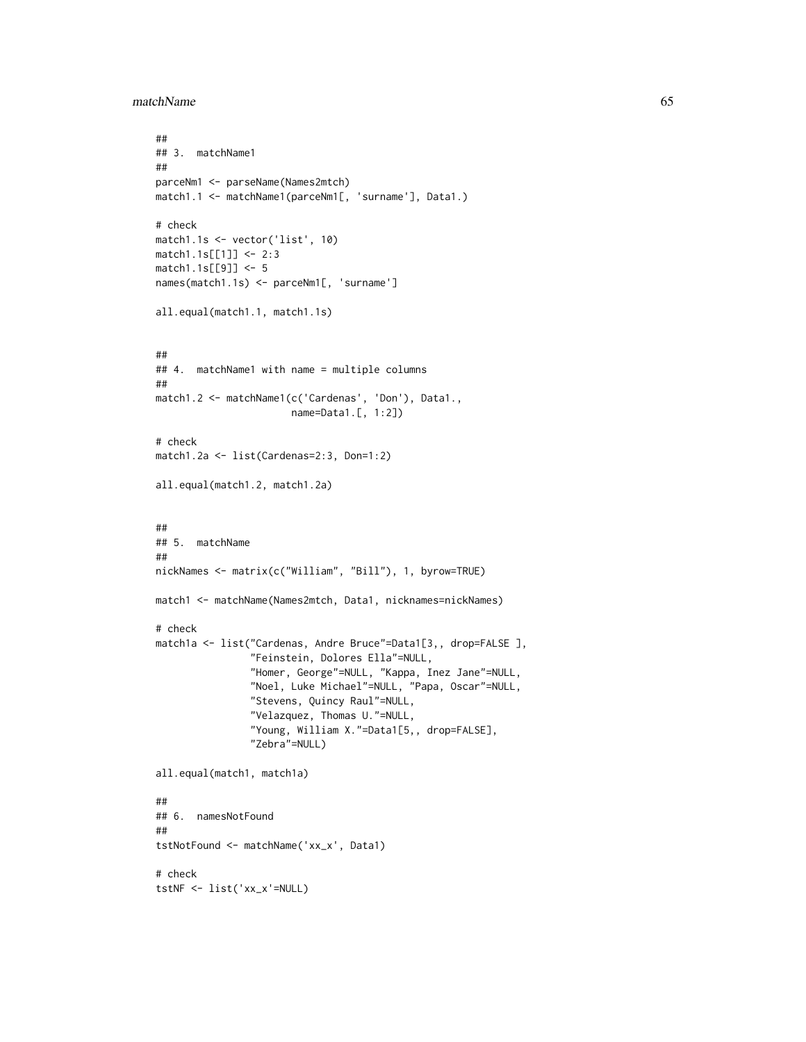```
##
## 3.  matchName1
##
parceNm1 <- parseName(Names2mtch)
match1.1 <- matchName1(parceNm1[, 'surname'], Data1.)

# check
match1.1s <- vector('list', 10)
match1.1s[[1]] <- 2:3
match1.1s[[9]] <- 5
names(match1.1s) <- parceNm1[, 'surname']

all.equal(match1.1, match1.1s)


##
## 4.  matchName1 with name = multiple columns
##
match1.2 <- matchName1(c('Cardenas', 'Don'), Data1.,
                       name=Data1.[, 1:2])

# check
match1.2a <- list(Cardenas=2:3, Don=1:2)

all.equal(match1.2, match1.2a)


##
## 5.  matchName
##
nickNames <- matrix(c("William", "Bill"), 1, byrow=TRUE)

match1 <- matchName(Names2mtch, Data1, nicknames=nickNames)

# check
match1a <- list("Cardenas, Andre Bruce"=Data1[3,, drop=FALSE ],
                "Feinstein, Dolores Ella"=NULL,
                "Homer, George"=NULL, "Kappa, Inez Jane"=NULL,
                "Noel, Luke Michael"=NULL, "Papa, Oscar"=NULL,
                "Stevens, Quincy Raul"=NULL,
                "Velazquez, Thomas U."=NULL,
                "Young, William X."=Data1[5,, drop=FALSE],
                "Zebra"=NULL)

all.equal(match1, match1a)

##
## 6.  namesNotFound
##
tstNotFound <- matchName('xx_x', Data1)

# check
tstNF <- list('xx_x'=NULL)
```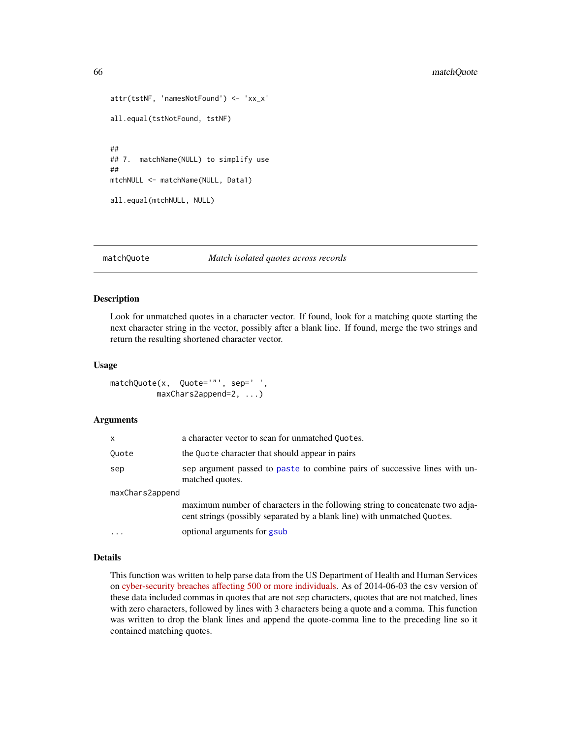```
attr(tstNF, 'namesNotFound') <- 'xx_x'

all.equal(tstNotFound, tstNF)


##
## 7.  matchName(NULL) to simplify use
##
mtchNULL <- matchName(NULL, Data1)

all.equal(mtchNULL, NULL)
```

---

matchQuote *Match isolated quotes across records*

---

## Description

Look for unmatched quotes in a character vector. If found, look for a matching quote starting the next character string in the vector, possibly after a blank line. If found, merge the two strings and return the resulting shortened character vector.

## Usage

```
matchQuote(x,  Quote='"', sep=' ',
          maxChars2append=2, ...)
```

## Arguments

| | |
|---|---|
| x | a character vector to scan for unmatched Quotes. |
| Quote | the Quote character that should appear in pairs |
| sep | sep argument passed to paste to combine pairs of successive lines with unmatched quotes. |
| maxChars2append | maximum number of characters in the following string to concatenate two adjacent strings (possibly separated by a blank line) with unmatched Quotes. |
| ... | optional arguments for gsub |

## Details

This function was written to help parse data from the US Department of Health and Human Services on cyber-security breaches affecting 500 or more individuals. As of 2014-06-03 the csv version of these data included commas in quotes that are not sep characters, quotes that are not matched, lines with zero characters, followed by lines with 3 characters being a quote and a comma. This function was written to drop the blank lines and append the quote-comma line to the preceding line so it contained matching quotes.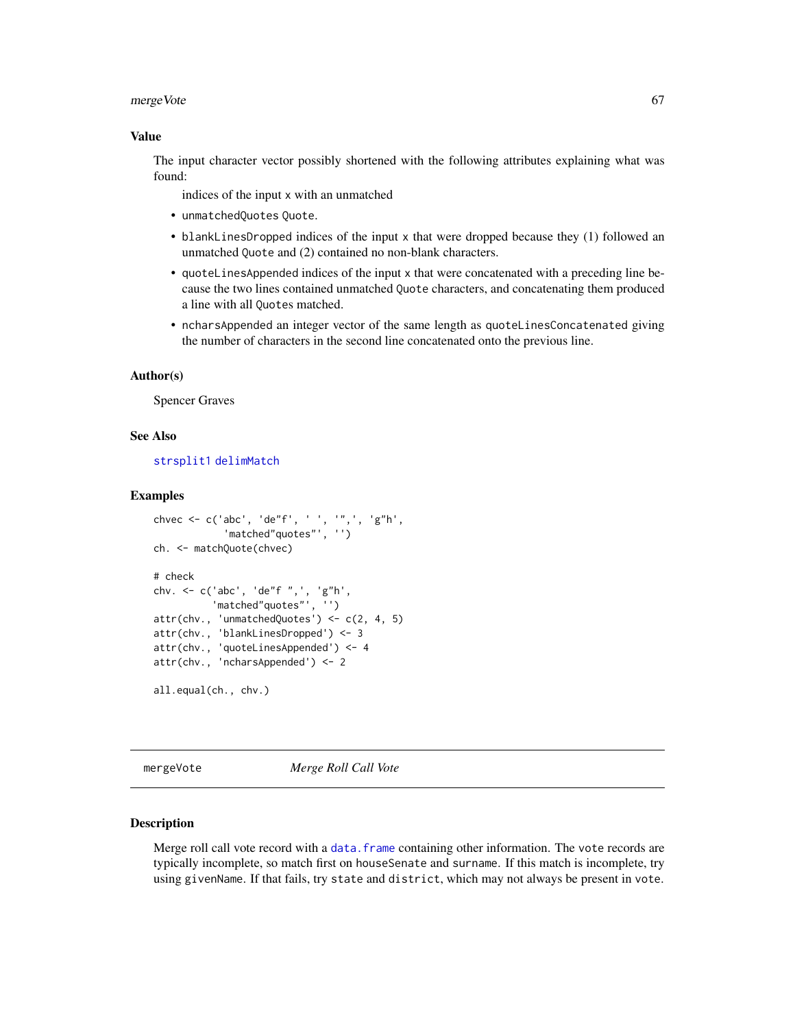### Value

The input character vector possibly shortened with the following attributes explaining what was found:

indices of the input x with an unmatched

- unmatchedQuotes Quote.
- blankLinesDropped indices of the input x that were dropped because they (1) followed an unmatched Quote and (2) contained no non-blank characters.
- quoteLinesAppended indices of the input x that were concatenated with a preceding line because the two lines contained unmatched Quote characters, and concatenating them produced a line with all Quotes matched.
- ncharsAppended an integer vector of the same length as quoteLinesConcatenated giving the number of characters in the second line concatenated onto the previous line.

### Author(s)

Spencer Graves

### See Also

strsplit1 delimMatch

### Examples

```
chvec <- c('abc', 'de"f', ' ', '",', 'g"h',
           'matched"quotes"', '')
ch. <- matchQuote(chvec)

# check
chv. <- c('abc', 'de"f ",', 'g"h',
         'matched"quotes"', '')
attr(chv., 'unmatchedQuotes') <- c(2, 4, 5)
attr(chv., 'blankLinesDropped') <- 3
attr(chv., 'quoteLinesAppended') <- 4
attr(chv., 'ncharsAppended') <- 2

all.equal(ch., chv.)
```

---

## mergeVote &nbsp;&nbsp;&nbsp;&nbsp; *Merge Roll Call Vote*

### Description

Merge roll call vote record with a data.frame containing other information. The vote records are typically incomplete, so match first on houseSenate and surname. If this match is incomplete, try using givenName. If that fails, try state and district, which may not always be present in vote.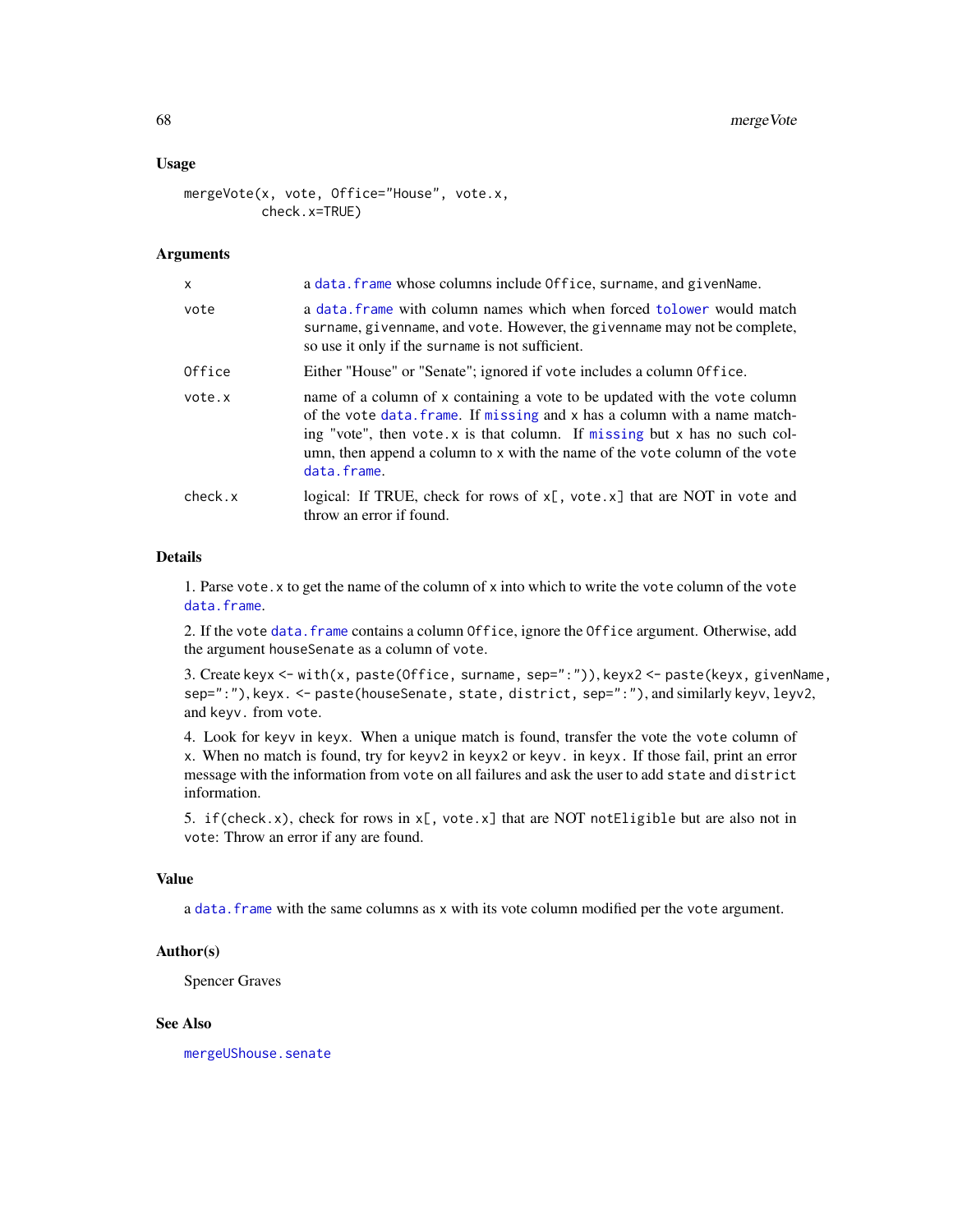### Usage

```
mergeVote(x, vote, Office="House", vote.x,
          check.x=TRUE)
```

### Arguments

| | |
|---|---|
| x | a data.frame whose columns include Office, surname, and givenName. |
| vote | a data.frame with column names which when forced tolower would match surname, givenname, and vote. However, the givenname may not be complete, so use it only if the surname is not sufficient. |
| Office | Either "House" or "Senate"; ignored if vote includes a column Office. |
| vote.x | name of a column of x containing a vote to be updated with the vote column of the vote data.frame. If missing and x has a column with a name matching "vote", then vote.x is that column. If missing but x has no such column, then append a column to x with the name of the vote column of the vote data.frame. |
| check.x | logical: If TRUE, check for rows of x[, vote.x] that are NOT in vote and throw an error if found. |

### Details

1. Parse vote.x to get the name of the column of x into which to write the vote column of the vote data.frame.

2. If the vote data.frame contains a column Office, ignore the Office argument. Otherwise, add the argument houseSenate as a column of vote.

3. Create keyx <- with(x, paste(Office, surname, sep=":")), keyx2 <- paste(keyx, givenName, sep=":"), keyx. <- paste(houseSenate, state, district, sep=":"), and similarly keyv, leyv2, and keyv. from vote.

4. Look for keyv in keyx. When a unique match is found, transfer the vote the vote column of x. When no match is found, try for keyv2 in keyx2 or keyv. in keyx. If those fail, print an error message with the information from vote on all failures and ask the user to add state and district information.

5. if(check.x), check for rows in x[, vote.x] that are NOT notEligible but are also not in vote: Throw an error if any are found.

### Value

a data.frame with the same columns as x with its vote column modified per the vote argument.

### Author(s)

Spencer Graves

### See Also

mergeUShouse.senate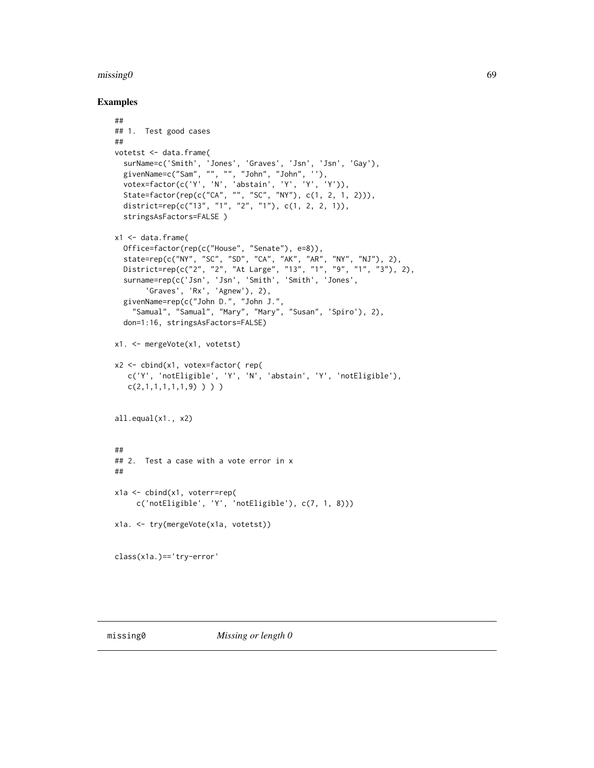### Examples

```
##
## 1.  Test good cases
##
votetst <- data.frame(
  surName=c('Smith', 'Jones', 'Graves', 'Jsn', 'Jsn', 'Gay'),
  givenName=c("Sam", "", "", "John", "John", ''),
  votex=factor(c('Y', 'N', 'abstain', 'Y', 'Y', 'Y')),
  State=factor(rep(c("CA", "", "SC", "NY"), c(1, 2, 1, 2))),
  district=rep(c("13", "1", "2", "1"), c(1, 2, 2, 1)),
  stringsAsFactors=FALSE )

x1 <- data.frame(
  Office=factor(rep(c("House", "Senate"), e=8)),
  state=rep(c("NY", "SC", "SD", "CA", "AK", "AR", "NY", "NJ"), 2),
  District=rep(c("2", "2", "At Large", "13", "1", "9", "1", "3"), 2),
  surname=rep(c('Jsn', 'Jsn', 'Smith', 'Smith', 'Jones',
       'Graves', 'Rx', 'Agnew'), 2),
  givenName=rep(c("John D.", "John J.",
    "Samual", "Samual", "Mary", "Mary", "Susan", 'Spiro'), 2),
  don=1:16, stringsAsFactors=FALSE)

x1. <- mergeVote(x1, votetst)

x2 <- cbind(x1, votex=factor( rep(
   c('Y', 'notEligible', 'Y', 'N', 'abstain', 'Y', 'notEligible'),
   c(2,1,1,1,1,1,9) ) ) )


all.equal(x1., x2)


##
## 2.  Test a case with a vote error in x
##
x1a <- cbind(x1, voterr=rep(
     c('notEligible', 'Y', 'notEligible'), c(7, 1, 8)))

x1a. <- try(mergeVote(x1a, votetst))


class(x1a.)=='try-error'
```

---

missing0 *Missing or length 0*

---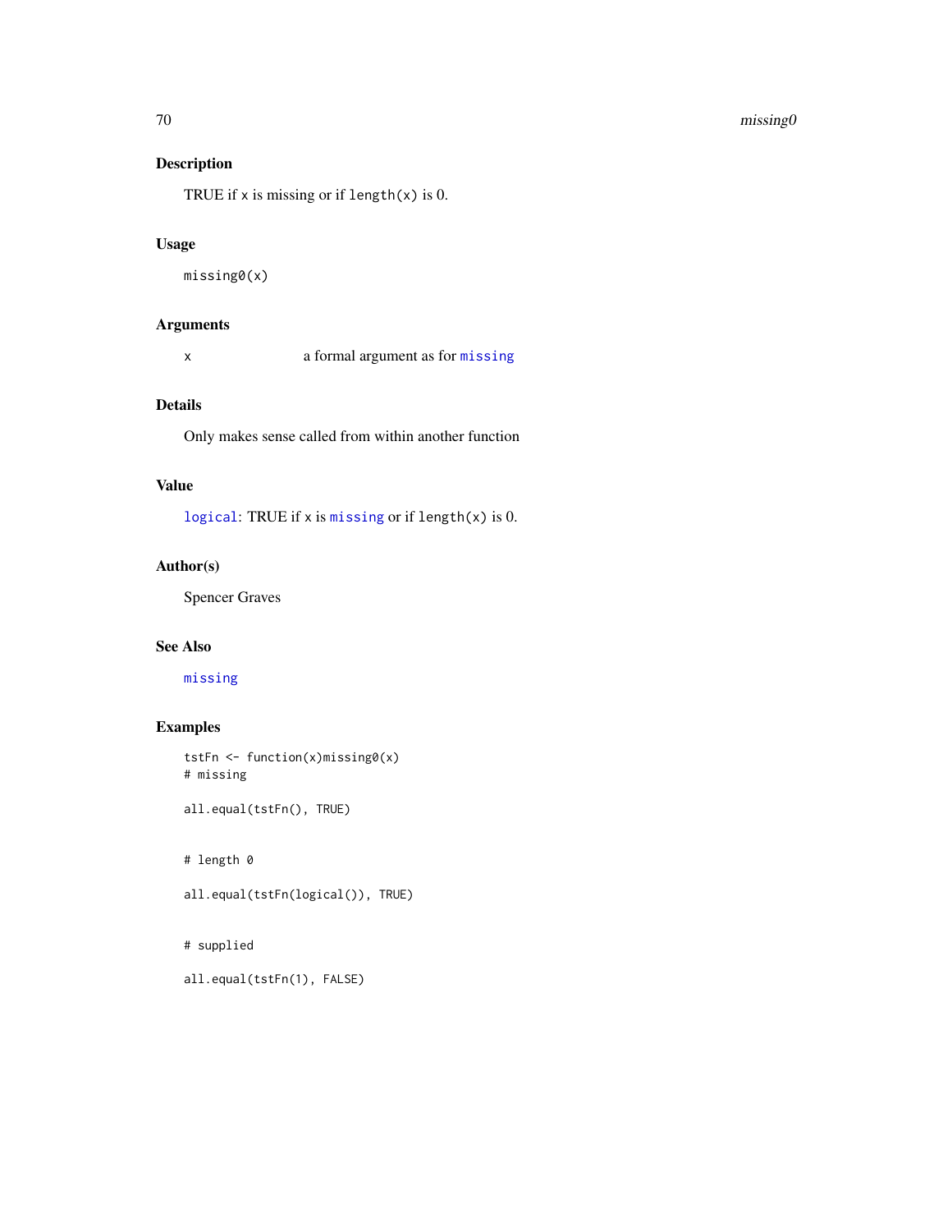## Description

TRUE if `x` is missing or if `length(x)` is 0.

## Usage

```
missing0(x)
```

## Arguments

| | |
|---|---|
| `x` | a formal argument as for `missing` |

## Details

Only makes sense called from within another function

## Value

`logical`: TRUE if `x` is `missing` or if `length(x)` is 0.

## Author(s)

Spencer Graves

## See Also

`missing`

## Examples

```
tstFn <- function(x)missing0(x)
# missing

all.equal(tstFn(), TRUE)


# length 0

all.equal(tstFn(logical()), TRUE)


# supplied

all.equal(tstFn(1), FALSE)
```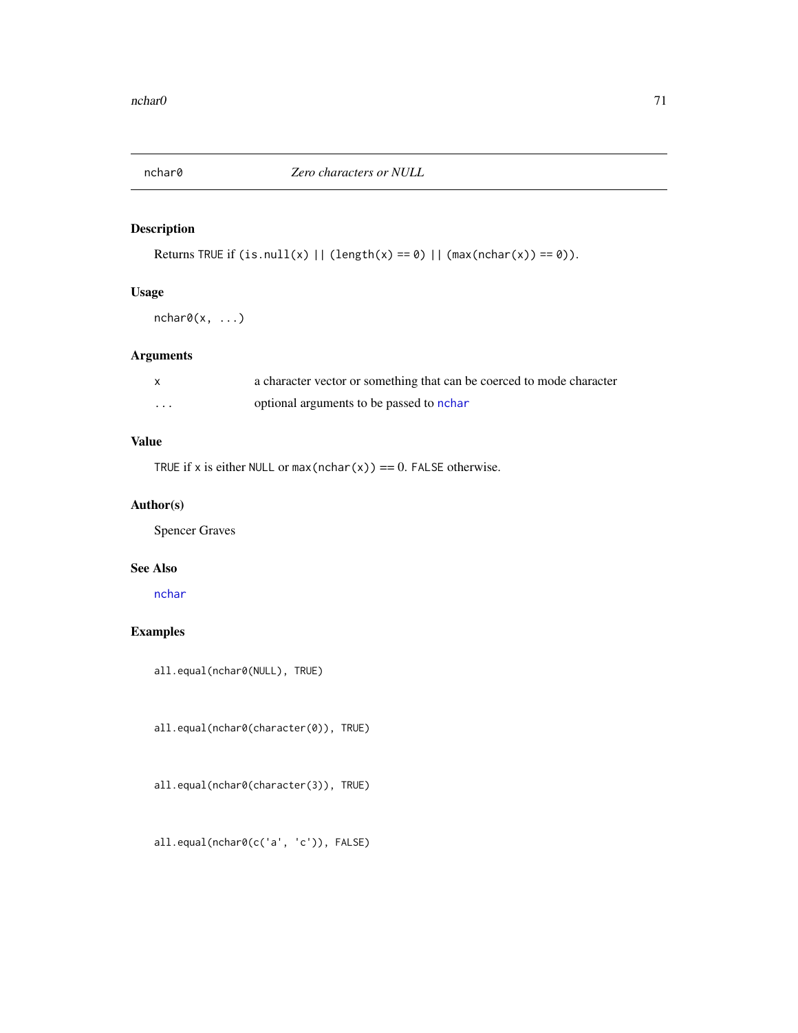# nchar0 — *Zero characters or NULL*

## Description

Returns TRUE if `(is.null(x) || (length(x) == 0) || (max(nchar(x)) == 0))`.

## Usage

```
nchar0(x, ...)
```

## Arguments

| | |
|---|---|
| `x` | a character vector or something that can be coerced to mode character |
| `...` | optional arguments to be passed to `nchar` |

## Value

TRUE if x is either NULL or `max(nchar(x))` == 0. FALSE otherwise.

## Author(s)

Spencer Graves

## See Also

`nchar`

## Examples

```
all.equal(nchar0(NULL), TRUE)


all.equal(nchar0(character(0)), TRUE)


all.equal(nchar0(character(3)), TRUE)


all.equal(nchar0(c('a', 'c')), FALSE)
```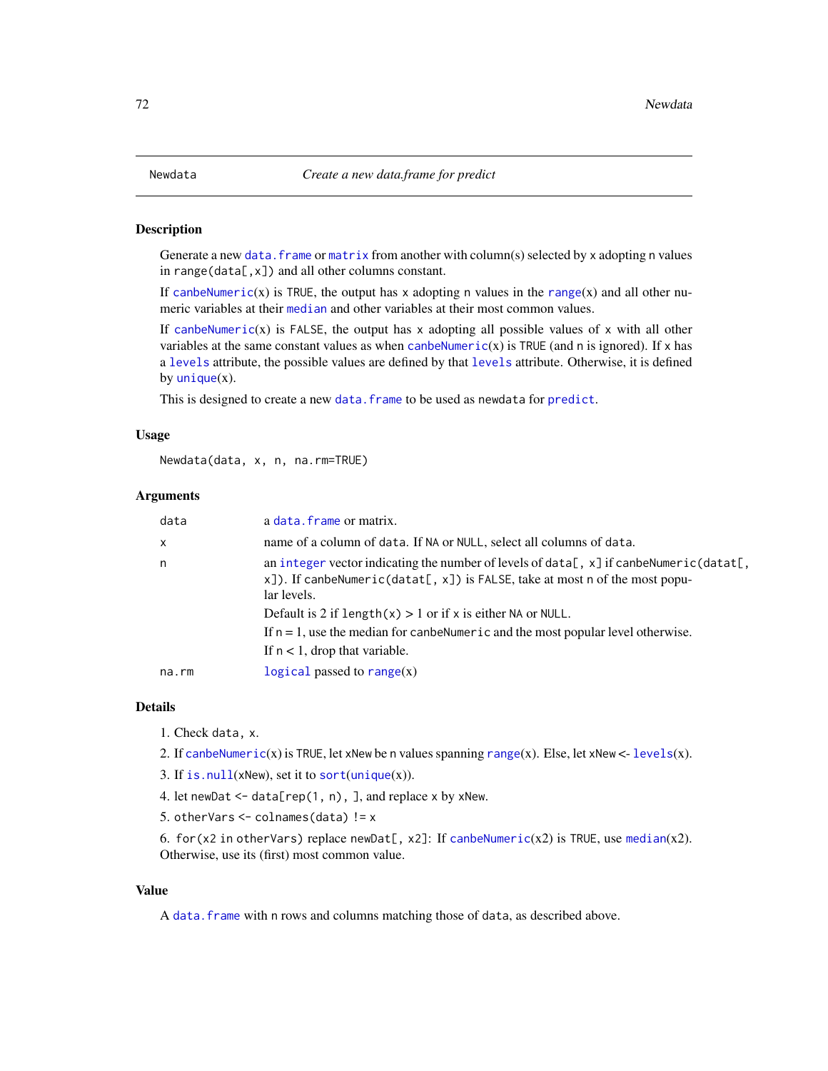# Newdata — *Create a new data.frame for predict*

## Description

Generate a new `data.frame` or `matrix` from another with column(s) selected by `x` adopting `n` values in `range(data[,x])` and all other columns constant.

If `canbeNumeric(x)` is `TRUE`, the output has `x` adopting `n` values in the `range(x)` and all other numeric variables at their `median` and other variables at their most common values.

If `canbeNumeric(x)` is `FALSE`, the output has `x` adopting all possible values of `x` with all other variables at the same constant values as when `canbeNumeric(x)` is `TRUE` (and `n` is ignored). If `x` has a `levels` attribute, the possible values are defined by that `levels` attribute. Otherwise, it is defined by `unique(x)`.

This is designed to create a new `data.frame` to be used as `newdata` for `predict`.

## Usage

```
Newdata(data, x, n, na.rm=TRUE)
```

## Arguments

| | |
|---|---|
| `data` | a `data.frame` or matrix. |
| `x` | name of a column of `data`. If `NA` or `NULL`, select all columns of `data`. |
| `n` | an `integer` vector indicating the number of levels of `data[, x]` if `canbeNumeric(datat[, x])`. If `canbeNumeric(datat[, x])` is `FALSE`, take at most `n` of the most popular levels.<br><br>Default is 2 if `length(x)` > 1 or if `x` is either `NA` or `NULL`.<br><br>If `n` = 1, use the median for `canbeNumeric` and the most popular level otherwise.<br><br>If `n` < 1, drop that variable. |
| `na.rm` | `logical` passed to `range(x)` |

## Details

1. Check `data, x`.
2. If `canbeNumeric(x)` is `TRUE`, let `xNew` be `n` values spanning `range(x)`. Else, let `xNew` <- `levels(x)`.
3. If `is.null(xNew)`, set it to `sort(unique(x))`.
4. let `newDat <- data[rep(1, n), ]`, and replace `x` by `xNew`.
5. `otherVars <- colnames(data) != x`
6. `for(x2 in otherVars)` replace `newDat[, x2]`: If `canbeNumeric(x2)` is `TRUE`, use `median(x2)`. Otherwise, use its (first) most common value.

## Value

A `data.frame` with `n` rows and columns matching those of `data`, as described above.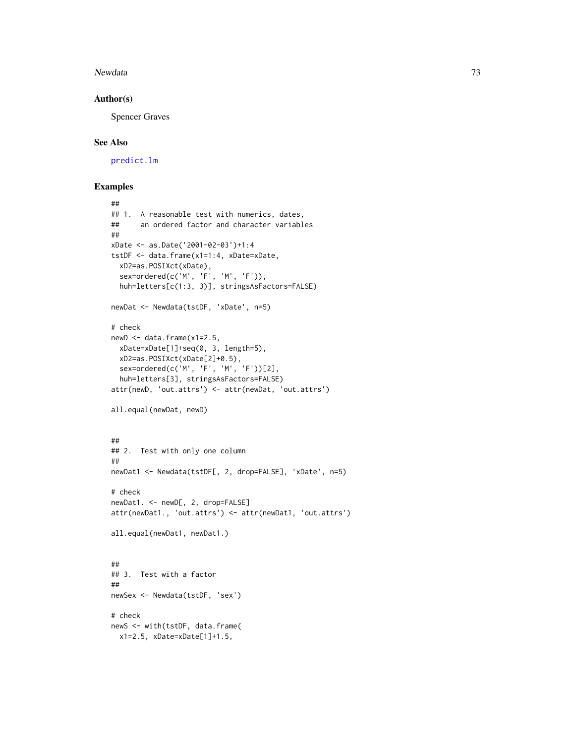### Author(s)

Spencer Graves

### See Also

predict.lm

### Examples

```
##
## 1.  A reasonable test with numerics, dates,
##     an ordered factor and character variables
##
xDate <- as.Date('2001-02-03')+1:4
tstDF <- data.frame(x1=1:4, xDate=xDate,
  xD2=as.POSIXct(xDate),
  sex=ordered(c('M', 'F', 'M', 'F')),
  huh=letters[c(1:3, 3)], stringsAsFactors=FALSE)

newDat <- Newdata(tstDF, 'xDate', n=5)

# check
newD <- data.frame(x1=2.5,
  xDate=xDate[1]+seq(0, 3, length=5),
  xD2=as.POSIXct(xDate[2]+0.5),
  sex=ordered(c('M', 'F', 'M', 'F'))[2],
  huh=letters[3], stringsAsFactors=FALSE)
attr(newD, 'out.attrs') <- attr(newDat, 'out.attrs')

all.equal(newDat, newD)


##
## 2.  Test with only one column
##
newDat1 <- Newdata(tstDF[, 2, drop=FALSE], 'xDate', n=5)

# check
newDat1. <- newD[, 2, drop=FALSE]
attr(newDat1., 'out.attrs') <- attr(newDat1, 'out.attrs')

all.equal(newDat1, newDat1.)


##
## 3.  Test with a factor
##
newSex <- Newdata(tstDF, 'sex')

# check
newS <- with(tstDF, data.frame(
  x1=2.5, xDate=xDate[1]+1.5,
```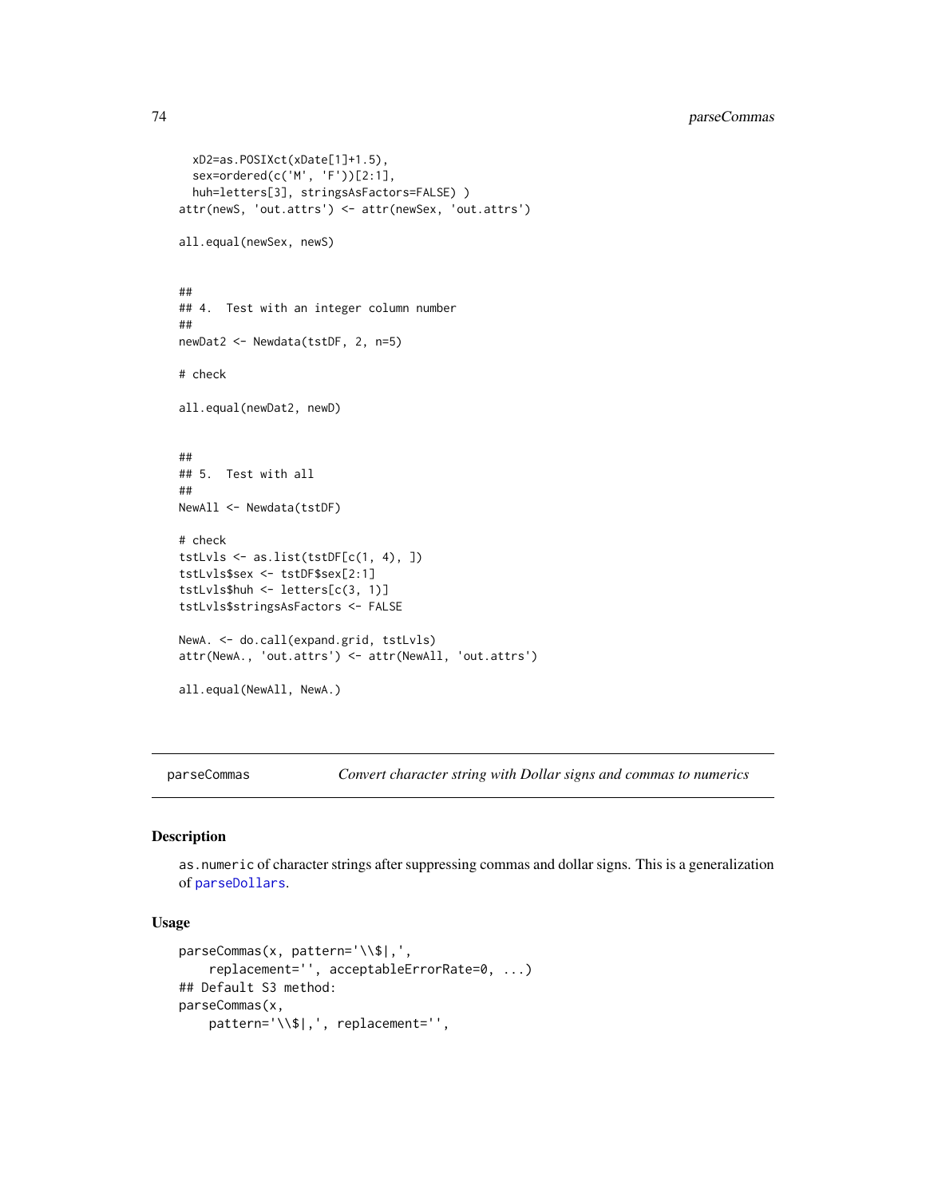```
  xD2=as.POSIXct(xDate[1]+1.5),
  sex=ordered(c('M', 'F'))[2:1],
  huh=letters[3], stringsAsFactors=FALSE) )
attr(newS, 'out.attrs') <- attr(newSex, 'out.attrs')

all.equal(newSex, newS)


##
## 4.  Test with an integer column number
##
newDat2 <- Newdata(tstDF, 2, n=5)

# check

all.equal(newDat2, newD)


##
## 5.  Test with all
##
NewAll <- Newdata(tstDF)

# check
tstLvls <- as.list(tstDF[c(1, 4), ])
tstLvls$sex <- tstDF$sex[2:1]
tstLvls$huh <- letters[c(3, 1)]
tstLvls$stringsAsFactors <- FALSE

NewA. <- do.call(expand.grid, tstLvls)
attr(NewA., 'out.attrs') <- attr(NewAll, 'out.attrs')

all.equal(NewAll, NewA.)
```

---

parseCommas *Convert character string with Dollar signs and commas to numerics*

---

### Description

`as.numeric` of character strings after suppressing commas and dollar signs. This is a generalization of `parseDollars`.

### Usage

```
parseCommas(x, pattern='\\$|,',
    replacement='', acceptableErrorRate=0, ...)
## Default S3 method:
parseCommas(x,
    pattern='\\$|,', replacement='',
```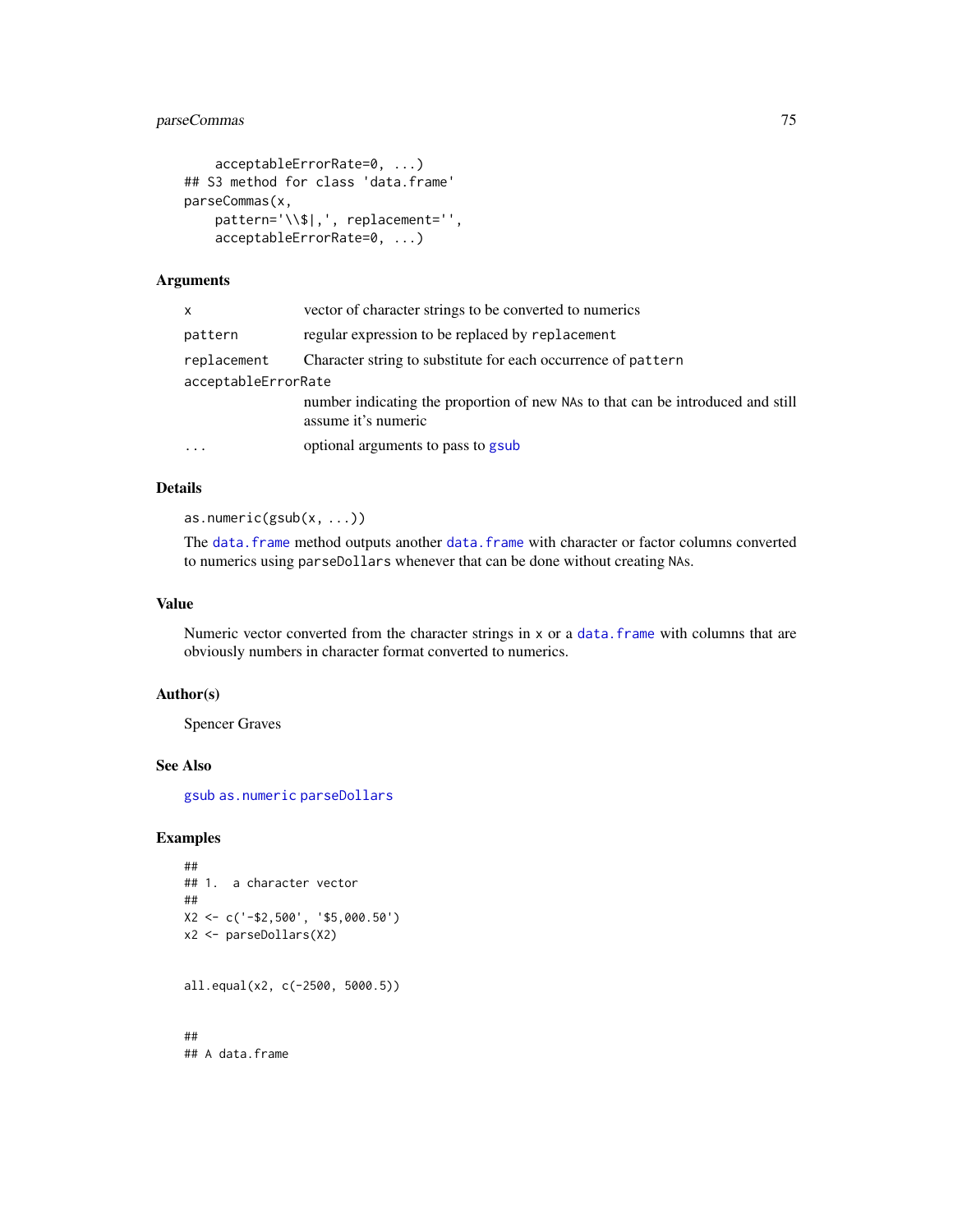```
    acceptableErrorRate=0, ...)
## S3 method for class 'data.frame'
parseCommas(x,
    pattern='\\$|,', replacement='',
    acceptableErrorRate=0, ...)
```

### Arguments

| | |
|---|---|
| `x` | vector of character strings to be converted to numerics |
| `pattern` | regular expression to be replaced by `replacement` |
| `replacement` | Character string to substitute for each occurrence of `pattern` |
| `acceptableErrorRate` | number indicating the proportion of new NAs to that can be introduced and still assume it's numeric |
| `...` | optional arguments to pass to `gsub` |

### Details

`as.numeric(gsub(x, ...))`

The `data.frame` method outputs another `data.frame` with character or factor columns converted to numerics using `parseDollars` whenever that can be done without creating NAs.

### Value

Numeric vector converted from the character strings in `x` or a `data.frame` with columns that are obviously numbers in character format converted to numerics.

### Author(s)

Spencer Graves

### See Also

`gsub` `as.numeric` `parseDollars`

### Examples

```
##
## 1.  a character vector
##
X2 <- c('-$2,500', '$5,000.50')
x2 <- parseDollars(X2)


all.equal(x2, c(-2500, 5000.5))


##
## A data.frame
```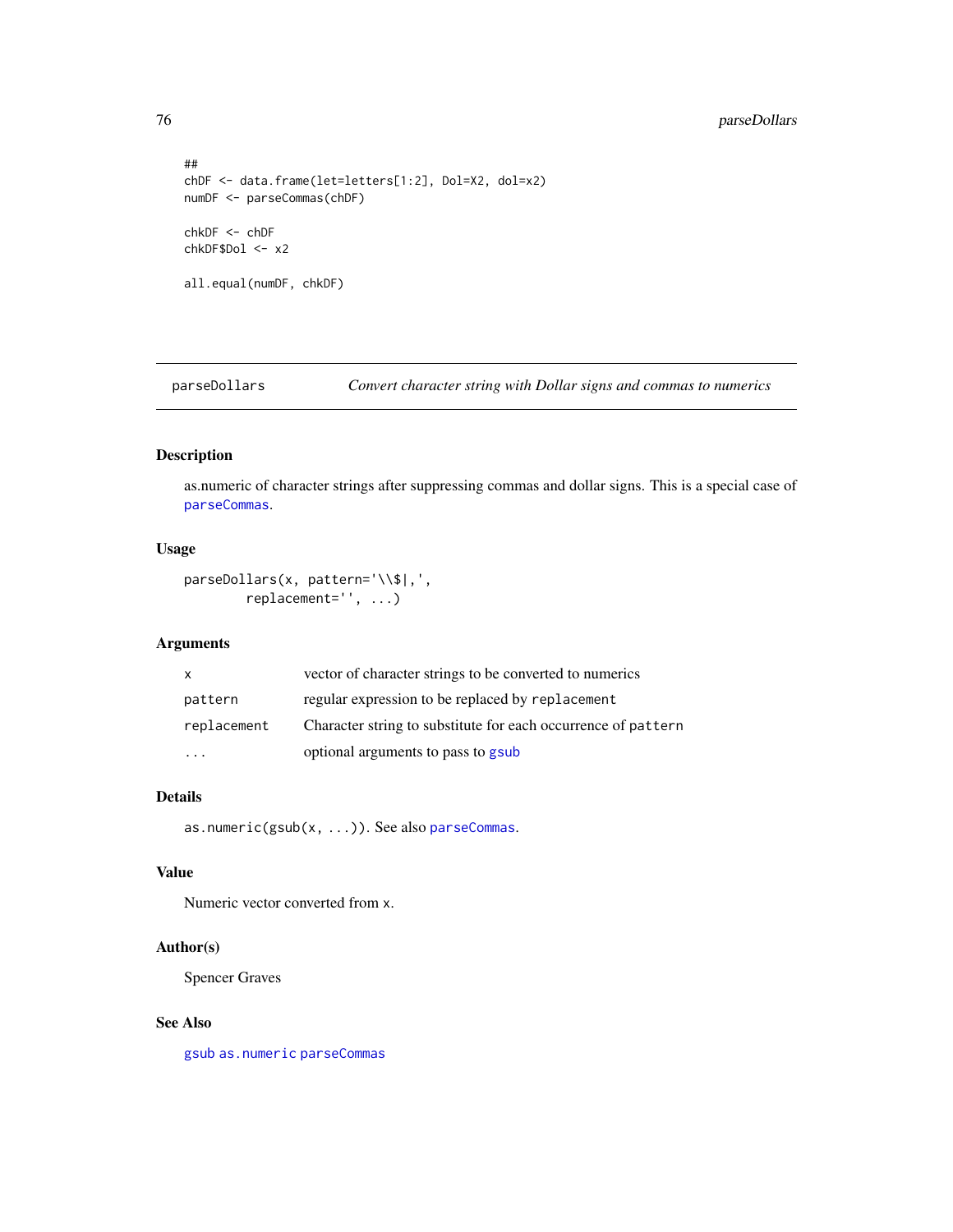```
##
chDF <- data.frame(let=letters[1:2], Dol=X2, dol=x2)
numDF <- parseCommas(chDF)

chkDF <- chDF
chkDF$Dol <- x2

all.equal(numDF, chkDF)
```

---

## parseDollars — *Convert character string with Dollar signs and commas to numerics*

---

### Description

as.numeric of character strings after suppressing commas and dollar signs. This is a special case of `parseCommas`.

### Usage

```
parseDollars(x, pattern='\\$|,',
        replacement='', ...)
```

### Arguments

| | |
|---|---|
| `x` | vector of character strings to be converted to numerics |
| `pattern` | regular expression to be replaced by `replacement` |
| `replacement` | Character string to substitute for each occurrence of `pattern` |
| `...` | optional arguments to pass to `gsub` |

### Details

`as.numeric(gsub(x, ...))`. See also `parseCommas`.

### Value

Numeric vector converted from `x`.

### Author(s)

Spencer Graves

### See Also

`gsub` `as.numeric` `parseCommas`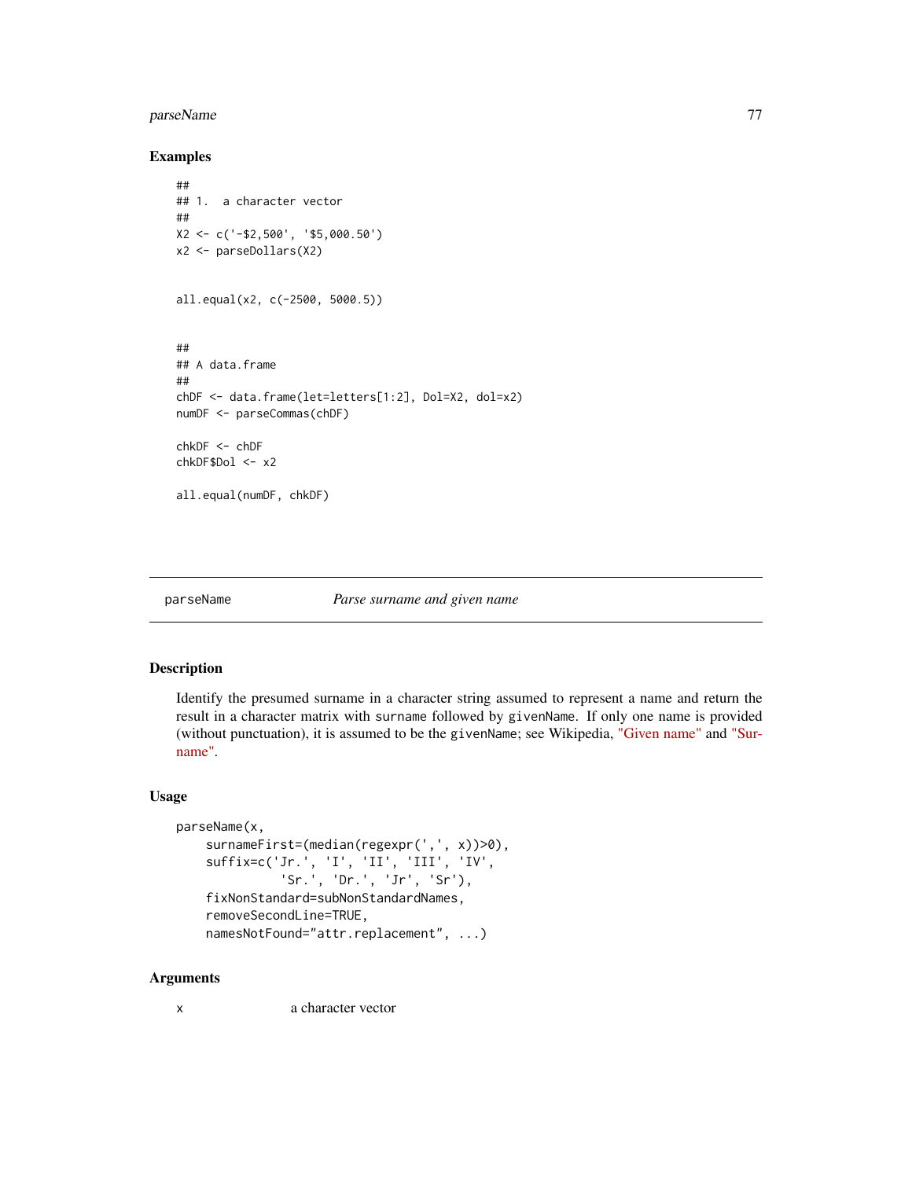### Examples

```
##
## 1.  a character vector
##
X2 <- c('-$2,500', '$5,000.50')
x2 <- parseDollars(X2)


all.equal(x2, c(-2500, 5000.5))


##
## A data.frame
##
chDF <- data.frame(let=letters[1:2], Dol=X2, dol=x2)
numDF <- parseCommas(chDF)

chkDF <- chDF
chkDF$Dol <- x2

all.equal(numDF, chkDF)
```

---

## parseName — *Parse surname and given name*

---

### Description

Identify the presumed surname in a character string assumed to represent a name and return the result in a character matrix with `surname` followed by `givenName`. If only one name is provided (without punctuation), it is assumed to be the `givenName`; see Wikipedia, "Given name" and "Surname".

### Usage

```
parseName(x,
    surnameFirst=(median(regexpr(',', x))>0),
    suffix=c('Jr.', 'I', 'II', 'III', 'IV',
             'Sr.', 'Dr.', 'Jr', 'Sr'),
    fixNonStandard=subNonStandardNames,
    removeSecondLine=TRUE,
    namesNotFound="attr.replacement", ...)
```

### Arguments

| | |
|---|---|
| x | a character vector |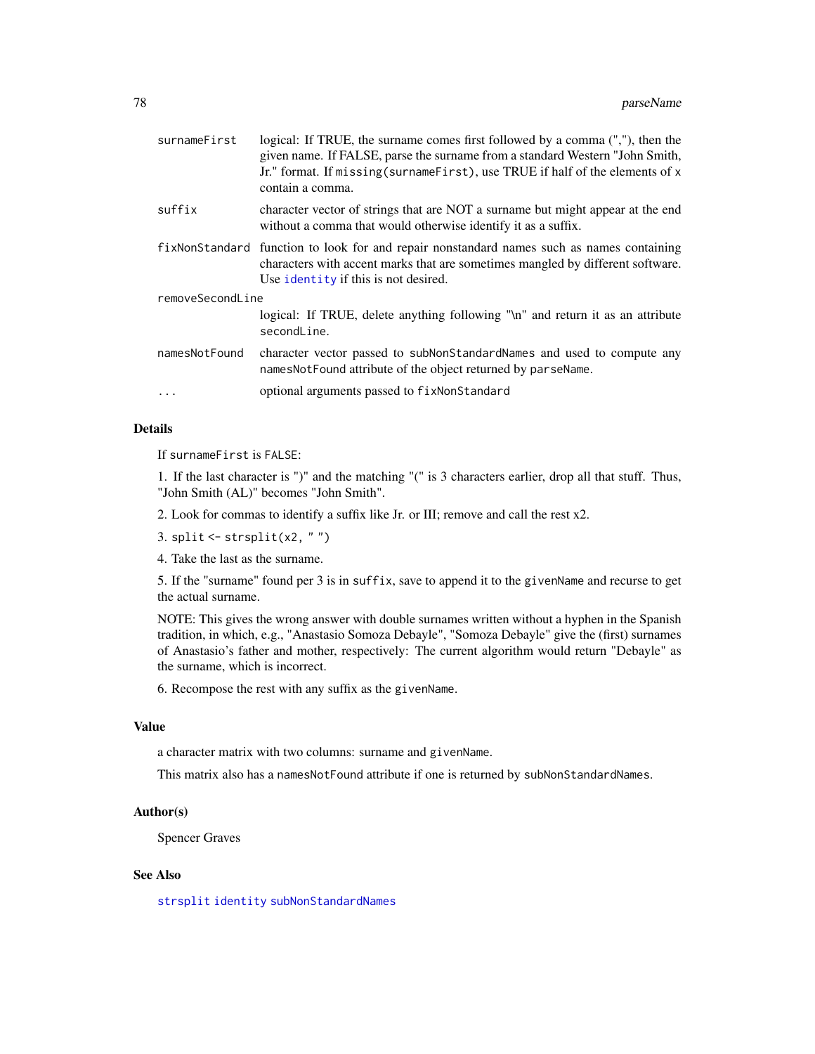| | |
|---|---|
| `surnameFirst` | logical: If TRUE, the surname comes first followed by a comma (","), then the given name. If FALSE, parse the surname from a standard Western "John Smith, Jr." format. If `missing(surnameFirst)`, use TRUE if half of the elements of `x` contain a comma. |
| `suffix` | character vector of strings that are NOT a surname but might appear at the end without a comma that would otherwise identify it as a suffix. |
| `fixNonStandard` | function to look for and repair nonstandard names such as names containing characters with accent marks that are sometimes mangled by different software. Use `identity` if this is not desired. |
| `removeSecondLine` | logical: If TRUE, delete anything following "\n" and return it as an attribute `secondLine`. |
| `namesNotFound` | character vector passed to `subNonStandardNames` and used to compute any `namesNotFound` attribute of the object returned by `parseName`. |
| `...` | optional arguments passed to `fixNonStandard` |

### Details

If `surnameFirst` is `FALSE`:

1. If the last character is ")" and the matching "(" is 3 characters earlier, drop all that stuff. Thus, "John Smith (AL)" becomes "John Smith".

2. Look for commas to identify a suffix like Jr. or III; remove and call the rest x2.

3. `split <- strsplit(x2, " ")`

4. Take the last as the surname.

5. If the "surname" found per 3 is in `suffix`, save to append it to the `givenName` and recurse to get the actual surname.

NOTE: This gives the wrong answer with double surnames written without a hyphen in the Spanish tradition, in which, e.g., "Anastasio Somoza Debayle", "Somoza Debayle" give the (first) surnames of Anastasio's father and mother, respectively: The current algorithm would return "Debayle" as the surname, which is incorrect.

6. Recompose the rest with any suffix as the `givenName`.

### Value

a character matrix with two columns: surname and `givenName`.

This matrix also has a `namesNotFound` attribute if one is returned by `subNonStandardNames`.

### Author(s)

Spencer Graves

### See Also

`strsplit` `identity` `subNonStandardNames`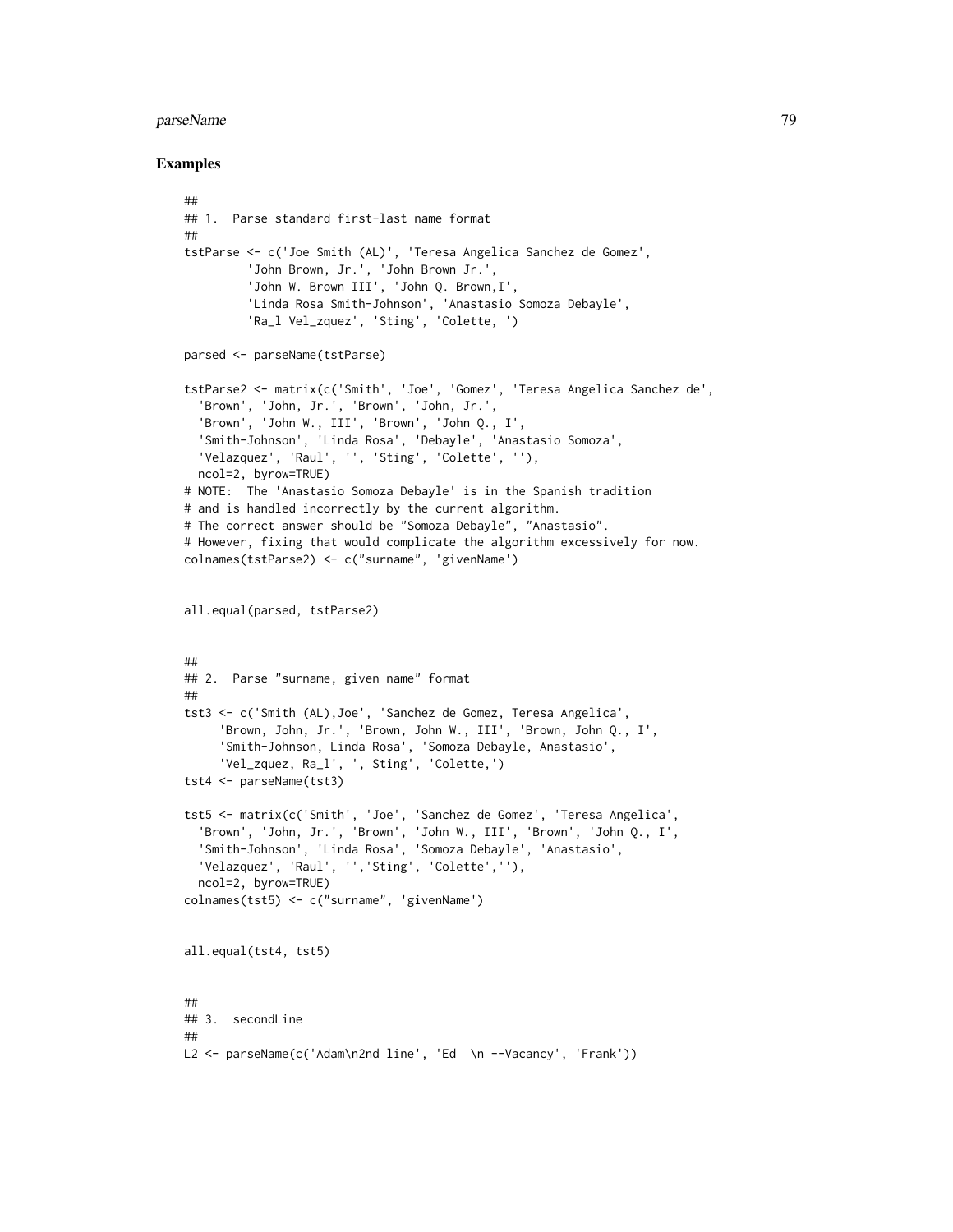## Examples

```
##
## 1.  Parse standard first-last name format
##
tstParse <- c('Joe Smith (AL)', 'Teresa Angelica Sanchez de Gomez',
         'John Brown, Jr.', 'John Brown Jr.',
         'John W. Brown III', 'John Q. Brown,I',
         'Linda Rosa Smith-Johnson', 'Anastasio Somoza Debayle',
         'Ra_l Vel_zquez', 'Sting', 'Colette, ')

parsed <- parseName(tstParse)

tstParse2 <- matrix(c('Smith', 'Joe', 'Gomez', 'Teresa Angelica Sanchez de',
  'Brown', 'John, Jr.', 'Brown', 'John, Jr.',
  'Brown', 'John W., III', 'Brown', 'John Q., I',
  'Smith-Johnson', 'Linda Rosa', 'Debayle', 'Anastasio Somoza',
  'Velazquez', 'Raul', '', 'Sting', 'Colette', ''),
  ncol=2, byrow=TRUE)
# NOTE:  The 'Anastasio Somoza Debayle' is in the Spanish tradition
# and is handled incorrectly by the current algorithm.
# The correct answer should be "Somoza Debayle", "Anastasio".
# However, fixing that would complicate the algorithm excessively for now.
colnames(tstParse2) <- c("surname", 'givenName')


all.equal(parsed, tstParse2)


##
## 2.  Parse "surname, given name" format
##
tst3 <- c('Smith (AL),Joe', 'Sanchez de Gomez, Teresa Angelica',
     'Brown, John, Jr.', 'Brown, John W., III', 'Brown, John Q., I',
     'Smith-Johnson, Linda Rosa', 'Somoza Debayle, Anastasio',
     'Vel_zquez, Ra_l', ', Sting', 'Colette,')
tst4 <- parseName(tst3)

tst5 <- matrix(c('Smith', 'Joe', 'Sanchez de Gomez', 'Teresa Angelica',
  'Brown', 'John, Jr.', 'Brown', 'John W., III', 'Brown', 'John Q., I',
  'Smith-Johnson', 'Linda Rosa', 'Somoza Debayle', 'Anastasio',
  'Velazquez', 'Raul', '','Sting', 'Colette',''),
  ncol=2, byrow=TRUE)
colnames(tst5) <- c("surname", 'givenName')


all.equal(tst4, tst5)


##
## 3.  secondLine
##
L2 <- parseName(c('Adam\n2nd line', 'Ed  \n --Vacancy', 'Frank'))
```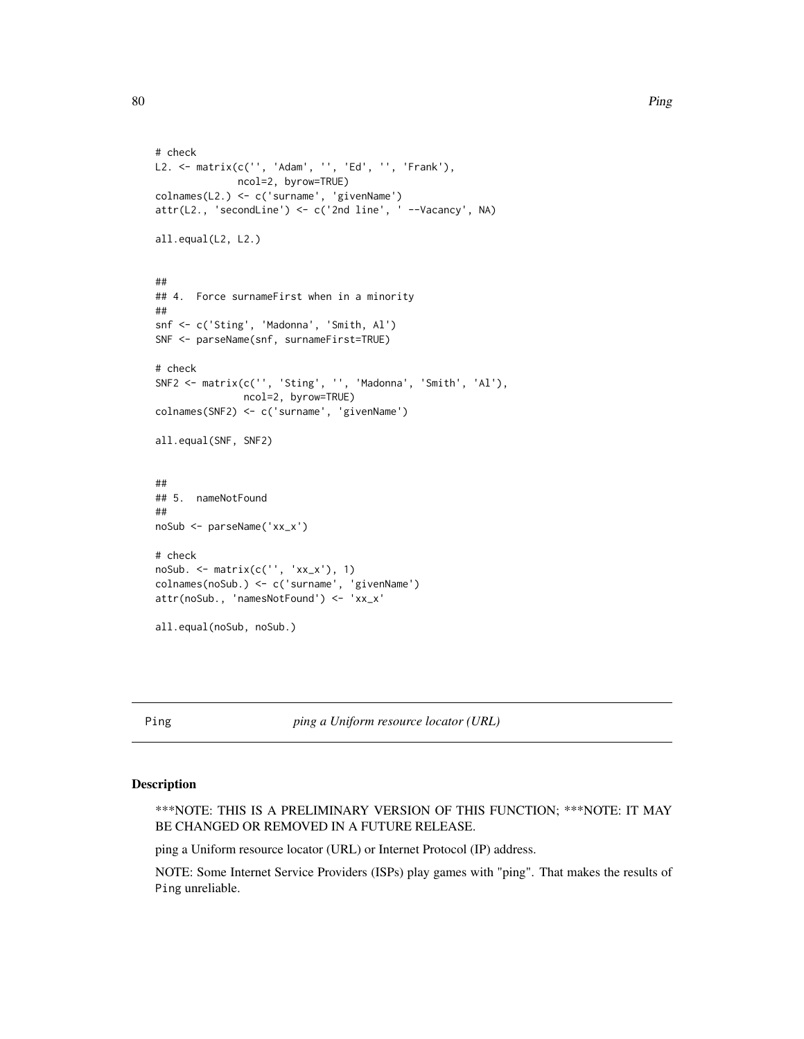```
# check
L2. <- matrix(c('', 'Adam', '', 'Ed', '', 'Frank'),
             ncol=2, byrow=TRUE)
colnames(L2.) <- c('surname', 'givenName')
attr(L2., 'secondLine') <- c('2nd line', ' --Vacancy', NA)

all.equal(L2, L2.)


##
## 4.  Force surnameFirst when in a minority
##
snf <- c('Sting', 'Madonna', 'Smith, Al')
SNF <- parseName(snf, surnameFirst=TRUE)

# check
SNF2 <- matrix(c('', 'Sting', '', 'Madonna', 'Smith', 'Al'),
              ncol=2, byrow=TRUE)
colnames(SNF2) <- c('surname', 'givenName')

all.equal(SNF, SNF2)


##
## 5.  nameNotFound
##
noSub <- parseName('xx_x')

# check
noSub. <- matrix(c('', 'xx_x'), 1)
colnames(noSub.) <- c('surname', 'givenName')
attr(noSub., 'namesNotFound') <- 'xx_x'

all.equal(noSub, noSub.)
```

---

Ping *ping a Uniform resource locator (URL)*

---

### Description

***NOTE: THIS IS A PRELIMINARY VERSION OF THIS FUNCTION; ***NOTE: IT MAY BE CHANGED OR REMOVED IN A FUTURE RELEASE.

ping a Uniform resource locator (URL) or Internet Protocol (IP) address.

NOTE: Some Internet Service Providers (ISPs) play games with "ping". That makes the results of Ping unreliable.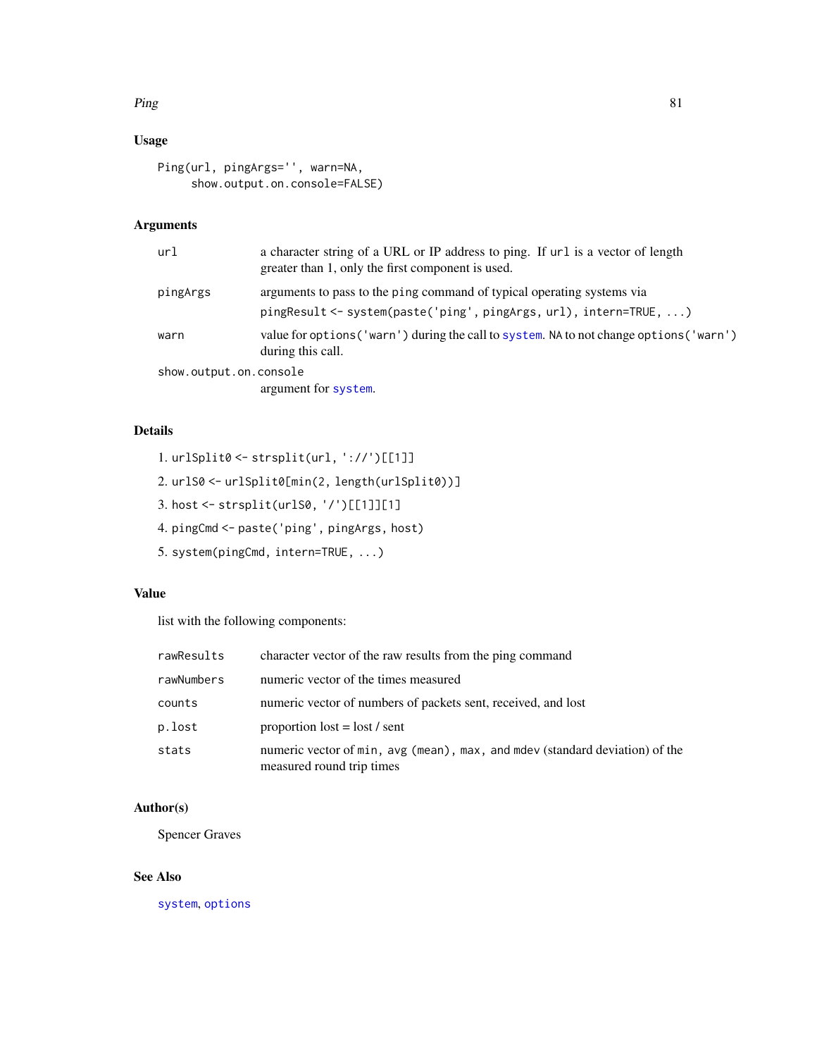### Usage

```
Ping(url, pingArgs='', warn=NA,
     show.output.on.console=FALSE)
```

### Arguments

| | |
|---|---|
| `url` | a character string of a URL or IP address to ping. If `url` is a vector of length greater than 1, only the first component is used. |
| `pingArgs` | arguments to pass to the `ping` command of typical operating systems via `pingResult <- system(paste('ping', pingArgs, url), intern=TRUE, ...)` |
| `warn` | value for `options('warn')` during the call to `system`. `NA` to not change `options('warn')` during this call. |
| `show.output.on.console` | argument for `system`. |

### Details

1. `urlSplit0 <- strsplit(url, '://')[[1]]`
2. `urlS0 <- urlSplit0[min(2, length(urlSplit0))]`
3. `host <- strsplit(urlS0, '/')[[1]][1]`
4. `pingCmd <- paste('ping', pingArgs, host)`
5. `system(pingCmd, intern=TRUE, ...)`

### Value

list with the following components:

| | |
|---|---|
| `rawResults` | character vector of the raw results from the ping command |
| `rawNumbers` | numeric vector of the times measured |
| `counts` | numeric vector of numbers of packets sent, received, and lost |
| `p.lost` | proportion lost = lost / sent |
| `stats` | numeric vector of `min`, `avg (mean)`, `max`, and `mdev` (standard deviation) of the measured round trip times |

### Author(s)

Spencer Graves

### See Also

`system`, `options`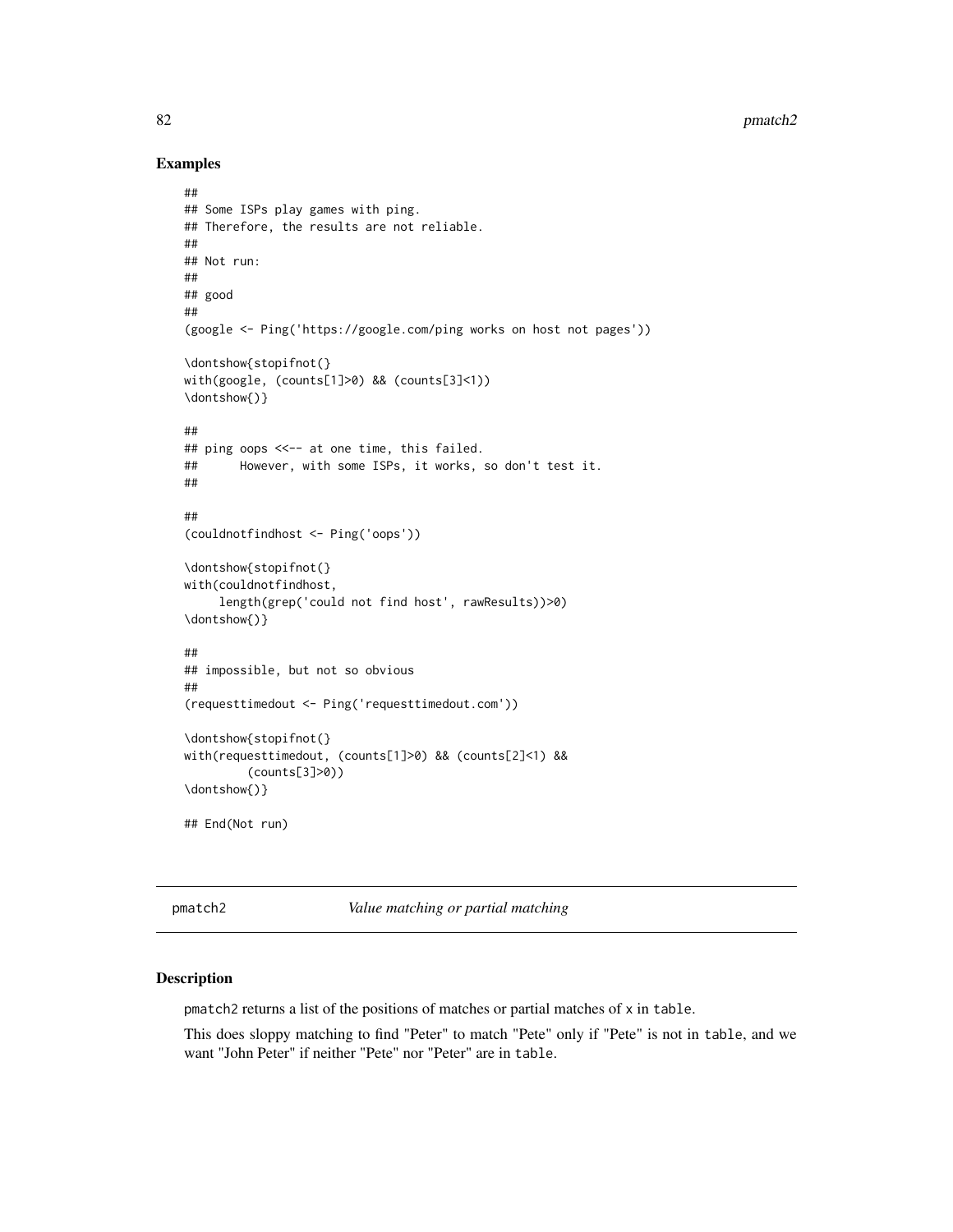### Examples

```
##
## Some ISPs play games with ping.
## Therefore, the results are not reliable.
##
## Not run:
##
## good
##
(google <- Ping('https://google.com/ping works on host not pages'))

\dontshow{stopifnot(}
with(google, (counts[1]>0) && (counts[3]<1))
\dontshow{)}

##
## ping oops <<-- at one time, this failed.
##      However, with some ISPs, it works, so don't test it.
##

##
(couldnotfindhost <- Ping('oops'))

\dontshow{stopifnot(}
with(couldnotfindhost,
     length(grep('could not find host', rawResults))>0)
\dontshow{)}

##
## impossible, but not so obvious
##
(requesttimedout <- Ping('requesttimedout.com'))

\dontshow{stopifnot(}
with(requesttimedout, (counts[1]>0) && (counts[2]<1) &&
         (counts[3]>0))
\dontshow{)}

## End(Not run)
```

---

pmatch2 *Value matching or partial matching*

---

### Description

pmatch2 returns a list of the positions of matches or partial matches of x in table.

This does sloppy matching to find "Peter" to match "Pete" only if "Pete" is not in table, and we want "John Peter" if neither "Pete" nor "Peter" are in table.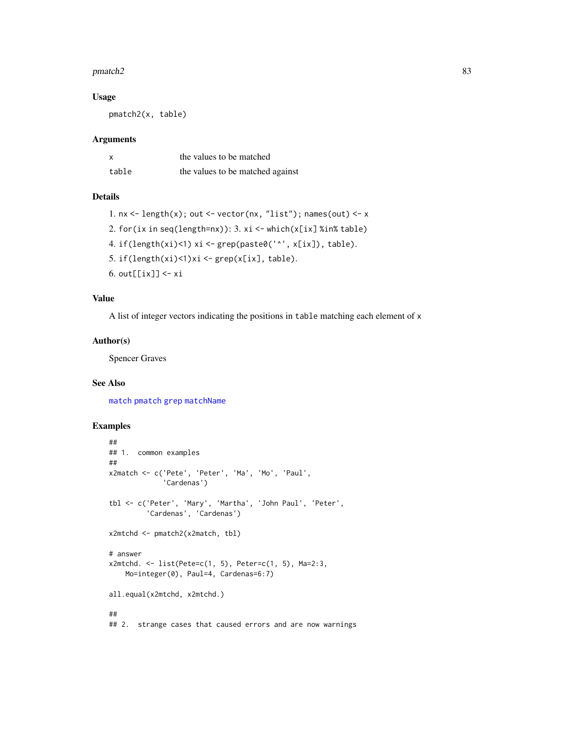## Usage

```
pmatch2(x, table)
```

## Arguments

| | |
|---|---|
| x | the values to be matched |
| table | the values to be matched against |

## Details

1. `nx <- length(x); out <- vector(nx, "list"); names(out) <- x`
2. `for(ix in seq(length=nx))`: 3. `xi <- which(x[ix] %in% table)`
4. `if(length(xi)<1) xi <- grep(paste0('^', x[ix]), table)`.
5. `if(length(xi)<1)xi <- grep(x[ix], table)`.
6. `out[[ix]] <- xi`

## Value

A list of integer vectors indicating the positions in `table` matching each element of `x`

## Author(s)

Spencer Graves

## See Also

`match` `pmatch` `grep` `matchName`

## Examples

```
##
## 1.  common examples
##
x2match <- c('Pete', 'Peter', 'Ma', 'Mo', 'Paul',
             'Cardenas')

tbl <- c('Peter', 'Mary', 'Martha', 'John Paul', 'Peter',
         'Cardenas', 'Cardenas')

x2mtchd <- pmatch2(x2match, tbl)

# answer
x2mtchd. <- list(Pete=c(1, 5), Peter=c(1, 5), Ma=2:3,
    Mo=integer(0), Paul=4, Cardenas=6:7)

all.equal(x2mtchd, x2mtchd.)

##
## 2.  strange cases that caused errors and are now warnings
```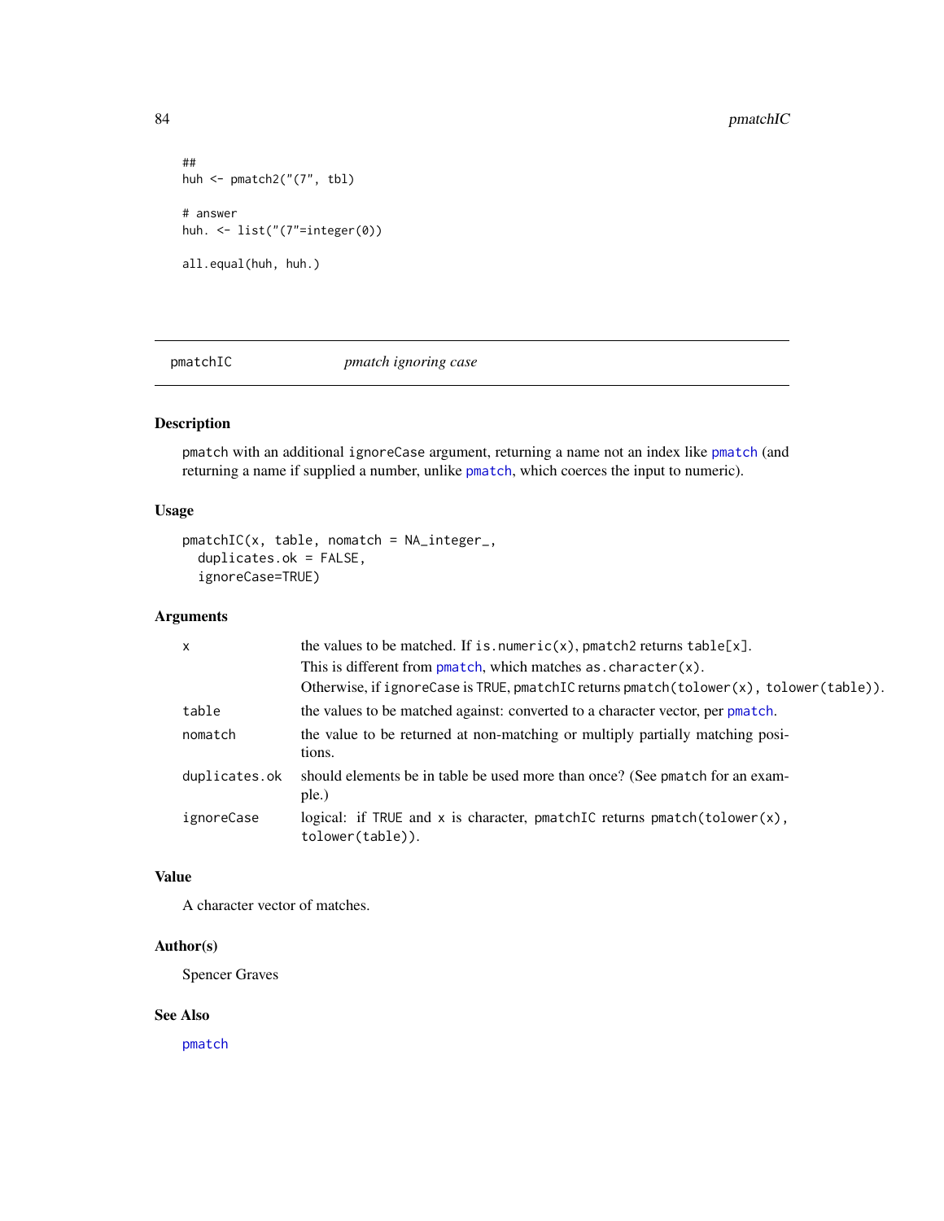```
##
huh <- pmatch2("(7", tbl)

# answer
huh. <- list("(7"=integer(0))

all.equal(huh, huh.)
```

---

pmatchIC &emsp;&emsp;&emsp; *pmatch ignoring case*

---

## Description

pmatch with an additional ignoreCase argument, returning a name not an index like pmatch (and returning a name if supplied a number, unlike pmatch, which coerces the input to numeric).

## Usage

```
pmatchIC(x, table, nomatch = NA_integer_,
  duplicates.ok = FALSE,
  ignoreCase=TRUE)
```

## Arguments

| | |
|---|---|
| x | the values to be matched. If is.numeric(x), pmatch2 returns table[x]. This is different from pmatch, which matches as.character(x). Otherwise, if ignoreCase is TRUE, pmatchIC returns pmatch(tolower(x), tolower(table)). |
| table | the values to be matched against: converted to a character vector, per pmatch. |
| nomatch | the value to be returned at non-matching or multiply partially matching positions. |
| duplicates.ok | should elements be in table be used more than once? (See pmatch for an example.) |
| ignoreCase | logical: if TRUE and x is character, pmatchIC returns pmatch(tolower(x), tolower(table)). |

## Value

A character vector of matches.

## Author(s)

Spencer Graves

## See Also

pmatch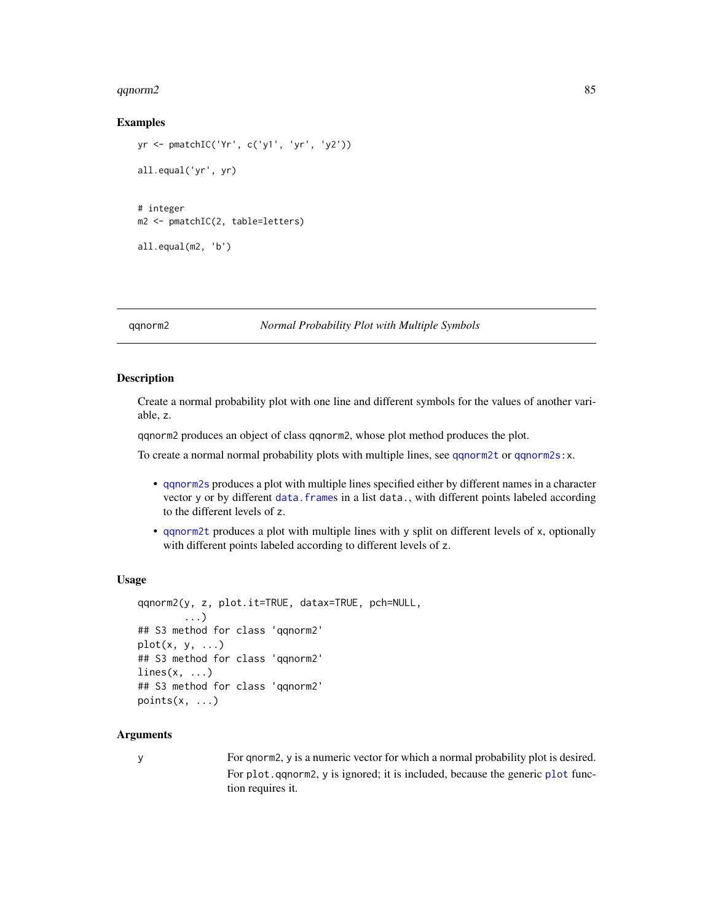## Examples

```
yr <- pmatchIC('Yr', c('y1', 'yr', 'y2'))

all.equal('yr', yr)


# integer
m2 <- pmatchIC(2, table=letters)

all.equal(m2, 'b')
```

---

qqnorm2 *Normal Probability Plot with Multiple Symbols*

---

## Description

Create a normal probability plot with one line and different symbols for the values of another variable, z.

qqnorm2 produces an object of class qqnorm2, whose plot method produces the plot.

To create a normal normal probability plots with multiple lines, see qqnorm2t or qqnorm2s:x.

- qqnorm2s produces a plot with multiple lines specified either by different names in a character vector y or by different data.frames in a list data., with different points labeled according to the different levels of z.
- qqnorm2t produces a plot with multiple lines with y split on different levels of x, optionally with different points labeled according to different levels of z.

## Usage

```
qqnorm2(y, z, plot.it=TRUE, datax=TRUE, pch=NULL,
        ...)
## S3 method for class 'qqnorm2'
plot(x, y, ...)
## S3 method for class 'qqnorm2'
lines(x, ...)
## S3 method for class 'qqnorm2'
points(x, ...)
```

## Arguments

y For qnorm2, y is a numeric vector for which a normal probability plot is desired. For plot.qqnorm2, y is ignored; it is included, because the generic plot function requires it.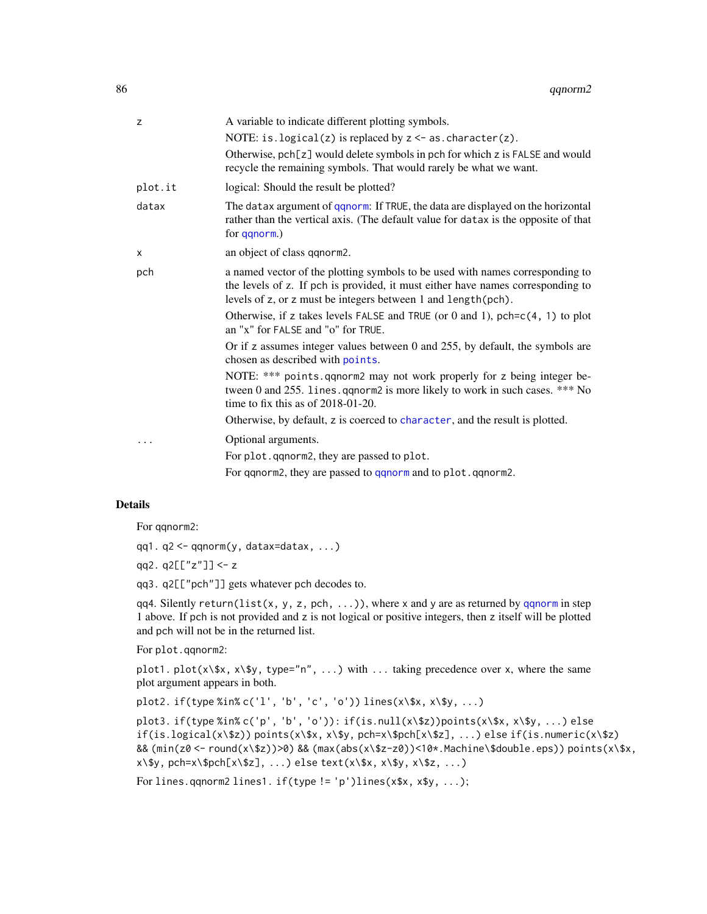| | |
|---|---|
| `z` | A variable to indicate different plotting symbols.<br>NOTE: `is.logical(z)` is replaced by `z <- as.character(z)`.<br>Otherwise, `pch[z]` would delete symbols in `pch` for which `z` is `FALSE` and would recycle the remaining symbols. That would rarely be what we want. |
| `plot.it` | logical: Should the result be plotted? |
| `datax` | The `datax` argument of `qqnorm`: If `TRUE`, the data are displayed on the horizontal rather than the vertical axis. (The default value for `datax` is the opposite of that for `qqnorm`.) |
| `x` | an object of class `qqnorm2`. |
| `pch` | a named vector of the plotting symbols to be used with names corresponding to the levels of `z`. If `pch` is provided, it must either have names corresponding to levels of `z`, or `z` must be integers between 1 and `length(pch)`.<br>Otherwise, if `z` takes levels `FALSE` and `TRUE` (or 0 and 1), `pch=c(4, 1)` to plot an "x" for `FALSE` and "o" for `TRUE`.<br>Or if `z` assumes integer values between 0 and 255, by default, the symbols are chosen as described with `points`.<br>NOTE: *** `points.qqnorm2` may not work properly for `z` being integer between 0 and 255. `lines.qqnorm2` is more likely to work in such cases. *** No time to fix this as of 2018-01-20.<br>Otherwise, by default, `z` is coerced to `character`, and the result is plotted. |
| `...` | Optional arguments.<br>For `plot.qqnorm2`, they are passed to `plot`.<br>For `qqnorm2`, they are passed to `qqnorm` and to `plot.qqnorm2`. |

## Details

For `qqnorm2`:

qq1. `q2 <- qqnorm(y, datax=datax, ...)`

qq2. `q2[["z"]] <- z`

qq3. `q2[["pch"]]` gets whatever `pch` decodes to.

qq4. Silently `return(list(x, y, z, pch, ...))`, where `x` and `y` are as returned by `qqnorm` in step 1 above. If `pch` is not provided and `z` is not logical or positive integers, then `z` itself will be plotted and `pch` will not be in the returned list.

For `plot.qqnorm2`:

plot1. `plot(x\$x, x\$y, type="n", ...)` with `...` taking precedence over `x`, where the same plot argument appears in both.

plot2. `if(type %in% c('l', 'b', 'c', 'o')) lines(x\$x, x\$y, ...)`

plot3. `if(type %in% c('p', 'b', 'o')): if(is.null(x\$z))points(x\$x, x\$y, ...) else if(is.logical(x\$z)) points(x\$x, x\$y, pch=x\$pch[x\$z], ...) else if(is.numeric(x\$z) && (min(z0 <- round(x\$z))>0) && (max(abs(x\$z-z0))<10*.Machine\$double.eps)) points(x\$x, x\$y, pch=x\$pch[x\$z], ...) else text(x\$x, x\$y, x\$z, ...)`

For `lines.qqnorm2` lines1. `if(type != 'p')lines(x$x, x$y, ...);`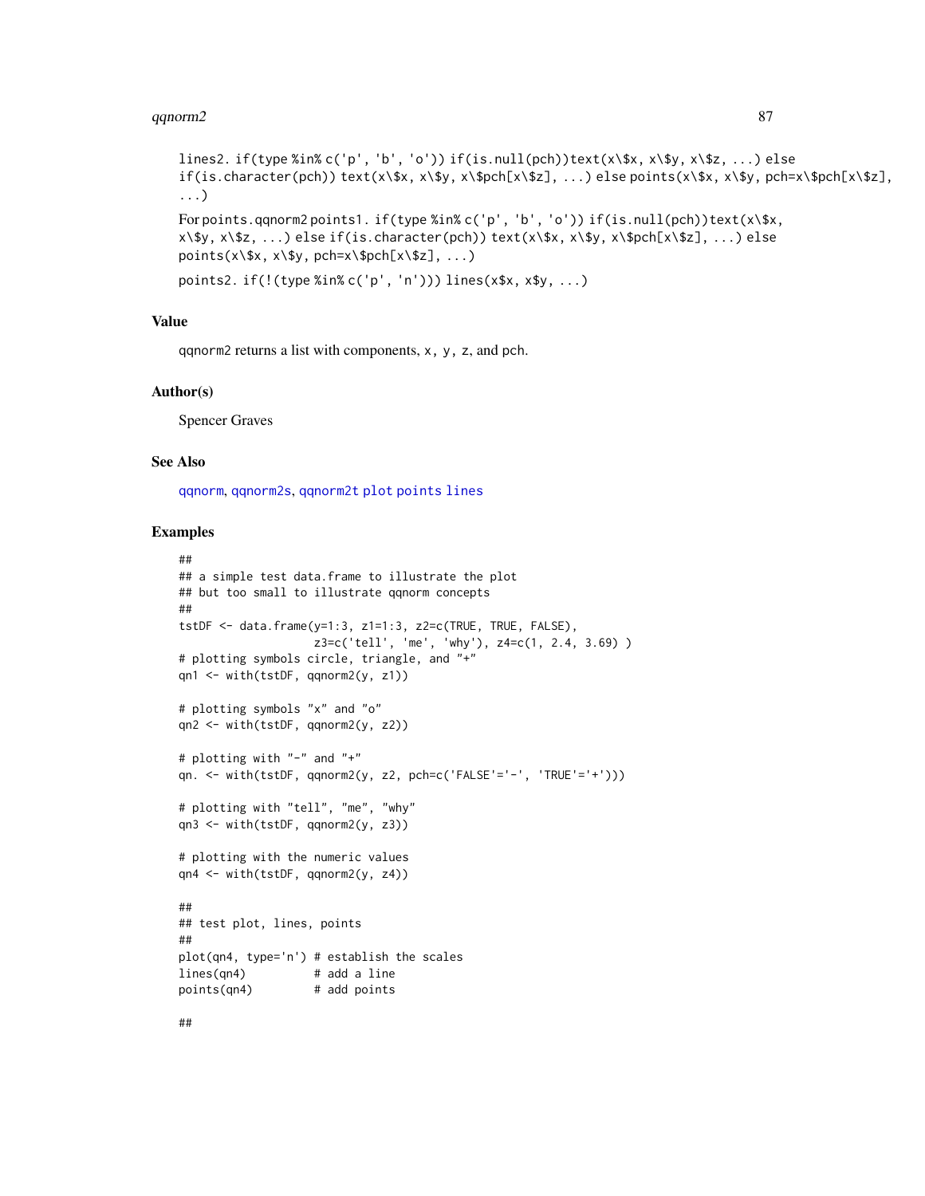lines2. `if(type %in% c('p', 'b', 'o')) if(is.null(pch))text(x\$x, x\$y, x\$z, ...) else if(is.character(pch)) text(x\$x, x\$y, x\$pch[x\$z], ...) else points(x\$x, x\$y, pch=x\$pch[x\$z], ...)`

For `points.qqnorm2` points1. `if(type %in% c('p', 'b', 'o')) if(is.null(pch))text(x\$x, x\$y, x\$z, ...) else if(is.character(pch)) text(x\$x, x\$y, x\$pch[x\$z], ...) else points(x\$x, x\$y, pch=x\$pch[x\$z], ...)`

points2. `if(!(type %in% c('p', 'n'))) lines(x$x, x$y, ...)`

## Value

`qqnorm2` returns a list with components, `x`, `y`, `z`, and `pch`.

## Author(s)

Spencer Graves

## See Also

`qqnorm`, `qqnorm2s`, `qqnorm2t` `plot` `points` `lines`

## Examples

```
##
## a simple test data.frame to illustrate the plot
## but too small to illustrate qqnorm concepts
##
tstDF <- data.frame(y=1:3, z1=1:3, z2=c(TRUE, TRUE, FALSE),
                    z3=c('tell', 'me', 'why'), z4=c(1, 2.4, 3.69) )
# plotting symbols circle, triangle, and "+"
qn1 <- with(tstDF, qqnorm2(y, z1))

# plotting symbols "x" and "o"
qn2 <- with(tstDF, qqnorm2(y, z2))

# plotting with "-" and "+"
qn. <- with(tstDF, qqnorm2(y, z2, pch=c('FALSE'='-', 'TRUE'='+')))

# plotting with "tell", "me", "why"
qn3 <- with(tstDF, qqnorm2(y, z3))

# plotting with the numeric values
qn4 <- with(tstDF, qqnorm2(y, z4))

##
## test plot, lines, points
##
plot(qn4, type='n') # establish the scales
lines(qn4)          # add a line
points(qn4)         # add points

##
```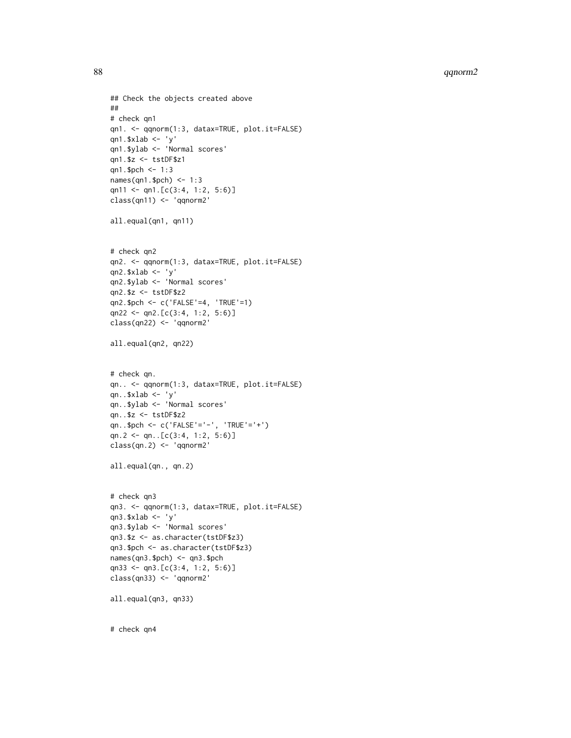```
## Check the objects created above
##
# check qn1
qn1. <- qqnorm(1:3, datax=TRUE, plot.it=FALSE)
qn1.$xlab <- 'y'
qn1.$ylab <- 'Normal scores'
qn1.$z <- tstDF$z1
qn1.$pch <- 1:3
names(qn1.$pch) <- 1:3
qn11 <- qn1.[c(3:4, 1:2, 5:6)]
class(qn11) <- 'qqnorm2'

all.equal(qn1, qn11)


# check qn2
qn2. <- qqnorm(1:3, datax=TRUE, plot.it=FALSE)
qn2.$xlab <- 'y'
qn2.$ylab <- 'Normal scores'
qn2.$z <- tstDF$z2
qn2.$pch <- c('FALSE'=4, 'TRUE'=1)
qn22 <- qn2.[c(3:4, 1:2, 5:6)]
class(qn22) <- 'qqnorm2'

all.equal(qn2, qn22)


# check qn.
qn.. <- qqnorm(1:3, datax=TRUE, plot.it=FALSE)
qn..$xlab <- 'y'
qn..$ylab <- 'Normal scores'
qn..$z <- tstDF$z2
qn..$pch <- c('FALSE'='-', 'TRUE'='+')
qn.2 <- qn..[c(3:4, 1:2, 5:6)]
class(qn.2) <- 'qqnorm2'

all.equal(qn., qn.2)


# check qn3
qn3. <- qqnorm(1:3, datax=TRUE, plot.it=FALSE)
qn3.$xlab <- 'y'
qn3.$ylab <- 'Normal scores'
qn3.$z <- as.character(tstDF$z3)
qn3.$pch <- as.character(tstDF$z3)
names(qn3.$pch) <- qn3.$pch
qn33 <- qn3.[c(3:4, 1:2, 5:6)]
class(qn33) <- 'qqnorm2'

all.equal(qn3, qn33)


# check qn4
```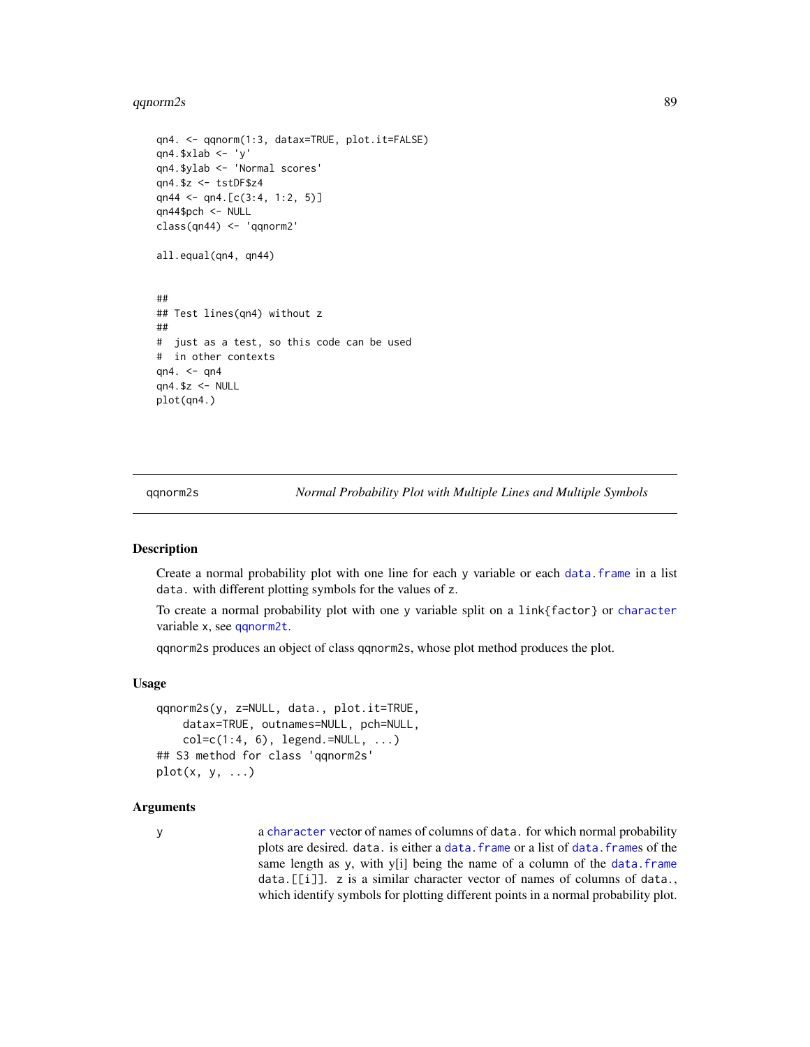```
qn4. <- qqnorm(1:3, datax=TRUE, plot.it=FALSE)
qn4.$xlab <- 'y'
qn4.$ylab <- 'Normal scores'
qn4.$z <- tstDF$z4
qn44 <- qn4.[c(3:4, 1:2, 5)]
qn44$pch <- NULL
class(qn44) <- 'qqnorm2'

all.equal(qn4, qn44)


##
## Test lines(qn4) without z
##
#  just as a test, so this code can be used
#  in other contexts
qn4. <- qn4
qn4.$z <- NULL
plot(qn4.)
```

---

qqnorm2s *Normal Probability Plot with Multiple Lines and Multiple Symbols*

---

## Description

Create a normal probability plot with one line for each `y` variable or each `data.frame` in a list `data.` with different plotting symbols for the values of `z`.

To create a normal probability plot with one `y` variable split on a `link{factor}` or `character` variable `x`, see `qqnorm2t`.

`qqnorm2s` produces an object of class `qqnorm2s`, whose plot method produces the plot.

## Usage

```
qqnorm2s(y, z=NULL, data., plot.it=TRUE,
    datax=TRUE, outnames=NULL, pch=NULL,
    col=c(1:4, 6), legend.=NULL, ...)
## S3 method for class 'qqnorm2s'
plot(x, y, ...)
```

## Arguments

`y` a `character` vector of names of columns of `data.` for which normal probability plots are desired. `data.` is either a `data.frame` or a list of `data.frame`s of the same length as `y`, with y[i] being the name of a column of the `data.frame` `data.[[i]]`. `z` is a similar character vector of names of columns of `data.`, which identify symbols for plotting different points in a normal probability plot.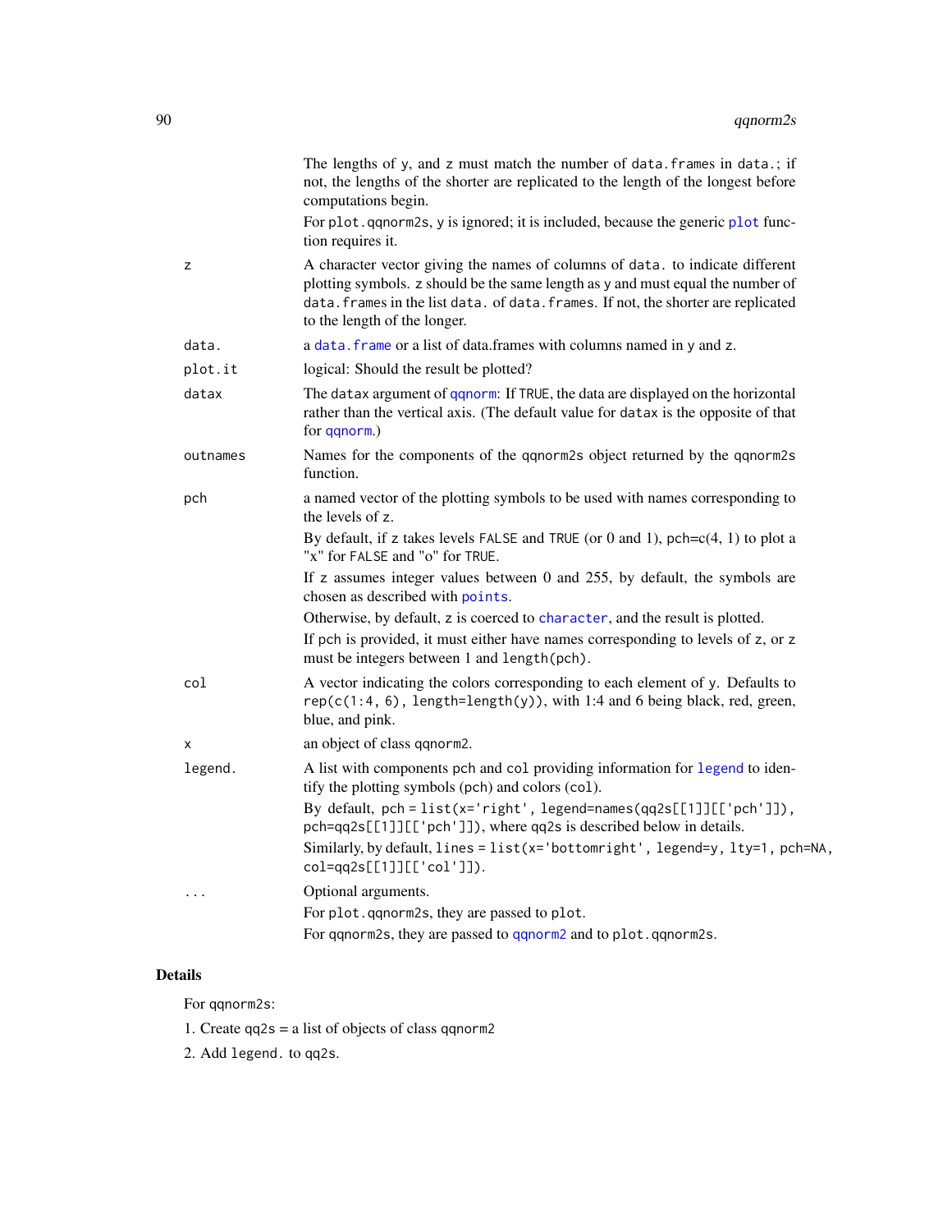The lengths of y, and z must match the number of data.frames in data.; if not, the lengths of the shorter are replicated to the length of the longest before computations begin.

For plot.qqnorm2s, y is ignored; it is included, because the generic plot function requires it.

z
: A character vector giving the names of columns of data. to indicate different plotting symbols. z should be the same length as y and must equal the number of data.frames in the list data. of data.frames. If not, the shorter are replicated to the length of the longer.

data.
: a data.frame or a list of data.frames with columns named in y and z.

plot.it
: logical: Should the result be plotted?

datax
: The datax argument of qqnorm: If TRUE, the data are displayed on the horizontal rather than the vertical axis. (The default value for datax is the opposite of that for qqnorm.)

outnames
: Names for the components of the qqnorm2s object returned by the qqnorm2s function.

pch
: a named vector of the plotting symbols to be used with names corresponding to the levels of z.

  By default, if z takes levels FALSE and TRUE (or 0 and 1), pch=c(4, 1) to plot a "x" for FALSE and "o" for TRUE.

  If z assumes integer values between 0 and 255, by default, the symbols are chosen as described with points.

  Otherwise, by default, z is coerced to character, and the result is plotted.

  If pch is provided, it must either have names corresponding to levels of z, or z must be integers between 1 and length(pch).

col
: A vector indicating the colors corresponding to each element of y. Defaults to rep(c(1:4, 6), length=length(y)), with 1:4 and 6 being black, red, green, blue, and pink.

x
: an object of class qqnorm2.

legend.
: A list with components pch and col providing information for legend to identify the plotting symbols (pch) and colors (col).

  By default, pch = list(x='right', legend=names(qq2s[[1]][['pch']]), pch=qq2s[[1]][['pch']]), where qq2s is described below in details.

  Similarly, by default, lines = list(x='bottomright', legend=y, lty=1, pch=NA, col=qq2s[[1]][['col']]).

...
: Optional arguments.

  For plot.qqnorm2s, they are passed to plot.

  For qqnorm2s, they are passed to qqnorm2 and to plot.qqnorm2s.

## Details

For qqnorm2s:

1. Create qq2s = a list of objects of class qqnorm2
2. Add legend. to qq2s.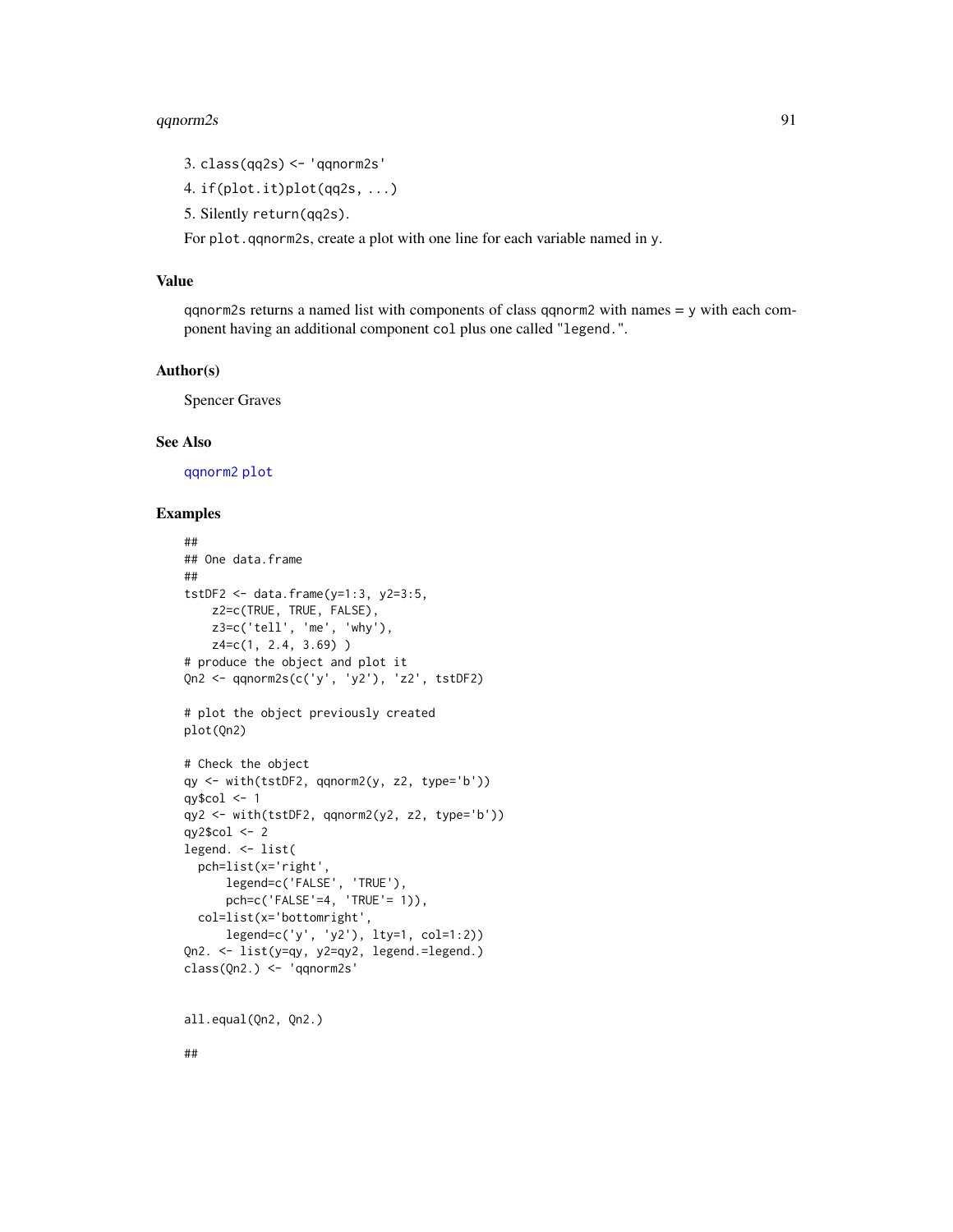3. `class(qq2s) <- 'qqnorm2s'`
4. `if(plot.it)plot(qq2s, ...)`
5. Silently `return(qq2s)`.

For `plot.qqnorm2s`, create a plot with one line for each variable named in `y`.

## Value

`qqnorm2s` returns a named list with components of class `qqnorm2` with names = `y` with each component having an additional component `col` plus one called `"legend."`.

## Author(s)

Spencer Graves

## See Also

`qqnorm2` `plot`

## Examples

```
##
## One data.frame
##
tstDF2 <- data.frame(y=1:3, y2=3:5,
    z2=c(TRUE, TRUE, FALSE),
    z3=c('tell', 'me', 'why'),
    z4=c(1, 2.4, 3.69) )
# produce the object and plot it
Qn2 <- qqnorm2s(c('y', 'y2'), 'z2', tstDF2)

# plot the object previously created
plot(Qn2)

# Check the object
qy <- with(tstDF2, qqnorm2(y, z2, type='b'))
qy$col <- 1
qy2 <- with(tstDF2, qqnorm2(y2, z2, type='b'))
qy2$col <- 2
legend. <- list(
  pch=list(x='right',
      legend=c('FALSE', 'TRUE'),
      pch=c('FALSE'=4, 'TRUE'= 1)),
  col=list(x='bottomright',
      legend=c('y', 'y2'), lty=1, col=1:2))
Qn2. <- list(y=qy, y2=qy2, legend.=legend.)
class(Qn2.) <- 'qqnorm2s'


all.equal(Qn2, Qn2.)

##
```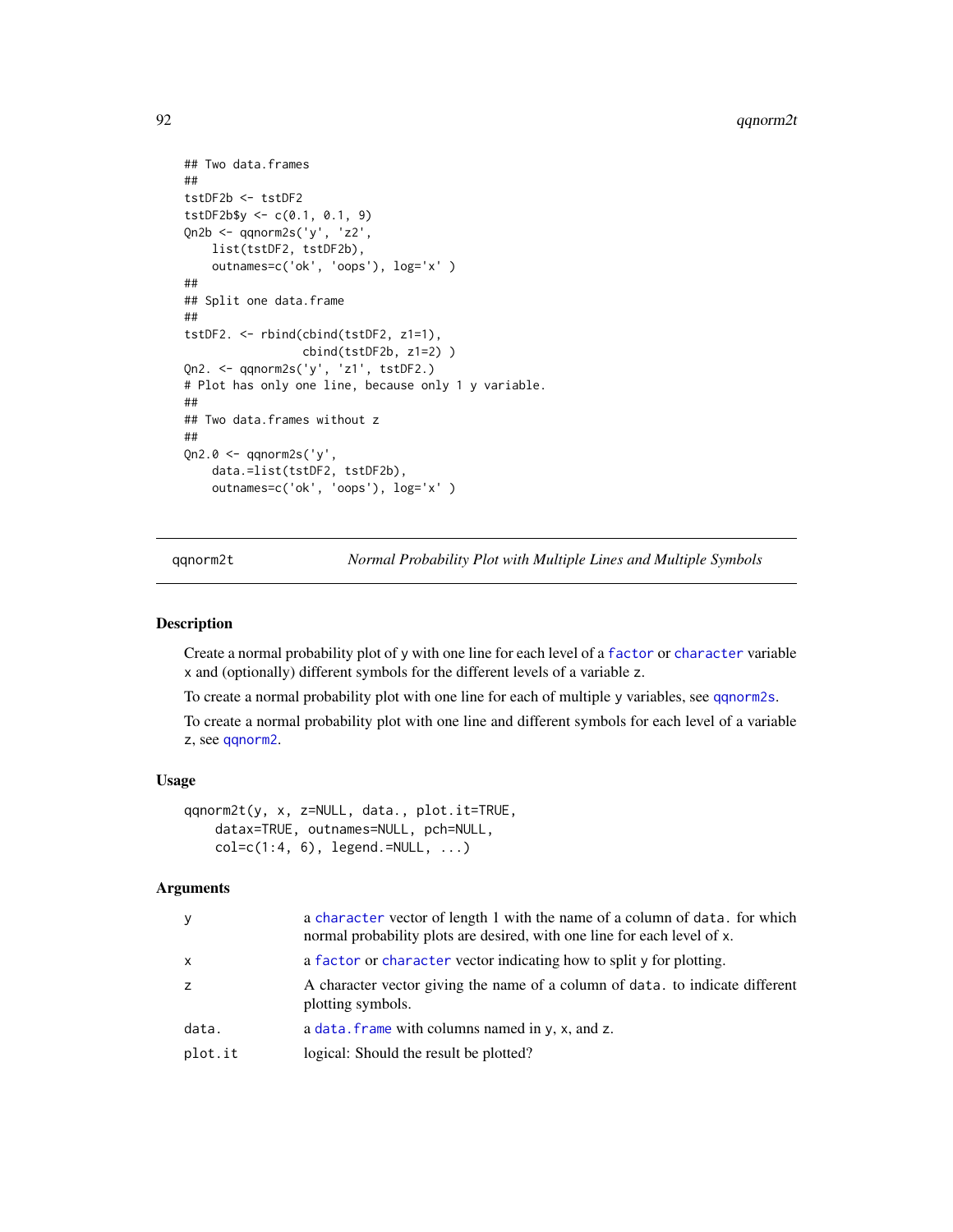```
## Two data.frames
##
tstDF2b <- tstDF2
tstDF2b$y <- c(0.1, 0.1, 9)
Qn2b <- qqnorm2s('y', 'z2',
    list(tstDF2, tstDF2b),
    outnames=c('ok', 'oops'), log='x' )
##
## Split one data.frame
##
tstDF2. <- rbind(cbind(tstDF2, z1=1),
                cbind(tstDF2b, z1=2) )
Qn2. <- qqnorm2s('y', 'z1', tstDF2.)
# Plot has only one line, because only 1 y variable.
##
## Two data.frames without z
##
Qn2.0 <- qqnorm2s('y',
    data.=list(tstDF2, tstDF2b),
    outnames=c('ok', 'oops'), log='x' )
```

---

qqnorm2t *Normal Probability Plot with Multiple Lines and Multiple Symbols*

---

## Description

Create a normal probability plot of `y` with one line for each level of a `factor` or `character` variable `x` and (optionally) different symbols for the different levels of a variable `z`.

To create a normal probability plot with one line for each of multiple `y` variables, see `qqnorm2s`.

To create a normal probability plot with one line and different symbols for each level of a variable `z`, see `qqnorm2`.

## Usage

```
qqnorm2t(y, x, z=NULL, data., plot.it=TRUE,
    datax=TRUE, outnames=NULL, pch=NULL,
    col=c(1:4, 6), legend.=NULL, ...)
```

## Arguments

| | |
|---|---|
| `y` | a `character` vector of length 1 with the name of a column of `data.` for which normal probability plots are desired, with one line for each level of `x`. |
| `x` | a `factor` or `character` vector indicating how to split `y` for plotting. |
| `z` | A character vector giving the name of a column of `data.` to indicate different plotting symbols. |
| `data.` | a `data.frame` with columns named in `y`, `x`, and `z`. |
| `plot.it` | logical: Should the result be plotted? |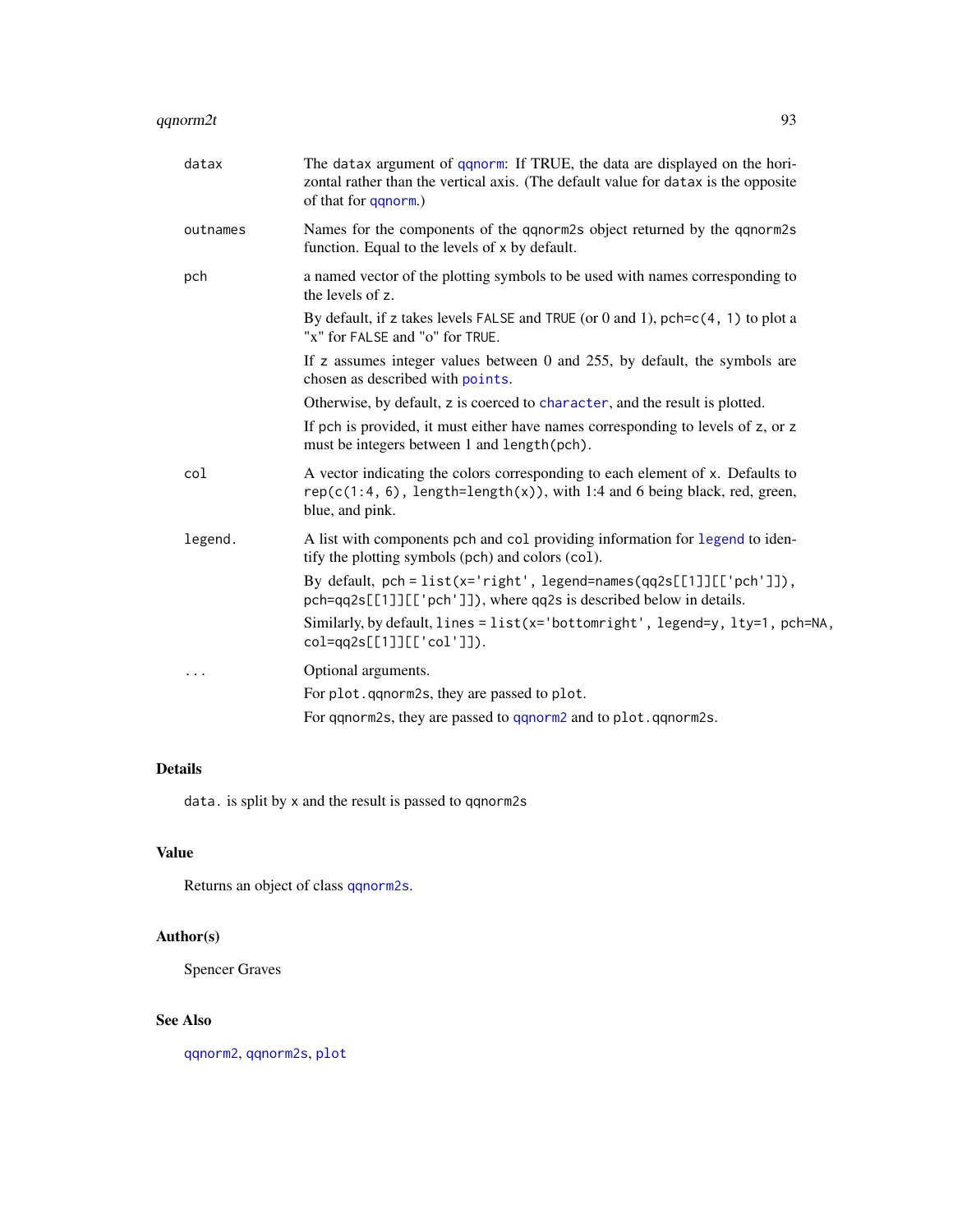| | |
|---|---|
| datax | The `datax` argument of qqnorm: If TRUE, the data are displayed on the horizontal rather than the vertical axis. (The default value for `datax` is the opposite of that for qqnorm.) |
| outnames | Names for the components of the qqnorm2s object returned by the qqnorm2s function. Equal to the levels of `x` by default. |
| pch | a named vector of the plotting symbols to be used with names corresponding to the levels of `z`.<br><br>By default, if `z` takes levels `FALSE` and `TRUE` (or 0 and 1), `pch=c(4, 1)` to plot a "x" for `FALSE` and "o" for `TRUE`.<br><br>If `z` assumes integer values between 0 and 255, by default, the symbols are chosen as described with `points`.<br><br>Otherwise, by default, `z` is coerced to `character`, and the result is plotted.<br><br>If `pch` is provided, it must either have names corresponding to levels of `z`, or `z` must be integers between 1 and `length(pch)`. |
| col | A vector indicating the colors corresponding to each element of `x`. Defaults to `rep(c(1:4, 6), length=length(x))`, with 1:4 and 6 being black, red, green, blue, and pink. |
| legend. | A list with components `pch` and `col` providing information for `legend` to identify the plotting symbols (`pch`) and colors (`col`).<br><br>By default, `pch = list(x='right', legend=names(qq2s[[1]][['pch']]), pch=qq2s[[1]][['pch']])`, where `qq2s` is described below in details.<br><br>Similarly, by default, `lines = list(x='bottomright', legend=y, lty=1, pch=NA, col=qq2s[[1]][['col']])`. |
| ... | Optional arguments.<br><br>For `plot.qqnorm2s`, they are passed to `plot`.<br><br>For qqnorm2s, they are passed to `qqnorm2` and to `plot.qqnorm2s`. |

## Details

`data.` is split by `x` and the result is passed to qqnorm2s

## Value

Returns an object of class `qqnorm2s`.

## Author(s)

Spencer Graves

## See Also

`qqnorm2`, `qqnorm2s`, `plot`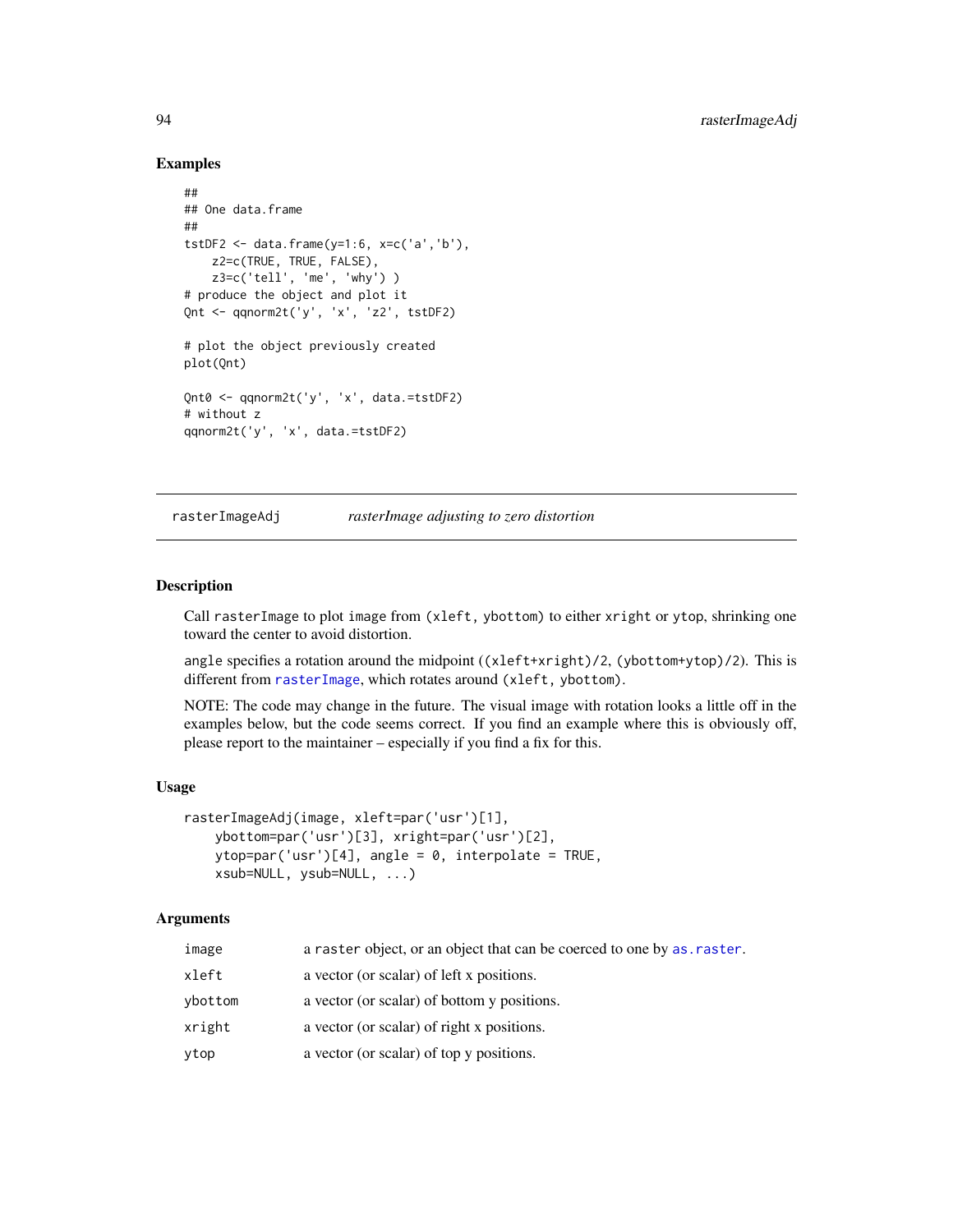### Examples

```
##
## One data.frame
##
tstDF2 <- data.frame(y=1:6, x=c('a','b'),
    z2=c(TRUE, TRUE, FALSE),
    z3=c('tell', 'me', 'why') )
# produce the object and plot it
Qnt <- qqnorm2t('y', 'x', 'z2', tstDF2)

# plot the object previously created
plot(Qnt)

Qnt0 <- qqnorm2t('y', 'x', data.=tstDF2)
# without z
qqnorm2t('y', 'x', data.=tstDF2)
```

---

## rasterImageAdj — *rasterImage adjusting to zero distortion*

---

### Description

Call `rasterImage` to plot `image` from `(xleft, ybottom)` to either `xright` or `ytop`, shrinking one toward the center to avoid distortion.

`angle` specifies a rotation around the midpoint `((xleft+xright)/2, (ybottom+ytop)/2)`. This is different from `rasterImage`, which rotates around `(xleft, ybottom)`.

NOTE: The code may change in the future. The visual image with rotation looks a little off in the examples below, but the code seems correct. If you find an example where this is obviously off, please report to the maintainer – especially if you find a fix for this.

### Usage

```
rasterImageAdj(image, xleft=par('usr')[1],
    ybottom=par('usr')[3], xright=par('usr')[2],
    ytop=par('usr')[4], angle = 0, interpolate = TRUE,
    xsub=NULL, ysub=NULL, ...)
```

### Arguments

| | |
|---|---|
| `image` | a `raster` object, or an object that can be coerced to one by `as.raster`. |
| `xleft` | a vector (or scalar) of left x positions. |
| `ybottom` | a vector (or scalar) of bottom y positions. |
| `xright` | a vector (or scalar) of right x positions. |
| `ytop` | a vector (or scalar) of top y positions. |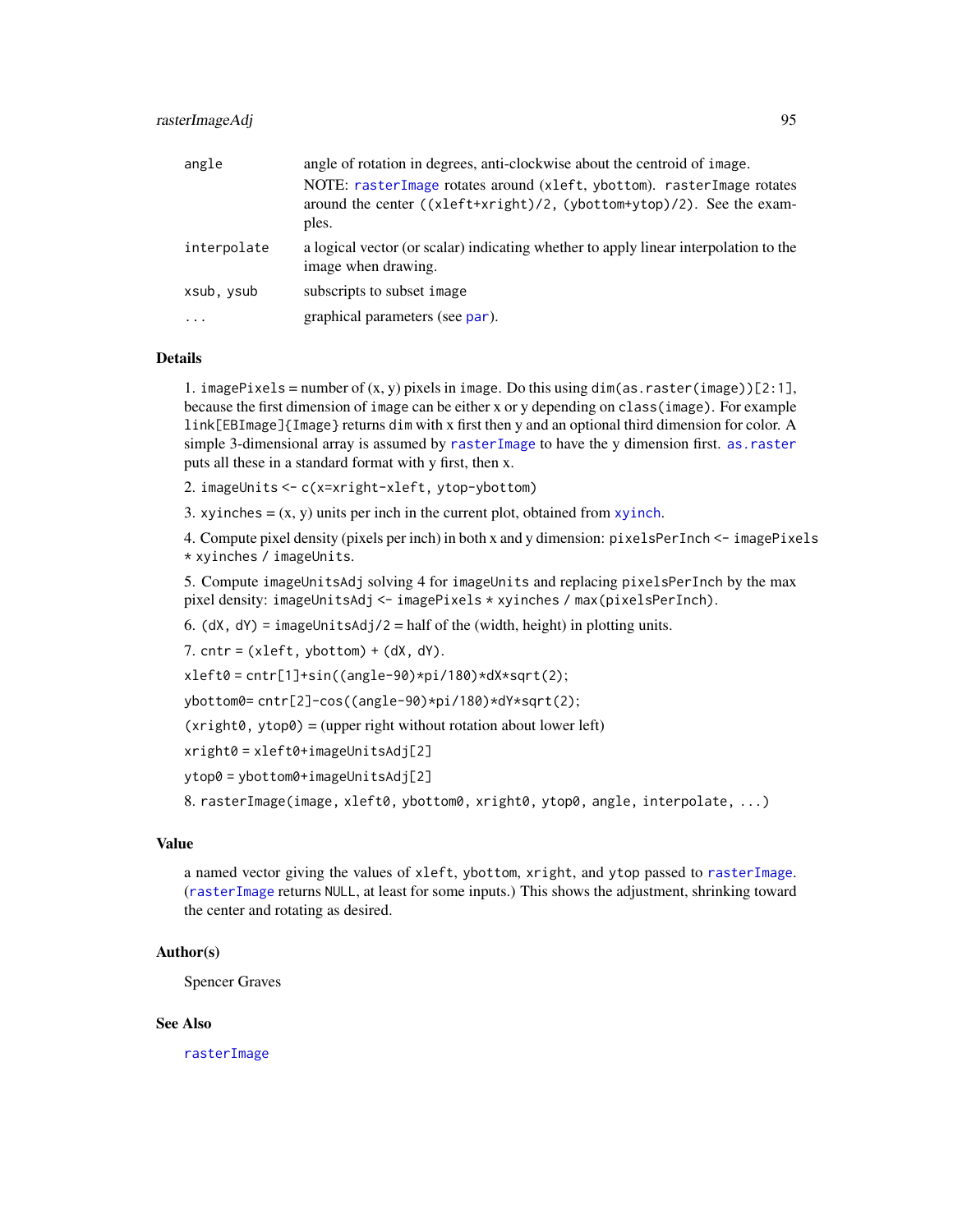| | |
|---|---|
| angle | angle of rotation in degrees, anti-clockwise about the centroid of image. NOTE: rasterImage rotates around (xleft, ybottom). rasterImage rotates around the center ((xleft+xright)/2, (ybottom+ytop)/2). See the examples. |
| interpolate | a logical vector (or scalar) indicating whether to apply linear interpolation to the image when drawing. |
| xsub, ysub | subscripts to subset image |
| ... | graphical parameters (see par). |

## Details

1. imagePixels = number of (x, y) pixels in image. Do this using dim(as.raster(image))[2:1], because the first dimension of image can be either x or y depending on class(image). For example link[EBImage]{Image} returns dim with x first then y and an optional third dimension for color. A simple 3-dimensional array is assumed by rasterImage to have the y dimension first. as.raster puts all these in a standard format with y first, then x.

2. imageUnits <- c(x=xright-xleft, ytop-ybottom)

3. xyinches = (x, y) units per inch in the current plot, obtained from xyinch.

4. Compute pixel density (pixels per inch) in both x and y dimension: pixelsPerInch <- imagePixels * xyinches / imageUnits.

5. Compute imageUnitsAdj solving 4 for imageUnits and replacing pixelsPerInch by the max pixel density: imageUnitsAdj <- imagePixels * xyinches / max(pixelsPerInch).

6. (dX, dY) = imageUnitsAdj/2 = half of the (width, height) in plotting units.

7. cntr = (xleft, ybottom) + (dX, dY).

xleft0 = cntr[1]+sin((angle-90)*pi/180)*dX*sqrt(2);

ybottom0= cntr[2]-cos((angle-90)*pi/180)*dY*sqrt(2);

(xright0, ytop0) = (upper right without rotation about lower left)

xright0 = xleft0+imageUnitsAdj[2]

ytop0 = ybottom0+imageUnitsAdj[2]

8. rasterImage(image, xleft0, ybottom0, xright0, ytop0, angle, interpolate, ...)

## Value

a named vector giving the values of xleft, ybottom, xright, and ytop passed to rasterImage. (rasterImage returns NULL, at least for some inputs.) This shows the adjustment, shrinking toward the center and rotating as desired.

## Author(s)

Spencer Graves

## See Also

rasterImage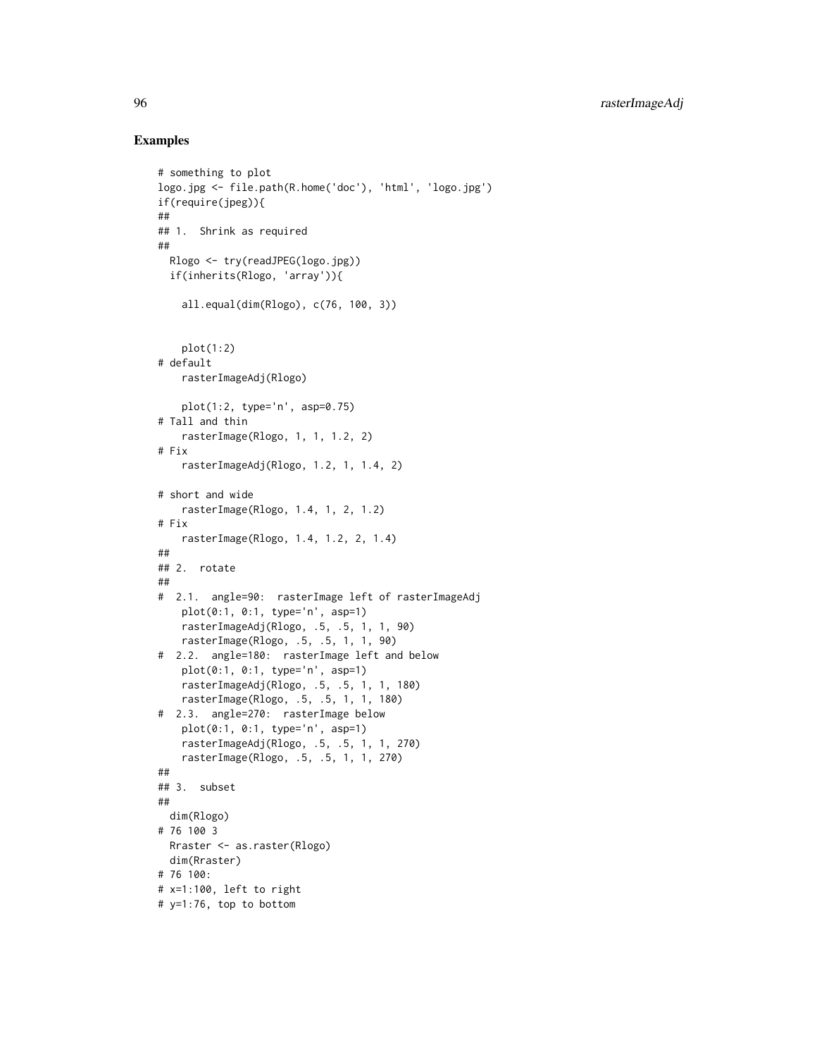## Examples

```
# something to plot
logo.jpg <- file.path(R.home('doc'), 'html', 'logo.jpg')
if(require(jpeg)){
##
## 1.  Shrink as required
##
  Rlogo <- try(readJPEG(logo.jpg))
  if(inherits(Rlogo, 'array')){

    all.equal(dim(Rlogo), c(76, 100, 3))


    plot(1:2)
# default
    rasterImageAdj(Rlogo)

    plot(1:2, type='n', asp=0.75)
# Tall and thin
    rasterImage(Rlogo, 1, 1, 1.2, 2)
# Fix
    rasterImageAdj(Rlogo, 1.2, 1, 1.4, 2)

# short and wide
    rasterImage(Rlogo, 1.4, 1, 2, 1.2)
# Fix
    rasterImage(Rlogo, 1.4, 1.2, 2, 1.4)
##
## 2.  rotate
##
#  2.1.  angle=90:  rasterImage left of rasterImageAdj
    plot(0:1, 0:1, type='n', asp=1)
    rasterImageAdj(Rlogo, .5, .5, 1, 1, 90)
    rasterImage(Rlogo, .5, .5, 1, 1, 90)
#  2.2.  angle=180:  rasterImage left and below
    plot(0:1, 0:1, type='n', asp=1)
    rasterImageAdj(Rlogo, .5, .5, 1, 1, 180)
    rasterImage(Rlogo, .5, .5, 1, 1, 180)
#  2.3.  angle=270:  rasterImage below
    plot(0:1, 0:1, type='n', asp=1)
    rasterImageAdj(Rlogo, .5, .5, 1, 1, 270)
    rasterImage(Rlogo, .5, .5, 1, 1, 270)
##
## 3.  subset
##
  dim(Rlogo)
# 76 100 3
  Rraster <- as.raster(Rlogo)
  dim(Rraster)
# 76 100:
# x=1:100, left to right
# y=1:76, top to bottom
```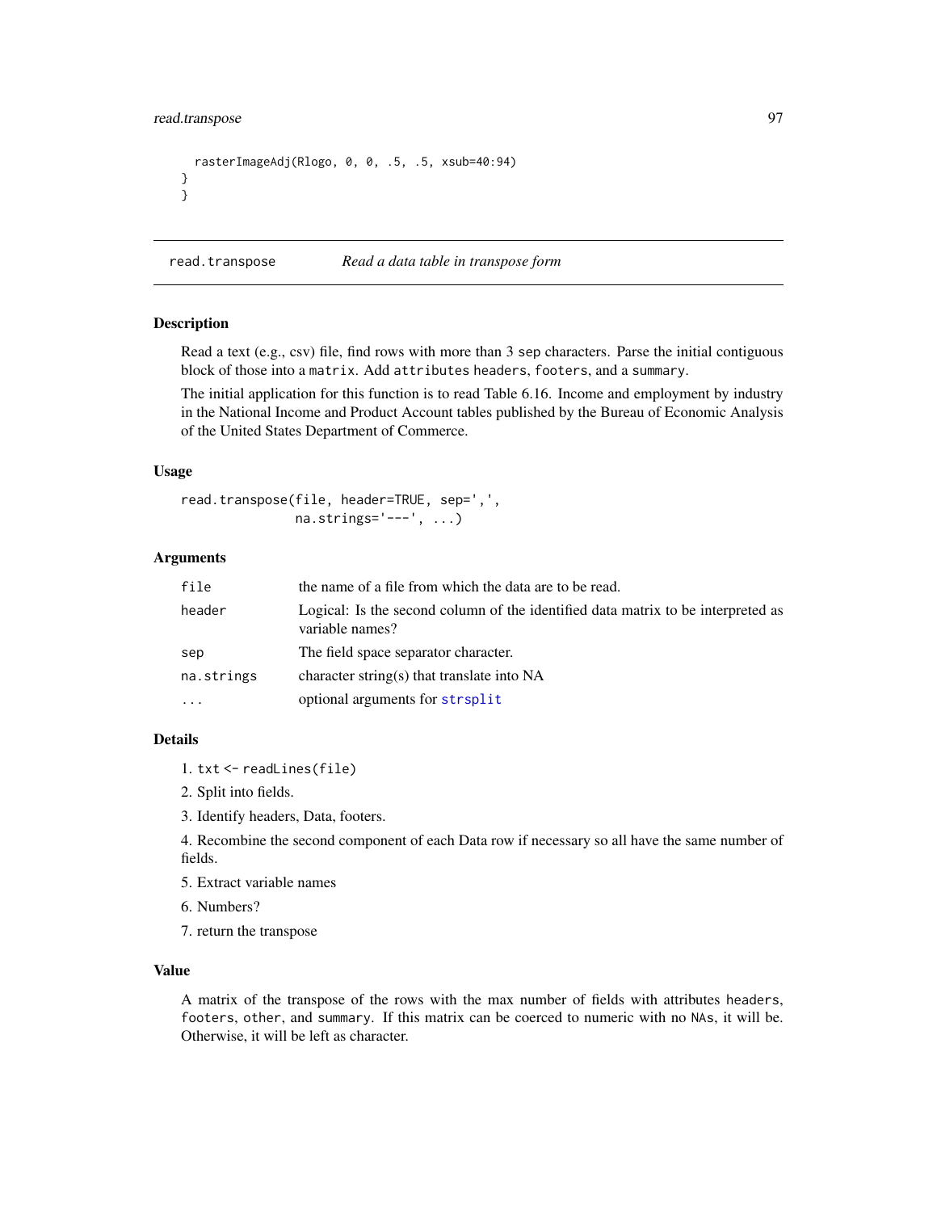```
  rasterImageAdj(Rlogo, 0, 0, .5, .5, xsub=40:94)
}
}
```

---

## read.transpose *Read a data table in transpose form*

### Description

Read a text (e.g., csv) file, find rows with more than 3 sep characters. Parse the initial contiguous block of those into a matrix. Add attributes headers, footers, and a summary.

The initial application for this function is to read Table 6.16. Income and employment by industry in the National Income and Product Account tables published by the Bureau of Economic Analysis of the United States Department of Commerce.

### Usage

```
read.transpose(file, header=TRUE, sep=',',
               na.strings='---', ...)
```

### Arguments

| | |
|---|---|
| file | the name of a file from which the data are to be read. |
| header | Logical: Is the second column of the identified data matrix to be interpreted as variable names? |
| sep | The field space separator character. |
| na.strings | character string(s) that translate into NA |
| ... | optional arguments for strsplit |

### Details

1. txt <- readLines(file)

2. Split into fields.

3. Identify headers, Data, footers.

4. Recombine the second component of each Data row if necessary so all have the same number of fields.

5. Extract variable names

6. Numbers?

7. return the transpose

### Value

A matrix of the transpose of the rows with the max number of fields with attributes headers, footers, other, and summary. If this matrix can be coerced to numeric with no NAs, it will be. Otherwise, it will be left as character.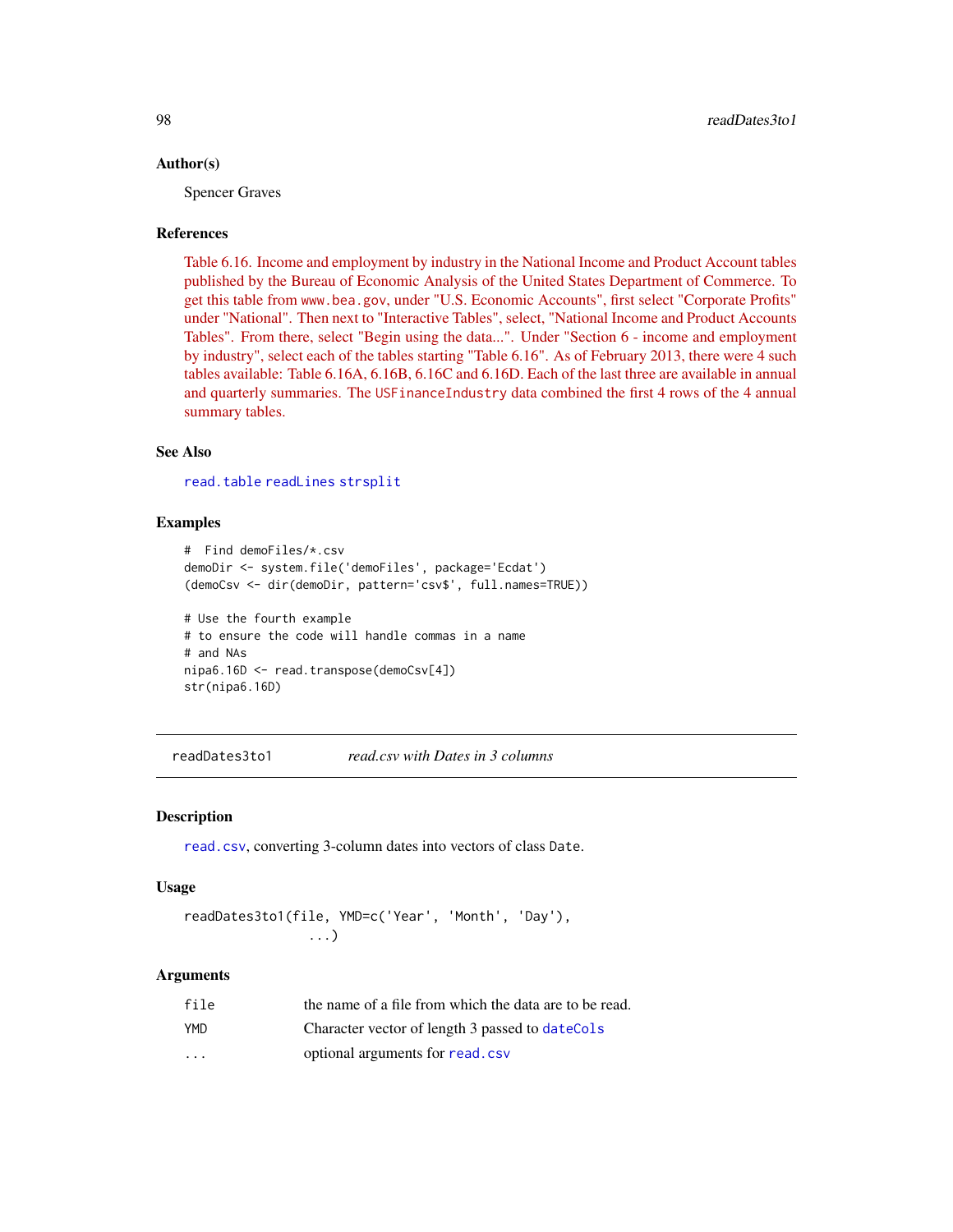### Author(s)

Spencer Graves

### References

Table 6.16. Income and employment by industry in the National Income and Product Account tables published by the Bureau of Economic Analysis of the United States Department of Commerce. To get this table from `www.bea.gov`, under "U.S. Economic Accounts", first select "Corporate Profits" under "National". Then next to "Interactive Tables", select, "National Income and Product Accounts Tables". From there, select "Begin using the data...". Under "Section 6 - income and employment by industry", select each of the tables starting "Table 6.16". As of February 2013, there were 4 such tables available: Table 6.16A, 6.16B, 6.16C and 6.16D. Each of the last three are available in annual and quarterly summaries. The `USFinanceIndustry` data combined the first 4 rows of the 4 annual summary tables.

### See Also

`read.table` `readLines` `strsplit`

### Examples

```
#  Find demoFiles/*.csv
demoDir <- system.file('demoFiles', package='Ecdat')
(demoCsv <- dir(demoDir, pattern='csv$', full.names=TRUE))

# Use the fourth example
# to ensure the code will handle commas in a name
# and NAs
nipa6.16D <- read.transpose(demoCsv[4])
str(nipa6.16D)
```

---

## readDates3to1 — *read.csv with Dates in 3 columns*

### Description

`read.csv`, converting 3-column dates into vectors of class `Date`.

### Usage

```
readDates3to1(file, YMD=c('Year', 'Month', 'Day'),
              ...)
```

### Arguments

| | |
|---|---|
| `file` | the name of a file from which the data are to be read. |
| `YMD` | Character vector of length 3 passed to `dateCols` |
| `...` | optional arguments for `read.csv` |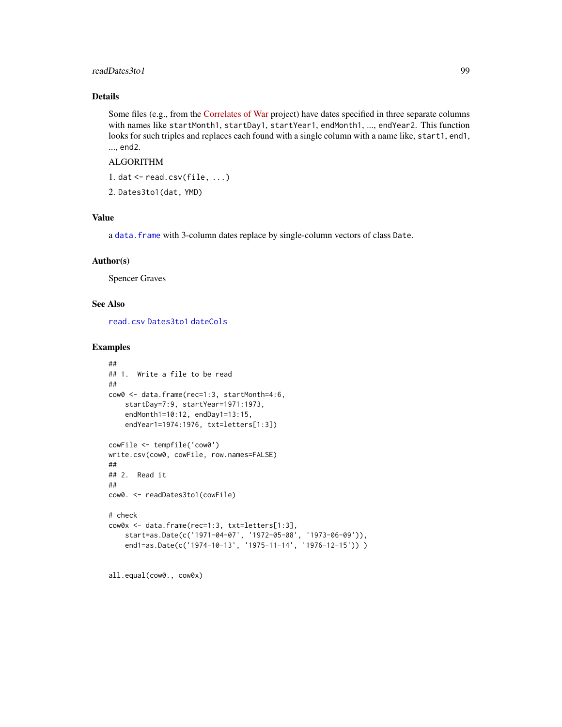## Details

Some files (e.g., from the Correlates of War project) have dates specified in three separate columns with names like `startMonth1`, `startDay1`, `startYear1`, `endMonth1`, ..., `endYear2`. This function looks for such triples and replaces each found with a single column with a name like, `start1`, `end1`, ..., `end2`.

ALGORITHM

1. `dat <- read.csv(file, ...)`
2. `Dates3to1(dat, YMD)`

## Value

a `data.frame` with 3-column dates replace by single-column vectors of class `Date`.

## Author(s)

Spencer Graves

## See Also

`read.csv` `Dates3to1` `dateCols`

## Examples

```
##
## 1.  Write a file to be read
##
cow0 <- data.frame(rec=1:3, startMonth=4:6,
    startDay=7:9, startYear=1971:1973,
    endMonth1=10:12, endDay1=13:15,
    endYear1=1974:1976, txt=letters[1:3])

cowFile <- tempfile('cow0')
write.csv(cow0, cowFile, row.names=FALSE)
##
## 2.  Read it
##
cow0. <- readDates3to1(cowFile)

# check
cow0x <- data.frame(rec=1:3, txt=letters[1:3],
    start=as.Date(c('1971-04-07', '1972-05-08', '1973-06-09')),
    end1=as.Date(c('1974-10-13', '1975-11-14', '1976-12-15')) )


all.equal(cow0., cow0x)
```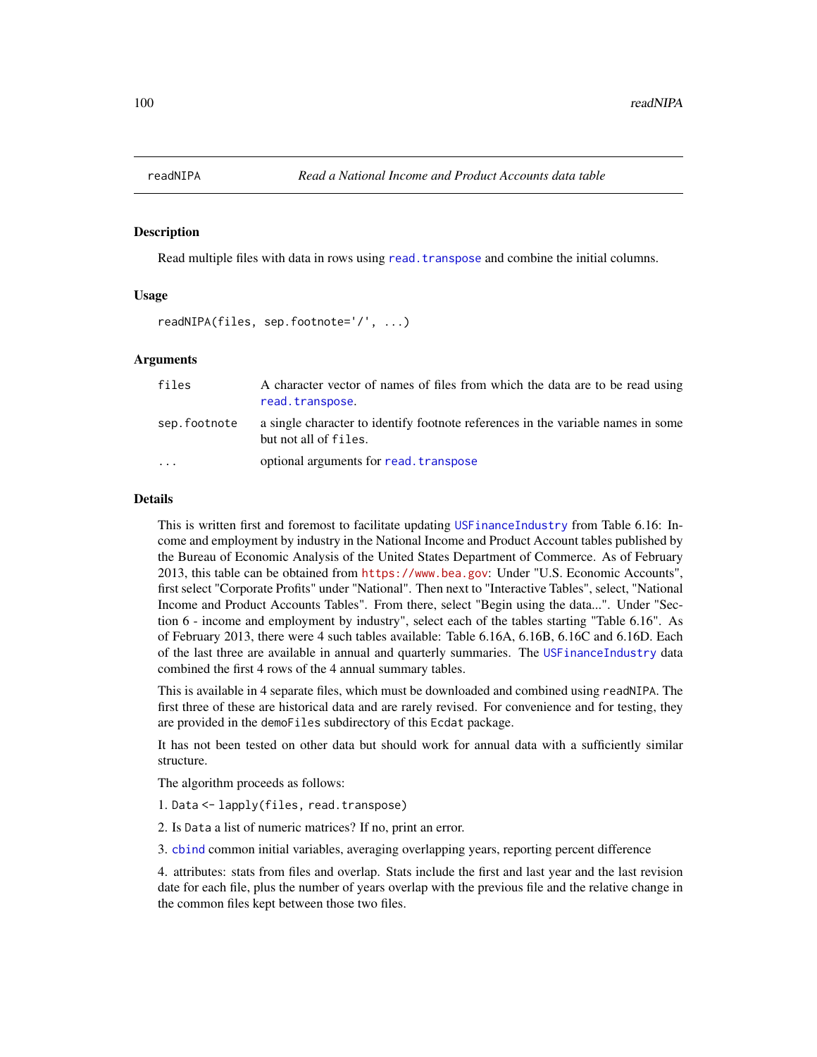readNIPA *Read a National Income and Product Accounts data table*

## Description

Read multiple files with data in rows using read.transpose and combine the initial columns.

## Usage

```
readNIPA(files, sep.footnote='/', ...)
```

## Arguments

| | |
|---|---|
| files | A character vector of names of files from which the data are to be read using read.transpose. |
| sep.footnote | a single character to identify footnote references in the variable names in some but not all of files. |
| ... | optional arguments for read.transpose |

## Details

This is written first and foremost to facilitate updating USFinanceIndustry from Table 6.16: Income and employment by industry in the National Income and Product Account tables published by the Bureau of Economic Analysis of the United States Department of Commerce. As of February 2013, this table can be obtained from https://www.bea.gov: Under "U.S. Economic Accounts", first select "Corporate Profits" under "National". Then next to "Interactive Tables", select, "National Income and Product Accounts Tables". From there, select "Begin using the data...". Under "Section 6 - income and employment by industry", select each of the tables starting "Table 6.16". As of February 2013, there were 4 such tables available: Table 6.16A, 6.16B, 6.16C and 6.16D. Each of the last three are available in annual and quarterly summaries. The USFinanceIndustry data combined the first 4 rows of the 4 annual summary tables.

This is available in 4 separate files, which must be downloaded and combined using readNIPA. The first three of these are historical data and are rarely revised. For convenience and for testing, they are provided in the demoFiles subdirectory of this Ecdat package.

It has not been tested on other data but should work for annual data with a sufficiently similar structure.

The algorithm proceeds as follows:

1. `Data <- lapply(files, read.transpose)`

2. Is Data a list of numeric matrices? If no, print an error.

3. cbind common initial variables, averaging overlapping years, reporting percent difference

4. attributes: stats from files and overlap. Stats include the first and last year and the last revision date for each file, plus the number of years overlap with the previous file and the relative change in the common files kept between those two files.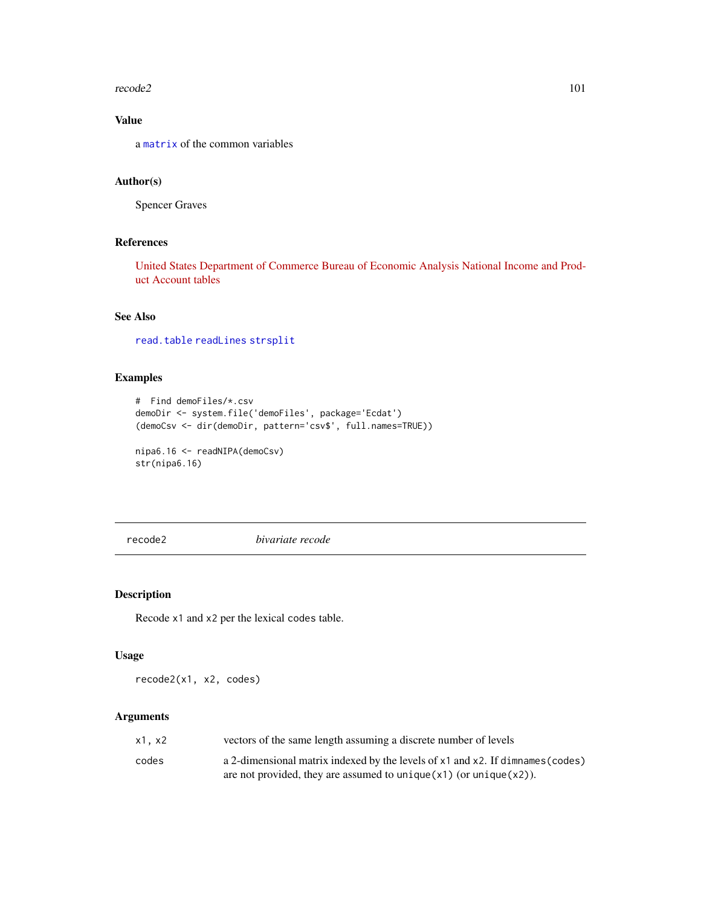### Value

a matrix of the common variables

### Author(s)

Spencer Graves

### References

United States Department of Commerce Bureau of Economic Analysis National Income and Product Account tables

### See Also

read.table readLines strsplit

### Examples

```
#  Find demoFiles/*.csv
demoDir <- system.file('demoFiles', package='Ecdat')
(demoCsv <- dir(demoDir, pattern='csv$', full.names=TRUE))

nipa6.16 <- readNIPA(demoCsv)
str(nipa6.16)
```

---

## recode2 *bivariate recode*

---

### Description

Recode x1 and x2 per the lexical codes table.

### Usage

```
recode2(x1, x2, codes)
```

### Arguments

| | |
|---|---|
| x1, x2 | vectors of the same length assuming a discrete number of levels |
| codes | a 2-dimensional matrix indexed by the levels of x1 and x2. If dimnames(codes) are not provided, they are assumed to unique(x1) (or unique(x2)). |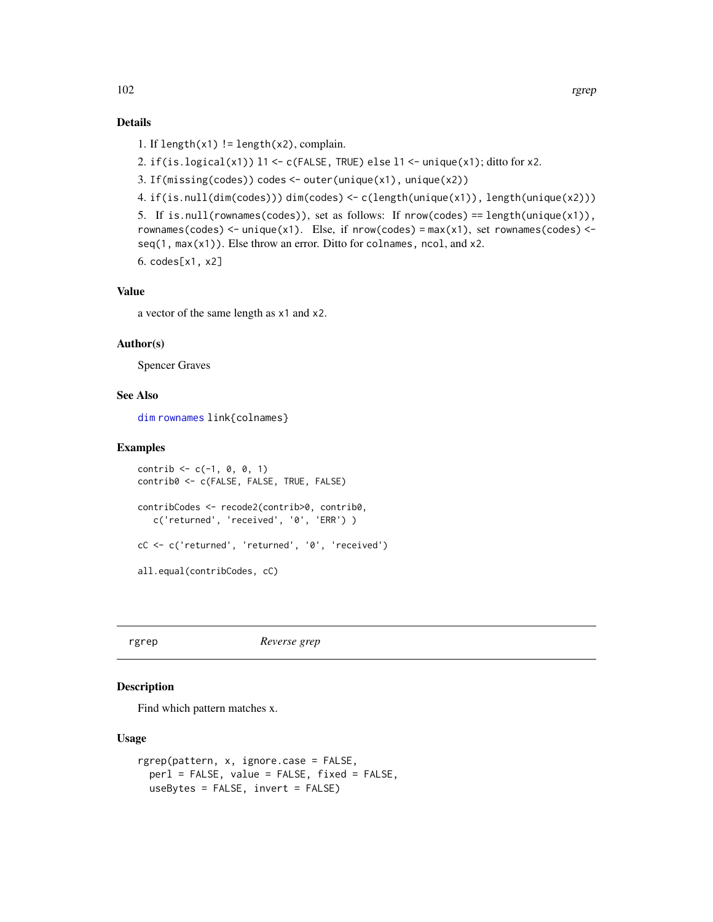### Details

1. If `length(x1) != length(x2)`, complain.
2. `if(is.logical(x1)) l1 <- c(FALSE, TRUE) else l1 <- unique(x1)`; ditto for `x2`.
3. `If(missing(codes)) codes <- outer(unique(x1), unique(x2))`
4. `if(is.null(dim(codes))) dim(codes) <- c(length(unique(x1)), length(unique(x2)))`
5. If `is.null(rownames(codes))`, set as follows: If `nrow(codes) == length(unique(x1))`, `rownames(codes) <- unique(x1)`. Else, if `nrow(codes) = max(x1)`, set `rownames(codes) <- seq(1, max(x1))`. Else throw an error. Ditto for `colnames`, `ncol`, and `x2`.
6. `codes[x1, x2]`

### Value

a vector of the same length as `x1` and `x2`.

### Author(s)

Spencer Graves

### See Also

`dim` `rownames` `link{colnames}`

### Examples

```
contrib <- c(-1, 0, 0, 1)
contrib0 <- c(FALSE, FALSE, TRUE, FALSE)

contribCodes <- recode2(contrib>0, contrib0,
   c('returned', 'received', '0', 'ERR') )

cC <- c('returned', 'returned', '0', 'received')

all.equal(contribCodes, cC)
```

---

## rgrep — *Reverse grep*

### Description

Find which pattern matches x.

### Usage

```
rgrep(pattern, x, ignore.case = FALSE,
  perl = FALSE, value = FALSE, fixed = FALSE,
  useBytes = FALSE, invert = FALSE)
```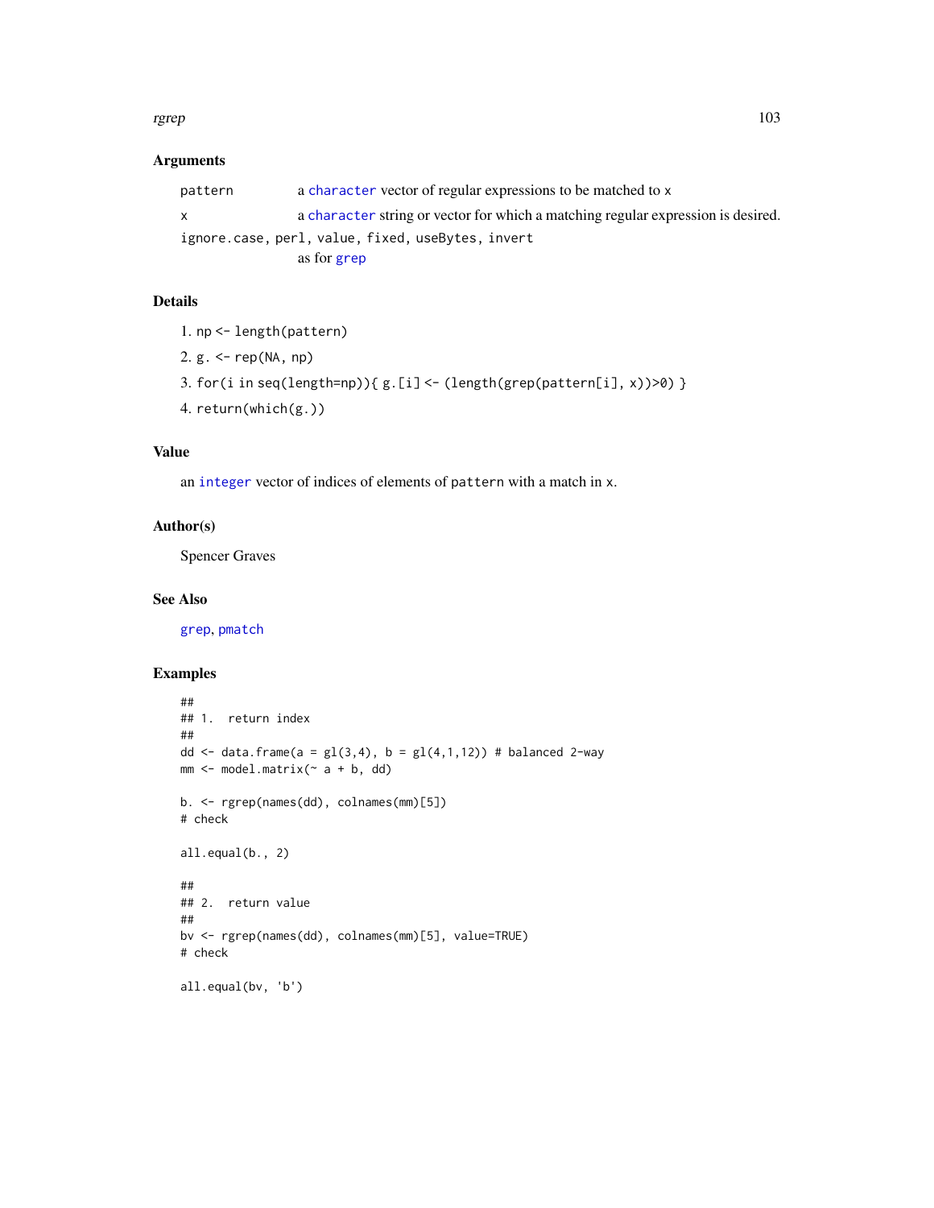### Arguments

| | |
|---|---|
| `pattern` | a `character` vector of regular expressions to be matched to `x` |
| `x` | a `character` string or vector for which a matching regular expression is desired. |
| `ignore.case, perl, value, fixed, useBytes, invert` | as for `grep` |

### Details

1. `np <- length(pattern)`
2. `g. <- rep(NA, np)`
3. `for(i in seq(length=np)){ g.[i] <- (length(grep(pattern[i], x))>0) }`
4. `return(which(g.))`

### Value

an `integer` vector of indices of elements of `pattern` with a match in `x`.

### Author(s)

Spencer Graves

### See Also

`grep`, `pmatch`

### Examples

```
##
## 1.  return index
##
dd <- data.frame(a = gl(3,4), b = gl(4,1,12)) # balanced 2-way
mm <- model.matrix(~ a + b, dd)

b. <- rgrep(names(dd), colnames(mm)[5])
# check

all.equal(b., 2)

##
## 2.  return value
##
bv <- rgrep(names(dd), colnames(mm)[5], value=TRUE)
# check

all.equal(bv, 'b')
```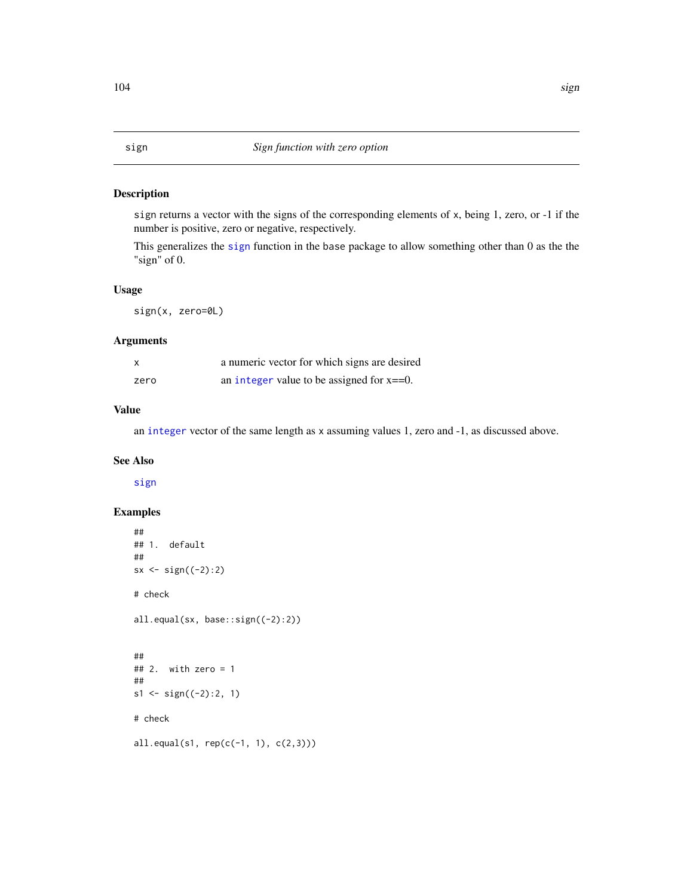# sign — *Sign function with zero option*

## Description

`sign` returns a vector with the signs of the corresponding elements of `x`, being 1, zero, or -1 if the number is positive, zero or negative, respectively.

This generalizes the `sign` function in the `base` package to allow something other than 0 as the the "sign" of 0.

## Usage

```
sign(x, zero=0L)
```

## Arguments

| | |
|---|---|
| `x` | a numeric vector for which signs are desired |
| `zero` | an `integer` value to be assigned for x==0. |

## Value

an `integer` vector of the same length as `x` assuming values 1, zero and -1, as discussed above.

## See Also

`sign`

## Examples

```
##
## 1.  default
##
sx <- sign((-2):2)

# check

all.equal(sx, base::sign((-2):2))


##
## 2.  with zero = 1
##
s1 <- sign((-2):2, 1)

# check

all.equal(s1, rep(c(-1, 1), c(2,3)))
```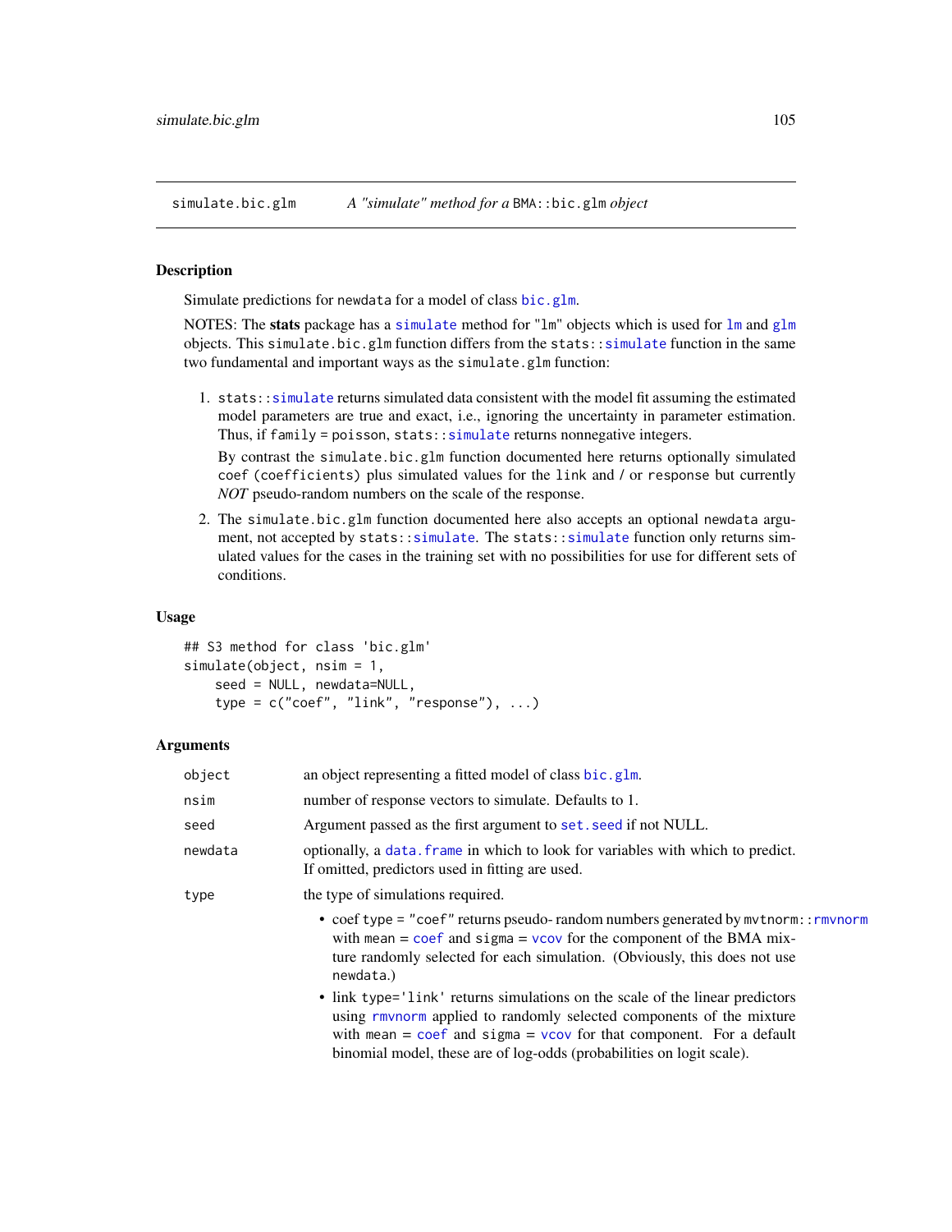## simulate.bic.glm — *A "simulate" method for a* `BMA::bic.glm` *object*

### Description

Simulate predictions for `newdata` for a model of class `bic.glm`.

NOTES: The **stats** package has a `simulate` method for "lm" objects which is used for `lm` and `glm` objects. This `simulate.bic.glm` function differs from the `stats::simulate` function in the same two fundamental and important ways as the `simulate.glm` function:

1. `stats::simulate` returns simulated data consistent with the model fit assuming the estimated model parameters are true and exact, i.e., ignoring the uncertainty in parameter estimation. Thus, if `family = poisson`, `stats::simulate` returns nonnegative integers.

   By contrast the `simulate.bic.glm` function documented here returns optionally simulated `coef (coefficients)` plus simulated values for the `link` and / or `response` but currently *NOT* pseudo-random numbers on the scale of the response.

2. The `simulate.bic.glm` function documented here also accepts an optional `newdata` argument, not accepted by `stats::simulate`. The `stats::simulate` function only returns simulated values for the cases in the training set with no possibilities for use for different sets of conditions.

### Usage

```
## S3 method for class 'bic.glm'
simulate(object, nsim = 1,
    seed = NULL, newdata=NULL,
    type = c("coef", "link", "response"), ...)
```

### Arguments

| | |
|---|---|
| `object` | an object representing a fitted model of class `bic.glm`. |
| `nsim` | number of response vectors to simulate. Defaults to 1. |
| `seed` | Argument passed as the first argument to `set.seed` if not NULL. |
| `newdata` | optionally, a `data.frame` in which to look for variables with which to predict. If omitted, predictors used in fitting are used. |
| `type` | the type of simulations required. |

- coef `type = "coef"` returns pseudo- random numbers generated by `mvtnorm::rmvnorm` with `mean = coef` and `sigma = vcov` for the component of the BMA mixture randomly selected for each simulation. (Obviously, this does not use `newdata`.)
- link `type='link'` returns simulations on the scale of the linear predictors using `rmvnorm` applied to randomly selected components of the mixture with `mean = coef` and `sigma = vcov` for that component. For a default binomial model, these are of log-odds (probabilities on logit scale).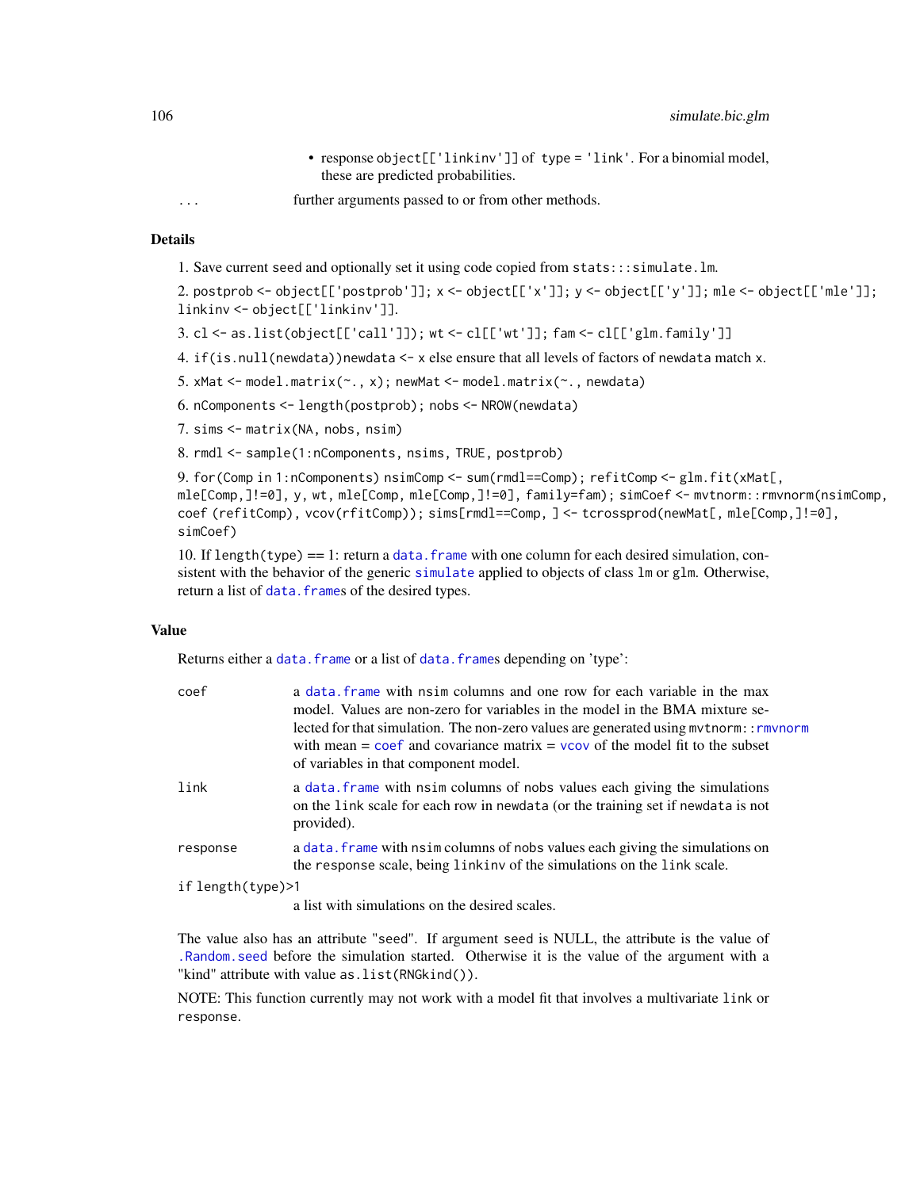- response `object[['linkinv']]` of `type = 'link'`. For a binomial model, these are predicted probabilities.

`...` further arguments passed to or from other methods.

### Details

1. Save current seed and optionally set it using code copied from `stats:::simulate.lm`.

2. `postprob <- object[['postprob']]; x <- object[['x']]; y <- object[['y']]; mle <- object[['mle']]; linkinv <- object[['linkinv']]`.

3. `cl <- as.list(object[['call']]); wt <- cl[['wt']]; fam <- cl[['glm.family']]`

4. `if(is.null(newdata))newdata <- x` else ensure that all levels of factors of `newdata` match `x`.

5. `xMat <- model.matrix(~., x); newMat <- model.matrix(~., newdata)`

6. `nComponents <- length(postprob); nobs <- NROW(newdata)`

7. `sims <- matrix(NA, nobs, nsim)`

8. `rmdl <- sample(1:nComponents, nsims, TRUE, postprob)`

9. `for(Comp in 1:nComponents) nsimComp <- sum(rmdl==Comp); refitComp <- glm.fit(xMat[, mle[Comp,]!=0], y, wt, mle[Comp, mle[Comp,]!=0], family=fam); simCoef <- mvtnorm::rmvnorm(nsimComp, coef (refitComp), vcov(rfitComp)); sims[rmdl==Comp, ] <- tcrossprod(newMat[, mle[Comp,]!=0], simCoef)`

10. If `length(type)` == 1: return a `data.frame` with one column for each desired simulation, consistent with the behavior of the generic `simulate` applied to objects of class `lm` or `glm`. Otherwise, return a list of `data.frame`s of the desired types.

### Value

Returns either a `data.frame` or a list of `data.frame`s depending on 'type':

`coef` a `data.frame` with `nsim` columns and one row for each variable in the max model. Values are non-zero for variables in the model in the BMA mixture selected for that simulation. The non-zero values are generated using `mvtnorm::rmvnorm` with mean = `coef` and covariance matrix = `vcov` of the model fit to the subset of variables in that component model.

`link` a `data.frame` with `nsim` columns of `nobs` values each giving the simulations on the `link` scale for each row in `newdata` (or the training set if `newdata` is not provided).

`response` a `data.frame` with `nsim` columns of `nobs` values each giving the simulations on the `response` scale, being `linkinv` of the simulations on the `link` scale.

`if length(type)>1` a list with simulations on the desired scales.

The value also has an attribute "seed". If argument seed is NULL, the attribute is the value of `.Random.seed` before the simulation started. Otherwise it is the value of the argument with a "kind" attribute with value `as.list(RNGkind())`.

NOTE: This function currently may not work with a model fit that involves a multivariate `link` or `response`.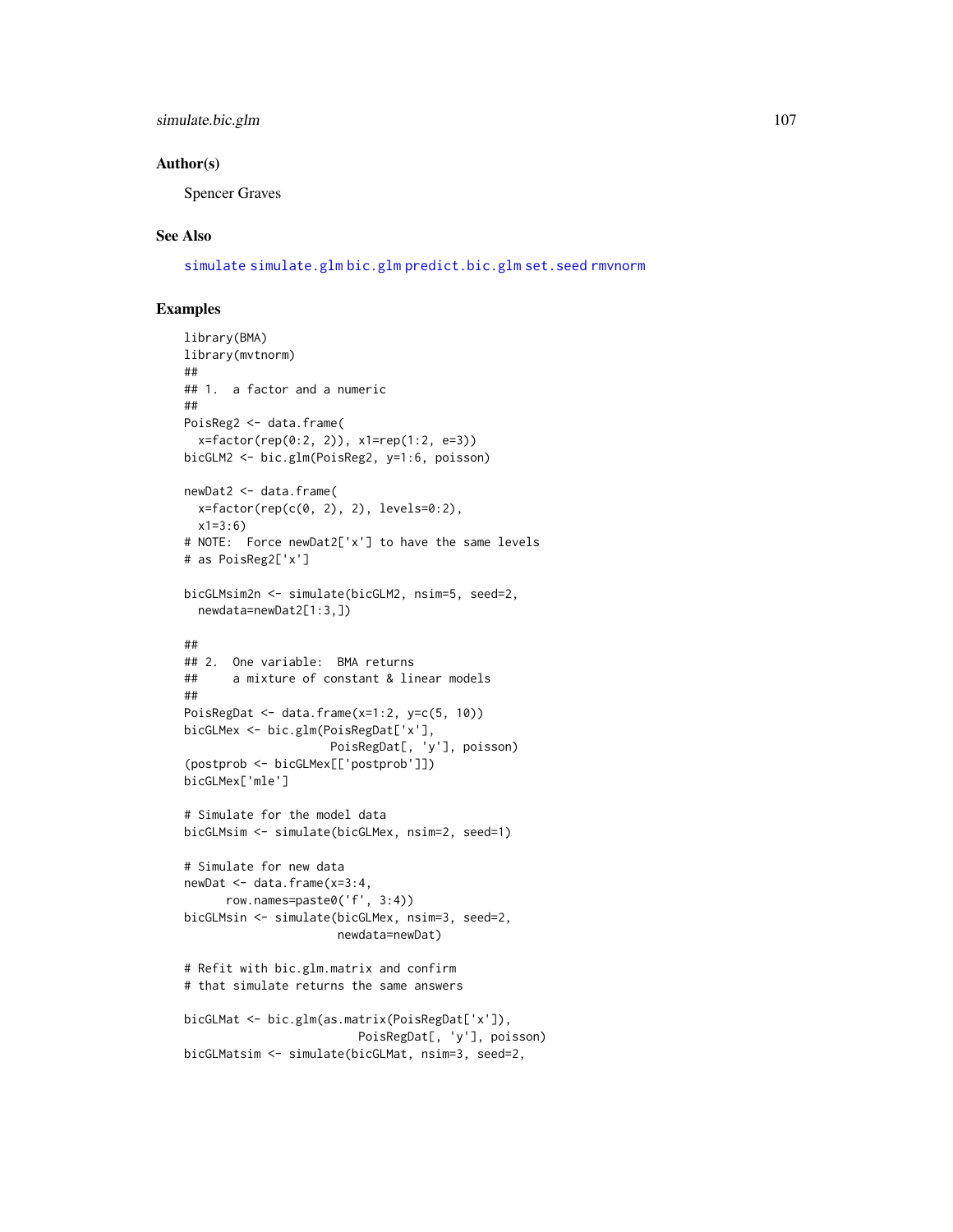## Author(s)

Spencer Graves

## See Also

simulate simulate.glm bic.glm predict.bic.glm set.seed rmvnorm

## Examples

```
library(BMA)
library(mvtnorm)
##
## 1.  a factor and a numeric
##
PoisReg2 <- data.frame(
  x=factor(rep(0:2, 2)), x1=rep(1:2, e=3))
bicGLM2 <- bic.glm(PoisReg2, y=1:6, poisson)

newDat2 <- data.frame(
  x=factor(rep(c(0, 2), 2), levels=0:2),
  x1=3:6)
# NOTE:  Force newDat2['x'] to have the same levels
# as PoisReg2['x']

bicGLMsim2n <- simulate(bicGLM2, nsim=5, seed=2,
  newdata=newDat2[1:3,])

##
## 2.  One variable:  BMA returns
##     a mixture of constant & linear models
##
PoisRegDat <- data.frame(x=1:2, y=c(5, 10))
bicGLMex <- bic.glm(PoisRegDat['x'],
                    PoisRegDat[, 'y'], poisson)
(postprob <- bicGLMex[['postprob']])
bicGLMex['mle']

# Simulate for the model data
bicGLMsim <- simulate(bicGLMex, nsim=2, seed=1)

# Simulate for new data
newDat <- data.frame(x=3:4,
      row.names=paste0('f', 3:4))
bicGLMsin <- simulate(bicGLMex, nsim=3, seed=2,
                     newdata=newDat)

# Refit with bic.glm.matrix and confirm
# that simulate returns the same answers

bicGLMat <- bic.glm(as.matrix(PoisRegDat['x']),
                         PoisRegDat[, 'y'], poisson)
bicGLMatsim <- simulate(bicGLMat, nsim=3, seed=2,
```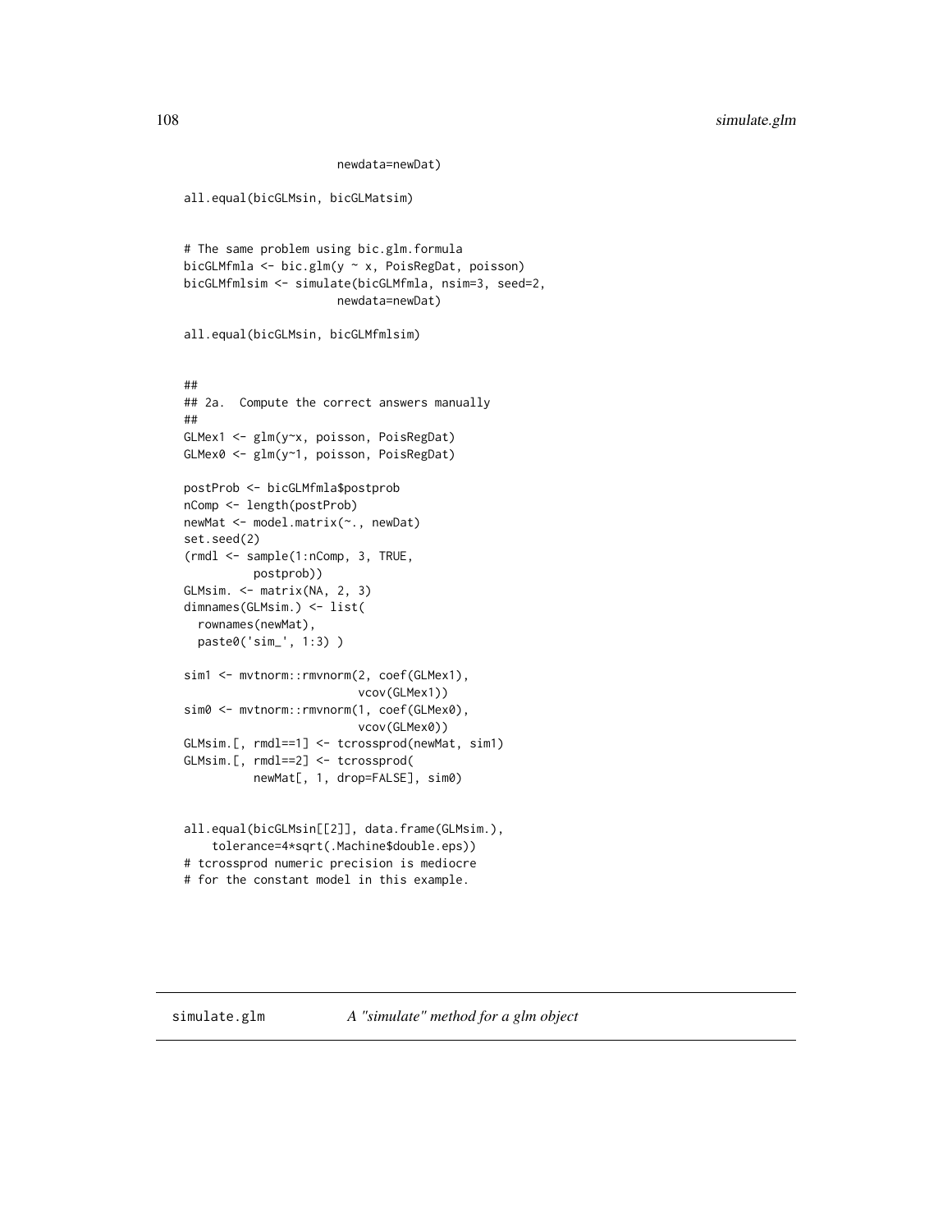```
                    newdata=newDat)

all.equal(bicGLMsin, bicGLMatsim)


# The same problem using bic.glm.formula
bicGLMfmla <- bic.glm(y ~ x, PoisRegDat, poisson)
bicGLMfmlsim <- simulate(bicGLMfmla, nsim=3, seed=2,
                    newdata=newDat)

all.equal(bicGLMsin, bicGLMfmlsim)


##
## 2a.  Compute the correct answers manually
##
GLMex1 <- glm(y~x, poisson, PoisRegDat)
GLMex0 <- glm(y~1, poisson, PoisRegDat)

postProb <- bicGLMfmla$postprob
nComp <- length(postProb)
newMat <- model.matrix(~., newDat)
set.seed(2)
(rmdl <- sample(1:nComp, 3, TRUE,
          postprob))
GLMsim. <- matrix(NA, 2, 3)
dimnames(GLMsim.) <- list(
  rownames(newMat),
  paste0('sim_', 1:3) )

sim1 <- mvtnorm::rmvnorm(2, coef(GLMex1),
                         vcov(GLMex1))
sim0 <- mvtnorm::rmvnorm(1, coef(GLMex0),
                         vcov(GLMex0))
GLMsim.[, rmdl==1] <- tcrossprod(newMat, sim1)
GLMsim.[, rmdl==2] <- tcrossprod(
          newMat[, 1, drop=FALSE], sim0)


all.equal(bicGLMsin[[2]], data.frame(GLMsim.),
    tolerance=4*sqrt(.Machine$double.eps))
# tcrossprod numeric precision is mediocre
# for the constant model in this example.
```

---

simulate.glm — *A "simulate" method for a glm object*

---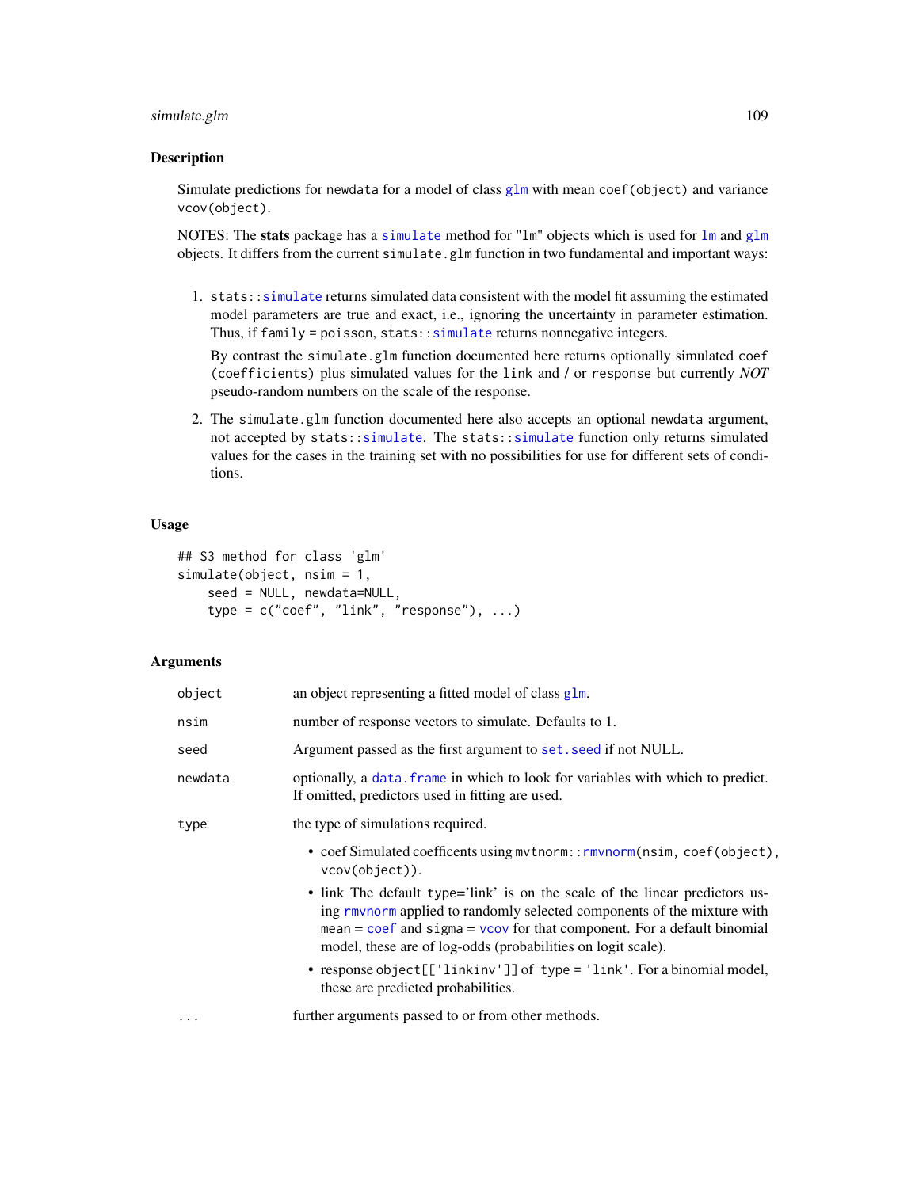## Description

Simulate predictions for `newdata` for a model of class `glm` with mean `coef(object)` and variance `vcov(object)`.

NOTES: The **stats** package has a `simulate` method for "lm" objects which is used for `lm` and `glm` objects. It differs from the current `simulate.glm` function in two fundamental and important ways:

1. `stats::simulate` returns simulated data consistent with the model fit assuming the estimated model parameters are true and exact, i.e., ignoring the uncertainty in parameter estimation. Thus, if `family = poisson`, `stats::simulate` returns nonnegative integers.

   By contrast the `simulate.glm` function documented here returns optionally simulated `coef (coefficients)` plus simulated values for the `link` and / or `response` but currently *NOT* pseudo-random numbers on the scale of the response.

2. The `simulate.glm` function documented here also accepts an optional `newdata` argument, not accepted by `stats::simulate`. The `stats::simulate` function only returns simulated values for the cases in the training set with no possibilities for use for different sets of conditions.

## Usage

```
## S3 method for class 'glm'
simulate(object, nsim = 1,
    seed = NULL, newdata=NULL,
    type = c("coef", "link", "response"), ...)
```

## Arguments

| | |
|---|---|
| `object` | an object representing a fitted model of class `glm`. |
| `nsim` | number of response vectors to simulate. Defaults to 1. |
| `seed` | Argument passed as the first argument to `set.seed` if not NULL. |
| `newdata` | optionally, a `data.frame` in which to look for variables with which to predict. If omitted, predictors used in fitting are used. |
| `type` | the type of simulations required. <br>• coef Simulated coefficents using `mvtnorm::rmvnorm(nsim, coef(object), vcov(object))`. <br>• link The default type='link' is on the scale of the linear predictors using `rmvnorm` applied to randomly selected components of the mixture with `mean = coef` and `sigma = vcov` for that component. For a default binomial model, these are of log-odds (probabilities on logit scale). <br>• response `object[['linkinv']]` of `type = 'link'`. For a binomial model, these are predicted probabilities. |
| `...` | further arguments passed to or from other methods. |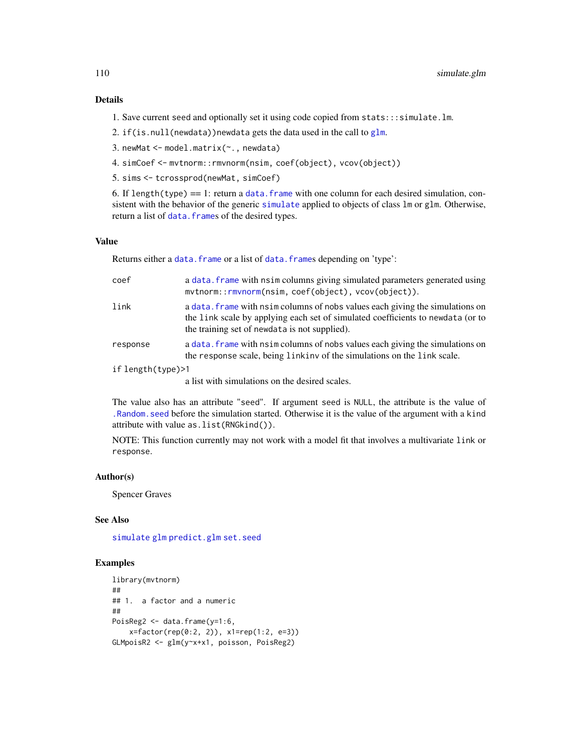## Details

1. Save current seed and optionally set it using code copied from `stats:::simulate.lm`.
2. `if(is.null(newdata))newdata` gets the data used in the call to `glm`.
3. `newMat <- model.matrix(~., newdata)`
4. `simCoef <- mvtnorm::rmvnorm(nsim, coef(object), vcov(object))`
5. `sims <- tcrossprod(newMat, simCoef)`

6. If `length(type) == 1`: return a `data.frame` with one column for each desired simulation, consistent with the behavior of the generic `simulate` applied to objects of class `lm` or `glm`. Otherwise, return a list of `data.frame`s of the desired types.

## Value

Returns either a `data.frame` or a list of `data.frame`s depending on 'type':

`coef` a `data.frame` with `nsim` columns giving simulated parameters generated using `mvtnorm::rmvnorm(nsim, coef(object), vcov(object))`.

`link` a `data.frame` with `nsim` columns of nobs values each giving the simulations on the `link` scale by applying each set of simulated coefficients to `newdata` (or to the training set of `newdata` is not supplied).

`response` a `data.frame` with `nsim` columns of nobs values each giving the simulations on the `response` scale, being `linkinv` of the simulations on the `link` scale.

`if length(type)>1`
a list with simulations on the desired scales.

The value also has an attribute "seed". If argument `seed` is `NULL`, the attribute is the value of `.Random.seed` before the simulation started. Otherwise it is the value of the argument with a `kind` attribute with value `as.list(RNGkind())`.

NOTE: This function currently may not work with a model fit that involves a multivariate `link` or `response`.

## Author(s)

Spencer Graves

## See Also

`simulate` `glm` `predict.glm` `set.seed`

## Examples

```
library(mvtnorm)
##
## 1.  a factor and a numeric
##
PoisReg2 <- data.frame(y=1:6,
    x=factor(rep(0:2, 2)), x1=rep(1:2, e=3))
GLMpoisR2 <- glm(y~x+x1, poisson, PoisReg2)
```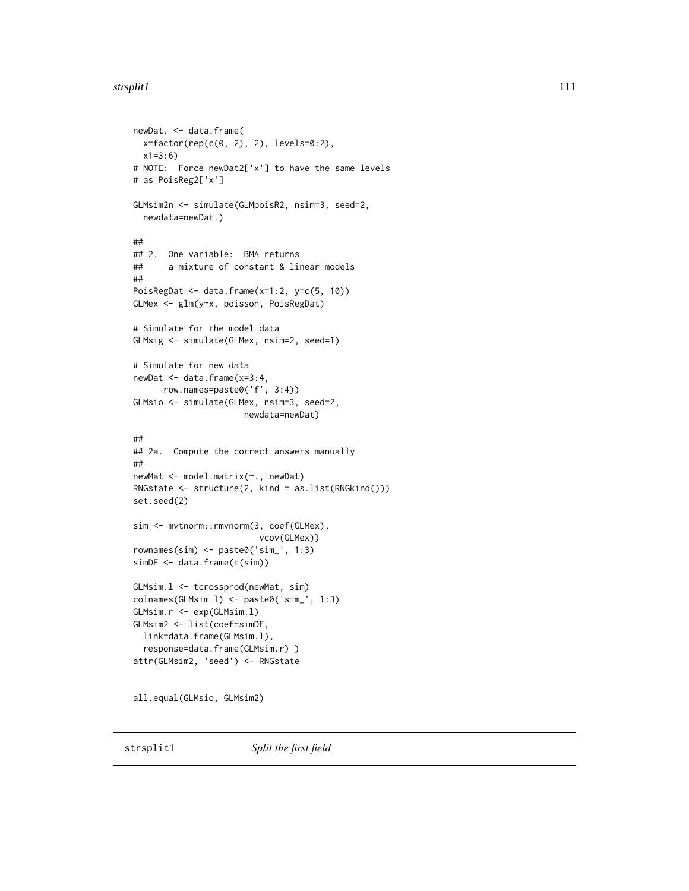```
newDat. <- data.frame(
  x=factor(rep(c(0, 2), 2), levels=0:2),
  x1=3:6)
# NOTE:  Force newDat2['x'] to have the same levels
# as PoisReg2['x']

GLMsim2n <- simulate(GLMpoisR2, nsim=3, seed=2,
  newdata=newDat.)

##
## 2.  One variable:  BMA returns
##     a mixture of constant & linear models
##
PoisRegDat <- data.frame(x=1:2, y=c(5, 10))
GLMex <- glm(y~x, poisson, PoisRegDat)

# Simulate for the model data
GLMsig <- simulate(GLMex, nsim=2, seed=1)

# Simulate for new data
newDat <- data.frame(x=3:4,
      row.names=paste0('f', 3:4))
GLMsio <- simulate(GLMex, nsim=3, seed=2,
                     newdata=newDat)

##
## 2a.  Compute the correct answers manually
##
newMat <- model.matrix(~., newDat)
RNGstate <- structure(2, kind = as.list(RNGkind()))
set.seed(2)

sim <- mvtnorm::rmvnorm(3, coef(GLMex),
                        vcov(GLMex))
rownames(sim) <- paste0('sim_', 1:3)
simDF <- data.frame(t(sim))

GLMsim.l <- tcrossprod(newMat, sim)
colnames(GLMsim.l) <- paste0('sim_', 1:3)
GLMsim.r <- exp(GLMsim.l)
GLMsim2 <- list(coef=simDF,
  link=data.frame(GLMsim.l),
  response=data.frame(GLMsim.r) )
attr(GLMsim2, 'seed') <- RNGstate


all.equal(GLMsio, GLMsim2)
```

## strsplit1 *Split the first field*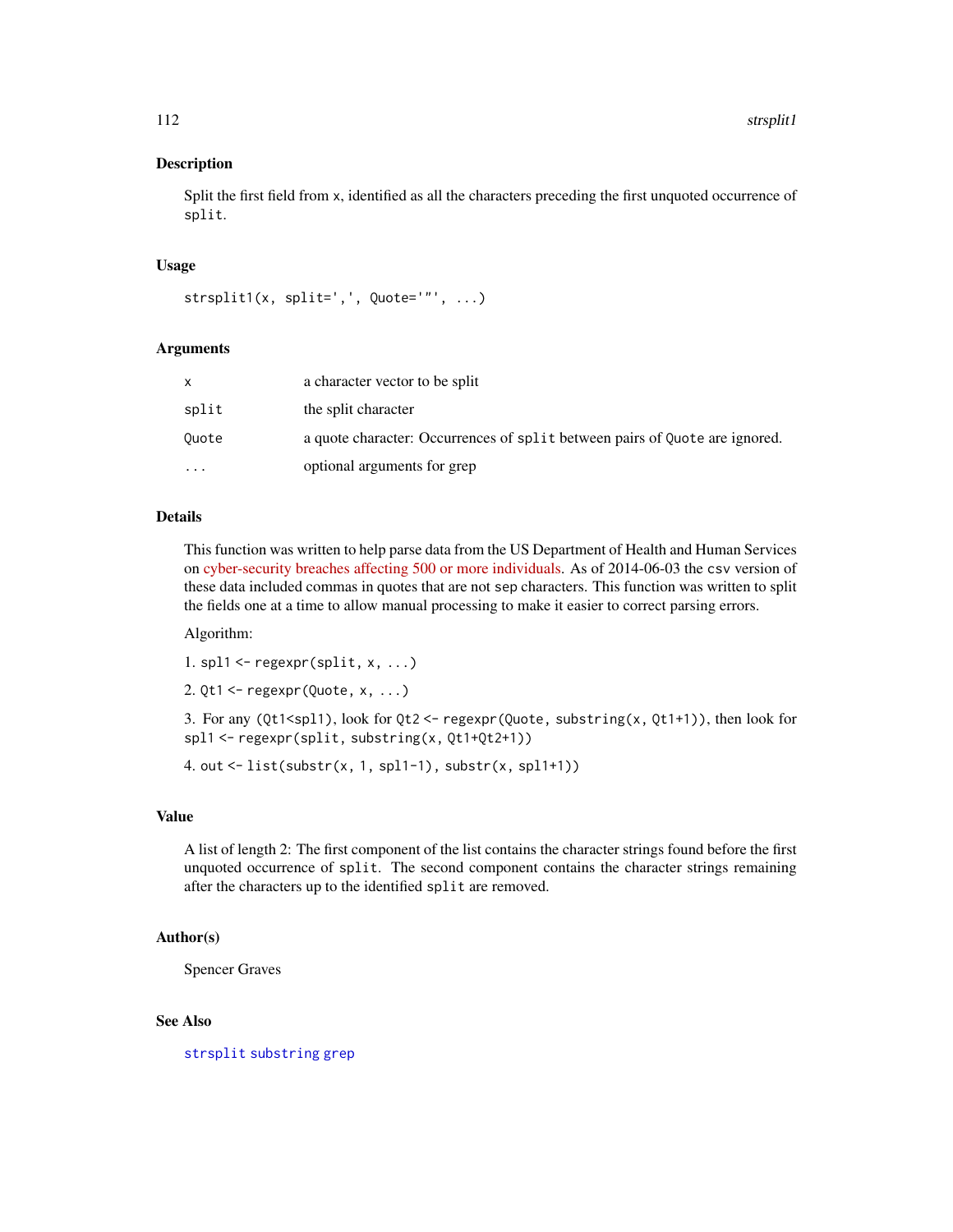## Description

Split the first field from x, identified as all the characters preceding the first unquoted occurrence of split.

## Usage

```
strsplit1(x, split=',', Quote='"', ...)
```

## Arguments

| | |
|---|---|
| x | a character vector to be split |
| split | the split character |
| Quote | a quote character: Occurrences of split between pairs of Quote are ignored. |
| ... | optional arguments for grep |

## Details

This function was written to help parse data from the US Department of Health and Human Services on cyber-security breaches affecting 500 or more individuals. As of 2014-06-03 the csv version of these data included commas in quotes that are not sep characters. This function was written to split the fields one at a time to allow manual processing to make it easier to correct parsing errors.

Algorithm:

1. spl1 <- regexpr(split, x, ...)

2. Qt1 <- regexpr(Quote, x, ...)

3. For any (Qt1<spl1), look for Qt2 <- regexpr(Quote, substring(x, Qt1+1)), then look for spl1 <- regexpr(split, substring(x, Qt1+Qt2+1))

4. out <- list(substr(x, 1, spl1-1), substr(x, spl1+1))

## Value

A list of length 2: The first component of the list contains the character strings found before the first unquoted occurrence of split. The second component contains the character strings remaining after the characters up to the identified split are removed.

## Author(s)

Spencer Graves

## See Also

strsplit substring grep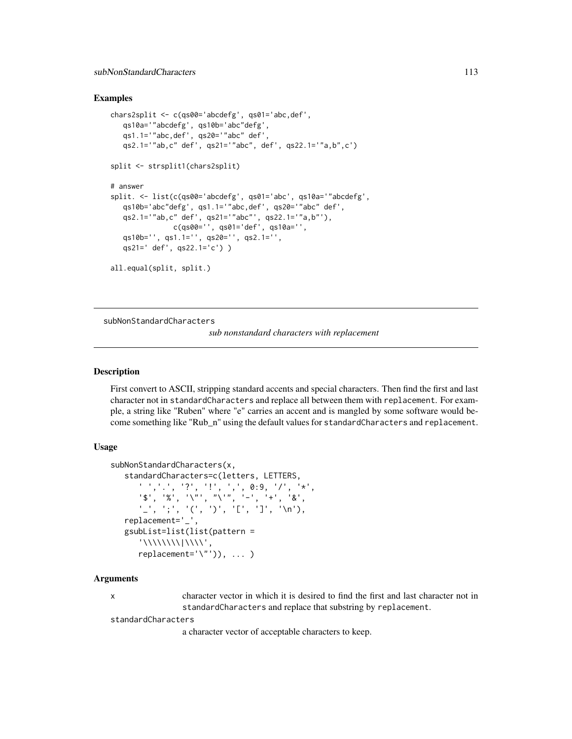### Examples

```
chars2split <- c(qs00='abcdefg', qs01='abc,def',
   qs10a='"abcdefg', qs10b='abc"defg',
   qs1.1='"abc,def', qs20='"abc" def',
   qs2.1='"ab,c" def', qs21='"abc", def', qs22.1='"a,b",c')

split <- strsplit1(chars2split)

# answer
split. <- list(c(qs00='abcdefg', qs01='abc', qs10a='"abcdefg',
   qs10b='abc"defg', qs1.1='"abc,def', qs20='"abc" def',
   qs2.1='"ab,c" def', qs21='"abc"', qs22.1='"a,b"'),
              c(qs00='', qs01='def', qs10a='',
   qs10b='', qs1.1='', qs20='', qs2.1='',
   qs21=' def', qs22.1='c') )

all.equal(split, split.)
```

---

## subNonStandardCharacters

*sub nonstandard characters with replacement*

### Description

First convert to ASCII, stripping standard accents and special characters. Then find the first and last character not in `standardCharacters` and replace all between them with `replacement`. For example, a string like "Ruben" where "e" carries an accent and is mangled by some software would become something like "Rub_n" using the default values for `standardCharacters` and `replacement`.

### Usage

```
subNonStandardCharacters(x,
   standardCharacters=c(letters, LETTERS,
      ' ','.', '?', '!', ',', 0:9, '/', '*',
      '$', '%', '\"', "\'", '-', '+', '&',
      '_', ';', '(', ')', '[', ']', '\n'),
   replacement='_',
   gsubList=list(list(pattern =
      '\\\\\\\\|\\\\',
      replacement='\"')), ... )
```

### Arguments

`x` — character vector in which it is desired to find the first and last character not in `standardCharacters` and replace that substring by `replacement`.

`standardCharacters` — a character vector of acceptable characters to keep.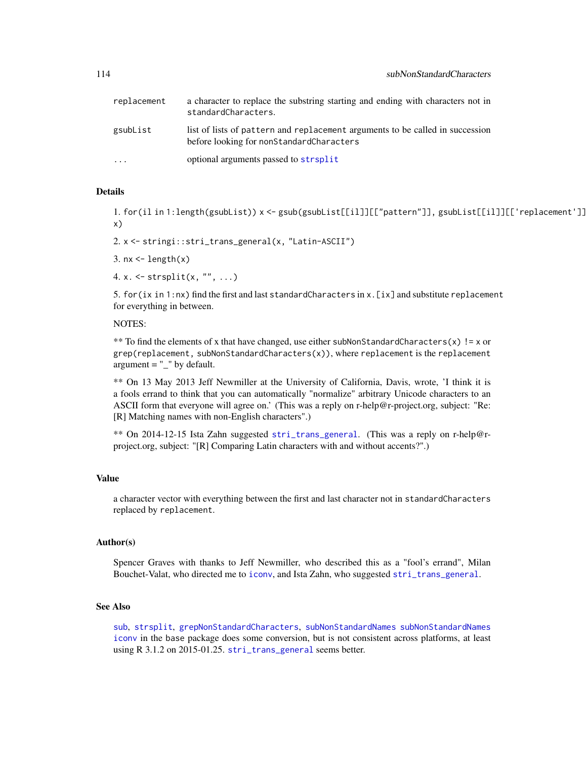| | |
|---|---|
| replacement | a character to replace the substring starting and ending with characters not in standardCharacters. |
| gsubList | list of lists of pattern and replacement arguments to be called in succession before looking for nonStandardCharacters |
| ... | optional arguments passed to strsplit |

## Details

1. for(il in 1:length(gsubList)) x <- gsub(gsubList[[il]][["pattern"]], gsubList[[il]][['replacement']], x)

2. x <- stringi::stri_trans_general(x, "Latin-ASCII")

3. nx <- length(x)

4. x. <- strsplit(x, "", ...)

5. for(ix in 1:nx) find the first and last standardCharacters in x.[ix] and substitute replacement for everything in between.

NOTES:

** To find the elements of x that have changed, use either subNonStandardCharacters(x) != x or grep(replacement, subNonStandardCharacters(x)), where replacement is the replacement argument = "_" by default.

** On 13 May 2013 Jeff Newmiller at the University of California, Davis, wrote, 'I think it is a fools errand to think that you can automatically "normalize" arbitrary Unicode characters to an ASCII form that everyone will agree on.' (This was a reply on r-help@r-project.org, subject: "Re: [R] Matching names with non-English characters".)

** On 2014-12-15 Ista Zahn suggested stri_trans_general. (This was a reply on r-help@r-project.org, subject: "[R] Comparing Latin characters with and without accents?".)

## Value

a character vector with everything between the first and last character not in standardCharacters replaced by replacement.

## Author(s)

Spencer Graves with thanks to Jeff Newmiller, who described this as a "fool's errand", Milan Bouchet-Valat, who directed me to iconv, and Ista Zahn, who suggested stri_trans_general.

## See Also

sub, strsplit, grepNonStandardCharacters, subNonStandardNames subNonStandardNames iconv in the base package does some conversion, but is not consistent across platforms, at least using R 3.1.2 on 2015-01.25. stri_trans_general seems better.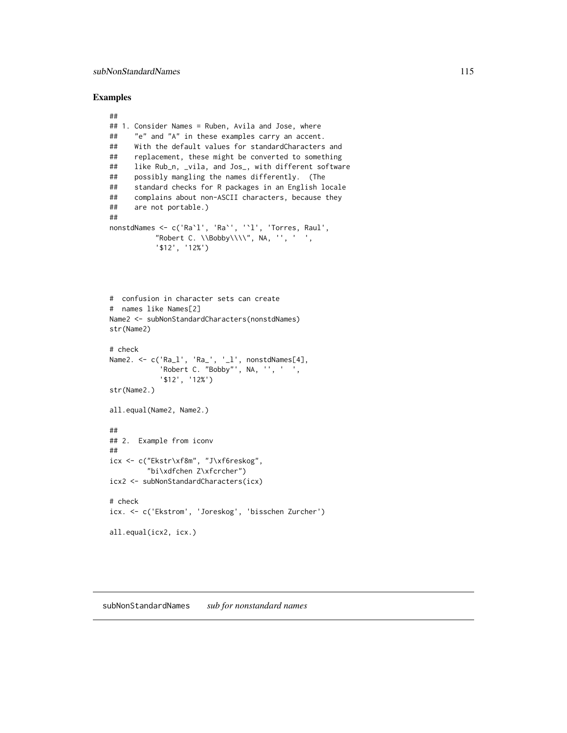### Examples

```
##
## 1. Consider Names = Ruben, Avila and Jose, where
##    "e" and "A" in these examples carry an accent.
##    With the default values for standardCharacters and
##    replacement, these might be converted to something
##    like Rub_n, _vila, and Jos_, with different software
##    possibly mangling the names differently.  (The
##    standard checks for R packages in an English locale
##    complains about non-ASCII characters, because they
##    are not portable.)
##
nonstdNames <- c('Ra`l', 'Ra`', '`l', 'Torres, Raul',
           "Robert C. \\Bobby\\\\", NA, '', '  ',
           '$12', '12%')



#  confusion in character sets can create
#  names like Names[2]
Name2 <- subNonStandardCharacters(nonstdNames)
str(Name2)

# check
Name2. <- c('Ra_l', 'Ra_', '_l', nonstdNames[4],
            'Robert C. "Bobby"', NA, '', '  ',
            '$12', '12%')
str(Name2.)

all.equal(Name2, Name2.)

##
## 2.  Example from iconv
##
icx <- c("Ekstr\xf8m", "J\xf6reskog",
         "bi\xdfchen Z\xfcrcher")
icx2 <- subNonStandardCharacters(icx)

# check
icx. <- c('Ekstrom', 'Joreskog', 'bisschen Zurcher')

all.equal(icx2, icx.)
```

---

## subNonStandardNames    *sub for nonstandard names*

---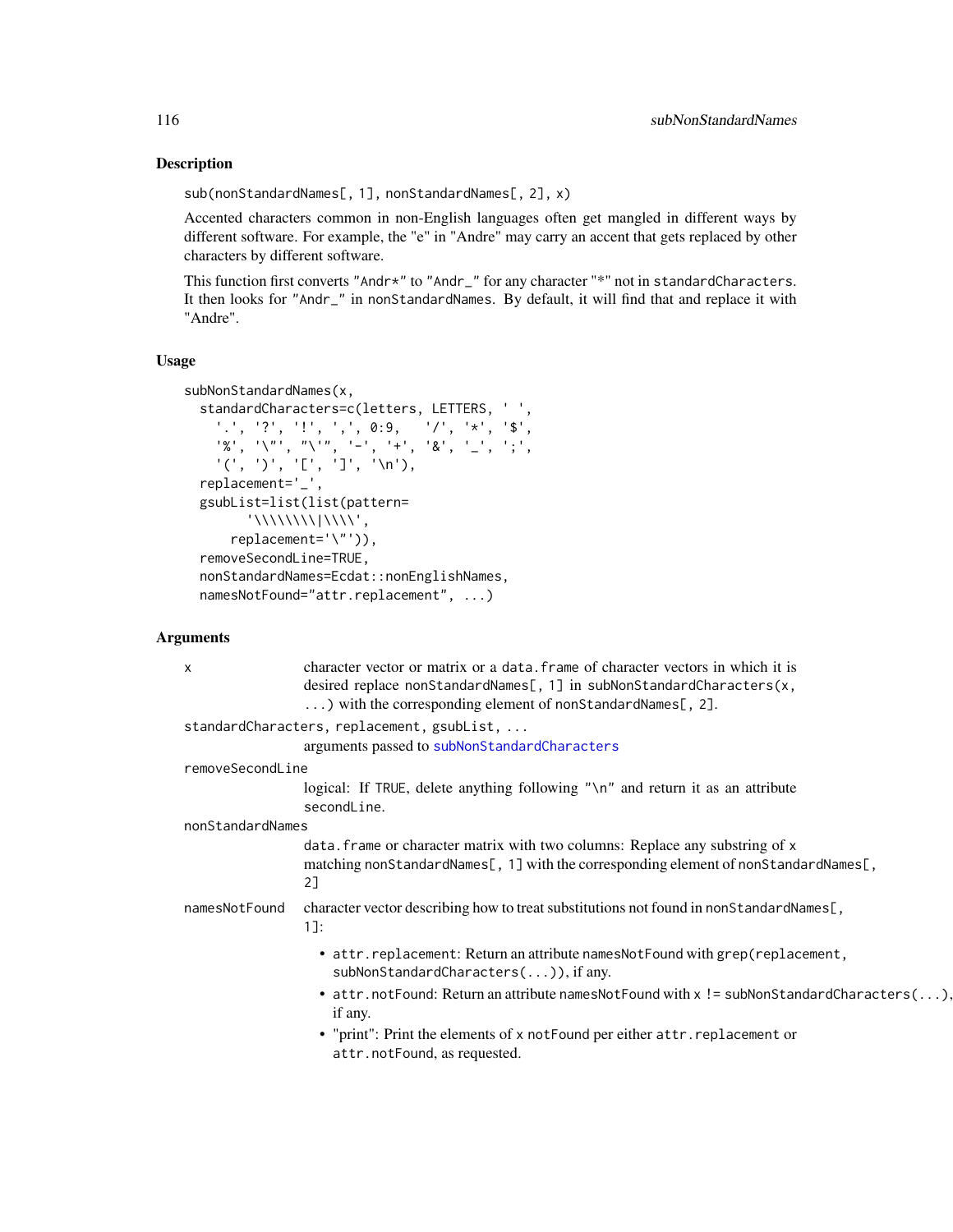## Description

`sub(nonStandardNames[, 1], nonStandardNames[, 2], x)`

Accented characters common in non-English languages often get mangled in different ways by different software. For example, the "e" in "Andre" may carry an accent that gets replaced by other characters by different software.

This function first converts "Andr*" to "Andr_" for any character "*" not in `standardCharacters`. It then looks for "Andr_" in `nonStandardNames`. By default, it will find that and replace it with "Andre".

## Usage

```
subNonStandardNames(x,
  standardCharacters=c(letters, LETTERS, ' ',
    '.', '?', '!', ',', 0:9,   '/', '*', '$',
   '%', '\"', "\'", '-', '+', '&', '_', ';',
   '(', ')', '[', ']', '\n'),
  replacement='_',
  gsubList=list(list(pattern=
       '\\\\\\\\|\\\\',
     replacement='\"')),
  removeSecondLine=TRUE,
  nonStandardNames=Ecdat::nonEnglishNames,
  namesNotFound="attr.replacement", ...)
```

## Arguments

**x**
: character vector or matrix or a `data.frame` of character vectors in which it is desired replace `nonStandardNames[, 1]` in `subNonStandardCharacters(x, ...)` with the corresponding element of `nonStandardNames[, 2]`.

**standardCharacters, replacement, gsubList, ...**
: arguments passed to `subNonStandardCharacters`

**removeSecondLine**
: logical: If `TRUE`, delete anything following "\n" and return it as an attribute `secondLine`.

**nonStandardNames**
: `data.frame` or character matrix with two columns: Replace any substring of `x` matching `nonStandardNames[, 1]` with the corresponding element of `nonStandardNames[, 2]`

**namesNotFound**
: character vector describing how to treat substitutions not found in `nonStandardNames[, 1]`:

- `attr.replacement`: Return an attribute `namesNotFound` with `grep(replacement, subNonStandardCharacters(...))`, if any.
- `attr.notFound`: Return an attribute `namesNotFound` with `x != subNonStandardCharacters(...)`, if any.
- "print": Print the elements of `x` `notFound` per either `attr.replacement` or `attr.notFound`, as requested.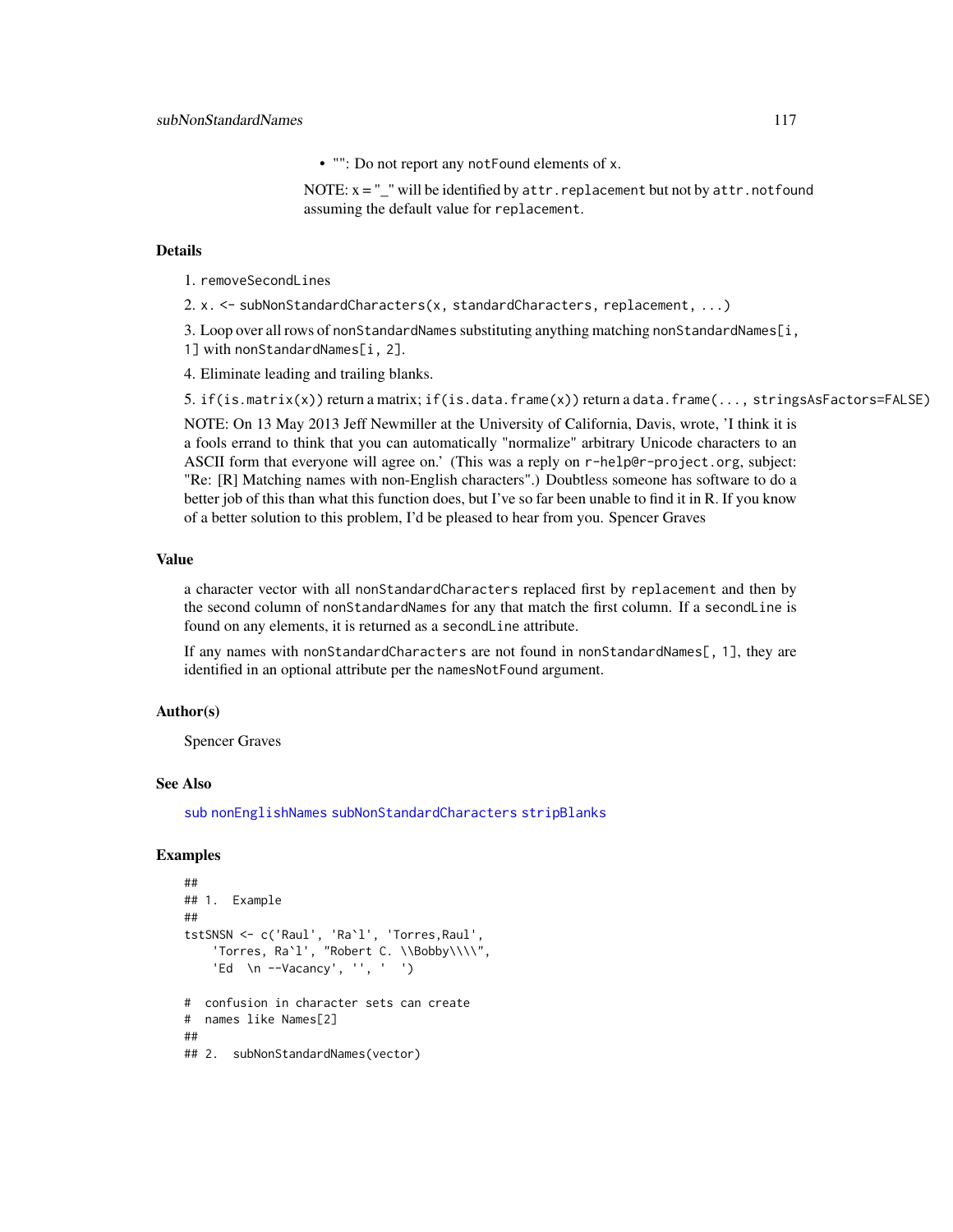- "": Do not report any `notFound` elements of `x`.

NOTE: x = "_" will be identified by `attr.replacement` but not by `attr.notfound` assuming the default value for `replacement`.

### Details

1. `removeSecondLines`

2. `x. <- subNonStandardCharacters(x, standardCharacters, replacement, ...)`

3. Loop over all rows of `nonStandardNames` substituting anything matching `nonStandardNames[i, 1]` with `nonStandardNames[i, 2]`.

4. Eliminate leading and trailing blanks.

5. `if(is.matrix(x))` return a matrix; `if(is.data.frame(x))` return a `data.frame(..., stringsAsFactors=FALSE)`

NOTE: On 13 May 2013 Jeff Newmiller at the University of California, Davis, wrote, 'I think it is a fools errand to think that you can automatically "normalize" arbitrary Unicode characters to an ASCII form that everyone will agree on.' (This was a reply on `r-help@r-project.org`, subject: "Re: [R] Matching names with non-English characters".) Doubtless someone has software to do a better job of this than what this function does, but I've so far been unable to find it in R. If you know of a better solution to this problem, I'd be pleased to hear from you. Spencer Graves

### Value

a character vector with all `nonStandardCharacters` replaced first by `replacement` and then by the second column of `nonStandardNames` for any that match the first column. If a `secondLine` is found on any elements, it is returned as a `secondLine` attribute.

If any names with `nonStandardCharacters` are not found in `nonStandardNames[, 1]`, they are identified in an optional attribute per the `namesNotFound` argument.

### Author(s)

Spencer Graves

### See Also

`sub` `nonEnglishNames` `subNonStandardCharacters` `stripBlanks`

### Examples

```
##
## 1.  Example
##
tstSNSN <- c('Raul', 'Ra`l', 'Torres,Raul',
    'Torres, Ra`l', "Robert C. \\Bobby\\\\",
    'Ed  \n --Vacancy', '', '  ')

#  confusion in character sets can create
#  names like Names[2]
##
## 2.  subNonStandardNames(vector)
```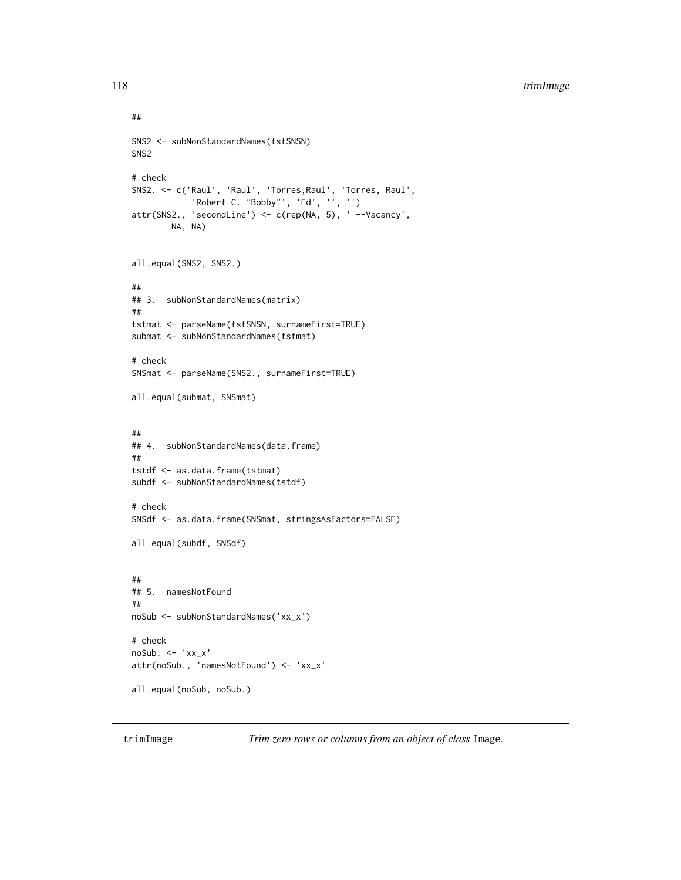```
##

SNS2 <- subNonStandardNames(tstSNSN)
SNS2

# check
SNS2. <- c('Raul', 'Raul', 'Torres,Raul', 'Torres, Raul',
           'Robert C. "Bobby"', 'Ed', '', '')
attr(SNS2., 'secondLine') <- c(rep(NA, 5), ' --Vacancy',
       NA, NA)


all.equal(SNS2, SNS2.)

##
## 3.  subNonStandardNames(matrix)
##
tstmat <- parseName(tstSNSN, surnameFirst=TRUE)
submat <- subNonStandardNames(tstmat)

# check
SNSmat <- parseName(SNS2., surnameFirst=TRUE)

all.equal(submat, SNSmat)


##
## 4.  subNonStandardNames(data.frame)
##
tstdf <- as.data.frame(tstmat)
subdf <- subNonStandardNames(tstdf)

# check
SNSdf <- as.data.frame(SNSmat, stringsAsFactors=FALSE)

all.equal(subdf, SNSdf)


##
## 5.  namesNotFound
##
noSub <- subNonStandardNames('xx_x')

# check
noSub. <- 'xx_x'
attr(noSub., 'namesNotFound') <- 'xx_x'

all.equal(noSub, noSub.)
```

---

trimImage    *Trim zero rows or columns from an object of class* `Image`.

---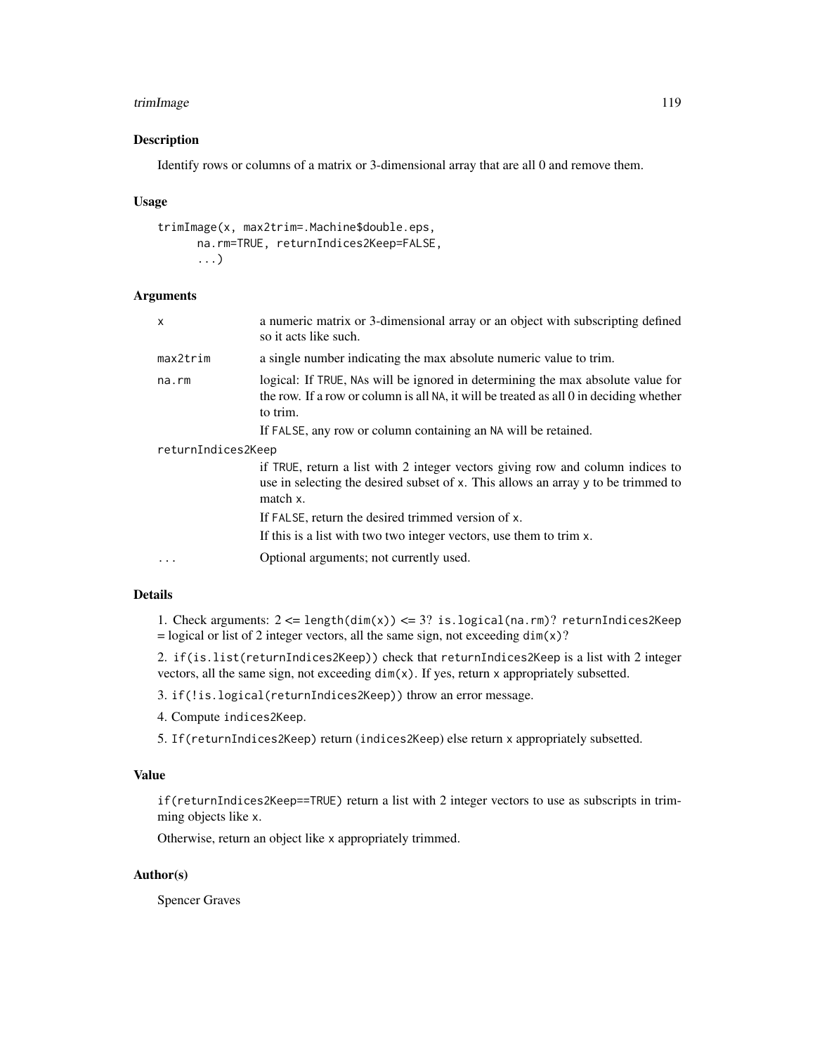### Description

Identify rows or columns of a matrix or 3-dimensional array that are all 0 and remove them.

### Usage

```
trimImage(x, max2trim=.Machine$double.eps,
      na.rm=TRUE, returnIndices2Keep=FALSE,
      ...)
```

### Arguments

| | |
|---|---|
| `x` | a numeric matrix or 3-dimensional array or an object with subscripting defined so it acts like such. |
| `max2trim` | a single number indicating the max absolute numeric value to trim. |
| `na.rm` | logical: If `TRUE`, `NA`s will be ignored in determining the max absolute value for the row. If a row or column is all `NA`, it will be treated as all 0 in deciding whether to trim.<br>If `FALSE`, any row or column containing an `NA` will be retained. |
| `returnIndices2Keep` | if `TRUE`, return a list with 2 integer vectors giving row and column indices to use in selecting the desired subset of `x`. This allows an array `y` to be trimmed to match `x`.<br>If `FALSE`, return the desired trimmed version of `x`.<br>If this is a list with two two integer vectors, use them to trim `x`. |
| `...` | Optional arguments; not currently used. |

### Details

1. Check arguments: 2 <= `length(dim(x))` <= 3? `is.logical(na.rm)`? `returnIndices2Keep` = logical or list of 2 integer vectors, all the same sign, not exceeding `dim(x)`?

2. `if(is.list(returnIndices2Keep))` check that `returnIndices2Keep` is a list with 2 integer vectors, all the same sign, not exceeding `dim(x)`. If yes, return `x` appropriately subsetted.

3. `if(!is.logical(returnIndices2Keep))` throw an error message.

4. Compute `indices2Keep`.

5. `If(returnIndices2Keep)` return `(indices2Keep)` else return `x` appropriately subsetted.

### Value

`if(returnIndices2Keep==TRUE)` return a list with 2 integer vectors to use as subscripts in trimming objects like `x`.

Otherwise, return an object like `x` appropriately trimmed.

### Author(s)

Spencer Graves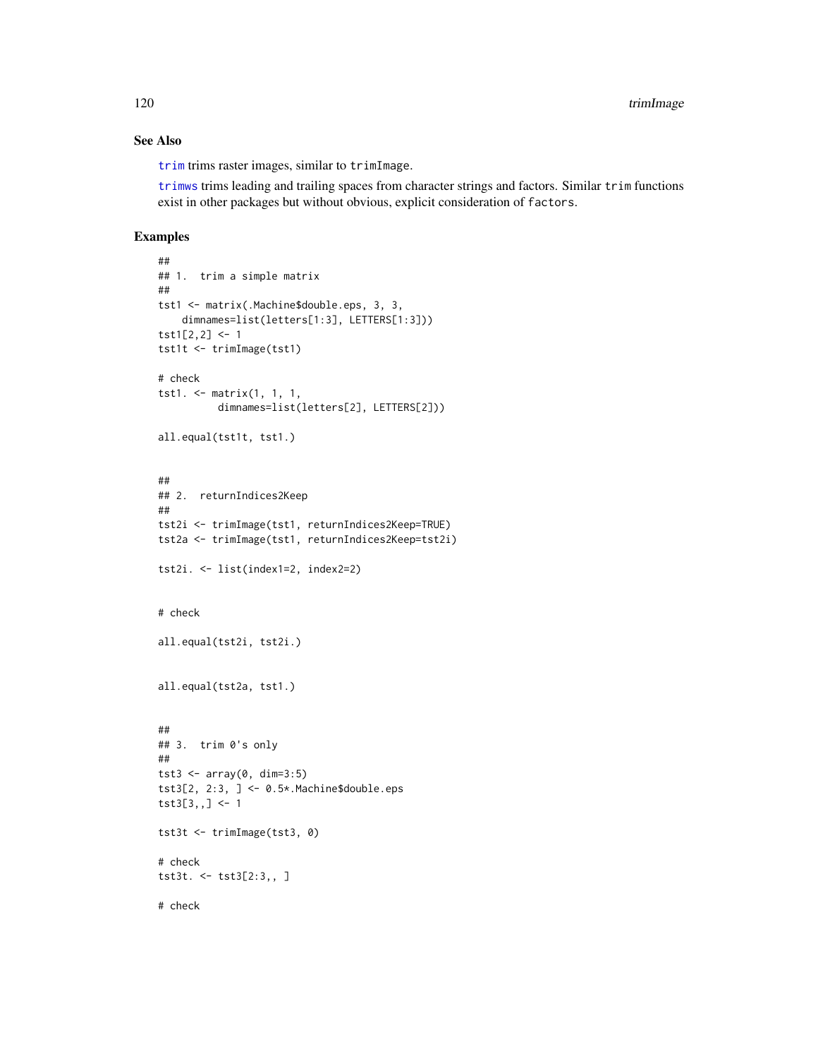### See Also

`trim` trims raster images, similar to `trimImage`.

`trimws` trims leading and trailing spaces from character strings and factors. Similar `trim` functions exist in other packages but without obvious, explicit consideration of `factors`.

### Examples

```
##
## 1.  trim a simple matrix
##
tst1 <- matrix(.Machine$double.eps, 3, 3,
    dimnames=list(letters[1:3], LETTERS[1:3]))
tst1[2,2] <- 1
tst1t <- trimImage(tst1)

# check
tst1. <- matrix(1, 1, 1,
          dimnames=list(letters[2], LETTERS[2]))

all.equal(tst1t, tst1.)


##
## 2.  returnIndices2Keep
##
tst2i <- trimImage(tst1, returnIndices2Keep=TRUE)
tst2a <- trimImage(tst1, returnIndices2Keep=tst2i)

tst2i. <- list(index1=2, index2=2)


# check

all.equal(tst2i, tst2i.)


all.equal(tst2a, tst1.)


##
## 3.  trim 0's only
##
tst3 <- array(0, dim=3:5)
tst3[2, 2:3, ] <- 0.5*.Machine$double.eps
tst3[3,,] <- 1

tst3t <- trimImage(tst3, 0)

# check
tst3t. <- tst3[2:3,, ]

# check
```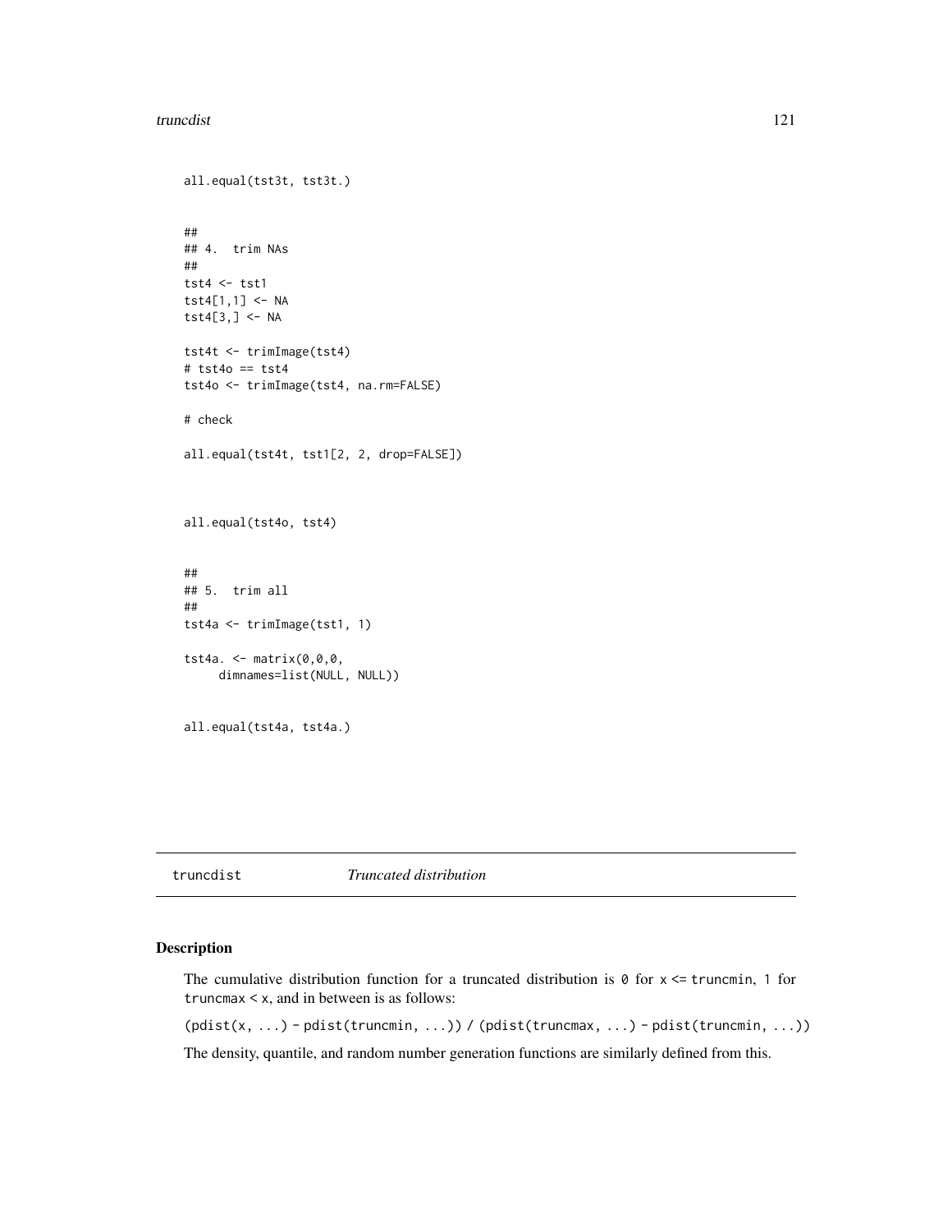```
all.equal(tst3t, tst3t.)


##
## 4.  trim NAs
##
tst4 <- tst1
tst4[1,1] <- NA
tst4[3,] <- NA

tst4t <- trimImage(tst4)
# tst4o == tst4
tst4o <- trimImage(tst4, na.rm=FALSE)

# check

all.equal(tst4t, tst1[2, 2, drop=FALSE])



all.equal(tst4o, tst4)


##
## 5.  trim all
##
tst4a <- trimImage(tst1, 1)

tst4a. <- matrix(0,0,0,
     dimnames=list(NULL, NULL))


all.equal(tst4a, tst4a.)
```

---

truncdist *Truncated distribution*

---

## Description

The cumulative distribution function for a truncated distribution is `0` for `x <= truncmin`, `1` for `truncmax < x`, and in between is as follows:

`(pdist(x, ...) - pdist(truncmin, ...)) / (pdist(truncmax, ...) - pdist(truncmin, ...))`

The density, quantile, and random number generation functions are similarly defined from this.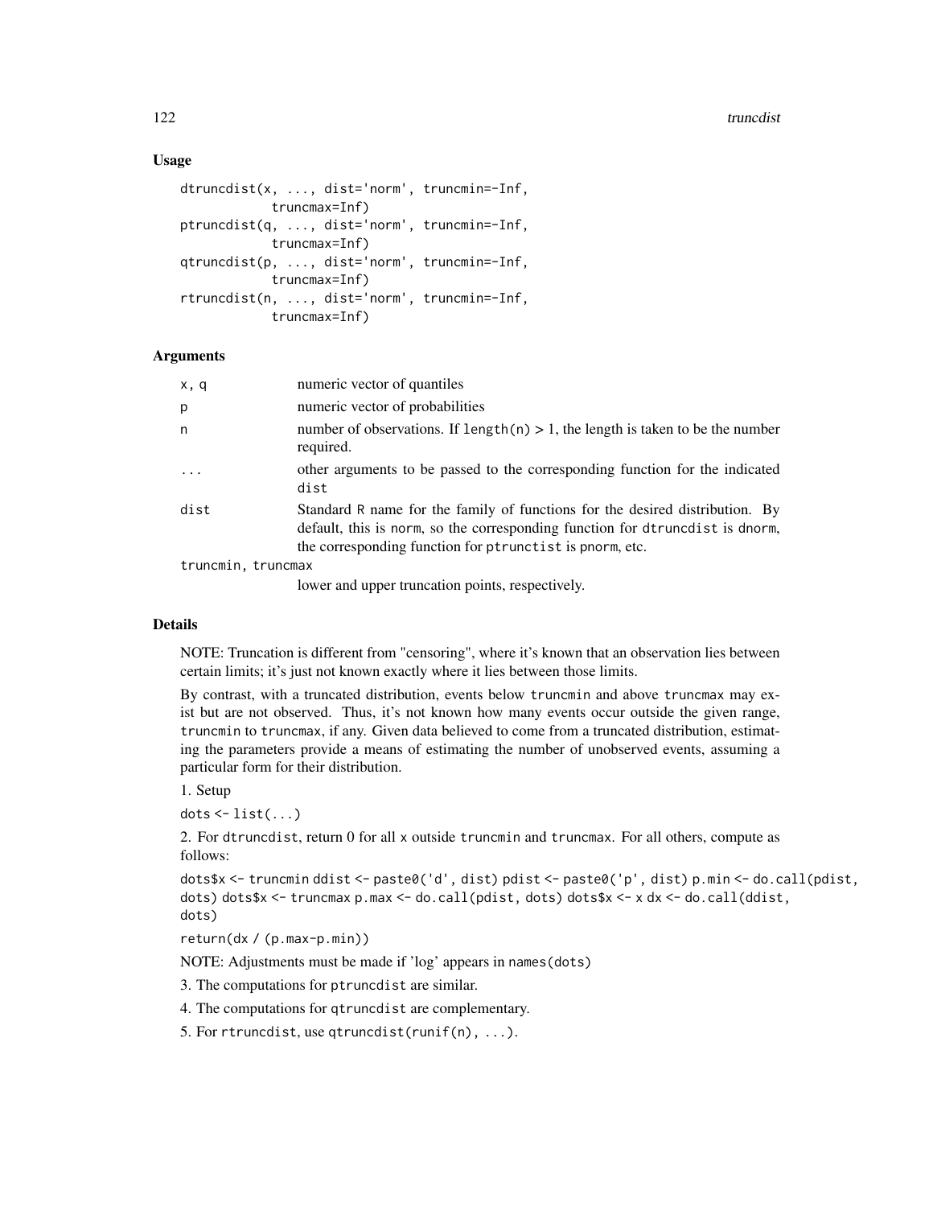### Usage

```
dtruncdist(x, ..., dist='norm', truncmin=-Inf,
           truncmax=Inf)
ptruncdist(q, ..., dist='norm', truncmin=-Inf,
           truncmax=Inf)
qtruncdist(p, ..., dist='norm', truncmin=-Inf,
           truncmax=Inf)
rtruncdist(n, ..., dist='norm', truncmin=-Inf,
           truncmax=Inf)
```

### Arguments

| | |
|---|---|
| `x, q` | numeric vector of quantiles |
| `p` | numeric vector of probabilities |
| `n` | number of observations. If `length(n) > 1`, the length is taken to be the number required. |
| `...` | other arguments to be passed to the corresponding function for the indicated `dist` |
| `dist` | Standard R name for the family of functions for the desired distribution. By default, this is norm, so the corresponding function for `dtruncdist` is dnorm, the corresponding function for `ptrunctist` is pnorm, etc. |
| `truncmin, truncmax` | lower and upper truncation points, respectively. |

### Details

NOTE: Truncation is different from "censoring", where it's known that an observation lies between certain limits; it's just not known exactly where it lies between those limits.

By contrast, with a truncated distribution, events below `truncmin` and above `truncmax` may exist but are not observed. Thus, it's not known how many events occur outside the given range, `truncmin` to `truncmax`, if any. Given data believed to come from a truncated distribution, estimating the parameters provide a means of estimating the number of unobserved events, assuming a particular form for their distribution.

1. Setup

`dots <- list(...)`

2. For `dtruncdist`, return 0 for all `x` outside `truncmin` and `truncmax`. For all others, compute as follows:

`dots$x <- truncmin ddist <- paste0('d', dist) pdist <- paste0('p', dist) p.min <- do.call(pdist, dots) dots$x <- truncmax p.max <- do.call(pdist, dots) dots$x <- x dx <- do.call(ddist, dots)`

`return(dx / (p.max-p.min))`

NOTE: Adjustments must be made if 'log' appears in `names(dots)`

3. The computations for `ptruncdist` are similar.

4. The computations for `qtruncdist` are complementary.

5. For `rtruncdist`, use `qtruncdist(runif(n), ...)`.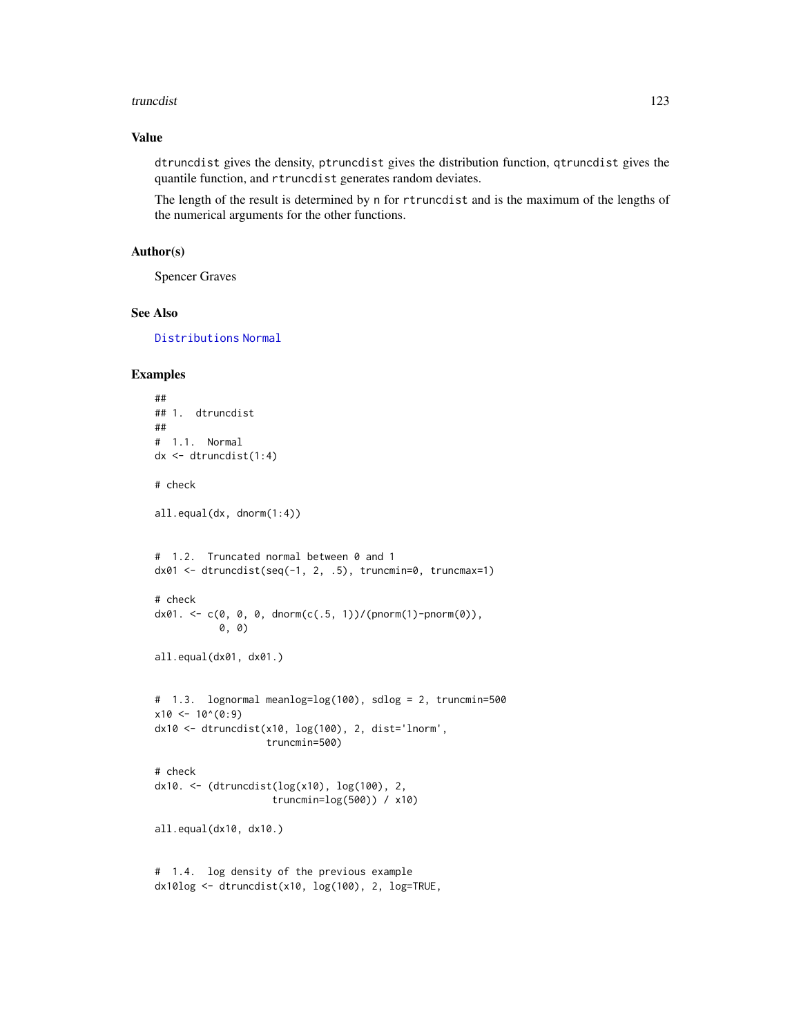## Value

dtruncdist gives the density, ptruncdist gives the distribution function, qtruncdist gives the quantile function, and rtruncdist generates random deviates.

The length of the result is determined by n for rtruncdist and is the maximum of the lengths of the numerical arguments for the other functions.

## Author(s)

Spencer Graves

## See Also

Distributions Normal

## Examples

```
##
## 1.  dtruncdist
##
#  1.1.  Normal
dx <- dtruncdist(1:4)

# check

all.equal(dx, dnorm(1:4))


#  1.2.  Truncated normal between 0 and 1
dx01 <- dtruncdist(seq(-1, 2, .5), truncmin=0, truncmax=1)

# check
dx01. <- c(0, 0, 0, dnorm(c(.5, 1))/(pnorm(1)-pnorm(0)),
           0, 0)

all.equal(dx01, dx01.)


#  1.3.  lognormal meanlog=log(100), sdlog = 2, truncmin=500
x10 <- 10^(0:9)
dx10 <- dtruncdist(x10, log(100), 2, dist='lnorm',
                   truncmin=500)

# check
dx10. <- (dtruncdist(log(x10), log(100), 2,
                    truncmin=log(500)) / x10)

all.equal(dx10, dx10.)


#  1.4.  log density of the previous example
dx10log <- dtruncdist(x10, log(100), 2, log=TRUE,
```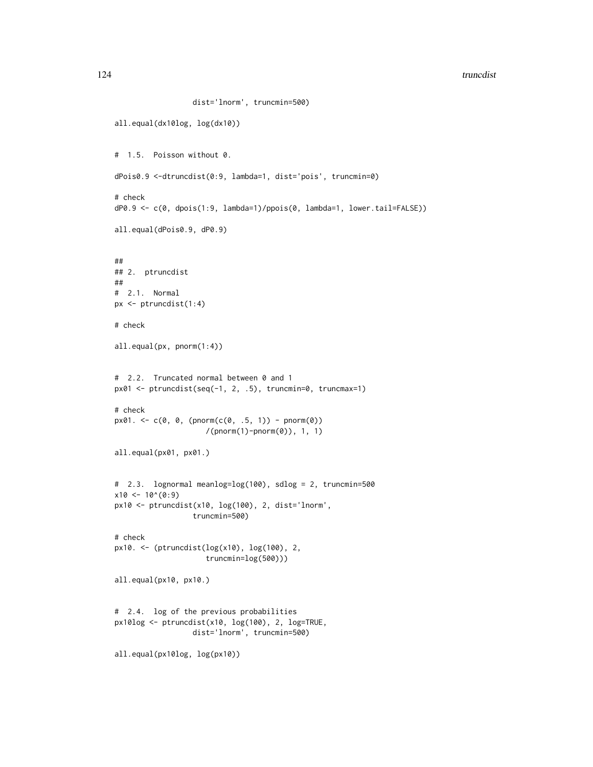```
                  dist='lnorm', truncmin=500)

all.equal(dx10log, log(dx10))


#  1.5.  Poisson without 0.

dPois0.9 <-dtruncdist(0:9, lambda=1, dist='pois', truncmin=0)

# check
dP0.9 <- c(0, dpois(1:9, lambda=1)/ppois(0, lambda=1, lower.tail=FALSE))

all.equal(dPois0.9, dP0.9)


##
## 2.  ptruncdist
##
#  2.1.  Normal
px <- ptruncdist(1:4)

# check

all.equal(px, pnorm(1:4))


#  2.2.  Truncated normal between 0 and 1
px01 <- ptruncdist(seq(-1, 2, .5), truncmin=0, truncmax=1)

# check
px01. <- c(0, 0, (pnorm(c(0, .5, 1)) - pnorm(0))
                    /(pnorm(1)-pnorm(0)), 1, 1)

all.equal(px01, px01.)


#  2.3.  lognormal meanlog=log(100), sdlog = 2, truncmin=500
x10 <- 10^(0:9)
px10 <- ptruncdist(x10, log(100), 2, dist='lnorm',
                  truncmin=500)

# check
px10. <- (ptruncdist(log(x10), log(100), 2,
                    truncmin=log(500)))

all.equal(px10, px10.)


#  2.4.  log of the previous probabilities
px10log <- ptruncdist(x10, log(100), 2, log=TRUE,
                  dist='lnorm', truncmin=500)

all.equal(px10log, log(px10))
```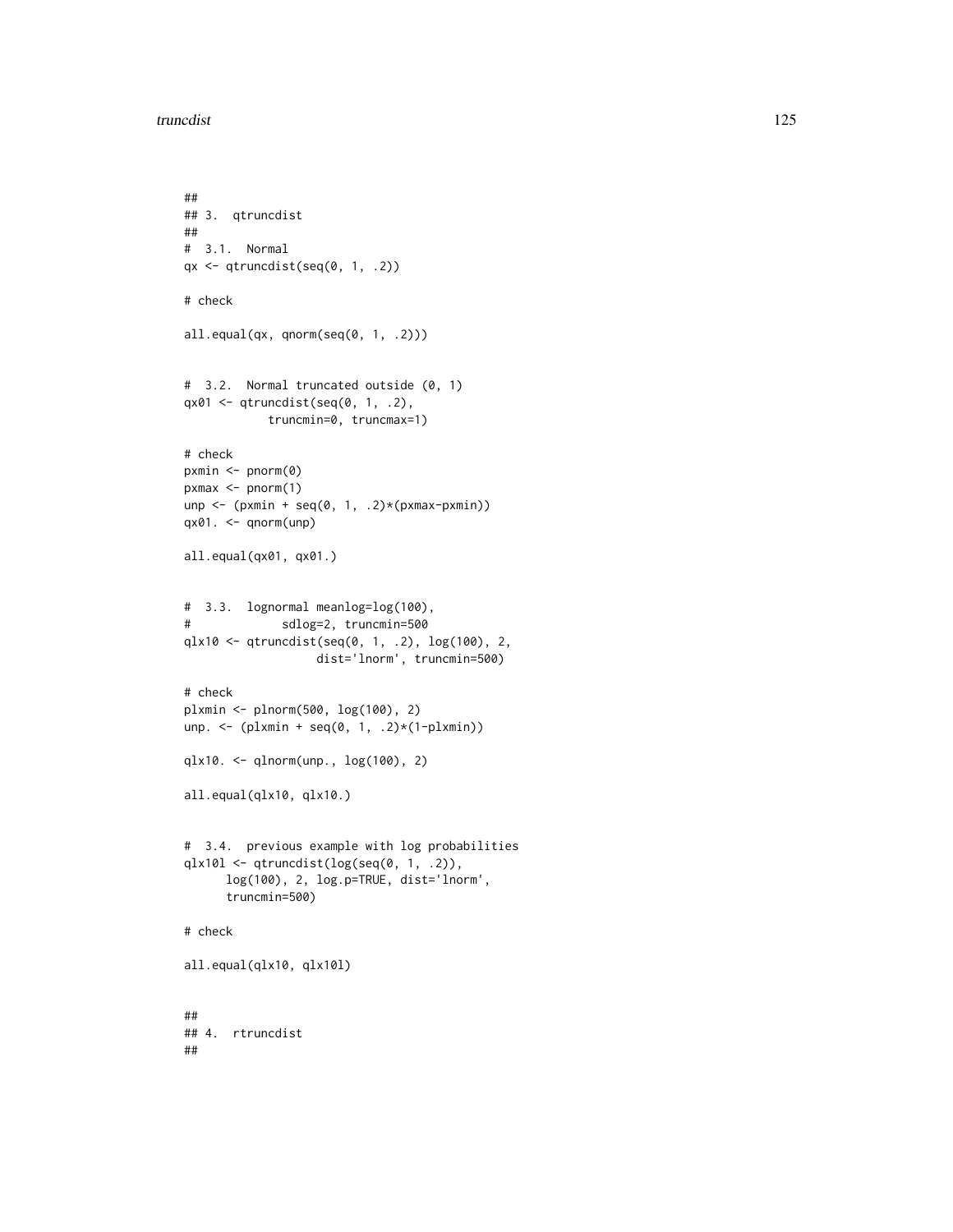```
##
## 3.  qtruncdist
##
#  3.1.  Normal
qx <- qtruncdist(seq(0, 1, .2))

# check

all.equal(qx, qnorm(seq(0, 1, .2)))


#  3.2.  Normal truncated outside (0, 1)
qx01 <- qtruncdist(seq(0, 1, .2),
            truncmin=0, truncmax=1)

# check
pxmin <- pnorm(0)
pxmax <- pnorm(1)
unp <- (pxmin + seq(0, 1, .2)*(pxmax-pxmin))
qx01. <- qnorm(unp)

all.equal(qx01, qx01.)


#  3.3.  lognormal meanlog=log(100),
#             sdlog=2, truncmin=500
qlx10 <- qtruncdist(seq(0, 1, .2), log(100), 2,
                   dist='lnorm', truncmin=500)

# check
plxmin <- plnorm(500, log(100), 2)
unp. <- (plxmin + seq(0, 1, .2)*(1-plxmin))

qlx10. <- qlnorm(unp., log(100), 2)

all.equal(qlx10, qlx10.)


#  3.4.  previous example with log probabilities
qlx10l <- qtruncdist(log(seq(0, 1, .2)),
      log(100), 2, log.p=TRUE, dist='lnorm',
      truncmin=500)

# check

all.equal(qlx10, qlx10l)


##
## 4.  rtruncdist
##
```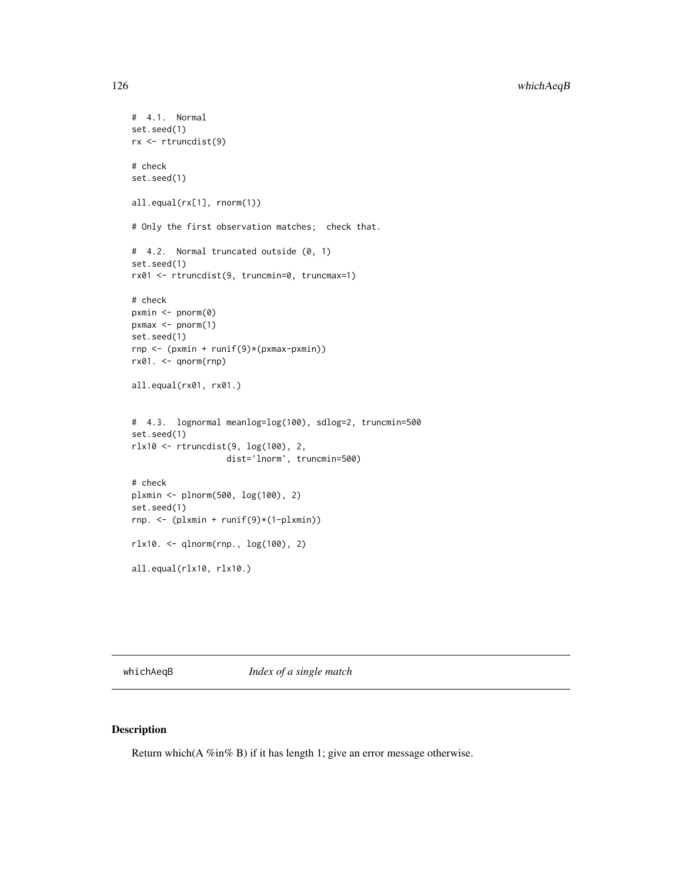```
#  4.1.  Normal
set.seed(1)
rx <- rtruncdist(9)

# check
set.seed(1)

all.equal(rx[1], rnorm(1))

# Only the first observation matches;  check that.

#  4.2.  Normal truncated outside (0, 1)
set.seed(1)
rx01 <- rtruncdist(9, truncmin=0, truncmax=1)

# check
pxmin <- pnorm(0)
pxmax <- pnorm(1)
set.seed(1)
rnp <- (pxmin + runif(9)*(pxmax-pxmin))
rx01. <- qnorm(rnp)

all.equal(rx01, rx01.)


#  4.3.  lognormal meanlog=log(100), sdlog=2, truncmin=500
set.seed(1)
rlx10 <- rtruncdist(9, log(100), 2,
                    dist='lnorm', truncmin=500)

# check
plxmin <- plnorm(500, log(100), 2)
set.seed(1)
rnp. <- (plxmin + runif(9)*(1-plxmin))

rlx10. <- qlnorm(rnp., log(100), 2)

all.equal(rlx10, rlx10.)
```

---

## whichAeqB    *Index of a single match*

---

### Description

Return which(A %in% B) if it has length 1; give an error message otherwise.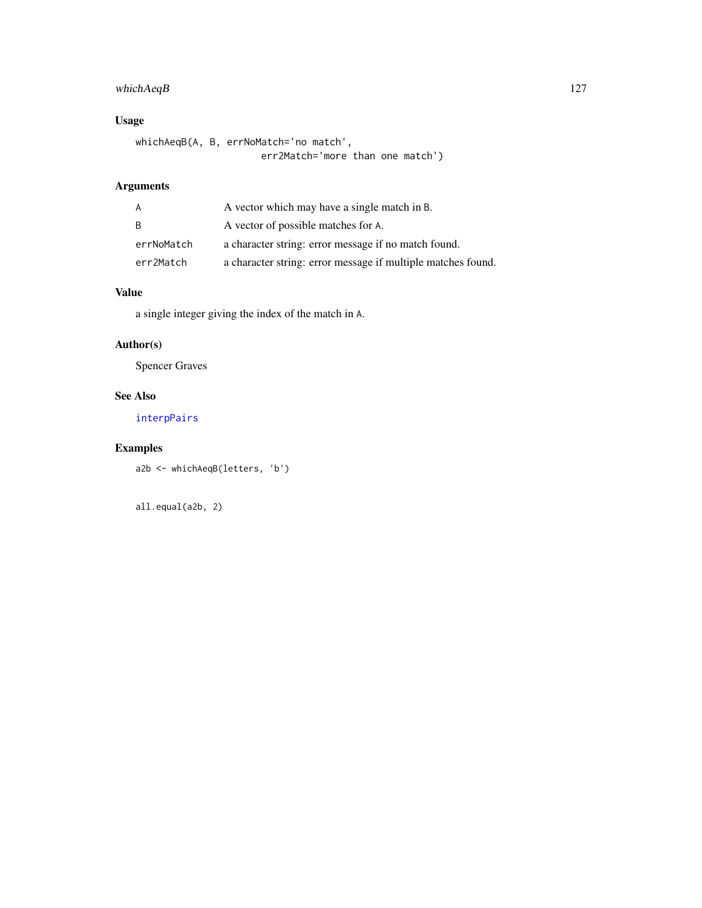## Usage

```
whichAeqB(A, B, errNoMatch='no match',
                     err2Match='more than one match')
```

## Arguments

| | |
|---|---|
| A | A vector which may have a single match in B. |
| B | A vector of possible matches for A. |
| errNoMatch | a character string: error message if no match found. |
| err2Match | a character string: error message if multiple matches found. |

## Value

a single integer giving the index of the match in A.

## Author(s)

Spencer Graves

## See Also

interpPairs

## Examples

```
a2b <- whichAeqB(letters, 'b')


all.equal(a2b, 2)
```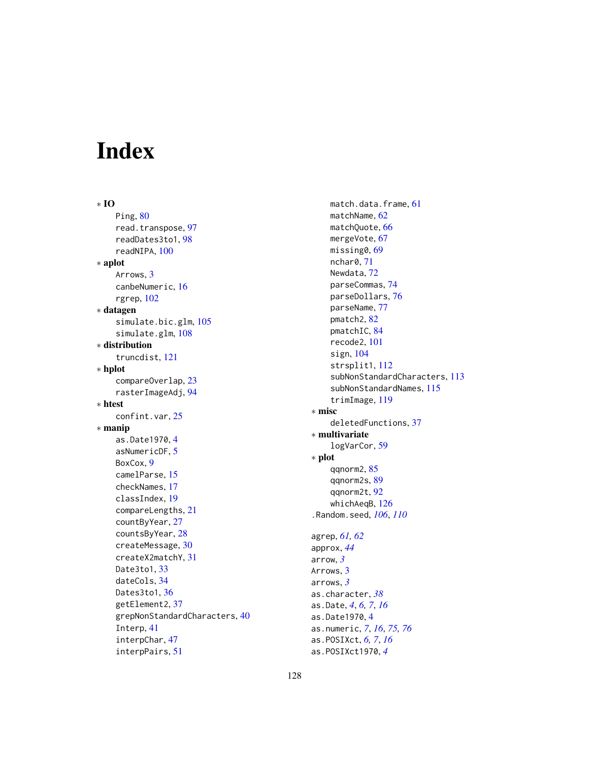# Index

∗ **IO**
- Ping, 80
- read.transpose, 97
- readDates3to1, 98
- readNIPA, 100

∗ **aplot**
- Arrows, 3
- canbeNumeric, 16
- rgrep, 102

∗ **datagen**
- simulate.bic.glm, 105
- simulate.glm, 108

∗ **distribution**
- truncdist, 121

∗ **hplot**
- compareOverlap, 23
- rasterImageAdj, 94

∗ **htest**
- confint.var, 25

∗ **manip**
- as.Date1970, 4
- asNumericDF, 5
- BoxCox, 9
- camelParse, 15
- checkNames, 17
- classIndex, 19
- compareLengths, 21
- countByYear, 27
- countsByYear, 28
- createMessage, 30
- createX2matchY, 31
- Date3to1, 33
- dateCols, 34
- Dates3to1, 36
- getElement2, 37
- grepNonStandardCharacters, 40
- Interp, 41
- interpChar, 47
- interpPairs, 51
- match.data.frame, 61
- matchName, 62
- matchQuote, 66
- mergeVote, 67
- missing0, 69
- nchar0, 71
- Newdata, 72
- parseCommas, 74
- parseDollars, 76
- parseName, 77
- pmatch2, 82
- pmatchIC, 84
- recode2, 101
- sign, 104
- strsplit1, 112
- subNonStandardCharacters, 113
- subNonStandardNames, 115
- trimImage, 119

∗ **misc**
- deletedFunctions, 37

∗ **multivariate**
- logVarCor, 59

∗ **plot**
- qqnorm2, 85
- qqnorm2s, 89
- qqnorm2t, 92
- whichAeqB, 126

.Random.seed, *106*, *110*

agrep, *61, 62*
approx, *44*
arrow, *3*
Arrows, 3
arrows, *3*
as.character, *38*
as.Date, *4*, *6, 7*, *16*
as.Date1970, 4
as.numeric, *7*, *16*, *75, 76*
as.POSIXct, *6, 7*, *16*
as.POSIXct1970, *4*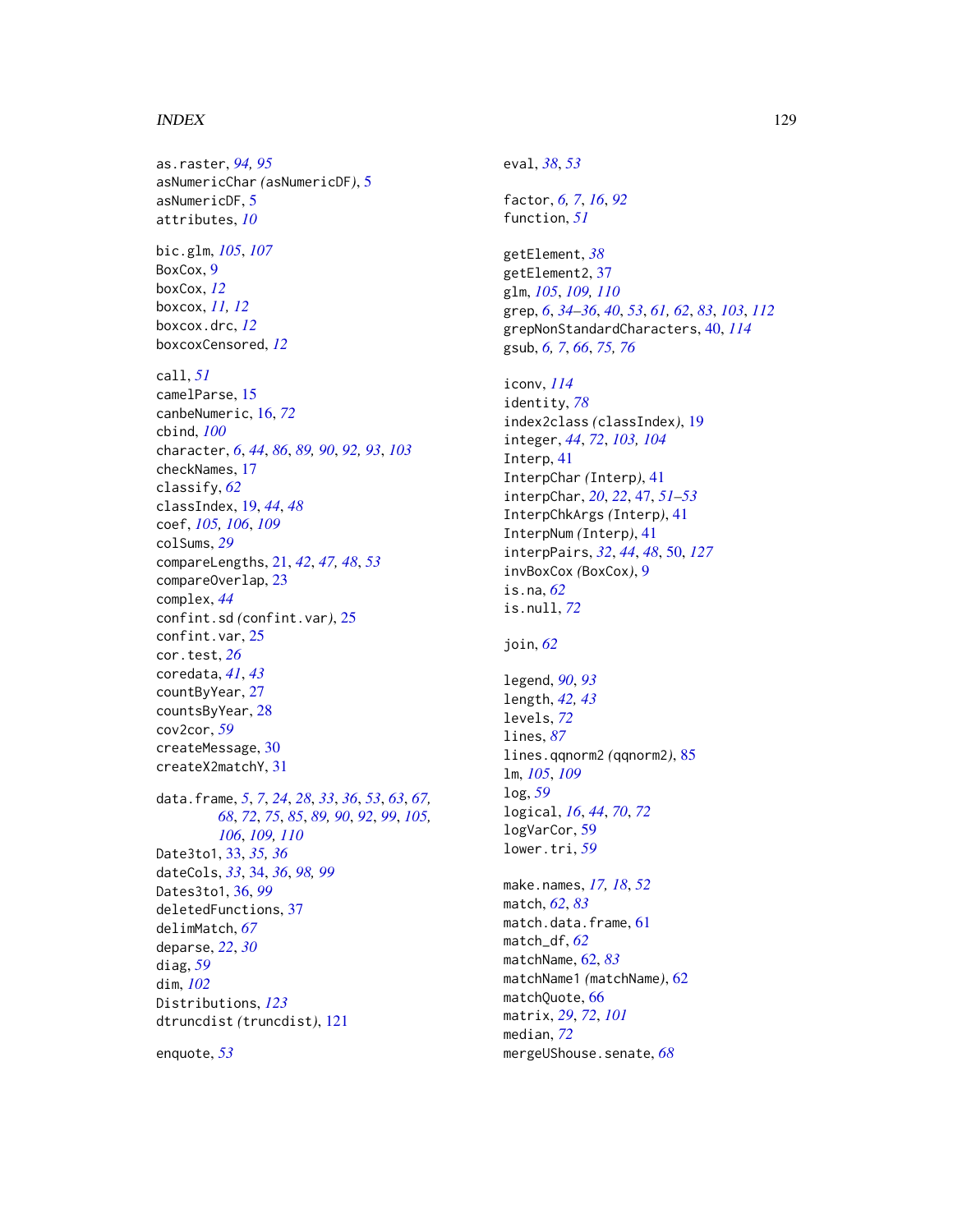as.raster, *94, 95*
asNumericChar *(asNumericDF)*, 5
asNumericDF, 5
attributes, *10*

bic.glm, *105*, *107*
BoxCox, 9
boxCox, *12*
boxcox, *11, 12*
boxcox.drc, *12*
boxcoxCensored, *12*

call, *51*
camelParse, 15
canbeNumeric, 16, *72*
cbind, *100*
character, *6*, *44*, *86*, *89, 90*, *92, 93*, *103*
checkNames, 17
classify, *62*
classIndex, 19, *44*, *48*
coef, *105, 106*, *109*
colSums, *29*
compareLengths, 21, *42*, *47, 48*, *53*
compareOverlap, 23
complex, *44*
confint.sd *(confint.var)*, 25
confint.var, 25
cor.test, *26*
coredata, *41*, *43*
countByYear, 27
countsByYear, 28
cov2cor, *59*
createMessage, 30
createX2matchY, 31

data.frame, *5*, *7*, *24*, *28*, *33*, *36*, *53*, *63*, *67, 68*, *72*, *75*, *85*, *89, 90*, *92*, *99*, *105, 106*, *109, 110*
Date3to1, 33, *35, 36*
dateCols, *33*, 34, *36*, *98, 99*
Dates3to1, 36, *99*
deletedFunctions, 37
delimMatch, *67*
deparse, *22*, *30*
diag, *59*
dim, *102*
Distributions, *123*
dtruncdist *(truncdist)*, 121

enquote, *53*

eval, *38*, *53*

factor, *6, 7*, *16*, *92*
function, *51*

getElement, *38*
getElement2, 37
glm, *105*, *109, 110*
grep, *6*, *34–36*, *40*, *53*, *61, 62*, *83*, *103*, *112*
grepNonStandardCharacters, 40, *114*
gsub, *6, 7*, *66*, *75, 76*

iconv, *114*
identity, *78*
index2class *(classIndex)*, 19
integer, *44*, *72*, *103, 104*
Interp, 41
InterpChar *(Interp)*, 41
interpChar, *20*, *22*, 47, *51–53*
InterpChkArgs *(Interp)*, 41
InterpNum *(Interp)*, 41
interpPairs, *32*, *44*, *48*, 50, *127*
invBoxCox *(BoxCox)*, 9
is.na, *62*
is.null, *72*

join, *62*

legend, *90*, *93*
length, *42, 43*
levels, *72*
lines, *87*
lines.qqnorm2 *(qqnorm2)*, 85
lm, *105*, *109*
log, *59*
logical, *16*, *44*, *70*, *72*
logVarCor, 59
lower.tri, *59*

make.names, *17, 18*, *52*
match, *62*, *83*
match.data.frame, 61
match_df, *62*
matchName, 62, *83*
matchName1 *(matchName)*, 62
matchQuote, 66
matrix, *29*, *72*, *101*
median, *72*
mergeUShouse.senate, *68*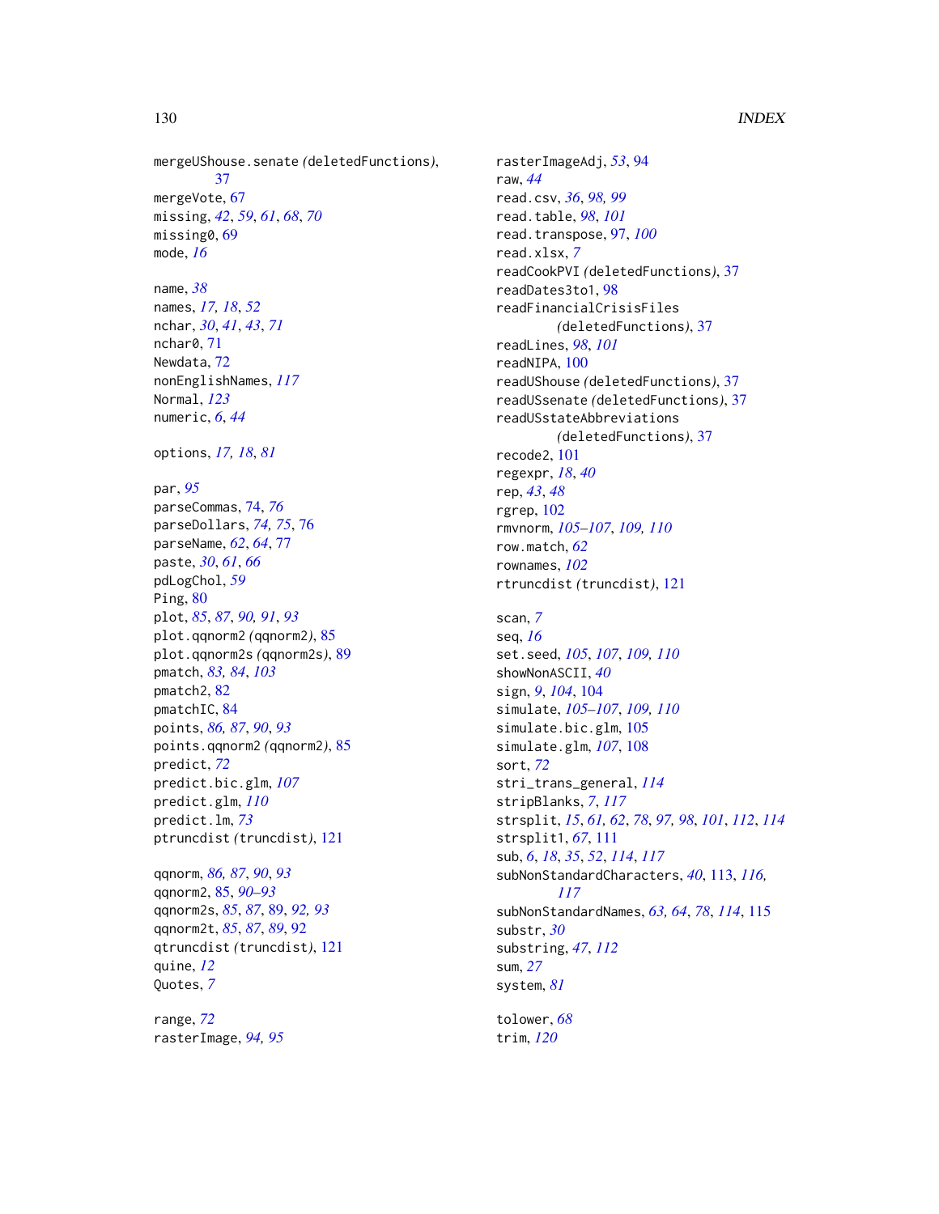mergeUShouse.senate *(deletedFunctions)*, 37
mergeVote, 67
missing, *42*, *59*, *61*, *68*, *70*
missing0, 69
mode, *16*

name, *38*
names, *17, 18*, *52*
nchar, *30*, *41*, *43*, *71*
nchar0, 71
Newdata, 72
nonEnglishNames, *117*
Normal, *123*
numeric, *6*, *44*

options, *17, 18*, *81*

par, *95*
parseCommas, 74, *76*
parseDollars, *74, 75*, 76
parseName, *62*, *64*, 77
paste, *30*, *61*, *66*
pdLogChol, *59*
Ping, 80
plot, *85*, *87*, *90, 91*, *93*
plot.qqnorm2 *(qqnorm2)*, 85
plot.qqnorm2s *(qqnorm2s)*, 89
pmatch, *83, 84*, *103*
pmatch2, 82
pmatchIC, 84
points, *86, 87*, *90*, *93*
points.qqnorm2 *(qqnorm2)*, 85
predict, *72*
predict.bic.glm, *107*
predict.glm, *110*
predict.lm, *73*
ptruncdist *(truncdist)*, 121

qqnorm, *86, 87*, *90*, *93*
qqnorm2, 85, *90–93*
qqnorm2s, *85*, *87*, 89, *92, 93*
qqnorm2t, *85*, *87*, *89*, 92
qtruncdist *(truncdist)*, 121
quine, *12*
Quotes, *7*

range, *72*
rasterImage, *94, 95*
rasterImageAdj, *53*, 94
raw, *44*
read.csv, *36*, *98, 99*
read.table, *98*, *101*
read.transpose, 97, *100*
read.xlsx, *7*
readCookPVI *(deletedFunctions)*, 37
readDates3to1, 98
readFinancialCrisisFiles *(deletedFunctions)*, 37
readLines, *98*, *101*
readNIPA, 100
readUShouse *(deletedFunctions)*, 37
readUSsenate *(deletedFunctions)*, 37
readUSstateAbbreviations *(deletedFunctions)*, 37
recode2, 101
regexpr, *18*, *40*
rep, *43*, *48*
rgrep, 102
rmvnorm, *105–107*, *109, 110*
row.match, *62*
rownames, *102*
rtruncdist *(truncdist)*, 121

scan, *7*
seq, *16*
set.seed, *105*, *107*, *109, 110*
showNonASCII, *40*
sign, *9*, *104*, 104
simulate, *105–107*, *109, 110*
simulate.bic.glm, 105
simulate.glm, *107*, 108
sort, *72*
stri_trans_general, *114*
stripBlanks, *7*, *117*
strsplit, *15*, *61, 62*, *78*, *97, 98*, *101*, *112*, *114*
strsplit1, *67*, 111
sub, *6*, *18*, *35*, *52*, *114*, *117*
subNonStandardCharacters, *40*, 113, *116, 117*
subNonStandardNames, *63, 64*, *78*, *114*, 115
substr, *30*
substring, *47*, *112*
sum, *27*
system, *81*

tolower, *68*
trim, *120*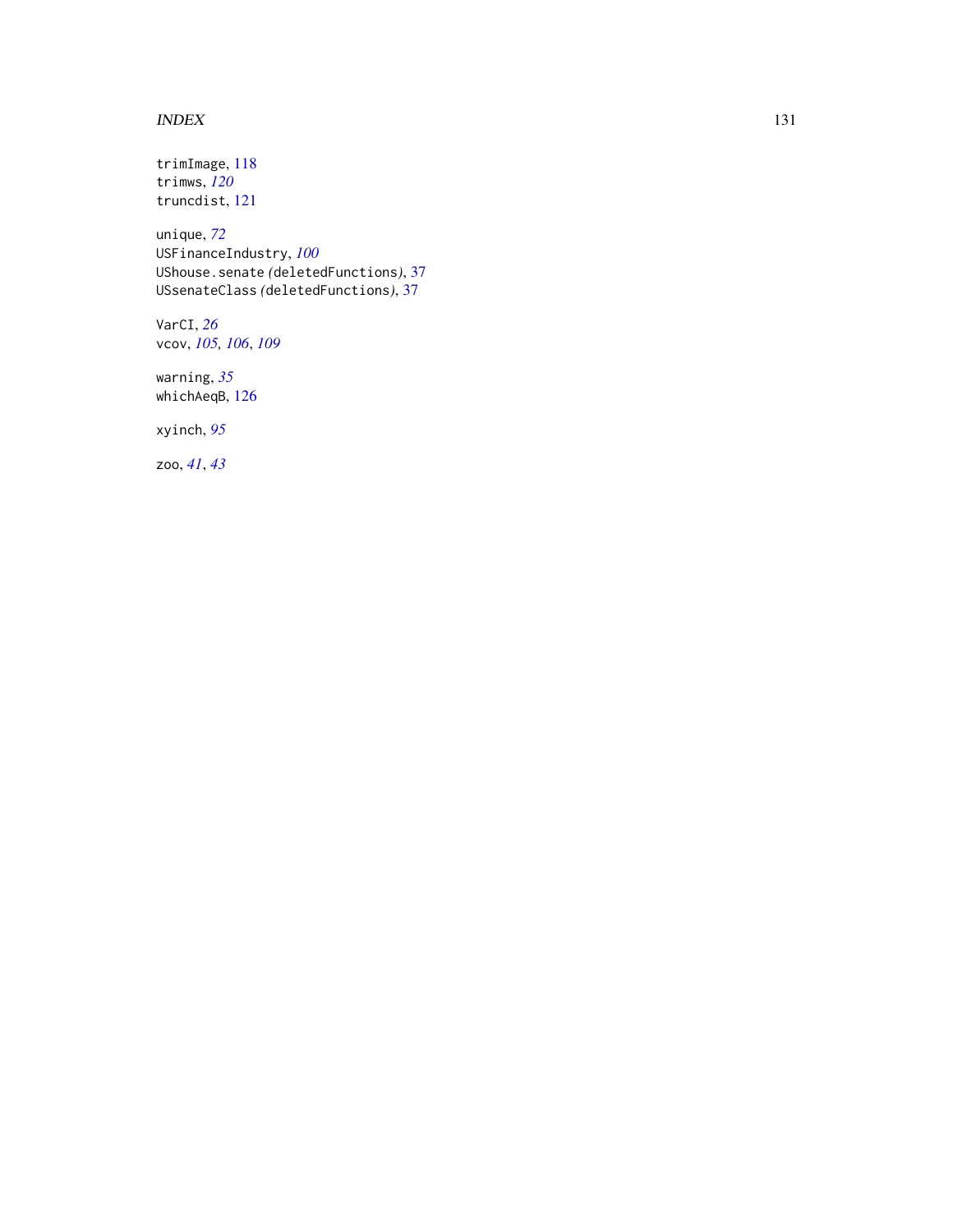trimImage, 118
trimws, *120*
truncdist, 121

unique, *72*
USFinanceIndustry, *100*
UShouse.senate *(*deletedFunctions*)*, 37
USsenateClass *(*deletedFunctions*)*, 37

VarCI, *26*
vcov, *105, 106*, *109*

warning, *35*
whichAeqB, 126

xyinch, *95*

zoo, *41*, *43*